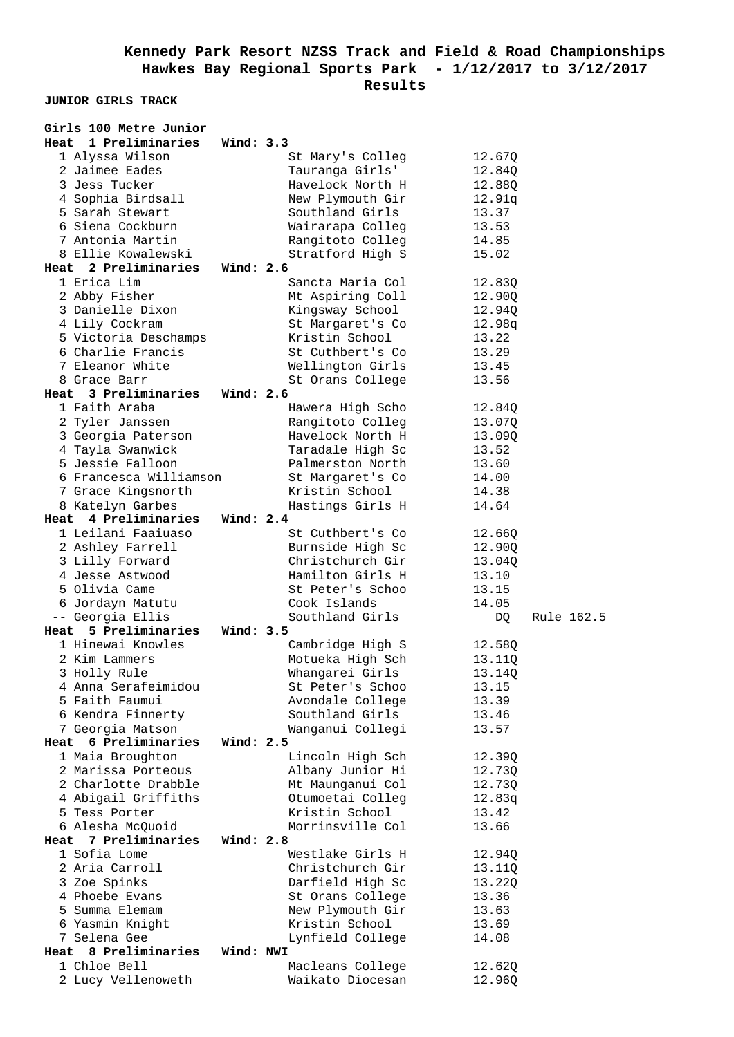# Kennedy Park Resort NZSS Track and Field & Road Championships

## Hawkes Bay Regional Sports Park - 1/12/2017 to 3/12/2017

## Results

**JUNIOR GIRLS TRACK**

### Girls 100 Metre Junior

**Heat 1 Preliminaries Wind: 3.3**

| Place | Name | School | Time | Note |
|---|---|---|---|---|
| 1 | Alyssa Wilson | St Mary's Colleg | 12.67Q | |
| 2 | Jaimee Eades | Tauranga Girls' | 12.84Q | |
| 3 | Jess Tucker | Havelock North H | 12.88Q | |
| 4 | Sophia Birdsall | New Plymouth Gir | 12.91q | |
| 5 | Sarah Stewart | Southland Girls | 13.37 | |
| 6 | Siena Cockburn | Wairarapa Colleg | 13.53 | |
| 7 | Antonia Martin | Rangitoto Colleg | 14.85 | |
| 8 | Ellie Kowalewski | Stratford High S | 15.02 | |

**Heat 2 Preliminaries Wind: 2.6**

| Place | Name | School | Time | Note |
|---|---|---|---|---|
| 1 | Erica Lim | Sancta Maria Col | 12.83Q | |
| 2 | Abby Fisher | Mt Aspiring Coll | 12.90Q | |
| 3 | Danielle Dixon | Kingsway School | 12.94Q | |
| 4 | Lily Cockram | St Margaret's Co | 12.98q | |
| 5 | Victoria Deschamps | Kristin School | 13.22 | |
| 6 | Charlie Francis | St Cuthbert's Co | 13.29 | |
| 7 | Eleanor White | Wellington Girls | 13.45 | |
| 8 | Grace Barr | St Orans College | 13.56 | |

**Heat 3 Preliminaries Wind: 2.6**

| Place | Name | School | Time | Note |
|---|---|---|---|---|
| 1 | Faith Araba | Hawera High Scho | 12.84Q | |
| 2 | Tyler Janssen | Rangitoto Colleg | 13.07Q | |
| 3 | Georgia Paterson | Havelock North H | 13.09Q | |
| 4 | Tayla Swanwick | Taradale High Sc | 13.52 | |
| 5 | Jessie Falloon | Palmerston North | 13.60 | |
| 6 | Francesca Williamson | St Margaret's Co | 14.00 | |
| 7 | Grace Kingsnorth | Kristin School | 14.38 | |
| 8 | Katelyn Garbes | Hastings Girls H | 14.64 | |

**Heat 4 Preliminaries Wind: 2.4**

| Place | Name | School | Time | Note |
|---|---|---|---|---|
| 1 | Leilani Faaiuaso | St Cuthbert's Co | 12.66Q | |
| 2 | Ashley Farrell | Burnside High Sc | 12.90Q | |
| 3 | Lilly Forward | Christchurch Gir | 13.04Q | |
| 4 | Jesse Astwood | Hamilton Girls H | 13.10 | |
| 5 | Olivia Came | St Peter's Schoo | 13.15 | |
| 6 | Jordayn Matutu | Cook Islands | 14.05 | |
| -- | Georgia Ellis | Southland Girls | DQ | Rule 162.5 |

**Heat 5 Preliminaries Wind: 3.5**

| Place | Name | School | Time | Note |
|---|---|---|---|---|
| 1 | Hinewai Knowles | Cambridge High S | 12.58Q | |
| 2 | Kim Lammers | Motueka High Sch | 13.11Q | |
| 3 | Holly Rule | Whangarei Girls | 13.14Q | |
| 4 | Anna Serafeimidou | St Peter's Schoo | 13.15 | |
| 5 | Faith Faumui | Avondale College | 13.39 | |
| 6 | Kendra Finnerty | Southland Girls | 13.46 | |
| 7 | Georgia Matson | Wanganui Collegi | 13.57 | |

**Heat 6 Preliminaries Wind: 2.5**

| Place | Name | School | Time | Note |
|---|---|---|---|---|
| 1 | Maia Broughton | Lincoln High Sch | 12.39Q | |
| 2 | Marissa Porteous | Albany Junior Hi | 12.73Q | |
| 2 | Charlotte Drabble | Mt Maunganui Col | 12.73Q | |
| 4 | Abigail Griffiths | Otumoetai Colleg | 12.83q | |
| 5 | Tess Porter | Kristin School | 13.42 | |
| 6 | Alesha McQuoid | Morrinsville Col | 13.66 | |

**Heat 7 Preliminaries Wind: 2.8**

| Place | Name | School | Time | Note |
|---|---|---|---|---|
| 1 | Sofia Lome | Westlake Girls H | 12.94Q | |
| 2 | Aria Carroll | Christchurch Gir | 13.11Q | |
| 3 | Zoe Spinks | Darfield High Sc | 13.22Q | |
| 4 | Phoebe Evans | St Orans College | 13.36 | |
| 5 | Summa Elemam | New Plymouth Gir | 13.63 | |
| 6 | Yasmin Knight | Kristin School | 13.69 | |
| 7 | Selena Gee | Lynfield College | 14.08 | |

**Heat 8 Preliminaries Wind: NWI**

| Place | Name | School | Time | Note |
|---|---|---|---|---|
| 1 | Chloe Bell | Macleans College | 12.62Q | |
| 2 | Lucy Vellenoweth | Waikato Diocesan | 12.96Q | |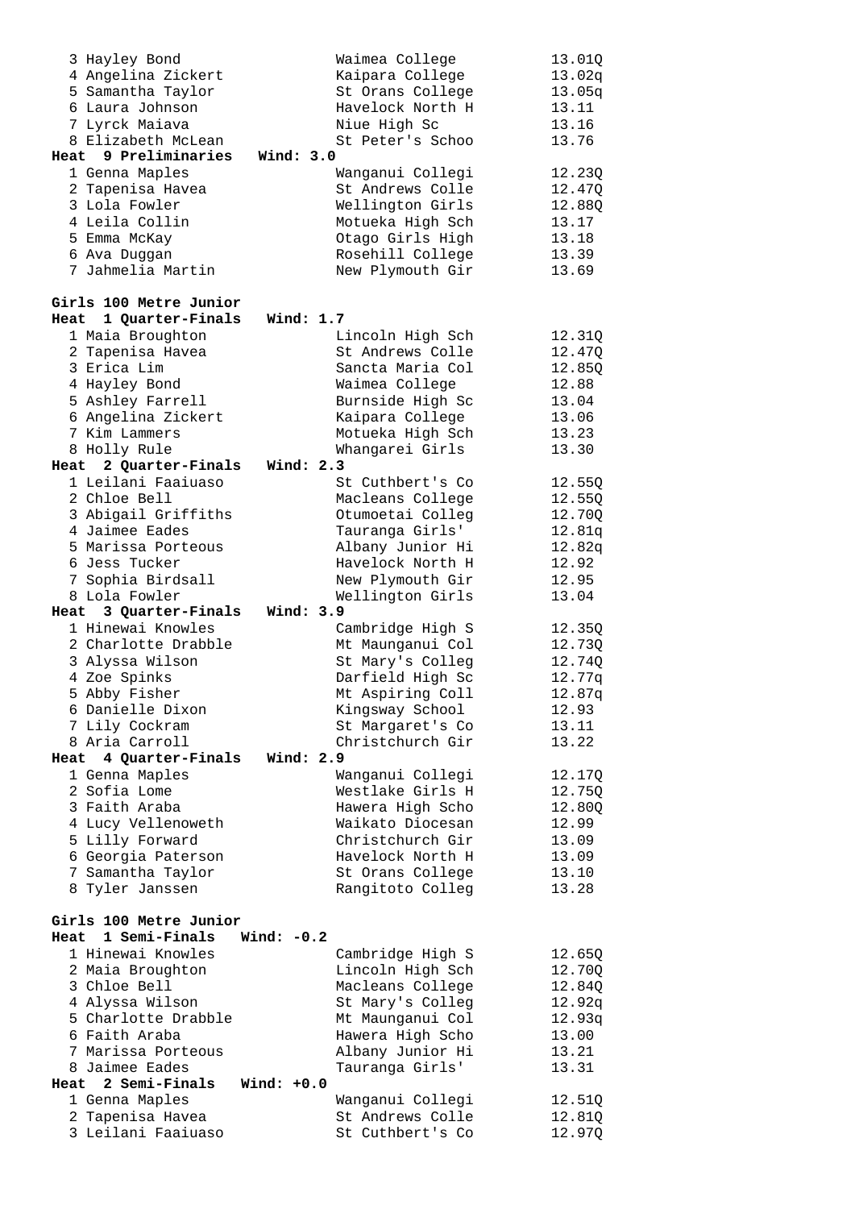| Place | Name | School | Time |
|---|---|---|---|
| 3 | Hayley Bond | Waimea College | 13.01Q |
| 4 | Angelina Zickert | Kaipara College | 13.02q |
| 5 | Samantha Taylor | St Orans College | 13.05q |
| 6 | Laura Johnson | Havelock North H | 13.11 |
| 7 | Lyrck Maiava | Niue High Sc | 13.16 |
| 8 | Elizabeth McLean | St Peter's Schoo | 13.76 |

**Heat 9 Preliminaries Wind: 3.0**

| Place | Name | School | Time |
|---|---|---|---|
| 1 | Genna Maples | Wanganui Collegi | 12.23Q |
| 2 | Tapenisa Havea | St Andrews Colle | 12.47Q |
| 3 | Lola Fowler | Wellington Girls | 12.88Q |
| 4 | Leila Collin | Motueka High Sch | 13.17 |
| 5 | Emma McKay | Otago Girls High | 13.18 |
| 6 | Ava Duggan | Rosehill College | 13.39 |
| 7 | Jahmelia Martin | New Plymouth Gir | 13.69 |

## Girls 100 Metre Junior

**Heat 1 Quarter-Finals Wind: 1.7**

| Place | Name | School | Time |
|---|---|---|---|
| 1 | Maia Broughton | Lincoln High Sch | 12.31Q |
| 2 | Tapenisa Havea | St Andrews Colle | 12.47Q |
| 3 | Erica Lim | Sancta Maria Col | 12.85Q |
| 4 | Hayley Bond | Waimea College | 12.88 |
| 5 | Ashley Farrell | Burnside High Sc | 13.04 |
| 6 | Angelina Zickert | Kaipara College | 13.06 |
| 7 | Kim Lammers | Motueka High Sch | 13.23 |
| 8 | Holly Rule | Whangarei Girls | 13.30 |

**Heat 2 Quarter-Finals Wind: 2.3**

| Place | Name | School | Time |
|---|---|---|---|
| 1 | Leilani Faaiuaso | St Cuthbert's Co | 12.55Q |
| 2 | Chloe Bell | Macleans College | 12.55Q |
| 3 | Abigail Griffiths | Otumoetai Colleg | 12.70Q |
| 4 | Jaimee Eades | Tauranga Girls' | 12.81q |
| 5 | Marissa Porteous | Albany Junior Hi | 12.82q |
| 6 | Jess Tucker | Havelock North H | 12.92 |
| 7 | Sophia Birdsall | New Plymouth Gir | 12.95 |
| 8 | Lola Fowler | Wellington Girls | 13.04 |

**Heat 3 Quarter-Finals Wind: 3.9**

| Place | Name | School | Time |
|---|---|---|---|
| 1 | Hinewai Knowles | Cambridge High S | 12.35Q |
| 2 | Charlotte Drabble | Mt Maunganui Col | 12.73Q |
| 3 | Alyssa Wilson | St Mary's Colleg | 12.74Q |
| 4 | Zoe Spinks | Darfield High Sc | 12.77q |
| 5 | Abby Fisher | Mt Aspiring Coll | 12.87q |
| 6 | Danielle Dixon | Kingsway School | 12.93 |
| 7 | Lily Cockram | St Margaret's Co | 13.11 |
| 8 | Aria Carroll | Christchurch Gir | 13.22 |

**Heat 4 Quarter-Finals Wind: 2.9**

| Place | Name | School | Time |
|---|---|---|---|
| 1 | Genna Maples | Wanganui Collegi | 12.17Q |
| 2 | Sofia Lome | Westlake Girls H | 12.75Q |
| 3 | Faith Araba | Hawera High Scho | 12.80Q |
| 4 | Lucy Vellenoweth | Waikato Diocesan | 12.99 |
| 5 | Lilly Forward | Christchurch Gir | 13.09 |
| 6 | Georgia Paterson | Havelock North H | 13.09 |
| 7 | Samantha Taylor | St Orans College | 13.10 |
| 8 | Tyler Janssen | Rangitoto Colleg | 13.28 |

## Girls 100 Metre Junior

**Heat 1 Semi-Finals Wind: -0.2**

| Place | Name | School | Time |
|---|---|---|---|
| 1 | Hinewai Knowles | Cambridge High S | 12.65Q |
| 2 | Maia Broughton | Lincoln High Sch | 12.70Q |
| 3 | Chloe Bell | Macleans College | 12.84Q |
| 4 | Alyssa Wilson | St Mary's Colleg | 12.92q |
| 5 | Charlotte Drabble | Mt Maunganui Col | 12.93q |
| 6 | Faith Araba | Hawera High Scho | 13.00 |
| 7 | Marissa Porteous | Albany Junior Hi | 13.21 |
| 8 | Jaimee Eades | Tauranga Girls' | 13.31 |

**Heat 2 Semi-Finals Wind: +0.0**

| Place | Name | School | Time |
|---|---|---|---|
| 1 | Genna Maples | Wanganui Collegi | 12.51Q |
| 2 | Tapenisa Havea | St Andrews Colle | 12.81Q |
| 3 | Leilani Faaiuaso | St Cuthbert's Co | 12.97Q |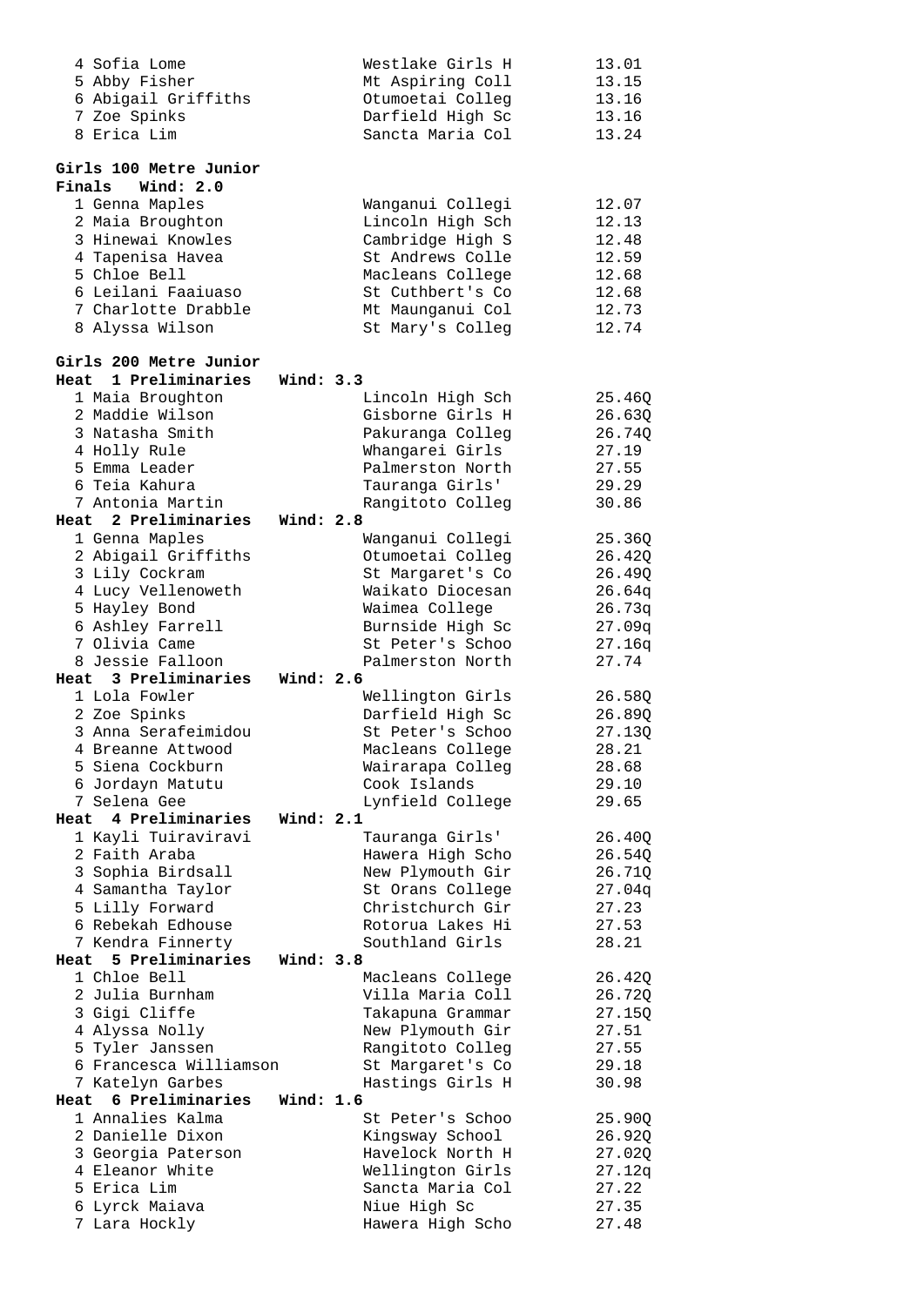| Place | Name | School | Time |
|---|---|---|---|
| 4 | Sofia Lome | Westlake Girls H | 13.01 |
| 5 | Abby Fisher | Mt Aspiring Coll | 13.15 |
| 6 | Abigail Griffiths | Otumoetai Colleg | 13.16 |
| 7 | Zoe Spinks | Darfield High Sc | 13.16 |
| 8 | Erica Lim | Sancta Maria Col | 13.24 |

## Girls 100 Metre Junior

**Finals   Wind: 2.0**

| Place | Name | School | Time |
|---|---|---|---|
| 1 | Genna Maples | Wanganui Collegi | 12.07 |
| 2 | Maia Broughton | Lincoln High Sch | 12.13 |
| 3 | Hinewai Knowles | Cambridge High S | 12.48 |
| 4 | Tapenisa Havea | St Andrews Colle | 12.59 |
| 5 | Chloe Bell | Macleans College | 12.68 |
| 6 | Leilani Faaiuaso | St Cuthbert's Co | 12.68 |
| 7 | Charlotte Drabble | Mt Maunganui Col | 12.73 |
| 8 | Alyssa Wilson | St Mary's Colleg | 12.74 |

## Girls 200 Metre Junior

**Heat 1 Preliminaries   Wind: 3.3**

| Place | Name | School | Time |
|---|---|---|---|
| 1 | Maia Broughton | Lincoln High Sch | 25.46Q |
| 2 | Maddie Wilson | Gisborne Girls H | 26.63Q |
| 3 | Natasha Smith | Pakuranga Colleg | 26.74Q |
| 4 | Holly Rule | Whangarei Girls | 27.19 |
| 5 | Emma Leader | Palmerston North | 27.55 |
| 6 | Teia Kahura | Tauranga Girls' | 29.29 |
| 7 | Antonia Martin | Rangitoto Colleg | 30.86 |

**Heat 2 Preliminaries   Wind: 2.8**

| Place | Name | School | Time |
|---|---|---|---|
| 1 | Genna Maples | Wanganui Collegi | 25.36Q |
| 2 | Abigail Griffiths | Otumoetai Colleg | 26.42Q |
| 3 | Lily Cockram | St Margaret's Co | 26.49Q |
| 4 | Lucy Vellenoweth | Waikato Diocesan | 26.64q |
| 5 | Hayley Bond | Waimea College | 26.73q |
| 6 | Ashley Farrell | Burnside High Sc | 27.09q |
| 7 | Olivia Came | St Peter's Schoo | 27.16q |
| 8 | Jessie Falloon | Palmerston North | 27.74 |

**Heat 3 Preliminaries   Wind: 2.6**

| Place | Name | School | Time |
|---|---|---|---|
| 1 | Lola Fowler | Wellington Girls | 26.58Q |
| 2 | Zoe Spinks | Darfield High Sc | 26.89Q |
| 3 | Anna Serafeimidou | St Peter's Schoo | 27.13Q |
| 4 | Breanne Attwood | Macleans College | 28.21 |
| 5 | Siena Cockburn | Wairarapa Colleg | 28.68 |
| 6 | Jordayn Matutu | Cook Islands | 29.10 |
| 7 | Selena Gee | Lynfield College | 29.65 |

**Heat 4 Preliminaries   Wind: 2.1**

| Place | Name | School | Time |
|---|---|---|---|
| 1 | Kayli Tuiraviravi | Tauranga Girls' | 26.40Q |
| 2 | Faith Araba | Hawera High Scho | 26.54Q |
| 3 | Sophia Birdsall | New Plymouth Gir | 26.71Q |
| 4 | Samantha Taylor | St Orans College | 27.04q |
| 5 | Lilly Forward | Christchurch Gir | 27.23 |
| 6 | Rebekah Edhouse | Rotorua Lakes Hi | 27.53 |
| 7 | Kendra Finnerty | Southland Girls | 28.21 |

**Heat 5 Preliminaries   Wind: 3.8**

| Place | Name | School | Time |
|---|---|---|---|
| 1 | Chloe Bell | Macleans College | 26.42Q |
| 2 | Julia Burnham | Villa Maria Coll | 26.72Q |
| 3 | Gigi Cliffe | Takapuna Grammar | 27.15Q |
| 4 | Alyssa Nolly | New Plymouth Gir | 27.51 |
| 5 | Tyler Janssen | Rangitoto Colleg | 27.55 |
| 6 | Francesca Williamson | St Margaret's Co | 29.18 |
| 7 | Katelyn Garbes | Hastings Girls H | 30.98 |

**Heat 6 Preliminaries   Wind: 1.6**

| Place | Name | School | Time |
|---|---|---|---|
| 1 | Annalies Kalma | St Peter's Schoo | 25.90Q |
| 2 | Danielle Dixon | Kingsway School | 26.92Q |
| 3 | Georgia Paterson | Havelock North H | 27.02Q |
| 4 | Eleanor White | Wellington Girls | 27.12q |
| 5 | Erica Lim | Sancta Maria Col | 27.22 |
| 6 | Lyrck Maiava | Niue High Sc | 27.35 |
| 7 | Lara Hockly | Hawera High Scho | 27.48 |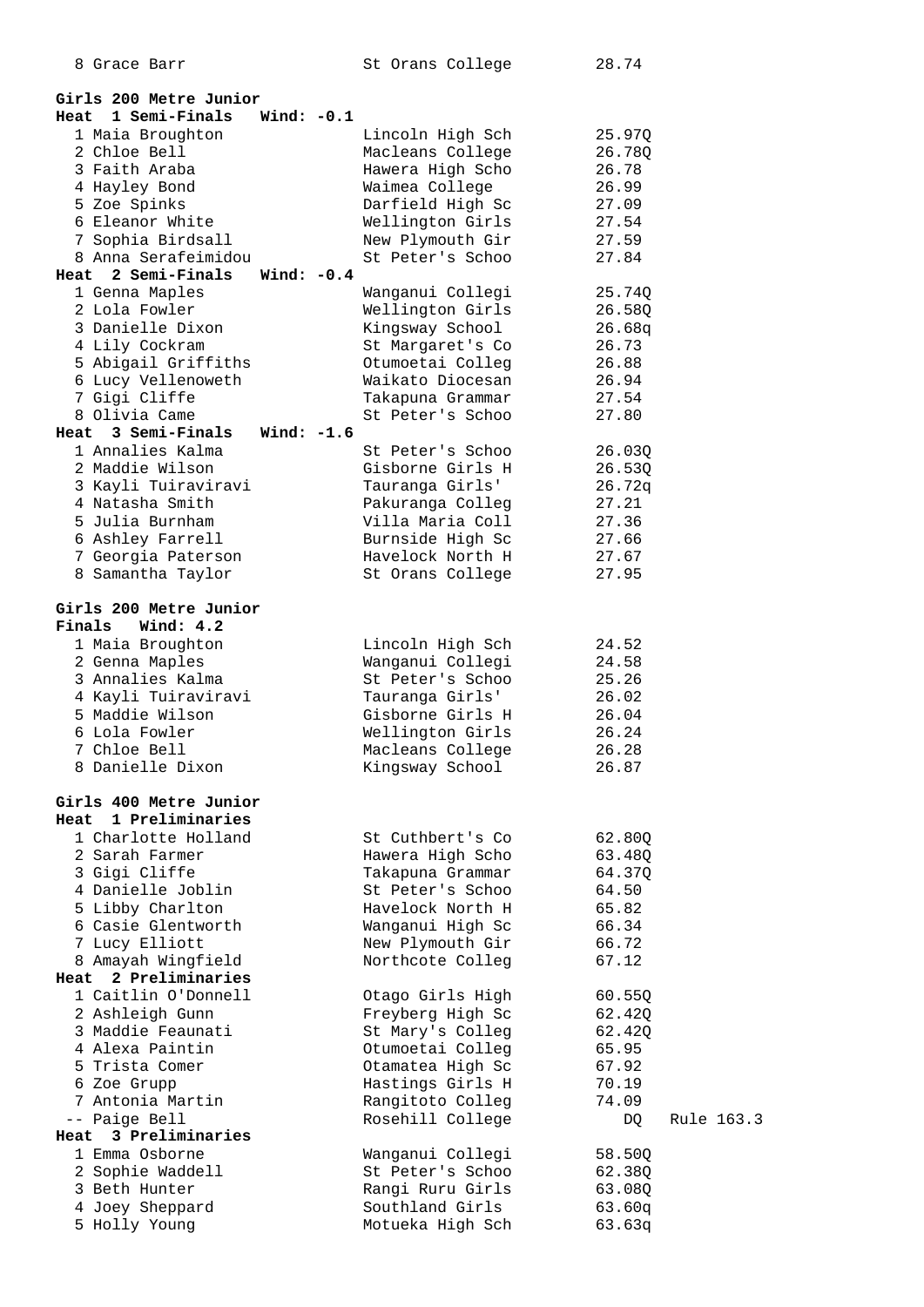| Place | Name | School | Time |
|---|---|---|---|
| 8 | Grace Barr | St Orans College | 28.74 |

## Girls 200 Metre Junior

### Heat 1 Semi-Finals Wind: -0.1

| Place | Name | School | Time |
|---|---|---|---|
| 1 | Maia Broughton | Lincoln High Sch | 25.97Q |
| 2 | Chloe Bell | Macleans College | 26.78Q |
| 3 | Faith Araba | Hawera High Scho | 26.78 |
| 4 | Hayley Bond | Waimea College | 26.99 |
| 5 | Zoe Spinks | Darfield High Sc | 27.09 |
| 6 | Eleanor White | Wellington Girls | 27.54 |
| 7 | Sophia Birdsall | New Plymouth Gir | 27.59 |
| 8 | Anna Serafeimidou | St Peter's Schoo | 27.84 |

### Heat 2 Semi-Finals Wind: -0.4

| Place | Name | School | Time |
|---|---|---|---|
| 1 | Genna Maples | Wanganui Collegi | 25.74Q |
| 2 | Lola Fowler | Wellington Girls | 26.58Q |
| 3 | Danielle Dixon | Kingsway School | 26.68q |
| 4 | Lily Cockram | St Margaret's Co | 26.73 |
| 5 | Abigail Griffiths | Otumoetai Colleg | 26.88 |
| 6 | Lucy Vellenoweth | Waikato Diocesan | 26.94 |
| 7 | Gigi Cliffe | Takapuna Grammar | 27.54 |
| 8 | Olivia Came | St Peter's Schoo | 27.80 |

### Heat 3 Semi-Finals Wind: -1.6

| Place | Name | School | Time |
|---|---|---|---|
| 1 | Annalies Kalma | St Peter's Schoo | 26.03Q |
| 2 | Maddie Wilson | Gisborne Girls H | 26.53Q |
| 3 | Kayli Tuiraviravi | Tauranga Girls' | 26.72q |
| 4 | Natasha Smith | Pakuranga Colleg | 27.21 |
| 5 | Julia Burnham | Villa Maria Coll | 27.36 |
| 6 | Ashley Farrell | Burnside High Sc | 27.66 |
| 7 | Georgia Paterson | Havelock North H | 27.67 |
| 8 | Samantha Taylor | St Orans College | 27.95 |

## Girls 200 Metre Junior

### Finals Wind: 4.2

| Place | Name | School | Time |
|---|---|---|---|
| 1 | Maia Broughton | Lincoln High Sch | 24.52 |
| 2 | Genna Maples | Wanganui Collegi | 24.58 |
| 3 | Annalies Kalma | St Peter's Schoo | 25.26 |
| 4 | Kayli Tuiraviravi | Tauranga Girls' | 26.02 |
| 5 | Maddie Wilson | Gisborne Girls H | 26.04 |
| 6 | Lola Fowler | Wellington Girls | 26.24 |
| 7 | Chloe Bell | Macleans College | 26.28 |
| 8 | Danielle Dixon | Kingsway School | 26.87 |

## Girls 400 Metre Junior

### Heat 1 Preliminaries

| Place | Name | School | Time |
|---|---|---|---|
| 1 | Charlotte Holland | St Cuthbert's Co | 62.80Q |
| 2 | Sarah Farmer | Hawera High Scho | 63.48Q |
| 3 | Gigi Cliffe | Takapuna Grammar | 64.37Q |
| 4 | Danielle Joblin | St Peter's Schoo | 64.50 |
| 5 | Libby Charlton | Havelock North H | 65.82 |
| 6 | Casie Glentworth | Wanganui High Sc | 66.34 |
| 7 | Lucy Elliott | New Plymouth Gir | 66.72 |
| 8 | Amayah Wingfield | Northcote Colleg | 67.12 |

### Heat 2 Preliminaries

| Place | Name | School | Time | Note |
|---|---|---|---|---|
| 1 | Caitlin O'Donnell | Otago Girls High | 60.55Q | |
| 2 | Ashleigh Gunn | Freyberg High Sc | 62.42Q | |
| 3 | Maddie Feaunati | St Mary's Colleg | 62.42Q | |
| 4 | Alexa Paintin | Otumoetai Colleg | 65.95 | |
| 5 | Trista Comer | Otamatea High Sc | 67.92 | |
| 6 | Zoe Grupp | Hastings Girls H | 70.19 | |
| 7 | Antonia Martin | Rangitoto Colleg | 74.09 | |
| -- | Paige Bell | Rosehill College | DQ | Rule 163.3 |

### Heat 3 Preliminaries

| Place | Name | School | Time |
|---|---|---|---|
| 1 | Emma Osborne | Wanganui Collegi | 58.50Q |
| 2 | Sophie Waddell | St Peter's Schoo | 62.38Q |
| 3 | Beth Hunter | Rangi Ruru Girls | 63.08Q |
| 4 | Joey Sheppard | Southland Girls | 63.60q |
| 5 | Holly Young | Motueka High Sch | 63.63q |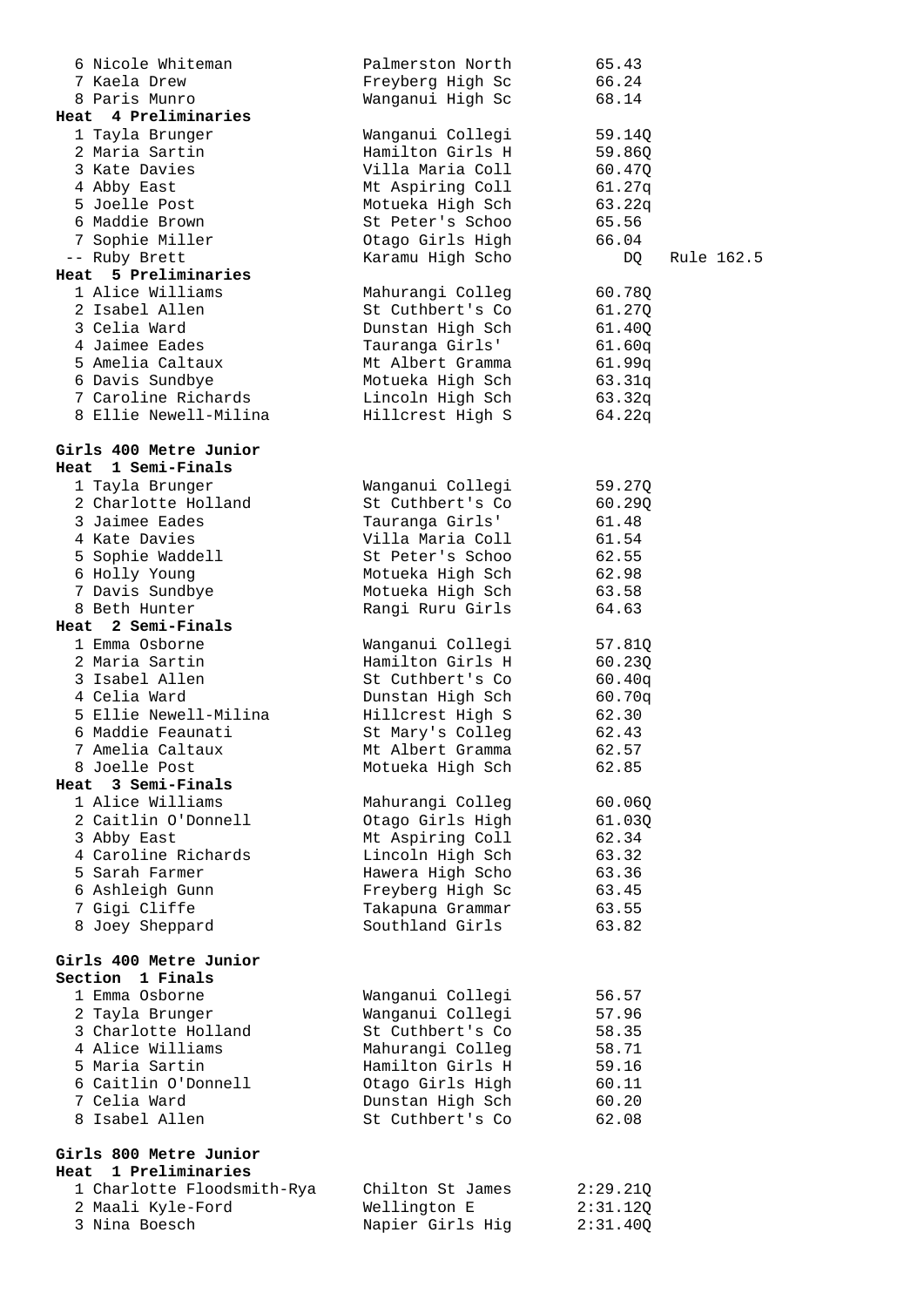| Place | Name | School | Time | |
|---|---|---|---|---|
| 6 | Nicole Whiteman | Palmerston North | 65.43 | |
| 7 | Kaela Drew | Freyberg High Sc | 66.24 | |
| 8 | Paris Munro | Wanganui High Sc | 68.14 | |

**Heat 4 Preliminaries**

| Place | Name | School | Time | |
|---|---|---|---|---|
| 1 | Tayla Brunger | Wanganui Collegi | 59.14Q | |
| 2 | Maria Sartin | Hamilton Girls H | 59.86Q | |
| 3 | Kate Davies | Villa Maria Coll | 60.47Q | |
| 4 | Abby East | Mt Aspiring Coll | 61.27q | |
| 5 | Joelle Post | Motueka High Sch | 63.22q | |
| 6 | Maddie Brown | St Peter's Schoo | 65.56 | |
| 7 | Sophie Miller | Otago Girls High | 66.04 | |
| -- | Ruby Brett | Karamu High Scho | DQ | Rule 162.5 |

**Heat 5 Preliminaries**

| Place | Name | School | Time |
|---|---|---|---|
| 1 | Alice Williams | Mahurangi Colleg | 60.78Q |
| 2 | Isabel Allen | St Cuthbert's Co | 61.27Q |
| 3 | Celia Ward | Dunstan High Sch | 61.40Q |
| 4 | Jaimee Eades | Tauranga Girls' | 61.60q |
| 5 | Amelia Caltaux | Mt Albert Gramma | 61.99q |
| 6 | Davis Sundbye | Motueka High Sch | 63.31q |
| 7 | Caroline Richards | Lincoln High Sch | 63.32q |
| 8 | Ellie Newell-Milina | Hillcrest High S | 64.22q |

**Girls 400 Metre Junior**
**Heat 1 Semi-Finals**

| Place | Name | School | Time |
|---|---|---|---|
| 1 | Tayla Brunger | Wanganui Collegi | 59.27Q |
| 2 | Charlotte Holland | St Cuthbert's Co | 60.29Q |
| 3 | Jaimee Eades | Tauranga Girls' | 61.48 |
| 4 | Kate Davies | Villa Maria Coll | 61.54 |
| 5 | Sophie Waddell | St Peter's Schoo | 62.55 |
| 6 | Holly Young | Motueka High Sch | 62.98 |
| 7 | Davis Sundbye | Motueka High Sch | 63.58 |
| 8 | Beth Hunter | Rangi Ruru Girls | 64.63 |

**Heat 2 Semi-Finals**

| Place | Name | School | Time |
|---|---|---|---|
| 1 | Emma Osborne | Wanganui Collegi | 57.81Q |
| 2 | Maria Sartin | Hamilton Girls H | 60.23Q |
| 3 | Isabel Allen | St Cuthbert's Co | 60.40q |
| 4 | Celia Ward | Dunstan High Sch | 60.70q |
| 5 | Ellie Newell-Milina | Hillcrest High S | 62.30 |
| 6 | Maddie Feaunati | St Mary's Colleg | 62.43 |
| 7 | Amelia Caltaux | Mt Albert Gramma | 62.57 |
| 8 | Joelle Post | Motueka High Sch | 62.85 |

**Heat 3 Semi-Finals**

| Place | Name | School | Time |
|---|---|---|---|
| 1 | Alice Williams | Mahurangi Colleg | 60.06Q |
| 2 | Caitlin O'Donnell | Otago Girls High | 61.03Q |
| 3 | Abby East | Mt Aspiring Coll | 62.34 |
| 4 | Caroline Richards | Lincoln High Sch | 63.32 |
| 5 | Sarah Farmer | Hawera High Scho | 63.36 |
| 6 | Ashleigh Gunn | Freyberg High Sc | 63.45 |
| 7 | Gigi Cliffe | Takapuna Grammar | 63.55 |
| 8 | Joey Sheppard | Southland Girls | 63.82 |

**Girls 400 Metre Junior**
**Section 1 Finals**

| Place | Name | School | Time |
|---|---|---|---|
| 1 | Emma Osborne | Wanganui Collegi | 56.57 |
| 2 | Tayla Brunger | Wanganui Collegi | 57.96 |
| 3 | Charlotte Holland | St Cuthbert's Co | 58.35 |
| 4 | Alice Williams | Mahurangi Colleg | 58.71 |
| 5 | Maria Sartin | Hamilton Girls H | 59.16 |
| 6 | Caitlin O'Donnell | Otago Girls High | 60.11 |
| 7 | Celia Ward | Dunstan High Sch | 60.20 |
| 8 | Isabel Allen | St Cuthbert's Co | 62.08 |

**Girls 800 Metre Junior**
**Heat 1 Preliminaries**

| Place | Name | School | Time |
|---|---|---|---|
| 1 | Charlotte Floodsmith-Rya | Chilton St James | 2:29.21Q |
| 2 | Maali Kyle-Ford | Wellington E | 2:31.12Q |
| 3 | Nina Boesch | Napier Girls Hig | 2:31.40Q |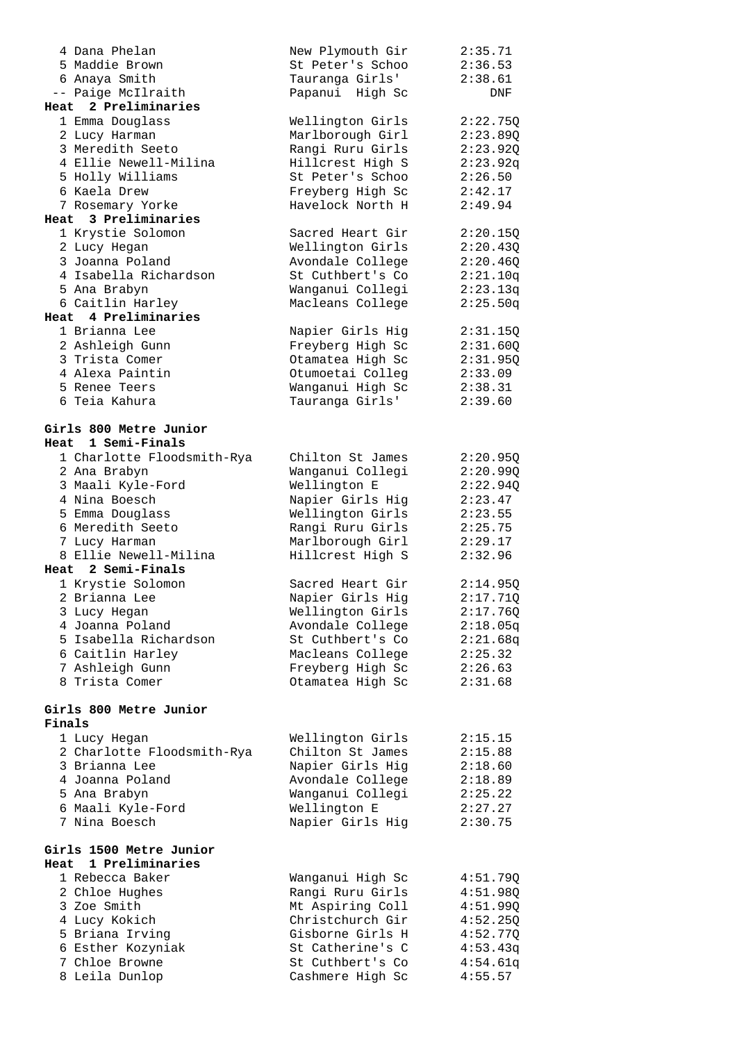| Place | Name | School | Time |
|---|---|---|---|
| 4 | Dana Phelan | New Plymouth Gir | 2:35.71 |
| 5 | Maddie Brown | St Peter's Schoo | 2:36.53 |
| 6 | Anaya Smith | Tauranga Girls' | 2:38.61 |
| -- | Paige McIlraith | Papanui High Sc | DNF |

**Heat 2 Preliminaries**

| Place | Name | School | Time |
|---|---|---|---|
| 1 | Emma Douglass | Wellington Girls | 2:22.75Q |
| 2 | Lucy Harman | Marlborough Girl | 2:23.89Q |
| 3 | Meredith Seeto | Rangi Ruru Girls | 2:23.92Q |
| 4 | Ellie Newell-Milina | Hillcrest High S | 2:23.92q |
| 5 | Holly Williams | St Peter's Schoo | 2:26.50 |
| 6 | Kaela Drew | Freyberg High Sc | 2:42.17 |
| 7 | Rosemary Yorke | Havelock North H | 2:49.94 |

**Heat 3 Preliminaries**

| Place | Name | School | Time |
|---|---|---|---|
| 1 | Krystie Solomon | Sacred Heart Gir | 2:20.15Q |
| 2 | Lucy Hegan | Wellington Girls | 2:20.43Q |
| 3 | Joanna Poland | Avondale College | 2:20.46Q |
| 4 | Isabella Richardson | St Cuthbert's Co | 2:21.10q |
| 5 | Ana Brabyn | Wanganui Collegi | 2:23.13q |
| 6 | Caitlin Harley | Macleans College | 2:25.50q |

**Heat 4 Preliminaries**

| Place | Name | School | Time |
|---|---|---|---|
| 1 | Brianna Lee | Napier Girls Hig | 2:31.15Q |
| 2 | Ashleigh Gunn | Freyberg High Sc | 2:31.60Q |
| 3 | Trista Comer | Otamatea High Sc | 2:31.95Q |
| 4 | Alexa Paintin | Otumoetai Colleg | 2:33.09 |
| 5 | Renee Teers | Wanganui High Sc | 2:38.31 |
| 6 | Teia Kahura | Tauranga Girls' | 2:39.60 |

## Girls 800 Metre Junior

**Heat 1 Semi-Finals**

| Place | Name | School | Time |
|---|---|---|---|
| 1 | Charlotte Floodsmith-Rya | Chilton St James | 2:20.95Q |
| 2 | Ana Brabyn | Wanganui Collegi | 2:20.99Q |
| 3 | Maali Kyle-Ford | Wellington E | 2:22.94Q |
| 4 | Nina Boesch | Napier Girls Hig | 2:23.47 |
| 5 | Emma Douglass | Wellington Girls | 2:23.55 |
| 6 | Meredith Seeto | Rangi Ruru Girls | 2:25.75 |
| 7 | Lucy Harman | Marlborough Girl | 2:29.17 |
| 8 | Ellie Newell-Milina | Hillcrest High S | 2:32.96 |

**Heat 2 Semi-Finals**

| Place | Name | School | Time |
|---|---|---|---|
| 1 | Krystie Solomon | Sacred Heart Gir | 2:14.95Q |
| 2 | Brianna Lee | Napier Girls Hig | 2:17.71Q |
| 3 | Lucy Hegan | Wellington Girls | 2:17.76Q |
| 4 | Joanna Poland | Avondale College | 2:18.05q |
| 5 | Isabella Richardson | St Cuthbert's Co | 2:21.68q |
| 6 | Caitlin Harley | Macleans College | 2:25.32 |
| 7 | Ashleigh Gunn | Freyberg High Sc | 2:26.63 |
| 8 | Trista Comer | Otamatea High Sc | 2:31.68 |

## Girls 800 Metre Junior

**Finals**

| Place | Name | School | Time |
|---|---|---|---|
| 1 | Lucy Hegan | Wellington Girls | 2:15.15 |
| 2 | Charlotte Floodsmith-Rya | Chilton St James | 2:15.88 |
| 3 | Brianna Lee | Napier Girls Hig | 2:18.60 |
| 4 | Joanna Poland | Avondale College | 2:18.89 |
| 5 | Ana Brabyn | Wanganui Collegi | 2:25.22 |
| 6 | Maali Kyle-Ford | Wellington E | 2:27.27 |
| 7 | Nina Boesch | Napier Girls Hig | 2:30.75 |

## Girls 1500 Metre Junior

**Heat 1 Preliminaries**

| Place | Name | School | Time |
|---|---|---|---|
| 1 | Rebecca Baker | Wanganui High Sc | 4:51.79Q |
| 2 | Chloe Hughes | Rangi Ruru Girls | 4:51.98Q |
| 3 | Zoe Smith | Mt Aspiring Coll | 4:51.99Q |
| 4 | Lucy Kokich | Christchurch Gir | 4:52.25Q |
| 5 | Briana Irving | Gisborne Girls H | 4:52.77Q |
| 6 | Esther Kozyniak | St Catherine's C | 4:53.43q |
| 7 | Chloe Browne | St Cuthbert's Co | 4:54.61q |
| 8 | Leila Dunlop | Cashmere High Sc | 4:55.57 |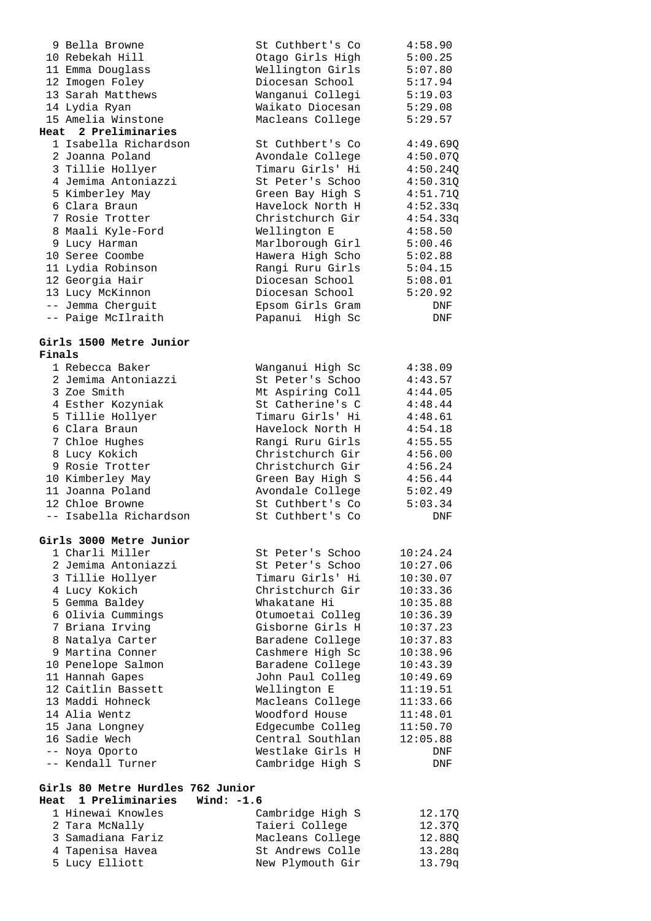| Place | Name | School | Time |
|---|---|---|---|
| 9 | Bella Browne | St Cuthbert's Co | 4:58.90 |
| 10 | Rebekah Hill | Otago Girls High | 5:00.25 |
| 11 | Emma Douglass | Wellington Girls | 5:07.80 |
| 12 | Imogen Foley | Diocesan School | 5:17.94 |
| 13 | Sarah Matthews | Wanganui Collegi | 5:19.03 |
| 14 | Lydia Ryan | Waikato Diocesan | 5:29.08 |
| 15 | Amelia Winstone | Macleans College | 5:29.57 |

**Heat 2 Preliminaries**

| Place | Name | School | Time |
|---|---|---|---|
| 1 | Isabella Richardson | St Cuthbert's Co | 4:49.69Q |
| 2 | Joanna Poland | Avondale College | 4:50.07Q |
| 3 | Tillie Hollyer | Timaru Girls' Hi | 4:50.24Q |
| 4 | Jemima Antoniazzi | St Peter's Schoo | 4:50.31Q |
| 5 | Kimberley May | Green Bay High S | 4:51.71Q |
| 6 | Clara Braun | Havelock North H | 4:52.33q |
| 7 | Rosie Trotter | Christchurch Gir | 4:54.33q |
| 8 | Maali Kyle-Ford | Wellington E | 4:58.50 |
| 9 | Lucy Harman | Marlborough Girl | 5:00.46 |
| 10 | Seree Coombe | Hawera High Scho | 5:02.88 |
| 11 | Lydia Robinson | Rangi Ruru Girls | 5:04.15 |
| 12 | Georgia Hair | Diocesan School | 5:08.01 |
| 13 | Lucy McKinnon | Diocesan School | 5:20.92 |
| -- | Jemma Cherguit | Epsom Girls Gram | DNF |
| -- | Paige McIlraith | Papanui High Sc | DNF |

## Girls 1500 Metre Junior

**Finals**

| Place | Name | School | Time |
|---|---|---|---|
| 1 | Rebecca Baker | Wanganui High Sc | 4:38.09 |
| 2 | Jemima Antoniazzi | St Peter's Schoo | 4:43.57 |
| 3 | Zoe Smith | Mt Aspiring Coll | 4:44.05 |
| 4 | Esther Kozyniak | St Catherine's C | 4:48.44 |
| 5 | Tillie Hollyer | Timaru Girls' Hi | 4:48.61 |
| 6 | Clara Braun | Havelock North H | 4:54.18 |
| 7 | Chloe Hughes | Rangi Ruru Girls | 4:55.55 |
| 8 | Lucy Kokich | Christchurch Gir | 4:56.00 |
| 9 | Rosie Trotter | Christchurch Gir | 4:56.24 |
| 10 | Kimberley May | Green Bay High S | 4:56.44 |
| 11 | Joanna Poland | Avondale College | 5:02.49 |
| 12 | Chloe Browne | St Cuthbert's Co | 5:03.34 |
| -- | Isabella Richardson | St Cuthbert's Co | DNF |

## Girls 3000 Metre Junior

| Place | Name | School | Time |
|---|---|---|---|
| 1 | Charli Miller | St Peter's Schoo | 10:24.24 |
| 2 | Jemima Antoniazzi | St Peter's Schoo | 10:27.06 |
| 3 | Tillie Hollyer | Timaru Girls' Hi | 10:30.07 |
| 4 | Lucy Kokich | Christchurch Gir | 10:33.36 |
| 5 | Gemma Baldey | Whakatane Hi | 10:35.88 |
| 6 | Olivia Cummings | Otumoetai Colleg | 10:36.39 |
| 7 | Briana Irving | Gisborne Girls H | 10:37.23 |
| 8 | Natalya Carter | Baradene College | 10:37.83 |
| 9 | Martina Conner | Cashmere High Sc | 10:38.96 |
| 10 | Penelope Salmon | Baradene College | 10:43.39 |
| 11 | Hannah Gapes | John Paul Colleg | 10:49.69 |
| 12 | Caitlin Bassett | Wellington E | 11:19.51 |
| 13 | Maddi Hohneck | Macleans College | 11:33.66 |
| 14 | Alia Wentz | Woodford House | 11:48.01 |
| 15 | Jana Longney | Edgecumbe Colleg | 11:50.70 |
| 16 | Sadie Wech | Central Southlan | 12:05.88 |
| -- | Noya Oporto | Westlake Girls H | DNF |
| -- | Kendall Turner | Cambridge High S | DNF |

## Girls 80 Metre Hurdles 762 Junior

**Heat 1 Preliminaries Wind: -1.6**

| Place | Name | School | Time |
|---|---|---|---|
| 1 | Hinewai Knowles | Cambridge High S | 12.17Q |
| 2 | Tara McNally | Taieri College | 12.37Q |
| 3 | Samadiana Fariz | Macleans College | 12.88Q |
| 4 | Tapenisa Havea | St Andrews Colle | 13.28q |
| 5 | Lucy Elliott | New Plymouth Gir | 13.79q |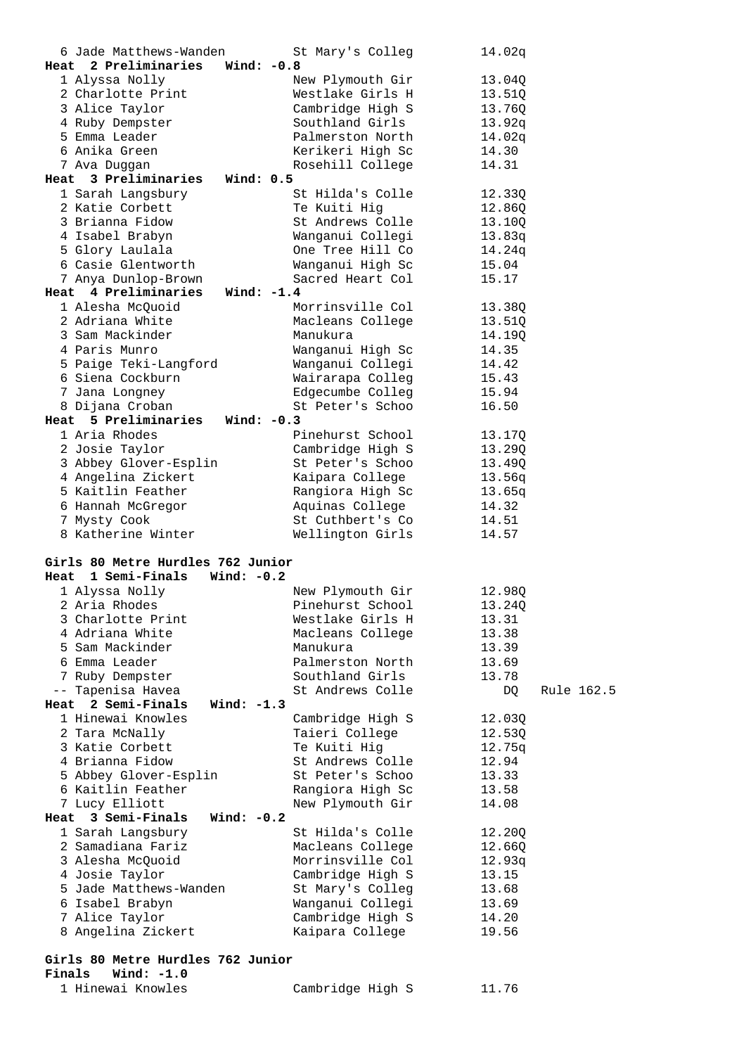| Place | Name | School | Time | |
|---|---|---|---|---|
| 6 | Jade Matthews-Wanden | St Mary's Colleg | 14.02q | |

**Heat 2 Preliminaries Wind: -0.8**

| Place | Name | School | Time |
|---|---|---|---|
| 1 | Alyssa Nolly | New Plymouth Gir | 13.04Q |
| 2 | Charlotte Print | Westlake Girls H | 13.51Q |
| 3 | Alice Taylor | Cambridge High S | 13.76Q |
| 4 | Ruby Dempster | Southland Girls | 13.92q |
| 5 | Emma Leader | Palmerston North | 14.02q |
| 6 | Anika Green | Kerikeri High Sc | 14.30 |
| 7 | Ava Duggan | Rosehill College | 14.31 |

**Heat 3 Preliminaries Wind: 0.5**

| Place | Name | School | Time |
|---|---|---|---|
| 1 | Sarah Langsbury | St Hilda's Colle | 12.33Q |
| 2 | Katie Corbett | Te Kuiti Hig | 12.86Q |
| 3 | Brianna Fidow | St Andrews Colle | 13.10Q |
| 4 | Isabel Brabyn | Wanganui Collegi | 13.83q |
| 5 | Glory Laulala | One Tree Hill Co | 14.24q |
| 6 | Casie Glentworth | Wanganui High Sc | 15.04 |
| 7 | Anya Dunlop-Brown | Sacred Heart Col | 15.17 |

**Heat 4 Preliminaries Wind: -1.4**

| Place | Name | School | Time |
|---|---|---|---|
| 1 | Alesha McQuoid | Morrinsville Col | 13.38Q |
| 2 | Adriana White | Macleans College | 13.51Q |
| 3 | Sam Mackinder | Manukura | 14.19Q |
| 4 | Paris Munro | Wanganui High Sc | 14.35 |
| 5 | Paige Teki-Langford | Wanganui Collegi | 14.42 |
| 6 | Siena Cockburn | Wairarapa Colleg | 15.43 |
| 7 | Jana Longney | Edgecumbe Colleg | 15.94 |
| 8 | Dijana Croban | St Peter's Schoo | 16.50 |

**Heat 5 Preliminaries Wind: -0.3**

| Place | Name | School | Time |
|---|---|---|---|
| 1 | Aria Rhodes | Pinehurst School | 13.17Q |
| 2 | Josie Taylor | Cambridge High S | 13.29Q |
| 3 | Abbey Glover-Esplin | St Peter's Schoo | 13.49Q |
| 4 | Angelina Zickert | Kaipara College | 13.56q |
| 5 | Kaitlin Feather | Rangiora High Sc | 13.65q |
| 6 | Hannah McGregor | Aquinas College | 14.32 |
| 7 | Mysty Cook | St Cuthbert's Co | 14.51 |
| 8 | Katherine Winter | Wellington Girls | 14.57 |

**Girls 80 Metre Hurdles 762 Junior**

**Heat 1 Semi-Finals Wind: -0.2**

| Place | Name | School | Time | |
|---|---|---|---|---|
| 1 | Alyssa Nolly | New Plymouth Gir | 12.98Q | |
| 2 | Aria Rhodes | Pinehurst School | 13.24Q | |
| 3 | Charlotte Print | Westlake Girls H | 13.31 | |
| 4 | Adriana White | Macleans College | 13.38 | |
| 5 | Sam Mackinder | Manukura | 13.39 | |
| 6 | Emma Leader | Palmerston North | 13.69 | |
| 7 | Ruby Dempster | Southland Girls | 13.78 | |
| -- | Tapenisa Havea | St Andrews Colle | DQ | Rule 162.5 |

**Heat 2 Semi-Finals Wind: -1.3**

| Place | Name | School | Time |
|---|---|---|---|
| 1 | Hinewai Knowles | Cambridge High S | 12.03Q |
| 2 | Tara McNally | Taieri College | 12.53Q |
| 3 | Katie Corbett | Te Kuiti Hig | 12.75q |
| 4 | Brianna Fidow | St Andrews Colle | 12.94 |
| 5 | Abbey Glover-Esplin | St Peter's Schoo | 13.33 |
| 6 | Kaitlin Feather | Rangiora High Sc | 13.58 |
| 7 | Lucy Elliott | New Plymouth Gir | 14.08 |

**Heat 3 Semi-Finals Wind: -0.2**

| Place | Name | School | Time |
|---|---|---|---|
| 1 | Sarah Langsbury | St Hilda's Colle | 12.20Q |
| 2 | Samadiana Fariz | Macleans College | 12.66Q |
| 3 | Alesha McQuoid | Morrinsville Col | 12.93q |
| 4 | Josie Taylor | Cambridge High S | 13.15 |
| 5 | Jade Matthews-Wanden | St Mary's Colleg | 13.68 |
| 6 | Isabel Brabyn | Wanganui Collegi | 13.69 |
| 7 | Alice Taylor | Cambridge High S | 14.20 |
| 8 | Angelina Zickert | Kaipara College | 19.56 |

**Girls 80 Metre Hurdles 762 Junior**

**Finals Wind: -1.0**

| Place | Name | School | Time |
|---|---|---|---|
| 1 | Hinewai Knowles | Cambridge High S | 11.76 |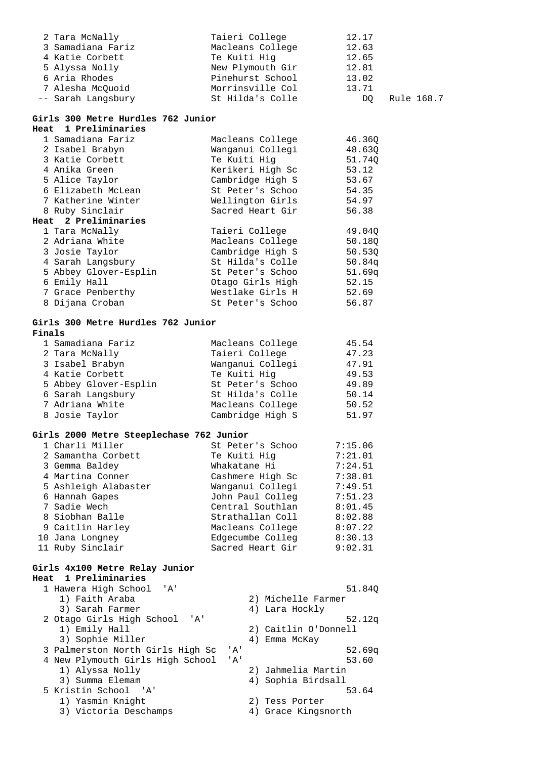| Place | Name | School | Time | Note |
|---|---|---|---|---|
| 2 | Tara McNally | Taieri College | 12.17 | |
| 3 | Samadiana Fariz | Macleans College | 12.63 | |
| 4 | Katie Corbett | Te Kuiti Hig | 12.65 | |
| 5 | Alyssa Nolly | New Plymouth Gir | 12.81 | |
| 6 | Aria Rhodes | Pinehurst School | 13.02 | |
| 7 | Alesha McQuoid | Morrinsville Col | 13.71 | |
| -- | Sarah Langsbury | St Hilda's Colle | DQ | Rule 168.7 |

## Girls 300 Metre Hurdles 762 Junior

### Heat 1 Preliminaries

| Place | Name | School | Time |
|---|---|---|---|
| 1 | Samadiana Fariz | Macleans College | 46.36Q |
| 2 | Isabel Brabyn | Wanganui Collegi | 48.63Q |
| 3 | Katie Corbett | Te Kuiti Hig | 51.74Q |
| 4 | Anika Green | Kerikeri High Sc | 53.12 |
| 5 | Alice Taylor | Cambridge High S | 53.67 |
| 6 | Elizabeth McLean | St Peter's Schoo | 54.35 |
| 7 | Katherine Winter | Wellington Girls | 54.97 |
| 8 | Ruby Sinclair | Sacred Heart Gir | 56.38 |

### Heat 2 Preliminaries

| Place | Name | School | Time |
|---|---|---|---|
| 1 | Tara McNally | Taieri College | 49.04Q |
| 2 | Adriana White | Macleans College | 50.18Q |
| 3 | Josie Taylor | Cambridge High S | 50.53Q |
| 4 | Sarah Langsbury | St Hilda's Colle | 50.84q |
| 5 | Abbey Glover-Esplin | St Peter's Schoo | 51.69q |
| 6 | Emily Hall | Otago Girls High | 52.15 |
| 7 | Grace Penberthy | Westlake Girls H | 52.69 |
| 8 | Dijana Croban | St Peter's Schoo | 56.87 |

## Girls 300 Metre Hurdles 762 Junior

### Finals

| Place | Name | School | Time |
|---|---|---|---|
| 1 | Samadiana Fariz | Macleans College | 45.54 |
| 2 | Tara McNally | Taieri College | 47.23 |
| 3 | Isabel Brabyn | Wanganui Collegi | 47.91 |
| 4 | Katie Corbett | Te Kuiti Hig | 49.53 |
| 5 | Abbey Glover-Esplin | St Peter's Schoo | 49.89 |
| 6 | Sarah Langsbury | St Hilda's Colle | 50.14 |
| 7 | Adriana White | Macleans College | 50.52 |
| 8 | Josie Taylor | Cambridge High S | 51.97 |

## Girls 2000 Metre Steeplechase 762 Junior

| Place | Name | School | Time |
|---|---|---|---|
| 1 | Charli Miller | St Peter's Schoo | 7:15.06 |
| 2 | Samantha Corbett | Te Kuiti Hig | 7:21.01 |
| 3 | Gemma Baldey | Whakatane Hi | 7:24.51 |
| 4 | Martina Conner | Cashmere High Sc | 7:38.01 |
| 5 | Ashleigh Alabaster | Wanganui Collegi | 7:49.51 |
| 6 | Hannah Gapes | John Paul Colleg | 7:51.23 |
| 7 | Sadie Wech | Central Southlan | 8:01.45 |
| 8 | Siobhan Balle | Strathallan Coll | 8:02.88 |
| 9 | Caitlin Harley | Macleans College | 8:07.22 |
| 10 | Jana Longney | Edgecumbe Colleg | 8:30.13 |
| 11 | Ruby Sinclair | Sacred Heart Gir | 9:02.31 |

## Girls 4x100 Metre Relay Junior

### Heat 1 Preliminaries

1 Hawera High School 'A' — 51.84Q
- 1) Faith Araba
- 2) Michelle Farmer
- 3) Sarah Farmer
- 4) Lara Hockly

2 Otago Girls High School 'A' — 52.12q
- 1) Emily Hall
- 2) Caitlin O'Donnell
- 3) Sophie Miller
- 4) Emma McKay

3 Palmerston North Girls High Sc 'A' — 52.69q

4 New Plymouth Girls High School 'A' — 53.60
- 1) Alyssa Nolly
- 2) Jahmelia Martin
- 3) Summa Elemam
- 4) Sophia Birdsall

5 Kristin School 'A' — 53.64
- 1) Yasmin Knight
- 2) Tess Porter
- 3) Victoria Deschamps
- 4) Grace Kingsnorth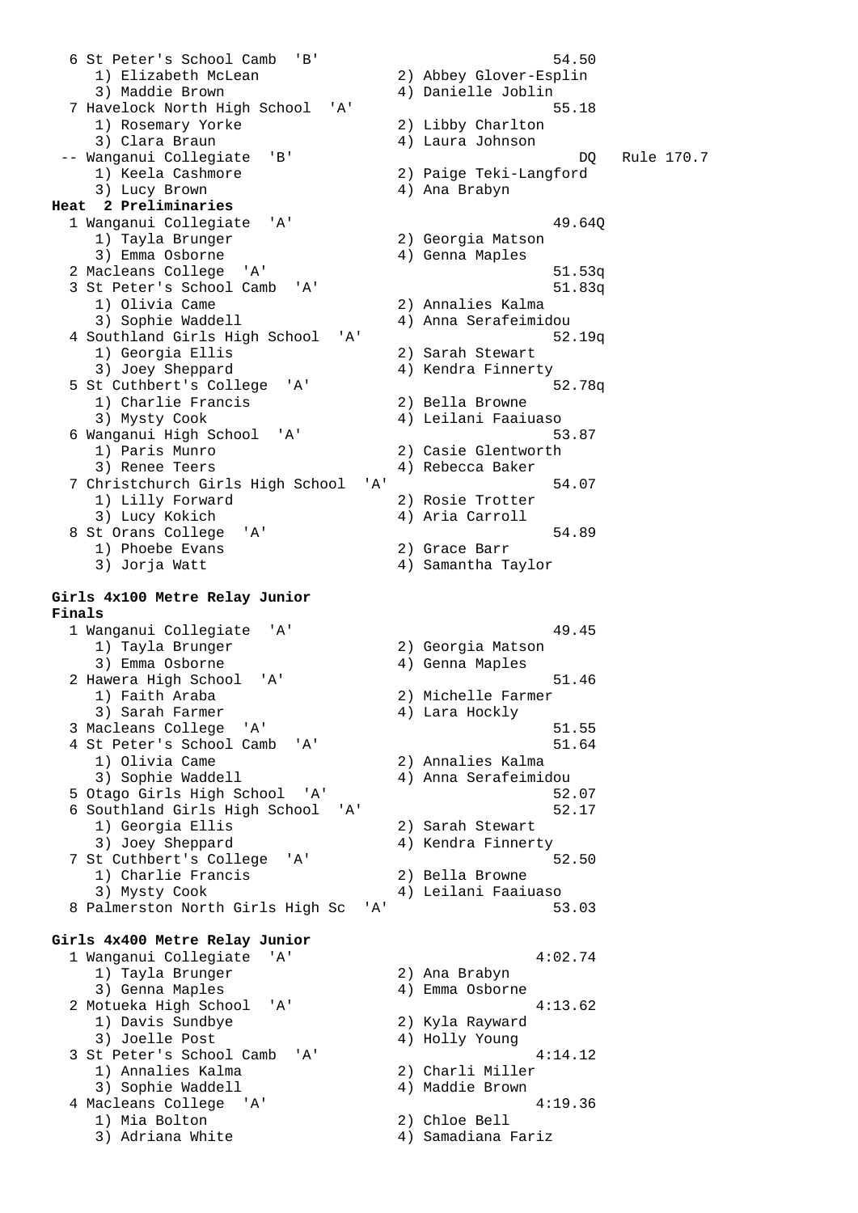```
  6 St Peter's School Camb  'B'                            54.50
     1) Elizabeth McLean              2) Abbey Glover-Esplin
     3) Maddie Brown                  4) Danielle Joblin
  7 Havelock North High School  'A'                        55.18
     1) Rosemary Yorke                2) Libby Charlton
     3) Clara Braun                   4) Laura Johnson
 -- Wanganui Collegiate  'B'                                  DQ   Rule 170.7
     1) Keela Cashmore                2) Paige Teki-Langford
     3) Lucy Brown                    4) Ana Brabyn
```

**Heat 2 Preliminaries**

```
  1 Wanganui Collegiate  'A'                               49.64Q
     1) Tayla Brunger                 2) Georgia Matson
     3) Emma Osborne                  4) Genna Maples
  2 Macleans College  'A'                                  51.53q
  3 St Peter's School Camb  'A'                            51.83q
     1) Olivia Came                   2) Annalies Kalma
     3) Sophie Waddell                4) Anna Serafeimidou
  4 Southland Girls High School  'A'                       52.19q
     1) Georgia Ellis                 2) Sarah Stewart
     3) Joey Sheppard                 4) Kendra Finnerty
  5 St Cuthbert's College  'A'                             52.78q
     1) Charlie Francis               2) Bella Browne
     3) Mysty Cook                    4) Leilani Faaiuaso
  6 Wanganui High School  'A'                              53.87
     1) Paris Munro                   2) Casie Glentworth
     3) Renee Teers                   4) Rebecca Baker
  7 Christchurch Girls High School  'A'                    54.07
     1) Lilly Forward                 2) Rosie Trotter
     3) Lucy Kokich                   4) Aria Carroll
  8 St Orans College  'A'                                  54.89
     1) Phoebe Evans                  2) Grace Barr
     3) Jorja Watt                    4) Samantha Taylor
```

**Girls 4x100 Metre Relay Junior**
**Finals**

```
  1 Wanganui Collegiate  'A'                               49.45
     1) Tayla Brunger                 2) Georgia Matson
     3) Emma Osborne                  4) Genna Maples
  2 Hawera High School  'A'                                51.46
     1) Faith Araba                   2) Michelle Farmer
     3) Sarah Farmer                  4) Lara Hockly
  3 Macleans College  'A'                                  51.55
  4 St Peter's School Camb  'A'                            51.64
     1) Olivia Came                   2) Annalies Kalma
     3) Sophie Waddell                4) Anna Serafeimidou
  5 Otago Girls High School  'A'                           52.07
  6 Southland Girls High School  'A'                       52.17
     1) Georgia Ellis                 2) Sarah Stewart
     3) Joey Sheppard                 4) Kendra Finnerty
  7 St Cuthbert's College  'A'                             52.50
     1) Charlie Francis               2) Bella Browne
     3) Mysty Cook                    4) Leilani Faaiuaso
  8 Palmerston North Girls High Sc  'A'                    53.03
```

**Girls 4x400 Metre Relay Junior**

```
  1 Wanganui Collegiate  'A'                             4:02.74
     1) Tayla Brunger                 2) Ana Brabyn
     3) Genna Maples                  4) Emma Osborne
  2 Motueka High School  'A'                             4:13.62
     1) Davis Sundbye                 2) Kyla Rayward
     3) Joelle Post                   4) Holly Young
  3 St Peter's School Camb  'A'                          4:14.12
     1) Annalies Kalma                2) Charli Miller
     3) Sophie Waddell                4) Maddie Brown
  4 Macleans College  'A'                                4:19.36
     1) Mia Bolton                    2) Chloe Bell
     3) Adriana White                 4) Samadiana Fariz
```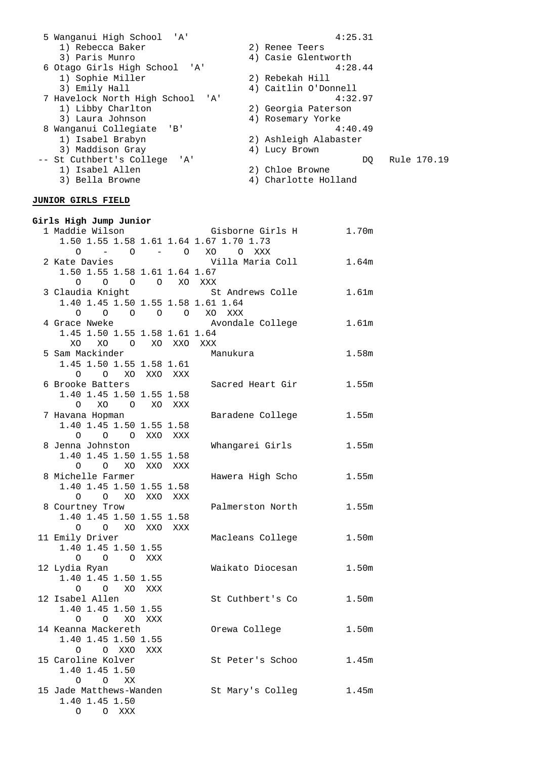```
  5 Wanganui High School  'A'                            4:25.31
     1) Rebecca Baker                   2) Renee Teers
     3) Paris Munro                     4) Casie Glentworth
  6 Otago Girls High School  'A'                         4:28.44
     1) Sophie Miller                   2) Rebekah Hill
     3) Emily Hall                      4) Caitlin O'Donnell
  7 Havelock North High School  'A'                      4:32.97
     1) Libby Charlton                  2) Georgia Paterson
     3) Laura Johnson                   4) Rosemary Yorke
  8 Wanganui Collegiate  'B'                             4:40.49
     1) Isabel Brabyn                   2) Ashleigh Alabaster
     3) Maddison Gray                   4) Lucy Brown
 -- St Cuthbert's College  'A'                                DQ   Rule 170.19
     1) Isabel Allen                    2) Chloe Browne
     3) Bella Browne                    4) Charlotte Holland
```

**JUNIOR GIRLS FIELD**

**Girls High Jump Junior**

```
  1 Maddie Wilson               Gisborne Girls H        1.70m
     1.50 1.55 1.58 1.61 1.64 1.67 1.70 1.73
        O    -    O    -    O   XO    O  XXX
  2 Kate Davies                 Villa Maria Coll        1.64m
     1.50 1.55 1.58 1.61 1.64 1.67
        O    O    O    O   XO  XXX
  3 Claudia Knight              St Andrews Colle        1.61m
     1.40 1.45 1.50 1.55 1.58 1.61 1.64
        O    O    O    O    O   XO  XXX
  4 Grace Nweke                 Avondale College        1.61m
     1.45 1.50 1.55 1.58 1.61 1.64
       XO   XO    O   XO  XXO  XXX
  5 Sam Mackinder               Manukura                1.58m
     1.45 1.50 1.55 1.58 1.61
        O    O   XO  XXO  XXX
  6 Brooke Batters              Sacred Heart Gir        1.55m
     1.40 1.45 1.50 1.55 1.58
        O   XO    O   XO  XXX
  7 Havana Hopman               Baradene College        1.55m
     1.40 1.45 1.50 1.55 1.58
        O    O    O  XXO  XXX
  8 Jenna Johnston              Whangarei Girls         1.55m
     1.40 1.45 1.50 1.55 1.58
        O    O   XO  XXO  XXX
  8 Michelle Farmer             Hawera High Scho        1.55m
     1.40 1.45 1.50 1.55 1.58
        O    O   XO  XXO  XXX
  8 Courtney Trow               Palmerston North        1.55m
     1.40 1.45 1.50 1.55 1.58
        O    O   XO  XXO  XXX
 11 Emily Driver                Macleans College        1.50m
     1.40 1.45 1.50 1.55
        O    O    O  XXX
 12 Lydia Ryan                  Waikato Diocesan        1.50m
     1.40 1.45 1.50 1.55
        O    O   XO  XXX
 12 Isabel Allen                St Cuthbert's Co        1.50m
     1.40 1.45 1.50 1.55
        O    O   XO  XXX
 14 Keanna Mackereth            Orewa College           1.50m
     1.40 1.45 1.50 1.55
        O    O  XXO  XXX
 15 Caroline Kolver             St Peter's Schoo        1.45m
     1.40 1.45 1.50
        O    O   XX
 15 Jade Matthews-Wanden        St Mary's Colleg        1.45m
     1.40 1.45 1.50
        O    O  XXX
```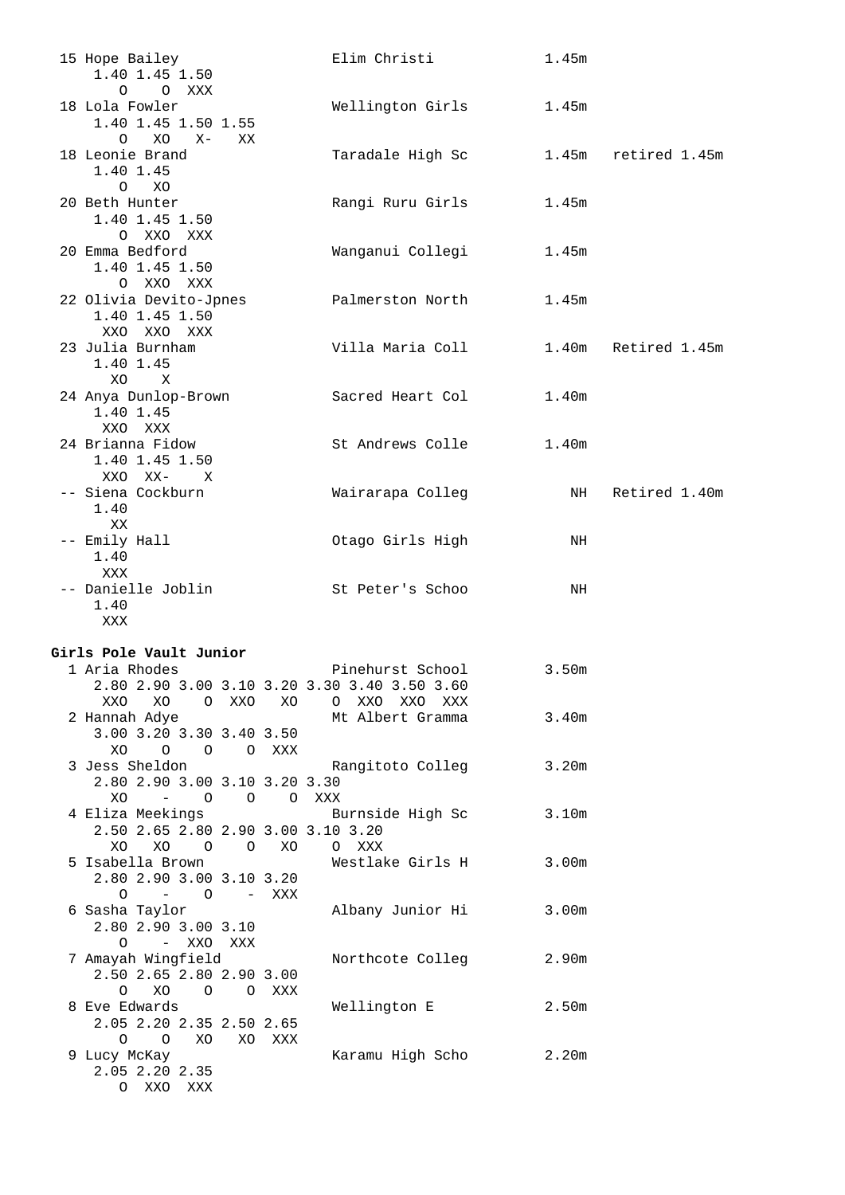```
 15 Hope Bailey                 Elim Christi             1.45m
     1.40 1.45 1.50
        O    O  XXX
 18 Lola Fowler                 Wellington Girls         1.45m
     1.40 1.45 1.50 1.55
        O   XO   X-    XX
 18 Leonie Brand                Taradale High Sc         1.45m   retired 1.45m
     1.40 1.45
        O   XO
 20 Beth Hunter                 Rangi Ruru Girls         1.45m
     1.40 1.45 1.50
        O  XXO  XXX
 20 Emma Bedford                Wanganui Collegi         1.45m
     1.40 1.45 1.50
        O  XXO  XXX
 22 Olivia Devito-Jpnes         Palmerston North         1.45m
     1.40 1.45 1.50
      XXO  XXO  XXX
 23 Julia Burnham               Villa Maria Coll         1.40m   Retired 1.45m
     1.40 1.45
       XO    X
 24 Anya Dunlop-Brown           Sacred Heart Col         1.40m
     1.40 1.45
      XXO  XXX
 24 Brianna Fidow               St Andrews Colle         1.40m
     1.40 1.45 1.50
      XXO  XX-    X
 -- Siena Cockburn              Wairarapa Colleg            NH   Retired 1.40m
     1.40
       XX
 -- Emily Hall                  Otago Girls High            NH
     1.40
      XXX
 -- Danielle Joblin             St Peter's Schoo            NH
     1.40
      XXX
```

**Girls Pole Vault Junior**

```
  1 Aria Rhodes                 Pinehurst School         3.50m
     2.80 2.90 3.00 3.10 3.20 3.30 3.40 3.50 3.60
      XXO   XO    O  XXO   XO    O  XXO  XXO  XXX
  2 Hannah Adye                 Mt Albert Gramma         3.40m
     3.00 3.20 3.30 3.40 3.50
       XO    O    O    O  XXX
  3 Jess Sheldon                Rangitoto Colleg         3.20m
     2.80 2.90 3.00 3.10 3.20 3.30
       XO    -    O    O    O  XXX
  4 Eliza Meekings              Burnside High Sc         3.10m
     2.50 2.65 2.80 2.90 3.00 3.10 3.20
       XO   XO    O    O   XO    O  XXX
  5 Isabella Brown              Westlake Girls H         3.00m
     2.80 2.90 3.00 3.10 3.20
        O    -    O    -  XXX
  6 Sasha Taylor                Albany Junior Hi         3.00m
     2.80 2.90 3.00 3.10
        O    -  XXO  XXX
  7 Amayah Wingfield            Northcote Colleg         2.90m
     2.50 2.65 2.80 2.90 3.00
        O   XO    O    O  XXX
  8 Eve Edwards                 Wellington E             2.50m
     2.05 2.20 2.35 2.50 2.65
        O    O   XO   XO  XXX
  9 Lucy McKay                  Karamu High Scho         2.20m
     2.05 2.20 2.35
        O  XXO  XXX
```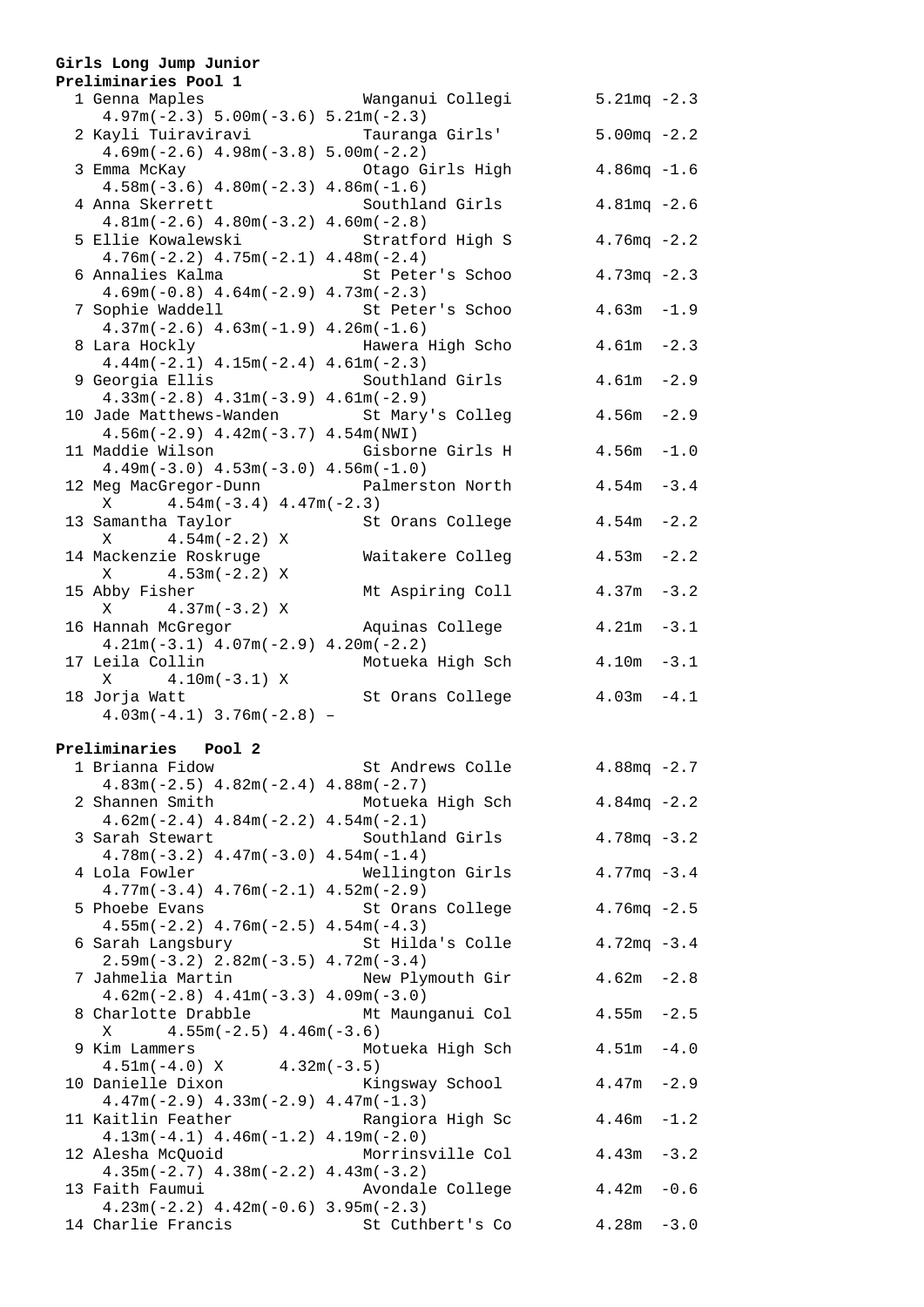**Girls Long Jump Junior**

**Preliminaries Pool 1**

```
  1 Genna Maples                 Wanganui Collegi         5.21mq -2.3
     4.97m(-2.3) 5.00m(-3.6) 5.21m(-2.3)
  2 Kayli Tuiraviravi            Tauranga Girls'          5.00mq -2.2
     4.69m(-2.6) 4.98m(-3.8) 5.00m(-2.2)
  3 Emma McKay                   Otago Girls High         4.86mq -1.6
     4.58m(-3.6) 4.80m(-2.3) 4.86m(-1.6)
  4 Anna Skerrett                Southland Girls          4.81mq -2.6
     4.81m(-2.6) 4.80m(-3.2) 4.60m(-2.8)
  5 Ellie Kowalewski             Stratford High S         4.76mq -2.2
     4.76m(-2.2) 4.75m(-2.1) 4.48m(-2.4)
  6 Annalies Kalma               St Peter's Schoo         4.73mq -2.3
     4.69m(-0.8) 4.64m(-2.9) 4.73m(-2.3)
  7 Sophie Waddell               St Peter's Schoo         4.63m  -1.9
     4.37m(-2.6) 4.63m(-1.9) 4.26m(-1.6)
  8 Lara Hockly                  Hawera High Scho         4.61m  -2.3
     4.44m(-2.1) 4.15m(-2.4) 4.61m(-2.3)
  9 Georgia Ellis                Southland Girls          4.61m  -2.9
     4.33m(-2.8) 4.31m(-3.9) 4.61m(-2.9)
 10 Jade Matthews-Wanden         St Mary's Colleg         4.56m  -2.9
     4.56m(-2.9) 4.42m(-3.7) 4.54m(NWI)
 11 Maddie Wilson                Gisborne Girls H         4.56m  -1.0
     4.49m(-3.0) 4.53m(-3.0) 4.56m(-1.0)
 12 Meg MacGregor-Dunn           Palmerston North         4.54m  -3.4
     X      4.54m(-3.4) 4.47m(-2.3)
 13 Samantha Taylor              St Orans College         4.54m  -2.2
     X      4.54m(-2.2) X
 14 Mackenzie Roskruge           Waitakere Colleg         4.53m  -2.2
     X      4.53m(-2.2) X
 15 Abby Fisher                  Mt Aspiring Coll         4.37m  -3.2
     X      4.37m(-3.2) X
 16 Hannah McGregor              Aquinas College          4.21m  -3.1
     4.21m(-3.1) 4.07m(-2.9) 4.20m(-2.2)
 17 Leila Collin                 Motueka High Sch         4.10m  -3.1
     X      4.10m(-3.1) X
 18 Jorja Watt                   St Orans College         4.03m  -4.1
     4.03m(-4.1) 3.76m(-2.8) –
```

**Preliminaries Pool 2**

```
  1 Brianna Fidow                St Andrews Colle         4.88mq -2.7
     4.83m(-2.5) 4.82m(-2.4) 4.88m(-2.7)
  2 Shannen Smith                Motueka High Sch         4.84mq -2.2
     4.62m(-2.4) 4.84m(-2.2) 4.54m(-2.1)
  3 Sarah Stewart                Southland Girls          4.78mq -3.2
     4.78m(-3.2) 4.47m(-3.0) 4.54m(-1.4)
  4 Lola Fowler                  Wellington Girls         4.77mq -3.4
     4.77m(-3.4) 4.76m(-2.1) 4.52m(-2.9)
  5 Phoebe Evans                 St Orans College         4.76mq -2.5
     4.55m(-2.2) 4.76m(-2.5) 4.54m(-4.3)
  6 Sarah Langsbury              St Hilda's Colle         4.72mq -3.4
     2.59m(-3.2) 2.82m(-3.5) 4.72m(-3.4)
  7 Jahmelia Martin              New Plymouth Gir         4.62m  -2.8
     4.62m(-2.8) 4.41m(-3.3) 4.09m(-3.0)
  8 Charlotte Drabble            Mt Maunganui Col         4.55m  -2.5
     X      4.55m(-2.5) 4.46m(-3.6)
  9 Kim Lammers                  Motueka High Sch         4.51m  -4.0
     4.51m(-4.0) X      4.32m(-3.5)
 10 Danielle Dixon               Kingsway School          4.47m  -2.9
     4.47m(-2.9) 4.33m(-2.9) 4.47m(-1.3)
 11 Kaitlin Feather              Rangiora High Sc         4.46m  -1.2
     4.13m(-4.1) 4.46m(-1.2) 4.19m(-2.0)
 12 Alesha McQuoid               Morrinsville Col         4.43m  -3.2
     4.35m(-2.7) 4.38m(-2.2) 4.43m(-3.2)
 13 Faith Faumui                 Avondale College         4.42m  -0.6
     4.23m(-2.2) 4.42m(-0.6) 3.95m(-2.3)
 14 Charlie Francis              St Cuthbert's Co         4.28m  -3.0
```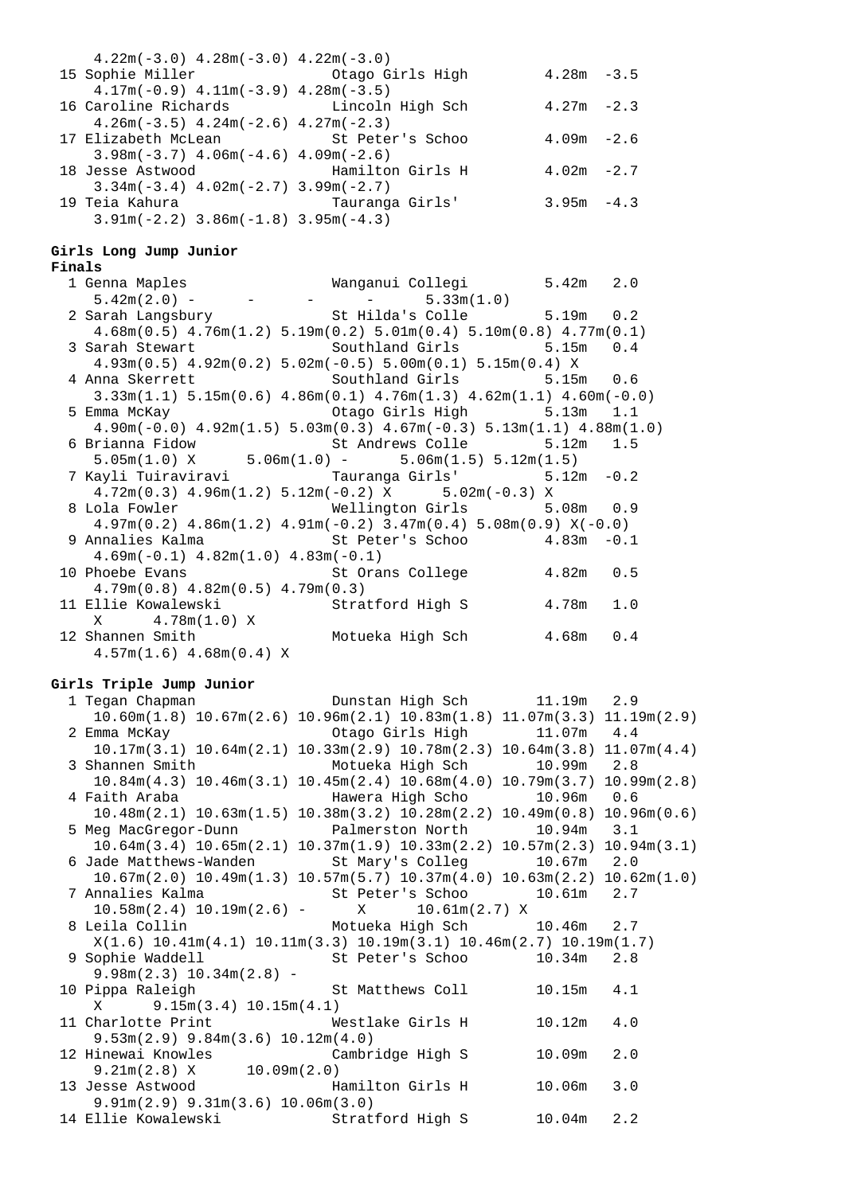```
    4.22m(-3.0) 4.28m(-3.0) 4.22m(-3.0)
 15 Sophie Miller              Otago Girls High         4.28m  -3.5
    4.17m(-0.9) 4.11m(-3.9) 4.28m(-3.5)
 16 Caroline Richards          Lincoln High Sch         4.27m  -2.3
    4.26m(-3.5) 4.24m(-2.6) 4.27m(-2.3)
 17 Elizabeth McLean           St Peter's Schoo         4.09m  -2.6
    3.98m(-3.7) 4.06m(-4.6) 4.09m(-2.6)
 18 Jesse Astwood              Hamilton Girls H         4.02m  -2.7
    3.34m(-3.4) 4.02m(-2.7) 3.99m(-2.7)
 19 Teia Kahura                Tauranga Girls'          3.95m  -4.3
    3.91m(-2.2) 3.86m(-1.8) 3.95m(-4.3)
```

**Girls Long Jump Junior**

**Finals**

```
  1 Genna Maples               Wanganui Collegi         5.42m   2.0
    5.42m(2.0) -       -       -       -       5.33m(1.0)
  2 Sarah Langsbury            St Hilda's Colle         5.19m   0.2
    4.68m(0.5) 4.76m(1.2) 5.19m(0.2) 5.01m(0.4) 5.10m(0.8) 4.77m(0.1)
  3 Sarah Stewart              Southland Girls          5.15m   0.4
    4.93m(0.5) 4.92m(0.2) 5.02m(-0.5) 5.00m(0.1) 5.15m(0.4) X
  4 Anna Skerrett              Southland Girls          5.15m   0.6
    3.33m(1.1) 5.15m(0.6) 4.86m(0.1) 4.76m(1.3) 4.62m(1.1) 4.60m(-0.0)
  5 Emma McKay                 Otago Girls High         5.13m   1.1
    4.90m(-0.0) 4.92m(1.5) 5.03m(0.3) 4.67m(-0.3) 5.13m(1.1) 4.88m(1.0)
  6 Brianna Fidow              St Andrews Colle         5.12m   1.5
    5.05m(1.0) X      5.06m(1.0) -      5.06m(1.5) 5.12m(1.5)
  7 Kayli Tuiraviravi          Tauranga Girls'          5.12m  -0.2
    4.72m(0.3) 4.96m(1.2) 5.12m(-0.2) X      5.02m(-0.3) X
  8 Lola Fowler                Wellington Girls         5.08m   0.9
    4.97m(0.2) 4.86m(1.2) 4.91m(-0.2) 3.47m(0.4) 5.08m(0.9) X(-0.0)
  9 Annalies Kalma             St Peter's Schoo         4.83m  -0.1
    4.69m(-0.1) 4.82m(1.0) 4.83m(-0.1)
 10 Phoebe Evans               St Orans College         4.82m   0.5
    4.79m(0.8) 4.82m(0.5) 4.79m(0.3)
 11 Ellie Kowalewski           Stratford High S         4.78m   1.0
    X      4.78m(1.0) X
 12 Shannen Smith              Motueka High Sch         4.68m   0.4
    4.57m(1.6) 4.68m(0.4) X
```

**Girls Triple Jump Junior**

```
  1 Tegan Chapman              Dunstan High Sch        11.19m   2.9
    10.60m(1.8) 10.67m(2.6) 10.96m(2.1) 10.83m(1.8) 11.07m(3.3) 11.19m(2.9)
  2 Emma McKay                 Otago Girls High        11.07m   4.4
    10.17m(3.1) 10.64m(2.1) 10.33m(2.9) 10.78m(2.3) 10.64m(3.8) 11.07m(4.4)
  3 Shannen Smith              Motueka High Sch        10.99m   2.8
    10.84m(4.3) 10.46m(3.1) 10.45m(2.4) 10.68m(4.0) 10.79m(3.7) 10.99m(2.8)
  4 Faith Araba                Hawera High Scho        10.96m   0.6
    10.48m(2.1) 10.63m(1.5) 10.38m(3.2) 10.28m(2.2) 10.49m(0.8) 10.96m(0.6)
  5 Meg MacGregor-Dunn         Palmerston North        10.94m   3.1
    10.64m(3.4) 10.65m(2.1) 10.37m(1.9) 10.33m(2.2) 10.57m(2.3) 10.94m(3.1)
  6 Jade Matthews-Wanden       St Mary's Colleg        10.67m   2.0
    10.67m(2.0) 10.49m(1.3) 10.57m(5.7) 10.37m(4.0) 10.63m(2.2) 10.62m(1.0)
  7 Annalies Kalma             St Peter's Schoo        10.61m   2.7
    10.58m(2.4) 10.19m(2.6) -      X      10.61m(2.7) X
  8 Leila Collin               Motueka High Sch        10.46m   2.7
    X(1.6) 10.41m(4.1) 10.11m(3.3) 10.19m(3.1) 10.46m(2.7) 10.19m(1.7)
  9 Sophie Waddell             St Peter's Schoo        10.34m   2.8
    9.98m(2.3) 10.34m(2.8) -
 10 Pippa Raleigh              St Matthews Coll        10.15m   4.1
    X      9.15m(3.4) 10.15m(4.1)
 11 Charlotte Print            Westlake Girls H        10.12m   4.0
    9.53m(2.9) 9.84m(3.6) 10.12m(4.0)
 12 Hinewai Knowles            Cambridge High S        10.09m   2.0
    9.21m(2.8) X      10.09m(2.0)
 13 Jesse Astwood              Hamilton Girls H        10.06m   3.0
    9.91m(2.9) 9.31m(3.6) 10.06m(3.0)
 14 Ellie Kowalewski           Stratford High S        10.04m   2.2
```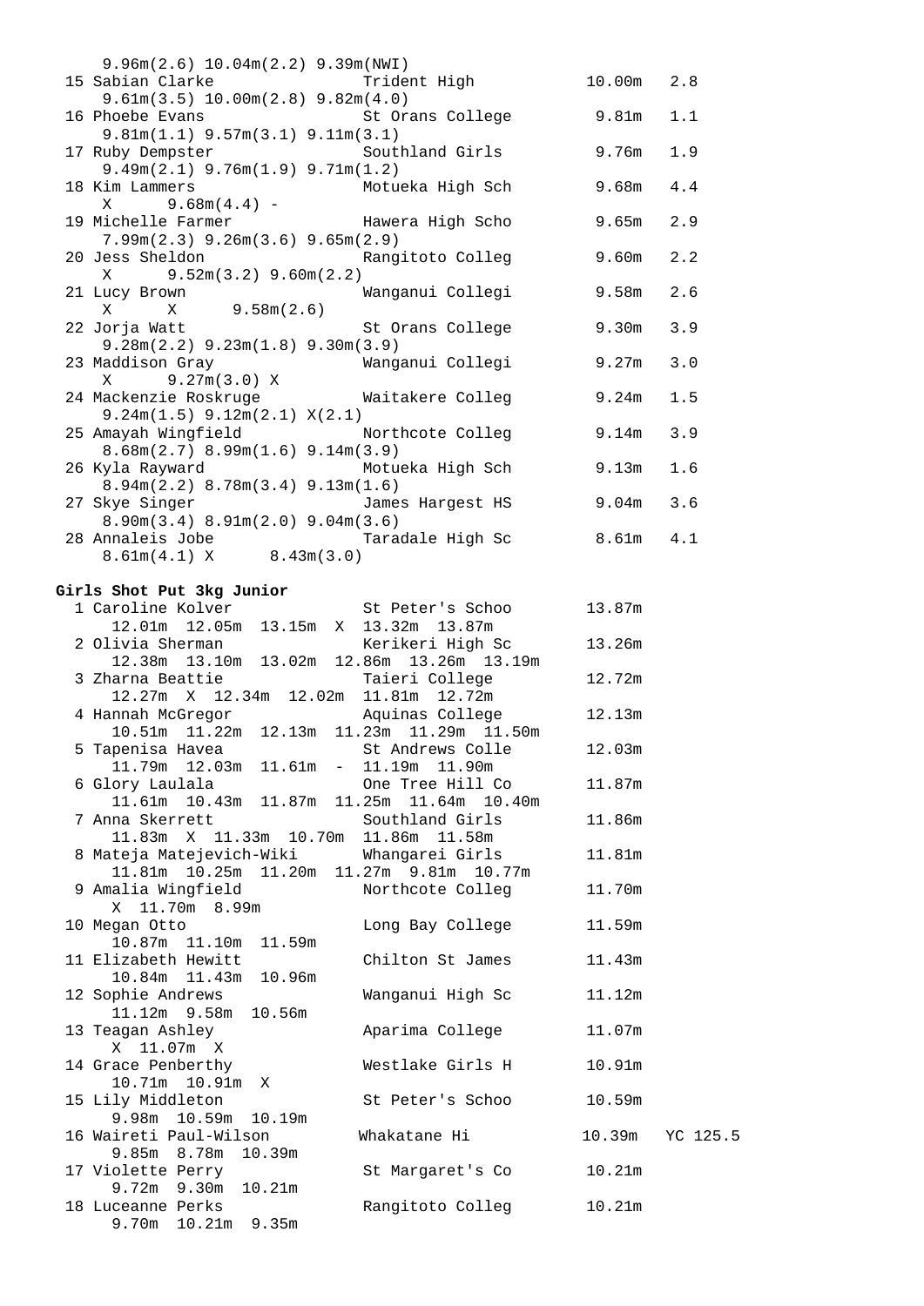```
    9.96m(2.6) 10.04m(2.2) 9.39m(NWI)
 15 Sabian Clarke               Trident High           10.00m   2.8
    9.61m(3.5) 10.00m(2.8) 9.82m(4.0)
 16 Phoebe Evans                St Orans College        9.81m   1.1
    9.81m(1.1) 9.57m(3.1) 9.11m(3.1)
 17 Ruby Dempster               Southland Girls         9.76m   1.9
    9.49m(2.1) 9.76m(1.9) 9.71m(1.2)
 18 Kim Lammers                 Motueka High Sch        9.68m   4.4
    X     9.68m(4.4) -
 19 Michelle Farmer             Hawera High Scho        9.65m   2.9
    7.99m(2.3) 9.26m(3.6) 9.65m(2.9)
 20 Jess Sheldon                Rangitoto Colleg        9.60m   2.2
    X     9.52m(3.2) 9.60m(2.2)
 21 Lucy Brown                  Wanganui Collegi        9.58m   2.6
    X      X      9.58m(2.6)
 22 Jorja Watt                  St Orans College        9.30m   3.9
    9.28m(2.2) 9.23m(1.8) 9.30m(3.9)
 23 Maddison Gray               Wanganui Collegi        9.27m   3.0
    X     9.27m(3.0) X
 24 Mackenzie Roskruge          Waitakere Colleg        9.24m   1.5
    9.24m(1.5) 9.12m(2.1) X(2.1)
 25 Amayah Wingfield            Northcote Colleg        9.14m   3.9
    8.68m(2.7) 8.99m(1.6) 9.14m(3.9)
 26 Kyla Rayward                Motueka High Sch        9.13m   1.6
    8.94m(2.2) 8.78m(3.4) 9.13m(1.6)
 27 Skye Singer                 James Hargest HS        9.04m   3.6
    8.90m(3.4) 8.91m(2.0) 9.04m(3.6)
 28 Annaleis Jobe               Taradale High Sc        8.61m   4.1
    8.61m(4.1) X      8.43m(3.0)
```

**Girls Shot Put 3kg Junior**

```
  1 Caroline Kolver             St Peter's Schoo       13.87m
     12.01m  12.05m  13.15m  X  13.32m  13.87m
  2 Olivia Sherman              Kerikeri High Sc       13.26m
     12.38m  13.10m  13.02m  12.86m  13.26m  13.19m
  3 Zharna Beattie              Taieri College         12.72m
     12.27m  X  12.34m  12.02m  11.81m  12.72m
  4 Hannah McGregor             Aquinas College        12.13m
     10.51m  11.22m  12.13m  11.23m  11.29m  11.50m
  5 Tapenisa Havea              St Andrews Colle       12.03m
     11.79m  12.03m  11.61m  -  11.19m  11.90m
  6 Glory Laulala               One Tree Hill Co       11.87m
     11.61m  10.43m  11.87m  11.25m  11.64m  10.40m
  7 Anna Skerrett               Southland Girls        11.86m
     11.83m  X  11.33m  10.70m  11.86m  11.58m
  8 Mateja Matejevich-Wiki      Whangarei Girls        11.81m
     11.81m  10.25m  11.20m  11.27m  9.81m  10.77m
  9 Amalia Wingfield            Northcote Colleg       11.70m
     X  11.70m  8.99m
 10 Megan Otto                  Long Bay College       11.59m
     10.87m  11.10m  11.59m
 11 Elizabeth Hewitt            Chilton St James       11.43m
     10.84m  11.43m  10.96m
 12 Sophie Andrews              Wanganui High Sc       11.12m
     11.12m  9.58m  10.56m
 13 Teagan Ashley               Aparima College        11.07m
     X  11.07m  X
 14 Grace Penberthy             Westlake Girls H       10.91m
     10.71m  10.91m  X
 15 Lily Middleton              St Peter's Schoo       10.59m
     9.98m  10.59m  10.19m
 16 Waireti Paul-Wilson        Whakatane Hi           10.39m   YC 125.5
     9.85m  8.78m  10.39m
 17 Violette Perry              St Margaret's Co       10.21m
     9.72m  9.30m  10.21m
 18 Luceanne Perks              Rangitoto Colleg       10.21m
     9.70m  10.21m  9.35m
```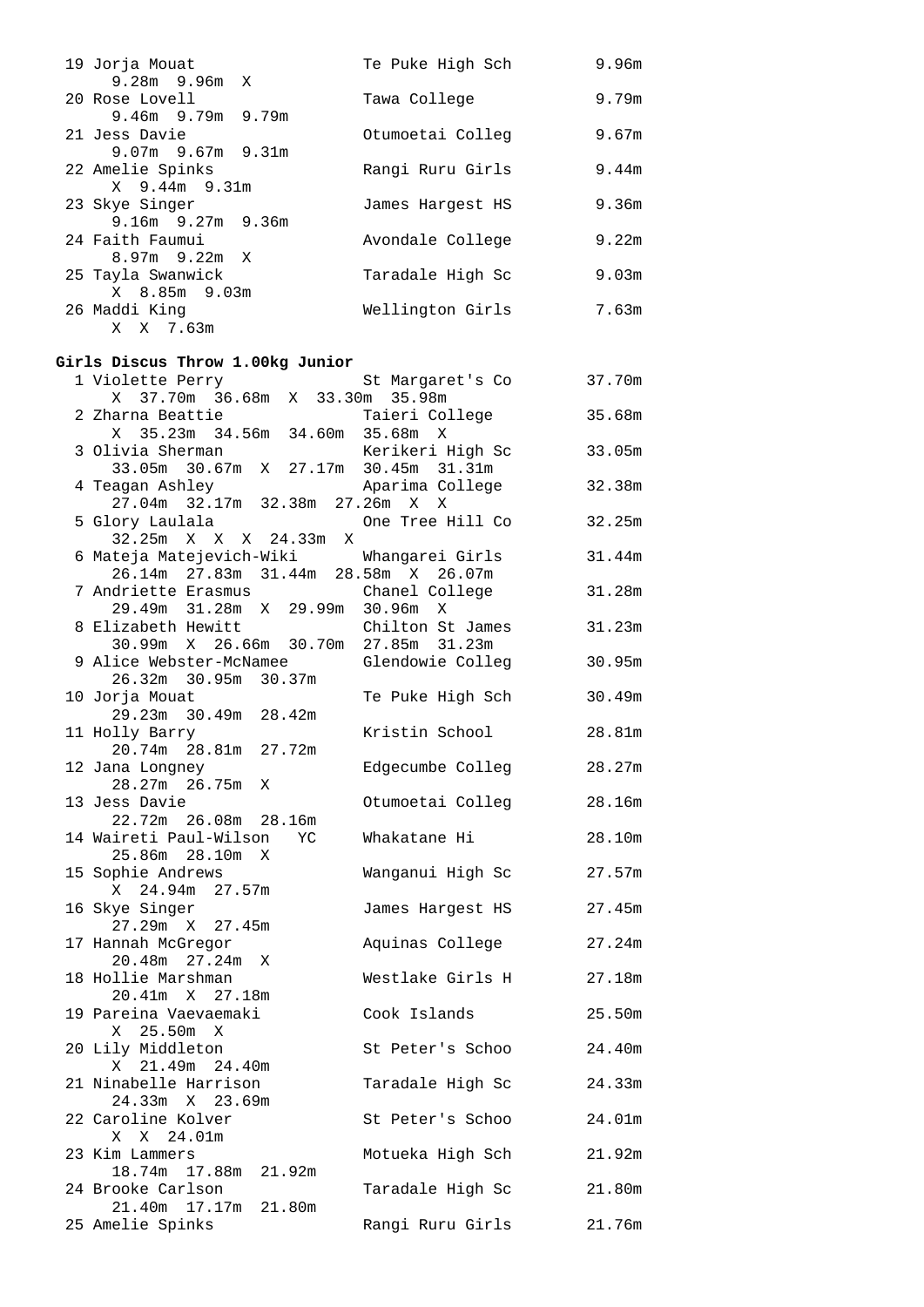```
 19 Jorja Mouat                 Te Puke High Sch         9.96m
      9.28m  9.96m  X
 20 Rose Lovell                 Tawa College             9.79m
      9.46m  9.79m  9.79m
 21 Jess Davie                  Otumoetai Colleg         9.67m
      9.07m  9.67m  9.31m
 22 Amelie Spinks               Rangi Ruru Girls         9.44m
      X  9.44m  9.31m
 23 Skye Singer                 James Hargest HS         9.36m
      9.16m  9.27m  9.36m
 24 Faith Faumui                Avondale College         9.22m
      8.97m  9.22m  X
 25 Tayla Swanwick              Taradale High Sc         9.03m
      X  8.85m  9.03m
 26 Maddi King                  Wellington Girls         7.63m
      X  X  7.63m
```

**Girls Discus Throw 1.00kg Junior**

```
  1 Violette Perry              St Margaret's Co        37.70m
      X  37.70m  36.68m  X  33.30m  35.98m
  2 Zharna Beattie              Taieri College          35.68m
      X  35.23m  34.56m  34.60m  35.68m  X
  3 Olivia Sherman              Kerikeri High Sc        33.05m
      33.05m  30.67m  X  27.17m  30.45m  31.31m
  4 Teagan Ashley               Aparima College         32.38m
      27.04m  32.17m  32.38m  27.26m  X  X
  5 Glory Laulala               One Tree Hill Co        32.25m
      32.25m  X  X  X  24.33m  X
  6 Mateja Matejevich-Wiki      Whangarei Girls         31.44m
      26.14m  27.83m  31.44m  28.58m  X  26.07m
  7 Andriette Erasmus           Chanel College          31.28m
      29.49m  31.28m  X  29.99m  30.96m  X
  8 Elizabeth Hewitt            Chilton St James        31.23m
      30.99m  X  26.66m  30.70m  27.85m  31.23m
  9 Alice Webster-McNamee       Glendowie Colleg        30.95m
      26.32m  30.95m  30.37m
 10 Jorja Mouat                 Te Puke High Sch        30.49m
      29.23m  30.49m  28.42m
 11 Holly Barry                 Kristin School          28.81m
      20.74m  28.81m  27.72m
 12 Jana Longney                Edgecumbe Colleg        28.27m
      28.27m  26.75m  X
 13 Jess Davie                  Otumoetai Colleg        28.16m
      22.72m  26.08m  28.16m
 14 Waireti Paul-Wilson   YC    Whakatane Hi            28.10m
      25.86m  28.10m  X
 15 Sophie Andrews              Wanganui High Sc        27.57m
      X  24.94m  27.57m
 16 Skye Singer                 James Hargest HS        27.45m
      27.29m  X  27.45m
 17 Hannah McGregor             Aquinas College         27.24m
      20.48m  27.24m  X
 18 Hollie Marshman             Westlake Girls H        27.18m
      20.41m  X  27.18m
 19 Pareina Vaevaemaki          Cook Islands            25.50m
      X  25.50m  X
 20 Lily Middleton              St Peter's Schoo        24.40m
      X  21.49m  24.40m
 21 Ninabelle Harrison          Taradale High Sc        24.33m
      24.33m  X  23.69m
 22 Caroline Kolver             St Peter's Schoo        24.01m
      X  X  24.01m
 23 Kim Lammers                 Motueka High Sch        21.92m
      18.74m  17.88m  21.92m
 24 Brooke Carlson              Taradale High Sc        21.80m
      21.40m  17.17m  21.80m
 25 Amelie Spinks               Rangi Ruru Girls        21.76m
```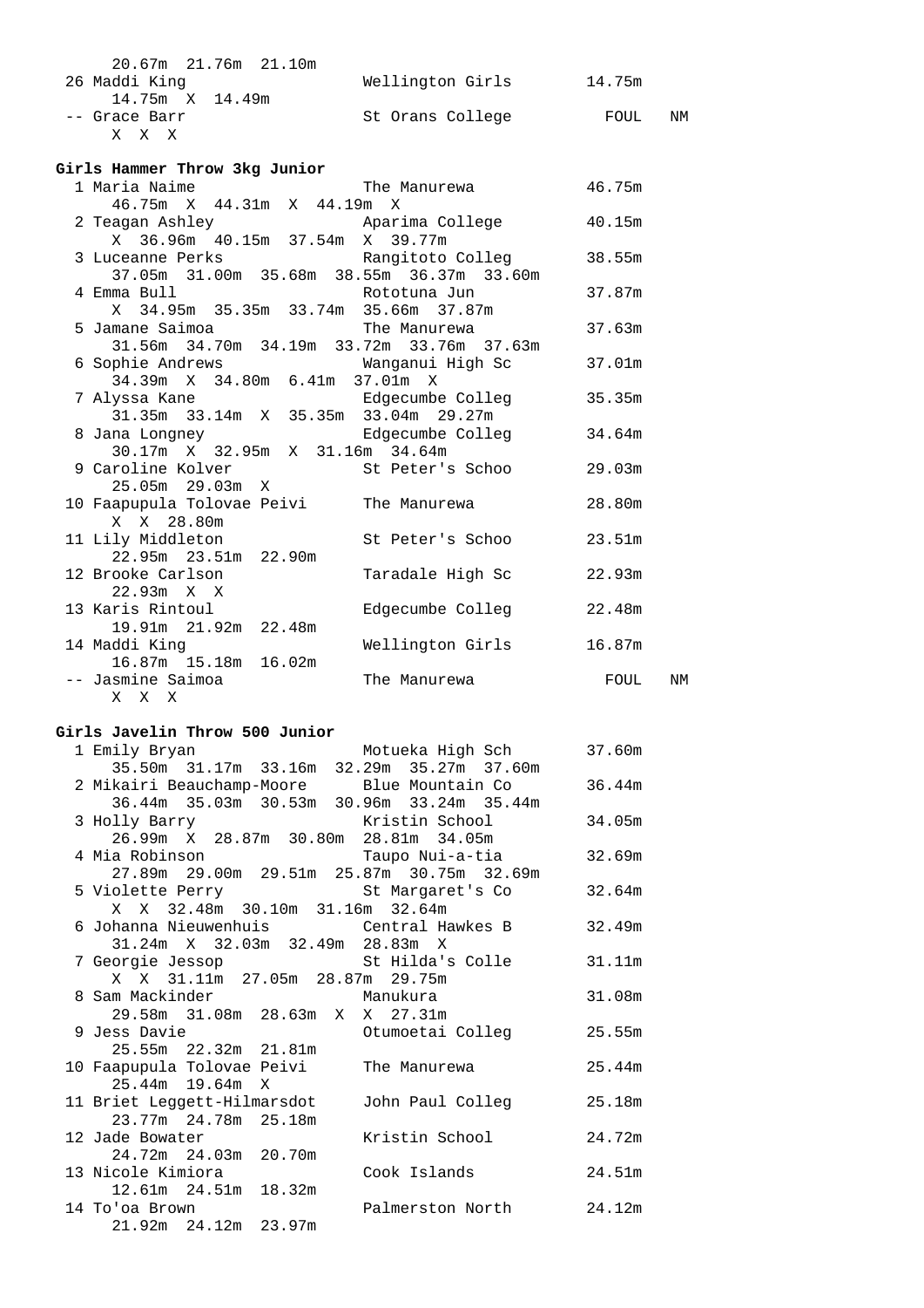```
     20.67m  21.76m  21.10m
 26 Maddi King                  Wellington Girls       14.75m
     14.75m  X  14.49m
 -- Grace Barr                  St Orans College         FOUL   NM
     X  X  X
```

**Girls Hammer Throw 3kg Junior**

```
  1 Maria Naime                 The Manurewa           46.75m
     46.75m  X  44.31m  X  44.19m  X
  2 Teagan Ashley               Aparima College        40.15m
     X  36.96m  40.15m  37.54m  X  39.77m
  3 Luceanne Perks              Rangitoto Colleg       38.55m
     37.05m  31.00m  35.68m  38.55m  36.37m  33.60m
  4 Emma Bull                   Rototuna Jun           37.87m
     X  34.95m  35.35m  33.74m  35.66m  37.87m
  5 Jamane Saimoa               The Manurewa           37.63m
     31.56m  34.70m  34.19m  33.72m  33.76m  37.63m
  6 Sophie Andrews              Wanganui High Sc       37.01m
     34.39m  X  34.80m  6.41m  37.01m  X
  7 Alyssa Kane                 Edgecumbe Colleg       35.35m
     31.35m  33.14m  X  35.35m  33.04m  29.27m
  8 Jana Longney                Edgecumbe Colleg       34.64m
     30.17m  X  32.95m  X  31.16m  34.64m
  9 Caroline Kolver             St Peter's Schoo       29.03m
     25.05m  29.03m  X
 10 Faapupula Tolovae Peivi     The Manurewa           28.80m
     X  X  28.80m
 11 Lily Middleton              St Peter's Schoo       23.51m
     22.95m  23.51m  22.90m
 12 Brooke Carlson              Taradale High Sc       22.93m
     22.93m  X  X
 13 Karis Rintoul               Edgecumbe Colleg       22.48m
     19.91m  21.92m  22.48m
 14 Maddi King                  Wellington Girls       16.87m
     16.87m  15.18m  16.02m
 -- Jasmine Saimoa              The Manurewa             FOUL   NM
     X  X  X
```

**Girls Javelin Throw 500 Junior**

```
  1 Emily Bryan                 Motueka High Sch       37.60m
     35.50m  31.17m  33.16m  32.29m  35.27m  37.60m
  2 Mikairi Beauchamp-Moore     Blue Mountain Co       36.44m
     36.44m  35.03m  30.53m  30.96m  33.24m  35.44m
  3 Holly Barry                 Kristin School         34.05m
     26.99m  X  28.87m  30.80m  28.81m  34.05m
  4 Mia Robinson                Taupo Nui-a-tia        32.69m
     27.89m  29.00m  29.51m  25.87m  30.75m  32.69m
  5 Violette Perry              St Margaret's Co       32.64m
     X  X  32.48m  30.10m  31.16m  32.64m
  6 Johanna Nieuwenhuis         Central Hawkes B       32.49m
     31.24m  X  32.03m  32.49m  28.83m  X
  7 Georgie Jessop              St Hilda's Colle       31.11m
     X  X  31.11m  27.05m  28.87m  29.75m
  8 Sam Mackinder               Manukura               31.08m
     29.58m  31.08m  28.63m  X  X  27.31m
  9 Jess Davie                  Otumoetai Colleg       25.55m
     25.55m  22.32m  21.81m
 10 Faapupula Tolovae Peivi     The Manurewa           25.44m
     25.44m  19.64m  X
 11 Briet Leggett-Hilmarsdot    John Paul Colleg       25.18m
     23.77m  24.78m  25.18m
 12 Jade Bowater                Kristin School         24.72m
     24.72m  24.03m  20.70m
 13 Nicole Kimiora              Cook Islands           24.51m
     12.61m  24.51m  18.32m
 14 To'oa Brown                 Palmerston North       24.12m
     21.92m  24.12m  23.97m
```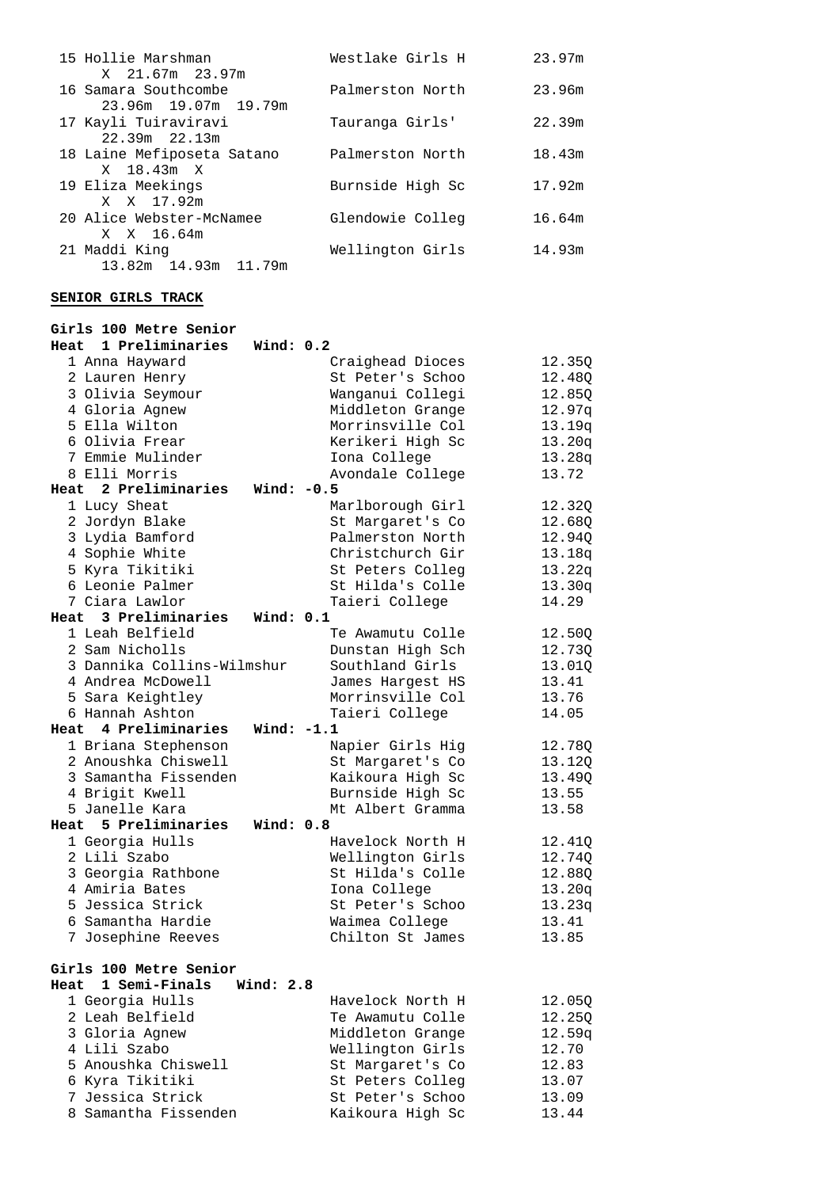| Place | Name | School | Mark |
|---|---|---|---|
| 15 | Hollie Marshman | Westlake Girls H | 23.97m |
| | X 21.67m 23.97m | | |
| 16 | Samara Southcombe | Palmerston North | 23.96m |
| | 23.96m 19.07m 19.79m | | |
| 17 | Kayli Tuiraviravi | Tauranga Girls' | 22.39m |
| | 22.39m 22.13m | | |
| 18 | Laine Mefiposeta Satano | Palmerston North | 18.43m |
| | X 18.43m X | | |
| 19 | Eliza Meekings | Burnside High Sc | 17.92m |
| | X X 17.92m | | |
| 20 | Alice Webster-McNamee | Glendowie Colleg | 16.64m |
| | X X 16.64m | | |
| 21 | Maddi King | Wellington Girls | 14.93m |
| | 13.82m 14.93m 11.79m | | |

**SENIOR GIRLS TRACK**

**Girls 100 Metre Senior**

**Heat 1 Preliminaries Wind: 0.2**

| Place | Name | School | Time |
|---|---|---|---|
| 1 | Anna Hayward | Craighead Dioces | 12.35Q |
| 2 | Lauren Henry | St Peter's Schoo | 12.48Q |
| 3 | Olivia Seymour | Wanganui Collegi | 12.85Q |
| 4 | Gloria Agnew | Middleton Grange | 12.97q |
| 5 | Ella Wilton | Morrinsville Col | 13.19q |
| 6 | Olivia Frear | Kerikeri High Sc | 13.20q |
| 7 | Emmie Mulinder | Iona College | 13.28q |
| 8 | Elli Morris | Avondale College | 13.72 |

**Heat 2 Preliminaries Wind: -0.5**

| Place | Name | School | Time |
|---|---|---|---|
| 1 | Lucy Sheat | Marlborough Girl | 12.32Q |
| 2 | Jordyn Blake | St Margaret's Co | 12.68Q |
| 3 | Lydia Bamford | Palmerston North | 12.94Q |
| 4 | Sophie White | Christchurch Gir | 13.18q |
| 5 | Kyra Tikitiki | St Peters Colleg | 13.22q |
| 6 | Leonie Palmer | St Hilda's Colle | 13.30q |
| 7 | Ciara Lawlor | Taieri College | 14.29 |

**Heat 3 Preliminaries Wind: 0.1**

| Place | Name | School | Time |
|---|---|---|---|
| 1 | Leah Belfield | Te Awamutu Colle | 12.50Q |
| 2 | Sam Nicholls | Dunstan High Sch | 12.73Q |
| 3 | Dannika Collins-Wilmshur | Southland Girls | 13.01Q |
| 4 | Andrea McDowell | James Hargest HS | 13.41 |
| 5 | Sara Keightley | Morrinsville Col | 13.76 |
| 6 | Hannah Ashton | Taieri College | 14.05 |

**Heat 4 Preliminaries Wind: -1.1**

| Place | Name | School | Time |
|---|---|---|---|
| 1 | Briana Stephenson | Napier Girls Hig | 12.78Q |
| 2 | Anoushka Chiswell | St Margaret's Co | 13.12Q |
| 3 | Samantha Fissenden | Kaikoura High Sc | 13.49Q |
| 4 | Brigit Kwell | Burnside High Sc | 13.55 |
| 5 | Janelle Kara | Mt Albert Gramma | 13.58 |

**Heat 5 Preliminaries Wind: 0.8**

| Place | Name | School | Time |
|---|---|---|---|
| 1 | Georgia Hulls | Havelock North H | 12.41Q |
| 2 | Lili Szabo | Wellington Girls | 12.74Q |
| 3 | Georgia Rathbone | St Hilda's Colle | 12.88Q |
| 4 | Amiria Bates | Iona College | 13.20q |
| 5 | Jessica Strick | St Peter's Schoo | 13.23q |
| 6 | Samantha Hardie | Waimea College | 13.41 |
| 7 | Josephine Reeves | Chilton St James | 13.85 |

**Girls 100 Metre Senior**

**Heat 1 Semi-Finals Wind: 2.8**

| Place | Name | School | Time |
|---|---|---|---|
| 1 | Georgia Hulls | Havelock North H | 12.05Q |
| 2 | Leah Belfield | Te Awamutu Colle | 12.25Q |
| 3 | Gloria Agnew | Middleton Grange | 12.59q |
| 4 | Lili Szabo | Wellington Girls | 12.70 |
| 5 | Anoushka Chiswell | St Margaret's Co | 12.83 |
| 6 | Kyra Tikitiki | St Peters Colleg | 13.07 |
| 7 | Jessica Strick | St Peter's Schoo | 13.09 |
| 8 | Samantha Fissenden | Kaikoura High Sc | 13.44 |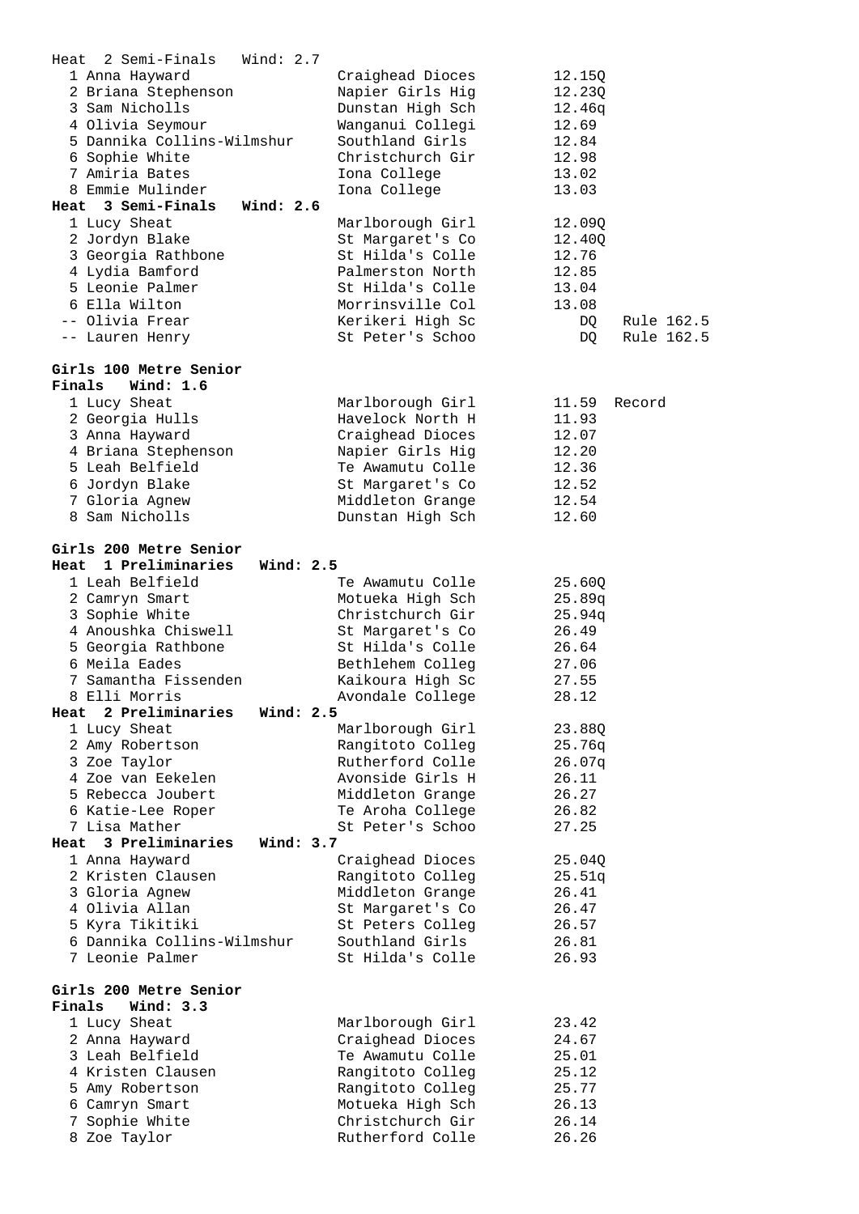**Heat 2 Semi-Finals Wind: 2.7**

| Place | Name | School | Time | |
|---|---|---|---|---|
| 1 | Anna Hayward | Craighead Dioces | 12.15Q | |
| 2 | Briana Stephenson | Napier Girls Hig | 12.23Q | |
| 3 | Sam Nicholls | Dunstan High Sch | 12.46q | |
| 4 | Olivia Seymour | Wanganui Collegi | 12.69 | |
| 5 | Dannika Collins-Wilmshur | Southland Girls | 12.84 | |
| 6 | Sophie White | Christchurch Gir | 12.98 | |
| 7 | Amiria Bates | Iona College | 13.02 | |
| 8 | Emmie Mulinder | Iona College | 13.03 | |

**Heat 3 Semi-Finals Wind: 2.6**

| Place | Name | School | Time | |
|---|---|---|---|---|
| 1 | Lucy Sheat | Marlborough Girl | 12.09Q | |
| 2 | Jordyn Blake | St Margaret's Co | 12.40Q | |
| 3 | Georgia Rathbone | St Hilda's Colle | 12.76 | |
| 4 | Lydia Bamford | Palmerston North | 12.85 | |
| 5 | Leonie Palmer | St Hilda's Colle | 13.04 | |
| 6 | Ella Wilton | Morrinsville Col | 13.08 | |
| -- | Olivia Frear | Kerikeri High Sc | DQ | Rule 162.5 |
| -- | Lauren Henry | St Peter's Schoo | DQ | Rule 162.5 |

**Girls 100 Metre Senior**

**Finals Wind: 1.6**

| Place | Name | School | Time | |
|---|---|---|---|---|
| 1 | Lucy Sheat | Marlborough Girl | 11.59 | Record |
| 2 | Georgia Hulls | Havelock North H | 11.93 | |
| 3 | Anna Hayward | Craighead Dioces | 12.07 | |
| 4 | Briana Stephenson | Napier Girls Hig | 12.20 | |
| 5 | Leah Belfield | Te Awamutu Colle | 12.36 | |
| 6 | Jordyn Blake | St Margaret's Co | 12.52 | |
| 7 | Gloria Agnew | Middleton Grange | 12.54 | |
| 8 | Sam Nicholls | Dunstan High Sch | 12.60 | |

**Girls 200 Metre Senior**

**Heat 1 Preliminaries Wind: 2.5**

| Place | Name | School | Time |
|---|---|---|---|
| 1 | Leah Belfield | Te Awamutu Colle | 25.60Q |
| 2 | Camryn Smart | Motueka High Sch | 25.89q |
| 3 | Sophie White | Christchurch Gir | 25.94q |
| 4 | Anoushka Chiswell | St Margaret's Co | 26.49 |
| 5 | Georgia Rathbone | St Hilda's Colle | 26.64 |
| 6 | Meila Eades | Bethlehem Colleg | 27.06 |
| 7 | Samantha Fissenden | Kaikoura High Sc | 27.55 |
| 8 | Elli Morris | Avondale College | 28.12 |

**Heat 2 Preliminaries Wind: 2.5**

| Place | Name | School | Time |
|---|---|---|---|
| 1 | Lucy Sheat | Marlborough Girl | 23.88Q |
| 2 | Amy Robertson | Rangitoto Colleg | 25.76q |
| 3 | Zoe Taylor | Rutherford Colle | 26.07q |
| 4 | Zoe van Eekelen | Avonside Girls H | 26.11 |
| 5 | Rebecca Joubert | Middleton Grange | 26.27 |
| 6 | Katie-Lee Roper | Te Aroha College | 26.82 |
| 7 | Lisa Mather | St Peter's Schoo | 27.25 |

**Heat 3 Preliminaries Wind: 3.7**

| Place | Name | School | Time |
|---|---|---|---|
| 1 | Anna Hayward | Craighead Dioces | 25.04Q |
| 2 | Kristen Clausen | Rangitoto Colleg | 25.51q |
| 3 | Gloria Agnew | Middleton Grange | 26.41 |
| 4 | Olivia Allan | St Margaret's Co | 26.47 |
| 5 | Kyra Tikitiki | St Peters Colleg | 26.57 |
| 6 | Dannika Collins-Wilmshur | Southland Girls | 26.81 |
| 7 | Leonie Palmer | St Hilda's Colle | 26.93 |

**Girls 200 Metre Senior**

**Finals Wind: 3.3**

| Place | Name | School | Time |
|---|---|---|---|
| 1 | Lucy Sheat | Marlborough Girl | 23.42 |
| 2 | Anna Hayward | Craighead Dioces | 24.67 |
| 3 | Leah Belfield | Te Awamutu Colle | 25.01 |
| 4 | Kristen Clausen | Rangitoto Colleg | 25.12 |
| 5 | Amy Robertson | Rangitoto Colleg | 25.77 |
| 6 | Camryn Smart | Motueka High Sch | 26.13 |
| 7 | Sophie White | Christchurch Gir | 26.14 |
| 8 | Zoe Taylor | Rutherford Colle | 26.26 |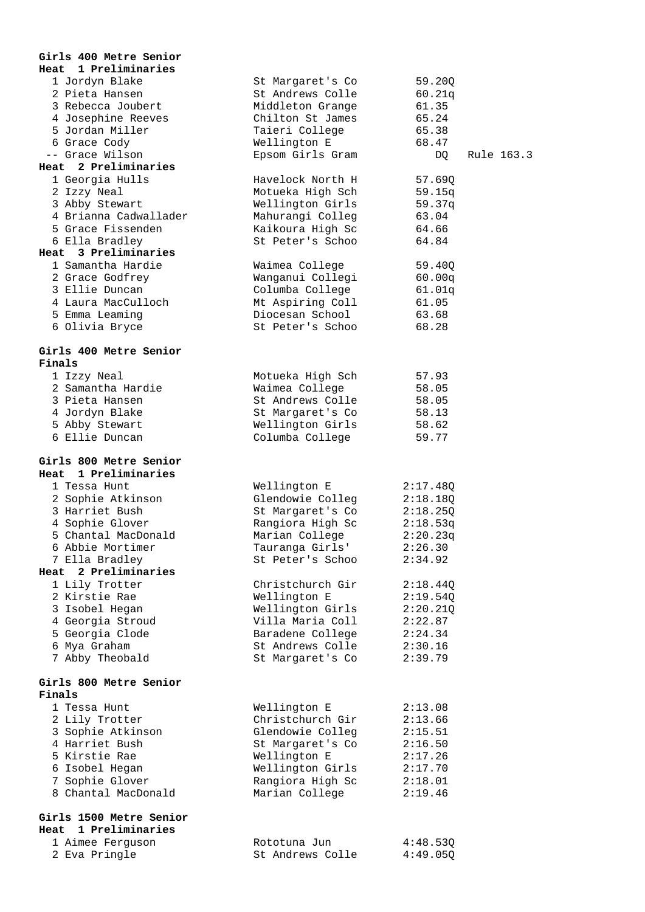**Girls 400 Metre Senior**

**Heat 1 Preliminaries**

| Place | Name | School | Time | Note |
|---|---|---|---|---|
| 1 | Jordyn Blake | St Margaret's Co | 59.20Q | |
| 2 | Pieta Hansen | St Andrews Colle | 60.21q | |
| 3 | Rebecca Joubert | Middleton Grange | 61.35 | |
| 4 | Josephine Reeves | Chilton St James | 65.24 | |
| 5 | Jordan Miller | Taieri College | 65.38 | |
| 6 | Grace Cody | Wellington E | 68.47 | |
| -- | Grace Wilson | Epsom Girls Gram | DQ | Rule 163.3 |

**Heat 2 Preliminaries**

| Place | Name | School | Time |
|---|---|---|---|
| 1 | Georgia Hulls | Havelock North H | 57.69Q |
| 2 | Izzy Neal | Motueka High Sch | 59.15q |
| 3 | Abby Stewart | Wellington Girls | 59.37q |
| 4 | Brianna Cadwallader | Mahurangi Colleg | 63.04 |
| 5 | Grace Fissenden | Kaikoura High Sc | 64.66 |
| 6 | Ella Bradley | St Peter's Schoo | 64.84 |

**Heat 3 Preliminaries**

| Place | Name | School | Time |
|---|---|---|---|
| 1 | Samantha Hardie | Waimea College | 59.40Q |
| 2 | Grace Godfrey | Wanganui Collegi | 60.00q |
| 3 | Ellie Duncan | Columba College | 61.01q |
| 4 | Laura MacCulloch | Mt Aspiring Coll | 61.05 |
| 5 | Emma Leaming | Diocesan School | 63.68 |
| 6 | Olivia Bryce | St Peter's Schoo | 68.28 |

**Girls 400 Metre Senior**

**Finals**

| Place | Name | School | Time |
|---|---|---|---|
| 1 | Izzy Neal | Motueka High Sch | 57.93 |
| 2 | Samantha Hardie | Waimea College | 58.05 |
| 3 | Pieta Hansen | St Andrews Colle | 58.05 |
| 4 | Jordyn Blake | St Margaret's Co | 58.13 |
| 5 | Abby Stewart | Wellington Girls | 58.62 |
| 6 | Ellie Duncan | Columba College | 59.77 |

**Girls 800 Metre Senior**

**Heat 1 Preliminaries**

| Place | Name | School | Time |
|---|---|---|---|
| 1 | Tessa Hunt | Wellington E | 2:17.48Q |
| 2 | Sophie Atkinson | Glendowie Colleg | 2:18.18Q |
| 3 | Harriet Bush | St Margaret's Co | 2:18.25Q |
| 4 | Sophie Glover | Rangiora High Sc | 2:18.53q |
| 5 | Chantal MacDonald | Marian College | 2:20.23q |
| 6 | Abbie Mortimer | Tauranga Girls' | 2:26.30 |
| 7 | Ella Bradley | St Peter's Schoo | 2:34.92 |

**Heat 2 Preliminaries**

| Place | Name | School | Time |
|---|---|---|---|
| 1 | Lily Trotter | Christchurch Gir | 2:18.44Q |
| 2 | Kirstie Rae | Wellington E | 2:19.54Q |
| 3 | Isobel Hegan | Wellington Girls | 2:20.21Q |
| 4 | Georgia Stroud | Villa Maria Coll | 2:22.87 |
| 5 | Georgia Clode | Baradene College | 2:24.34 |
| 6 | Mya Graham | St Andrews Colle | 2:30.16 |
| 7 | Abby Theobald | St Margaret's Co | 2:39.79 |

**Girls 800 Metre Senior**

**Finals**

| Place | Name | School | Time |
|---|---|---|---|
| 1 | Tessa Hunt | Wellington E | 2:13.08 |
| 2 | Lily Trotter | Christchurch Gir | 2:13.66 |
| 3 | Sophie Atkinson | Glendowie Colleg | 2:15.51 |
| 4 | Harriet Bush | St Margaret's Co | 2:16.50 |
| 5 | Kirstie Rae | Wellington E | 2:17.26 |
| 6 | Isobel Hegan | Wellington Girls | 2:17.70 |
| 7 | Sophie Glover | Rangiora High Sc | 2:18.01 |
| 8 | Chantal MacDonald | Marian College | 2:19.46 |

**Girls 1500 Metre Senior**

**Heat 1 Preliminaries**

| Place | Name | School | Time |
|---|---|---|---|
| 1 | Aimee Ferguson | Rototuna Jun | 4:48.53Q |
| 2 | Eva Pringle | St Andrews Colle | 4:49.05Q |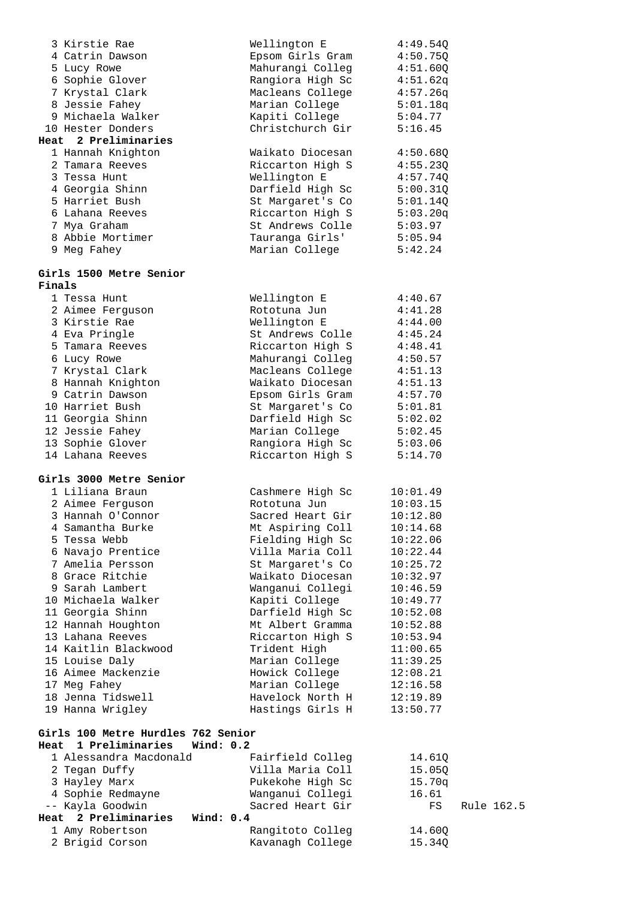| Place | Name | School | Time | |
|---|---|---|---|---|
| 3 | Kirstie Rae | Wellington E | 4:49.54Q | |
| 4 | Catrin Dawson | Epsom Girls Gram | 4:50.75Q | |
| 5 | Lucy Rowe | Mahurangi Colleg | 4:51.60Q | |
| 6 | Sophie Glover | Rangiora High Sc | 4:51.62q | |
| 7 | Krystal Clark | Macleans College | 4:57.26q | |
| 8 | Jessie Fahey | Marian College | 5:01.18q | |
| 9 | Michaela Walker | Kapiti College | 5:04.77 | |
| 10 | Hester Donders | Christchurch Gir | 5:16.45 | |

**Heat 2 Preliminaries**

| Place | Name | School | Time |
|---|---|---|---|
| 1 | Hannah Knighton | Waikato Diocesan | 4:50.68Q |
| 2 | Tamara Reeves | Riccarton High S | 4:55.23Q |
| 3 | Tessa Hunt | Wellington E | 4:57.74Q |
| 4 | Georgia Shinn | Darfield High Sc | 5:00.31Q |
| 5 | Harriet Bush | St Margaret's Co | 5:01.14Q |
| 6 | Lahana Reeves | Riccarton High S | 5:03.20q |
| 7 | Mya Graham | St Andrews Colle | 5:03.97 |
| 8 | Abbie Mortimer | Tauranga Girls' | 5:05.94 |
| 9 | Meg Fahey | Marian College | 5:42.24 |

**Girls 1500 Metre Senior**

**Finals**

| Place | Name | School | Time |
|---|---|---|---|
| 1 | Tessa Hunt | Wellington E | 4:40.67 |
| 2 | Aimee Ferguson | Rototuna Jun | 4:41.28 |
| 3 | Kirstie Rae | Wellington E | 4:44.00 |
| 4 | Eva Pringle | St Andrews Colle | 4:45.24 |
| 5 | Tamara Reeves | Riccarton High S | 4:48.41 |
| 6 | Lucy Rowe | Mahurangi Colleg | 4:50.57 |
| 7 | Krystal Clark | Macleans College | 4:51.13 |
| 8 | Hannah Knighton | Waikato Diocesan | 4:51.13 |
| 9 | Catrin Dawson | Epsom Girls Gram | 4:57.70 |
| 10 | Harriet Bush | St Margaret's Co | 5:01.81 |
| 11 | Georgia Shinn | Darfield High Sc | 5:02.02 |
| 12 | Jessie Fahey | Marian College | 5:02.45 |
| 13 | Sophie Glover | Rangiora High Sc | 5:03.06 |
| 14 | Lahana Reeves | Riccarton High S | 5:14.70 |

**Girls 3000 Metre Senior**

| Place | Name | School | Time |
|---|---|---|---|
| 1 | Liliana Braun | Cashmere High Sc | 10:01.49 |
| 2 | Aimee Ferguson | Rototuna Jun | 10:03.15 |
| 3 | Hannah O'Connor | Sacred Heart Gir | 10:12.80 |
| 4 | Samantha Burke | Mt Aspiring Coll | 10:14.68 |
| 5 | Tessa Webb | Fielding High Sc | 10:22.06 |
| 6 | Navajo Prentice | Villa Maria Coll | 10:22.44 |
| 7 | Amelia Persson | St Margaret's Co | 10:25.72 |
| 8 | Grace Ritchie | Waikato Diocesan | 10:32.97 |
| 9 | Sarah Lambert | Wanganui Collegi | 10:46.59 |
| 10 | Michaela Walker | Kapiti College | 10:49.77 |
| 11 | Georgia Shinn | Darfield High Sc | 10:52.08 |
| 12 | Hannah Houghton | Mt Albert Gramma | 10:52.88 |
| 13 | Lahana Reeves | Riccarton High S | 10:53.94 |
| 14 | Kaitlin Blackwood | Trident High | 11:00.65 |
| 15 | Louise Daly | Marian College | 11:39.25 |
| 16 | Aimee Mackenzie | Howick College | 12:08.21 |
| 17 | Meg Fahey | Marian College | 12:16.58 |
| 18 | Jenna Tidswell | Havelock North H | 12:19.89 |
| 19 | Hanna Wrigley | Hastings Girls H | 13:50.77 |

**Girls 100 Metre Hurdles 762 Senior**

**Heat 1 Preliminaries Wind: 0.2**

| Place | Name | School | Time | |
|---|---|---|---|---|
| 1 | Alessandra Macdonald | Fairfield Colleg | 14.61Q | |
| 2 | Tegan Duffy | Villa Maria Coll | 15.05Q | |
| 3 | Hayley Marx | Pukekohe High Sc | 15.70q | |
| 4 | Sophie Redmayne | Wanganui Collegi | 16.61 | |
| -- | Kayla Goodwin | Sacred Heart Gir | FS | Rule 162.5 |

**Heat 2 Preliminaries Wind: 0.4**

| Place | Name | School | Time |
|---|---|---|---|
| 1 | Amy Robertson | Rangitoto Colleg | 14.60Q |
| 2 | Brigid Corson | Kavanagh College | 15.34Q |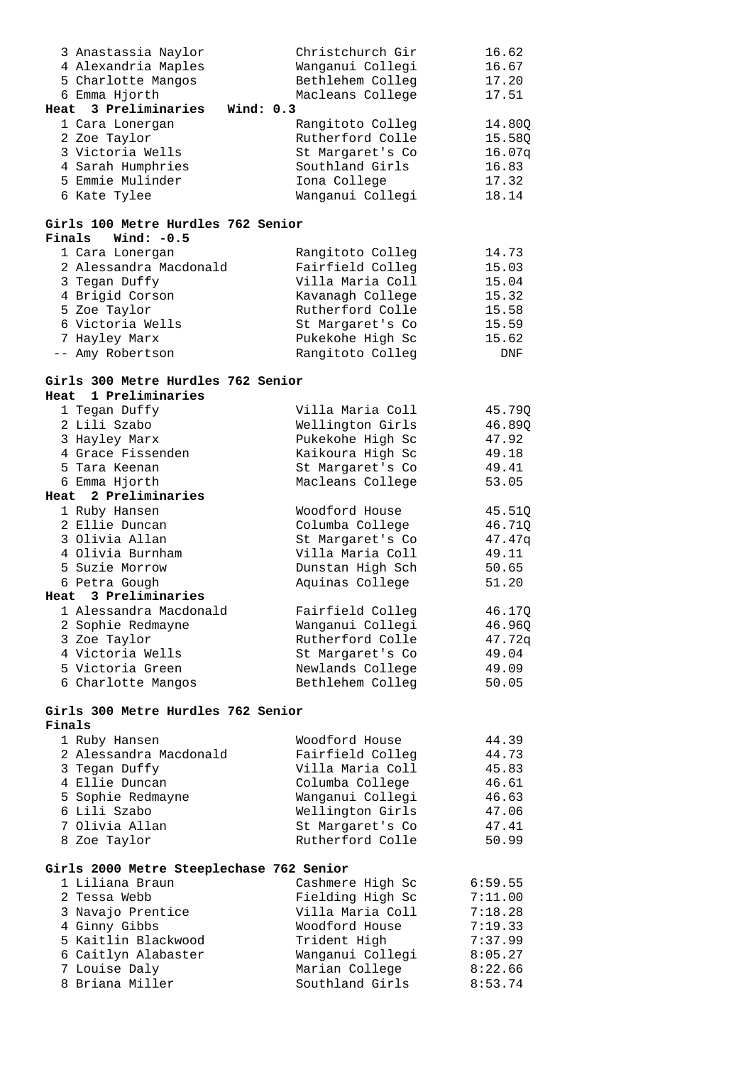| Place | Name | School | Time |
|---|---|---|---|
| 3 | Anastassia Naylor | Christchurch Gir | 16.62 |
| 4 | Alexandria Maples | Wanganui Collegi | 16.67 |
| 5 | Charlotte Mangos | Bethlehem Colleg | 17.20 |
| 6 | Emma Hjorth | Macleans College | 17.51 |

**Heat 3 Preliminaries Wind: 0.3**

| Place | Name | School | Time |
|---|---|---|---|
| 1 | Cara Lonergan | Rangitoto Colleg | 14.80Q |
| 2 | Zoe Taylor | Rutherford Colle | 15.58Q |
| 3 | Victoria Wells | St Margaret's Co | 16.07q |
| 4 | Sarah Humphries | Southland Girls | 16.83 |
| 5 | Emmie Mulinder | Iona College | 17.32 |
| 6 | Kate Tylee | Wanganui Collegi | 18.14 |

## Girls 100 Metre Hurdles 762 Senior

**Finals Wind: -0.5**

| Place | Name | School | Time |
|---|---|---|---|
| 1 | Cara Lonergan | Rangitoto Colleg | 14.73 |
| 2 | Alessandra Macdonald | Fairfield Colleg | 15.03 |
| 3 | Tegan Duffy | Villa Maria Coll | 15.04 |
| 4 | Brigid Corson | Kavanagh College | 15.32 |
| 5 | Zoe Taylor | Rutherford Colle | 15.58 |
| 6 | Victoria Wells | St Margaret's Co | 15.59 |
| 7 | Hayley Marx | Pukekohe High Sc | 15.62 |
| -- | Amy Robertson | Rangitoto Colleg | DNF |

## Girls 300 Metre Hurdles 762 Senior

**Heat 1 Preliminaries**

| Place | Name | School | Time |
|---|---|---|---|
| 1 | Tegan Duffy | Villa Maria Coll | 45.79Q |
| 2 | Lili Szabo | Wellington Girls | 46.89Q |
| 3 | Hayley Marx | Pukekohe High Sc | 47.92 |
| 4 | Grace Fissenden | Kaikoura High Sc | 49.18 |
| 5 | Tara Keenan | St Margaret's Co | 49.41 |
| 6 | Emma Hjorth | Macleans College | 53.05 |

**Heat 2 Preliminaries**

| Place | Name | School | Time |
|---|---|---|---|
| 1 | Ruby Hansen | Woodford House | 45.51Q |
| 2 | Ellie Duncan | Columba College | 46.71Q |
| 3 | Olivia Allan | St Margaret's Co | 47.47q |
| 4 | Olivia Burnham | Villa Maria Coll | 49.11 |
| 5 | Suzie Morrow | Dunstan High Sch | 50.65 |
| 6 | Petra Gough | Aquinas College | 51.20 |

**Heat 3 Preliminaries**

| Place | Name | School | Time |
|---|---|---|---|
| 1 | Alessandra Macdonald | Fairfield Colleg | 46.17Q |
| 2 | Sophie Redmayne | Wanganui Collegi | 46.96Q |
| 3 | Zoe Taylor | Rutherford Colle | 47.72q |
| 4 | Victoria Wells | St Margaret's Co | 49.04 |
| 5 | Victoria Green | Newlands College | 49.09 |
| 6 | Charlotte Mangos | Bethlehem Colleg | 50.05 |

## Girls 300 Metre Hurdles 762 Senior

**Finals**

| Place | Name | School | Time |
|---|---|---|---|
| 1 | Ruby Hansen | Woodford House | 44.39 |
| 2 | Alessandra Macdonald | Fairfield Colleg | 44.73 |
| 3 | Tegan Duffy | Villa Maria Coll | 45.83 |
| 4 | Ellie Duncan | Columba College | 46.61 |
| 5 | Sophie Redmayne | Wanganui Collegi | 46.63 |
| 6 | Lili Szabo | Wellington Girls | 47.06 |
| 7 | Olivia Allan | St Margaret's Co | 47.41 |
| 8 | Zoe Taylor | Rutherford Colle | 50.99 |

## Girls 2000 Metre Steeplechase 762 Senior

| Place | Name | School | Time |
|---|---|---|---|
| 1 | Liliana Braun | Cashmere High Sc | 6:59.55 |
| 2 | Tessa Webb | Fielding High Sc | 7:11.00 |
| 3 | Navajo Prentice | Villa Maria Coll | 7:18.28 |
| 4 | Ginny Gibbs | Woodford House | 7:19.33 |
| 5 | Kaitlin Blackwood | Trident High | 7:37.99 |
| 6 | Caitlyn Alabaster | Wanganui Collegi | 8:05.27 |
| 7 | Louise Daly | Marian College | 8:22.66 |
| 8 | Briana Miller | Southland Girls | 8:53.74 |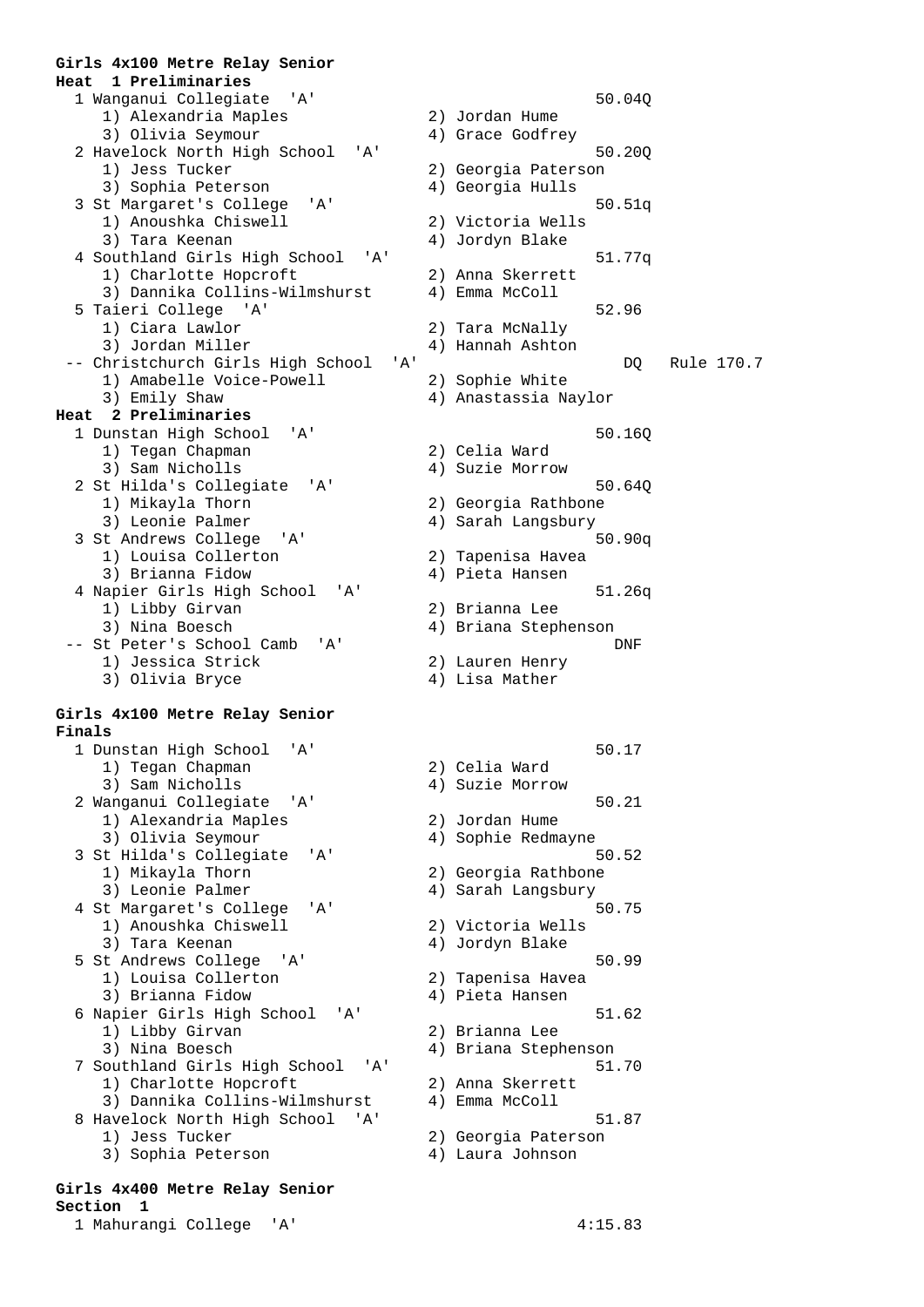**Girls 4x100 Metre Relay Senior**

**Heat 1 Preliminaries**

```
  1 Wanganui Collegiate  'A'                                 50.04Q
     1) Alexandria Maples              2) Jordan Hume
     3) Olivia Seymour                 4) Grace Godfrey
  2 Havelock North High School  'A'                          50.20Q
     1) Jess Tucker                    2) Georgia Paterson
     3) Sophia Peterson                4) Georgia Hulls
  3 St Margaret's College  'A'                               50.51q
     1) Anoushka Chiswell              2) Victoria Wells
     3) Tara Keenan                    4) Jordyn Blake
  4 Southland Girls High School  'A'                         51.77q
     1) Charlotte Hopcroft             2) Anna Skerrett
     3) Dannika Collins-Wilmshurst     4) Emma McColl
  5 Taieri College  'A'                                      52.96
     1) Ciara Lawlor                   2) Tara McNally
     3) Jordan Miller                  4) Hannah Ashton
 -- Christchurch Girls High School  'A'                         DQ   Rule 170.7
     1) Amabelle Voice-Powell          2) Sophie White
     3) Emily Shaw                     4) Anastassia Naylor
```

**Heat 2 Preliminaries**

```
  1 Dunstan High School  'A'                                 50.16Q
     1) Tegan Chapman                  2) Celia Ward
     3) Sam Nicholls                   4) Suzie Morrow
  2 St Hilda's Collegiate  'A'                               50.64Q
     1) Mikayla Thorn                  2) Georgia Rathbone
     3) Leonie Palmer                  4) Sarah Langsbury
  3 St Andrews College  'A'                                  50.90q
     1) Louisa Collerton               2) Tapenisa Havea
     3) Brianna Fidow                  4) Pieta Hansen
  4 Napier Girls High School  'A'                            51.26q
     1) Libby Girvan                   2) Brianna Lee
     3) Nina Boesch                    4) Briana Stephenson
 -- St Peter's School Camb  'A'                                 DNF
     1) Jessica Strick                 2) Lauren Henry
     3) Olivia Bryce                   4) Lisa Mather
```

**Girls 4x100 Metre Relay Senior**

**Finals**

```
  1 Dunstan High School  'A'                                 50.17
     1) Tegan Chapman                  2) Celia Ward
     3) Sam Nicholls                   4) Suzie Morrow
  2 Wanganui Collegiate  'A'                                 50.21
     1) Alexandria Maples              2) Jordan Hume
     3) Olivia Seymour                 4) Sophie Redmayne
  3 St Hilda's Collegiate  'A'                               50.52
     1) Mikayla Thorn                  2) Georgia Rathbone
     3) Leonie Palmer                  4) Sarah Langsbury
  4 St Margaret's College  'A'                               50.75
     1) Anoushka Chiswell              2) Victoria Wells
     3) Tara Keenan                    4) Jordyn Blake
  5 St Andrews College  'A'                                  50.99
     1) Louisa Collerton               2) Tapenisa Havea
     3) Brianna Fidow                  4) Pieta Hansen
  6 Napier Girls High School  'A'                            51.62
     1) Libby Girvan                   2) Brianna Lee
     3) Nina Boesch                    4) Briana Stephenson
  7 Southland Girls High School  'A'                         51.70
     1) Charlotte Hopcroft             2) Anna Skerrett
     3) Dannika Collins-Wilmshurst     4) Emma McColl
  8 Havelock North High School  'A'                          51.87
     1) Jess Tucker                    2) Georgia Paterson
     3) Sophia Peterson                4) Laura Johnson
```

**Girls 4x400 Metre Relay Senior**

**Section 1**

```
  1 Mahurangi College  'A'                                 4:15.83
```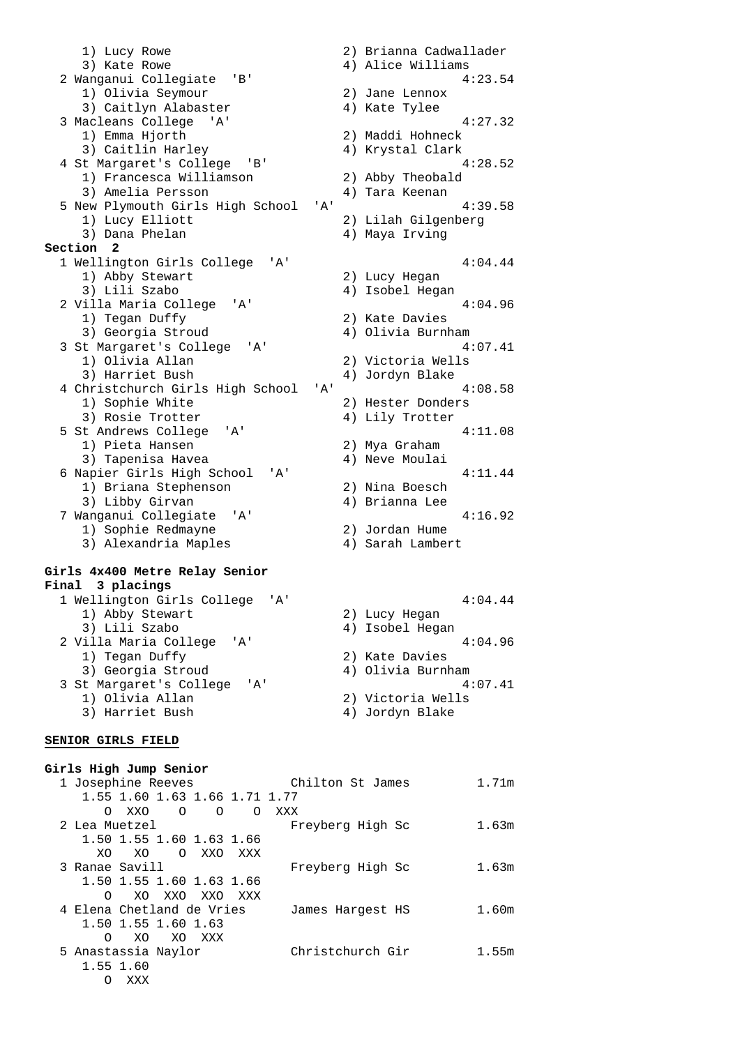1) Lucy Rowe 2) Brianna Cadwallader
3) Kate Rowe 4) Alice Williams

2 Wanganui Collegiate 'B' 4:23.54
1) Olivia Seymour 2) Jane Lennox
3) Caitlyn Alabaster 4) Kate Tylee

3 Macleans College 'A' 4:27.32
1) Emma Hjorth 2) Maddi Hohneck
3) Caitlin Harley 4) Krystal Clark

4 St Margaret's College 'B' 4:28.52
1) Francesca Williamson 2) Abby Theobald
3) Amelia Persson 4) Tara Keenan

5 New Plymouth Girls High School 'A' 4:39.58
1) Lucy Elliott 2) Lilah Gilgenberg
3) Dana Phelan 4) Maya Irving

**Section 2**

1 Wellington Girls College 'A' 4:04.44
1) Abby Stewart 2) Lucy Hegan
3) Lili Szabo 4) Isobel Hegan

2 Villa Maria College 'A' 4:04.96
1) Tegan Duffy 2) Kate Davies
3) Georgia Stroud 4) Olivia Burnham

3 St Margaret's College 'A' 4:07.41
1) Olivia Allan 2) Victoria Wells
3) Harriet Bush 4) Jordyn Blake

4 Christchurch Girls High School 'A' 4:08.58
1) Sophie White 2) Hester Donders
3) Rosie Trotter 4) Lily Trotter

5 St Andrews College 'A' 4:11.08
1) Pieta Hansen 2) Mya Graham
3) Tapenisa Havea 4) Neve Moulai

6 Napier Girls High School 'A' 4:11.44
1) Briana Stephenson 2) Nina Boesch
3) Libby Girvan 4) Brianna Lee

7 Wanganui Collegiate 'A' 4:16.92
1) Sophie Redmayne 2) Jordan Hume
3) Alexandria Maples 4) Sarah Lambert

**Girls 4x400 Metre Relay Senior**
**Final 3 placings**

1 Wellington Girls College 'A' 4:04.44
1) Abby Stewart 2) Lucy Hegan
3) Lili Szabo 4) Isobel Hegan

2 Villa Maria College 'A' 4:04.96
1) Tegan Duffy 2) Kate Davies
3) Georgia Stroud 4) Olivia Burnham

3 St Margaret's College 'A' 4:07.41
1) Olivia Allan 2) Victoria Wells
3) Harriet Bush 4) Jordyn Blake

**SENIOR GIRLS FIELD**

**Girls High Jump Senior**

```
  1 Josephine Reeves            Chilton St James        1.71m
     1.55 1.60 1.63 1.66 1.71 1.77
        O  XXO    O    O    O  XXX
  2 Lea Muetzel                 Freyberg High Sc        1.63m
     1.50 1.55 1.60 1.63 1.66
       XO   XO    O  XXO  XXX
  3 Ranae Savill                Freyberg High Sc        1.63m
     1.50 1.55 1.60 1.63 1.66
        O   XO  XXO  XXO  XXX
  4 Elena Chetland de Vries     James Hargest HS        1.60m
     1.50 1.55 1.60 1.63
        O   XO   XO  XXX
  5 Anastassia Naylor           Christchurch Gir        1.55m
     1.55 1.60
        O  XXX
```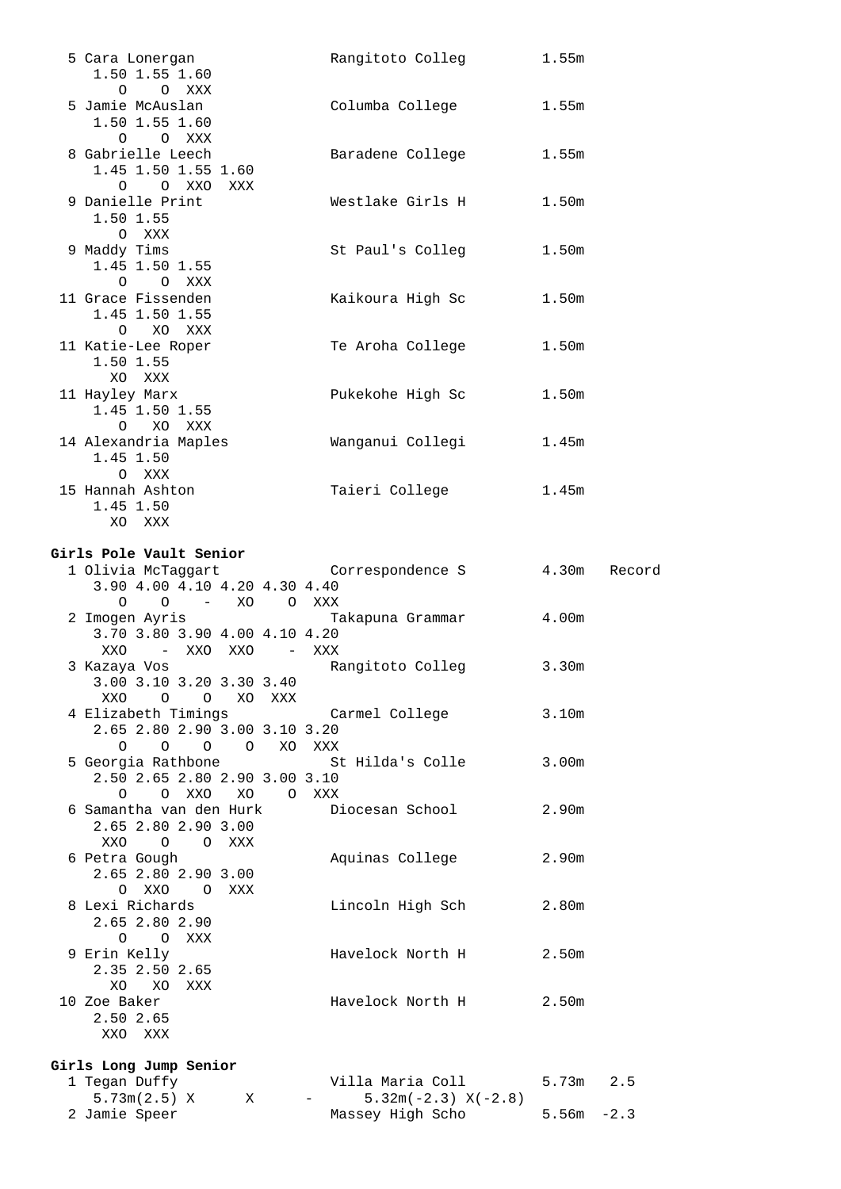```
  5 Cara Lonergan              Rangitoto Colleg        1.55m
     1.50 1.55 1.60
       O    O  XXX
  5 Jamie McAuslan             Columba College         1.55m
     1.50 1.55 1.60
       O    O  XXX
  8 Gabrielle Leech            Baradene College        1.55m
     1.45 1.50 1.55 1.60
       O    O  XXO  XXX
  9 Danielle Print             Westlake Girls H        1.50m
     1.50 1.55
       O  XXX
  9 Maddy Tims                 St Paul's Colleg        1.50m
     1.45 1.50 1.55
       O    O  XXX
 11 Grace Fissenden            Kaikoura High Sc        1.50m
     1.45 1.50 1.55
       O   XO  XXX
 11 Katie-Lee Roper            Te Aroha College        1.50m
     1.50 1.55
      XO  XXX
 11 Hayley Marx                Pukekohe High Sc        1.50m
     1.45 1.50 1.55
       O   XO  XXX
 14 Alexandria Maples          Wanganui Collegi        1.45m
     1.45 1.50
       O  XXX
 15 Hannah Ashton              Taieri College          1.45m
     1.45 1.50
      XO  XXX
```

**Girls Pole Vault Senior**

```
  1 Olivia McTaggart           Correspondence S        4.30m   Record
     3.90 4.00 4.10 4.20 4.30 4.40
       O    O    -   XO    O  XXX
  2 Imogen Ayris               Takapuna Grammar        4.00m
     3.70 3.80 3.90 4.00 4.10 4.20
      XXO    -  XXO  XXO    -  XXX
  3 Kazaya Vos                 Rangitoto Colleg        3.30m
     3.00 3.10 3.20 3.30 3.40
      XXO    O    O   XO  XXX
  4 Elizabeth Timings          Carmel College          3.10m
     2.65 2.80 2.90 3.00 3.10 3.20
       O    O    O    O   XO  XXX
  5 Georgia Rathbone           St Hilda's Colle        3.00m
     2.50 2.65 2.80 2.90 3.00 3.10
       O    O  XXO   XO    O  XXX
  6 Samantha van den Hurk      Diocesan School         2.90m
     2.65 2.80 2.90 3.00
      XXO    O    O  XXX
  6 Petra Gough                Aquinas College         2.90m
     2.65 2.80 2.90 3.00
       O  XXO    O  XXX
  8 Lexi Richards              Lincoln High Sch        2.80m
     2.65 2.80 2.90
       O    O  XXX
  9 Erin Kelly                 Havelock North H        2.50m
     2.35 2.50 2.65
      XO   XO  XXX
 10 Zoe Baker                  Havelock North H        2.50m
     2.50 2.65
      XXO  XXX
```

**Girls Long Jump Senior**

```
  1 Tegan Duffy                Villa Maria Coll        5.73m   2.5
     5.73m(2.5) X      X      -      5.32m(-2.3) X(-2.8)
  2 Jamie Speer                Massey High Scho        5.56m  -2.3
```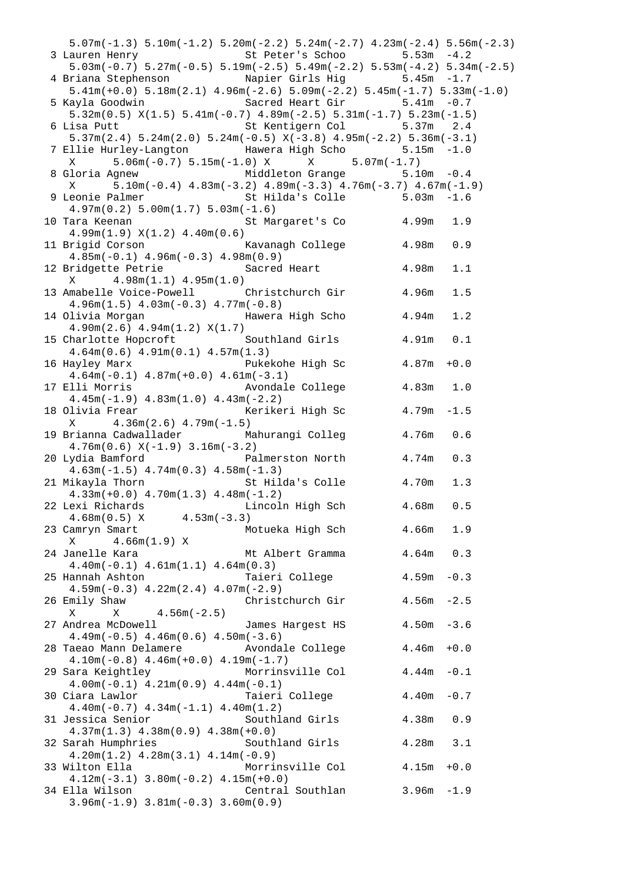```
   5.07m(-1.3) 5.10m(-1.2) 5.20m(-2.2) 5.24m(-2.7) 4.23m(-2.4) 5.56m(-2.3)
 3 Lauren Henry             St Peter's Schoo        5.53m  -4.2
   5.03m(-0.7) 5.27m(-0.5) 5.19m(-2.5) 5.49m(-2.2) 5.53m(-4.2) 5.34m(-2.5)
 4 Briana Stephenson        Napier Girls Hig        5.45m  -1.7
   5.41m(+0.0) 5.18m(2.1) 4.96m(-2.6) 5.09m(-2.2) 5.45m(-1.7) 5.33m(-1.0)
 5 Kayla Goodwin            Sacred Heart Gir        5.41m  -0.7
   5.32m(0.5) X(1.5) 5.41m(-0.7) 4.89m(-2.5) 5.31m(-1.7) 5.23m(-1.5)
 6 Lisa Putt                St Kentigern Col        5.37m   2.4
   5.37m(2.4) 5.24m(2.0) 5.24m(-0.5) X(-3.8) 4.95m(-2.2) 5.36m(-3.1)
 7 Ellie Hurley-Langton     Hawera High Scho        5.15m  -1.0
   X      5.06m(-0.7) 5.15m(-1.0) X      X      5.07m(-1.7)
 8 Gloria Agnew             Middleton Grange        5.10m  -0.4
   X      5.10m(-0.4) 4.83m(-3.2) 4.89m(-3.3) 4.76m(-3.7) 4.67m(-1.9)
 9 Leonie Palmer            St Hilda's Colle        5.03m  -1.6
   4.97m(0.2) 5.00m(1.7) 5.03m(-1.6)
10 Tara Keenan              St Margaret's Co        4.99m   1.9
   4.99m(1.9) X(1.2) 4.40m(0.6)
11 Brigid Corson            Kavanagh College        4.98m   0.9
   4.85m(-0.1) 4.96m(-0.3) 4.98m(0.9)
12 Bridgette Petrie         Sacred Heart            4.98m   1.1
   X      4.98m(1.1) 4.95m(1.0)
13 Amabelle Voice-Powell    Christchurch Gir        4.96m   1.5
   4.96m(1.5) 4.03m(-0.3) 4.77m(-0.8)
14 Olivia Morgan            Hawera High Scho        4.94m   1.2
   4.90m(2.6) 4.94m(1.2) X(1.7)
15 Charlotte Hopcroft       Southland Girls         4.91m   0.1
   4.64m(0.6) 4.91m(0.1) 4.57m(1.3)
16 Hayley Marx              Pukekohe High Sc        4.87m  +0.0
   4.64m(-0.1) 4.87m(+0.0) 4.61m(-3.1)
17 Elli Morris              Avondale College        4.83m   1.0
   4.45m(-1.9) 4.83m(1.0) 4.43m(-2.2)
18 Olivia Frear             Kerikeri High Sc        4.79m  -1.5
   X      4.36m(2.6) 4.79m(-1.5)
19 Brianna Cadwallader      Mahurangi Colleg        4.76m   0.6
   4.76m(0.6) X(-1.9) 3.16m(-3.2)
20 Lydia Bamford            Palmerston North        4.74m   0.3
   4.63m(-1.5) 4.74m(0.3) 4.58m(-1.3)
21 Mikayla Thorn            St Hilda's Colle        4.70m   1.3
   4.33m(+0.0) 4.70m(1.3) 4.48m(-1.2)
22 Lexi Richards            Lincoln High Sch        4.68m   0.5
   4.68m(0.5) X      4.53m(-3.3)
23 Camryn Smart             Motueka High Sch        4.66m   1.9
   X      4.66m(1.9) X
24 Janelle Kara             Mt Albert Gramma        4.64m   0.3
   4.40m(-0.1) 4.61m(1.1) 4.64m(0.3)
25 Hannah Ashton            Taieri College          4.59m  -0.3
   4.59m(-0.3) 4.22m(2.4) 4.07m(-2.9)
26 Emily Shaw               Christchurch Gir        4.56m  -2.5
   X      X      4.56m(-2.5)
27 Andrea McDowell          James Hargest HS        4.50m  -3.6
   4.49m(-0.5) 4.46m(0.6) 4.50m(-3.6)
28 Taeao Mann Delamere      Avondale College        4.46m  +0.0
   4.10m(-0.8) 4.46m(+0.0) 4.19m(-1.7)
29 Sara Keightley           Morrinsville Col        4.44m  -0.1
   4.00m(-0.1) 4.21m(0.9) 4.44m(-0.1)
30 Ciara Lawlor             Taieri College          4.40m  -0.7
   4.40m(-0.7) 4.34m(-1.1) 4.40m(1.2)
31 Jessica Senior           Southland Girls         4.38m   0.9
   4.37m(1.3) 4.38m(0.9) 4.38m(+0.0)
32 Sarah Humphries          Southland Girls         4.28m   3.1
   4.20m(1.2) 4.28m(3.1) 4.14m(-0.9)
33 Wilton Ella              Morrinsville Col        4.15m  +0.0
   4.12m(-3.1) 3.80m(-0.2) 4.15m(+0.0)
34 Ella Wilson              Central Southlan        3.96m  -1.9
   3.96m(-1.9) 3.81m(-0.3) 3.60m(0.9)
```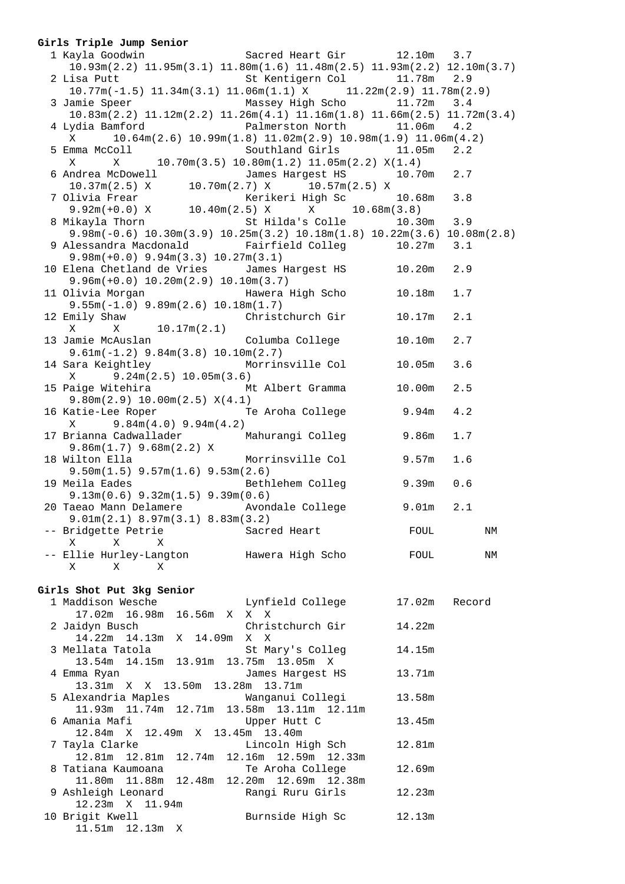**Girls Triple Jump Senior**

```
  1 Kayla Goodwin               Sacred Heart Gir       12.10m   3.7
     10.93m(2.2) 11.95m(3.1) 11.80m(1.6) 11.48m(2.5) 11.93m(2.2) 12.10m(3.7)
  2 Lisa Putt                   St Kentigern Col       11.78m   2.9
     10.77m(-1.5) 11.34m(3.1) 11.06m(1.1) X      11.22m(2.9) 11.78m(2.9)
  3 Jamie Speer                 Massey High Scho       11.72m   3.4
     10.83m(2.2) 11.12m(2.2) 11.26m(4.1) 11.16m(1.8) 11.66m(2.5) 11.72m(3.4)
  4 Lydia Bamford               Palmerston North       11.06m   4.2
     X      10.64m(2.6) 10.99m(1.8) 11.02m(2.9) 10.98m(1.9) 11.06m(4.2)
  5 Emma McColl                 Southland Girls        11.05m   2.2
     X      X      10.70m(3.5) 10.80m(1.2) 11.05m(2.2) X(1.4)
  6 Andrea McDowell             James Hargest HS       10.70m   2.7
     10.37m(2.5) X      10.70m(2.7) X      10.57m(2.5) X
  7 Olivia Frear                Kerikeri High Sc       10.68m   3.8
     9.92m(+0.0) X      10.40m(2.5) X      X      10.68m(3.8)
  8 Mikayla Thorn               St Hilda's Colle       10.30m   3.9
     9.98m(-0.6) 10.30m(3.9) 10.25m(3.2) 10.18m(1.8) 10.22m(3.6) 10.08m(2.8)
  9 Alessandra Macdonald        Fairfield Colleg       10.27m   3.1
     9.98m(+0.0) 9.94m(3.3) 10.27m(3.1)
 10 Elena Chetland de Vries     James Hargest HS       10.20m   2.9
     9.96m(+0.0) 10.20m(2.9) 10.10m(3.7)
 11 Olivia Morgan               Hawera High Scho       10.18m   1.7
     9.55m(-1.0) 9.89m(2.6) 10.18m(1.7)
 12 Emily Shaw                  Christchurch Gir       10.17m   2.1
     X      X      10.17m(2.1)
 13 Jamie McAuslan              Columba College        10.10m   2.7
     9.61m(-1.2) 9.84m(3.8) 10.10m(2.7)
 14 Sara Keightley              Morrinsville Col       10.05m   3.6
     X      9.24m(2.5) 10.05m(3.6)
 15 Paige Witehira              Mt Albert Gramma       10.00m   2.5
     9.80m(2.9) 10.00m(2.5) X(4.1)
 16 Katie-Lee Roper             Te Aroha College        9.94m   4.2
     X      9.84m(4.0) 9.94m(4.2)
 17 Brianna Cadwallader         Mahurangi Colleg        9.86m   1.7
     9.86m(1.7) 9.68m(2.2) X
 18 Wilton Ella                 Morrinsville Col        9.57m   1.6
     9.50m(1.5) 9.57m(1.6) 9.53m(2.6)
 19 Meila Eades                 Bethlehem Colleg        9.39m   0.6
     9.13m(0.6) 9.32m(1.5) 9.39m(0.6)
 20 Taeao Mann Delamere         Avondale College        9.01m   2.1
     9.01m(2.1) 8.97m(3.1) 8.83m(3.2)
 -- Bridgette Petrie            Sacred Heart             FOUL        NM
     X      X      X
 -- Ellie Hurley-Langton        Hawera High Scho         FOUL        NM
     X      X      X
```

**Girls Shot Put 3kg Senior**

```
  1 Maddison Wesche             Lynfield College       17.02m   Record
      17.02m  16.98m  16.56m  X  X  X
  2 Jaidyn Busch                Christchurch Gir       14.22m
      14.22m  14.13m  X  14.09m  X  X
  3 Mellata Tatola              St Mary's Colleg       14.15m
      13.54m  14.15m  13.91m  13.75m  13.05m  X
  4 Emma Ryan                   James Hargest HS       13.71m
      13.31m  X  X  13.50m  13.28m  13.71m
  5 Alexandria Maples           Wanganui Collegi       13.58m
      11.93m  11.74m  12.71m  13.58m  13.11m  12.11m
  6 Amania Mafi                 Upper Hutt C           13.45m
      12.84m  X  12.49m  X  13.45m  13.40m
  7 Tayla Clarke                Lincoln High Sch       12.81m
      12.81m  12.81m  12.74m  12.16m  12.59m  12.33m
  8 Tatiana Kaumoana            Te Aroha College       12.69m
      11.80m  11.88m  12.48m  12.20m  12.69m  12.38m
  9 Ashleigh Leonard            Rangi Ruru Girls       12.23m
      12.23m  X  11.94m
 10 Brigit Kwell                Burnside High Sc       12.13m
      11.51m  12.13m  X
```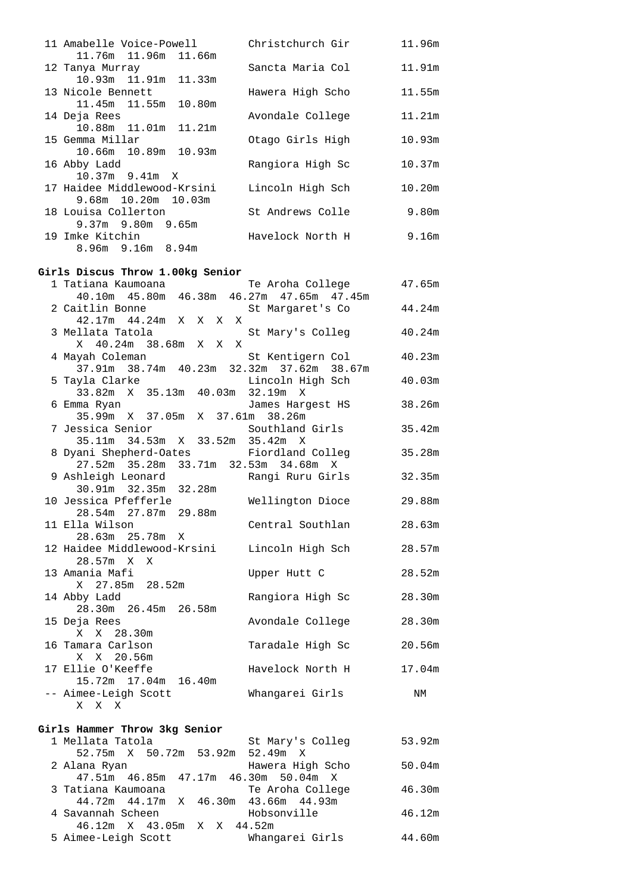```
 11 Amabelle Voice-Powell        Christchurch Gir        11.96m
      11.76m  11.96m  11.66m
 12 Tanya Murray                 Sancta Maria Col        11.91m
      10.93m  11.91m  11.33m
 13 Nicole Bennett               Hawera High Scho        11.55m
      11.45m  11.55m  10.80m
 14 Deja Rees                    Avondale College        11.21m
      10.88m  11.01m  11.21m
 15 Gemma Millar                 Otago Girls High        10.93m
      10.66m  10.89m  10.93m
 16 Abby Ladd                    Rangiora High Sc        10.37m
      10.37m  9.41m  X
 17 Haidee Middlewood-Krsini     Lincoln High Sch        10.20m
      9.68m  10.20m  10.03m
 18 Louisa Collerton             St Andrews Colle         9.80m
      9.37m  9.80m  9.65m
 19 Imke Kitchin                 Havelock North H         9.16m
      8.96m  9.16m  8.94m
```

**Girls Discus Throw 1.00kg Senior**

```
  1 Tatiana Kaumoana             Te Aroha College        47.65m
      40.10m  45.80m  46.38m  46.27m  47.65m  47.45m
  2 Caitlin Bonne                St Margaret's Co        44.24m
      42.17m  44.24m  X  X  X  X
  3 Mellata Tatola               St Mary's Colleg        40.24m
      X  40.24m  38.68m  X  X  X
  4 Mayah Coleman                St Kentigern Col        40.23m
      37.91m  38.74m  40.23m  32.32m  37.62m  38.67m
  5 Tayla Clarke                 Lincoln High Sch        40.03m
      33.82m  X  35.13m  40.03m  32.19m  X
  6 Emma Ryan                    James Hargest HS        38.26m
      35.99m  X  37.05m  X  37.61m  38.26m
  7 Jessica Senior               Southland Girls         35.42m
      35.11m  34.53m  X  33.52m  35.42m  X
  8 Dyani Shepherd-Oates         Fiordland Colleg        35.28m
      27.52m  35.28m  33.71m  32.53m  34.68m  X
  9 Ashleigh Leonard             Rangi Ruru Girls        32.35m
      30.91m  32.35m  32.28m
 10 Jessica Pfefferle            Wellington Dioce        29.88m
      28.54m  27.87m  29.88m
 11 Ella Wilson                  Central Southlan        28.63m
      28.63m  25.78m  X
 12 Haidee Middlewood-Krsini     Lincoln High Sch        28.57m
      28.57m  X  X
 13 Amania Mafi                  Upper Hutt C            28.52m
      X  27.85m  28.52m
 14 Abby Ladd                    Rangiora High Sc        28.30m
      28.30m  26.45m  26.58m
 15 Deja Rees                    Avondale College        28.30m
      X  X  28.30m
 16 Tamara Carlson               Taradale High Sc        20.56m
      X  X  20.56m
 17 Ellie O'Keeffe               Havelock North H        17.04m
      15.72m  17.04m  16.40m
 -- Aimee-Leigh Scott            Whangarei Girls           NM
      X  X  X
```

**Girls Hammer Throw 3kg Senior**

```
  1 Mellata Tatola               St Mary's Colleg        53.92m
      52.75m  X  50.72m  53.92m  52.49m  X
  2 Alana Ryan                   Hawera High Scho        50.04m
      47.51m  46.85m  47.17m  46.30m  50.04m  X
  3 Tatiana Kaumoana             Te Aroha College        46.30m
      44.72m  44.17m  X  46.30m  43.66m  44.93m
  4 Savannah Scheen              Hobsonville             46.12m
      46.12m  X  43.05m  X  X  44.52m
  5 Aimee-Leigh Scott            Whangarei Girls         44.60m
```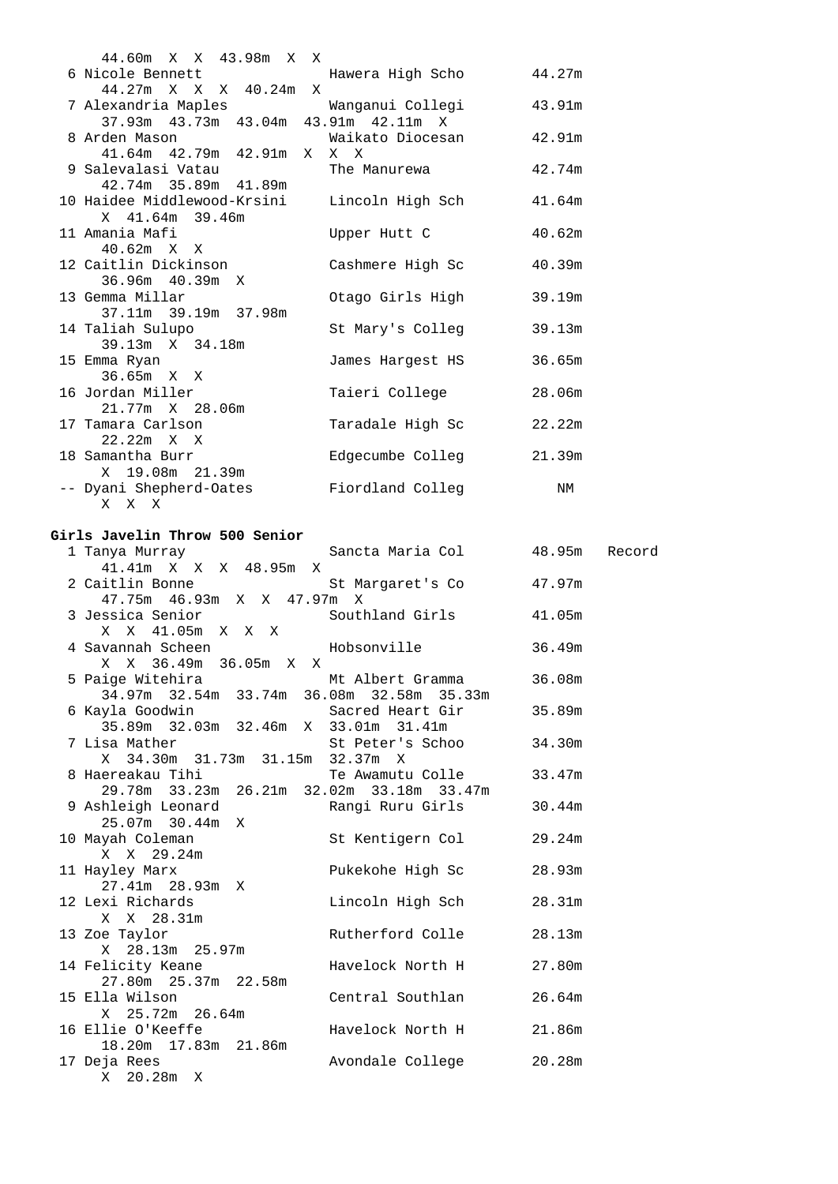```
    44.60m  X  X  43.98m  X  X
  6 Nicole Bennett             Hawera High Scho        44.27m
     44.27m  X  X  X  40.24m  X
  7 Alexandria Maples          Wanganui Collegi        43.91m
     37.93m  43.73m  43.04m  43.91m  42.11m  X
  8 Arden Mason                Waikato Diocesan        42.91m
     41.64m  42.79m  42.91m  X  X  X
  9 Salevalasi Vatau           The Manurewa            42.74m
     42.74m  35.89m  41.89m
 10 Haidee Middlewood-Krsini   Lincoln High Sch        41.64m
     X  41.64m  39.46m
 11 Amania Mafi                Upper Hutt C            40.62m
     40.62m  X  X
 12 Caitlin Dickinson          Cashmere High Sc        40.39m
     36.96m  40.39m  X
 13 Gemma Millar               Otago Girls High        39.19m
     37.11m  39.19m  37.98m
 14 Taliah Sulupo              St Mary's Colleg        39.13m
     39.13m  X  34.18m
 15 Emma Ryan                  James Hargest HS        36.65m
     36.65m  X  X
 16 Jordan Miller              Taieri College          28.06m
     21.77m  X  28.06m
 17 Tamara Carlson             Taradale High Sc        22.22m
     22.22m  X  X
 18 Samantha Burr              Edgecumbe Colleg        21.39m
     X  19.08m  21.39m
 -- Dyani Shepherd-Oates       Fiordland Colleg            NM
     X  X  X
```

**Girls Javelin Throw 500 Senior**

```
  1 Tanya Murray               Sancta Maria Col        48.95m   Record
     41.41m  X  X  X  48.95m  X
  2 Caitlin Bonne              St Margaret's Co        47.97m
     47.75m  46.93m  X  X  47.97m  X
  3 Jessica Senior             Southland Girls         41.05m
     X  X  41.05m  X  X  X
  4 Savannah Scheen            Hobsonville             36.49m
     X  X  36.49m  36.05m  X  X
  5 Paige Witehira             Mt Albert Gramma        36.08m
     34.97m  32.54m  33.74m  36.08m  32.58m  35.33m
  6 Kayla Goodwin              Sacred Heart Gir        35.89m
     35.89m  32.03m  32.46m  X  33.01m  31.41m
  7 Lisa Mather                St Peter's Schoo        34.30m
     X  34.30m  31.73m  31.15m  32.37m  X
  8 Haereakau Tihi             Te Awamutu Colle        33.47m
     29.78m  33.23m  26.21m  32.02m  33.18m  33.47m
  9 Ashleigh Leonard           Rangi Ruru Girls        30.44m
     25.07m  30.44m  X
 10 Mayah Coleman              St Kentigern Col        29.24m
     X  X  29.24m
 11 Hayley Marx                Pukekohe High Sc        28.93m
     27.41m  28.93m  X
 12 Lexi Richards              Lincoln High Sch        28.31m
     X  X  28.31m
 13 Zoe Taylor                 Rutherford Colle        28.13m
     X  28.13m  25.97m
 14 Felicity Keane             Havelock North H        27.80m
     27.80m  25.37m  22.58m
 15 Ella Wilson                Central Southlan        26.64m
     X  25.72m  26.64m
 16 Ellie O'Keeffe             Havelock North H        21.86m
     18.20m  17.83m  21.86m
 17 Deja Rees                  Avondale College        20.28m
     X  20.28m  X
```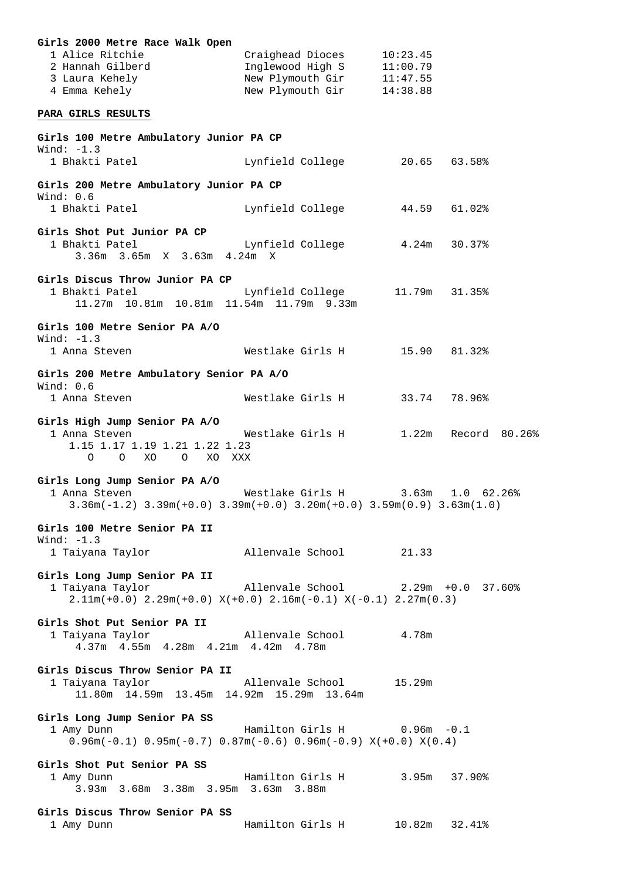**Girls 2000 Metre Race Walk Open**

```
  1 Alice Ritchie              Craighead Dioces      10:23.45
  2 Hannah Gilberd             Inglewood High S      11:00.79
  3 Laura Kehely               New Plymouth Gir      11:47.55
  4 Emma Kehely                New Plymouth Gir      14:38.88
```

## PARA GIRLS RESULTS

**Girls 100 Metre Ambulatory Junior PA CP**

```
Wind: -1.3
  1 Bhakti Patel               Lynfield College        20.65   63.58%
```

**Girls 200 Metre Ambulatory Junior PA CP**

```
Wind: 0.6
  1 Bhakti Patel               Lynfield College        44.59   61.02%
```

**Girls Shot Put Junior PA CP**

```
  1 Bhakti Patel               Lynfield College        4.24m   30.37%
      3.36m  3.65m  X  3.63m  4.24m  X
```

**Girls Discus Throw Junior PA CP**

```
  1 Bhakti Patel               Lynfield College       11.79m   31.35%
      11.27m  10.81m  10.81m  11.54m  11.79m  9.33m
```

**Girls 100 Metre Senior PA A/O**

```
Wind: -1.3
  1 Anna Steven                Westlake Girls H        15.90   81.32%
```

**Girls 200 Metre Ambulatory Senior PA A/O**

```
Wind: 0.6
  1 Anna Steven                Westlake Girls H        33.74   78.96%
```

**Girls High Jump Senior PA A/O**

```
  1 Anna Steven                Westlake Girls H        1.22m   Record  80.26%
     1.15 1.17 1.19 1.21 1.22 1.23
       O    O   XO    O   XO  XXX
```

**Girls Long Jump Senior PA A/O**

```
  1 Anna Steven                Westlake Girls H        3.63m   1.0  62.26%
    3.36m(-1.2) 3.39m(+0.0) 3.39m(+0.0) 3.20m(+0.0) 3.59m(0.9) 3.63m(1.0)
```

**Girls 100 Metre Senior PA II**

```
Wind: -1.3
  1 Taiyana Taylor             Allenvale School        21.33
```

**Girls Long Jump Senior PA II**

```
  1 Taiyana Taylor             Allenvale School        2.29m  +0.0  37.60%
    2.11m(+0.0) 2.29m(+0.0) X(+0.0) 2.16m(-0.1) X(-0.1) 2.27m(0.3)
```

**Girls Shot Put Senior PA II**

```
  1 Taiyana Taylor             Allenvale School        4.78m
      4.37m  4.55m  4.28m  4.21m  4.42m  4.78m
```

**Girls Discus Throw Senior PA II**

```
  1 Taiyana Taylor             Allenvale School       15.29m
      11.80m  14.59m  13.45m  14.92m  15.29m  13.64m
```

**Girls Long Jump Senior PA SS**

```
  1 Amy Dunn                   Hamilton Girls H        0.96m  -0.1
    0.96m(-0.1) 0.95m(-0.7) 0.87m(-0.6) 0.96m(-0.9) X(+0.0) X(0.4)
```

**Girls Shot Put Senior PA SS**

```
  1 Amy Dunn                   Hamilton Girls H        3.95m   37.90%
      3.93m  3.68m  3.38m  3.95m  3.63m  3.88m
```

**Girls Discus Throw Senior PA SS**

```
  1 Amy Dunn                   Hamilton Girls H       10.82m   32.41%
```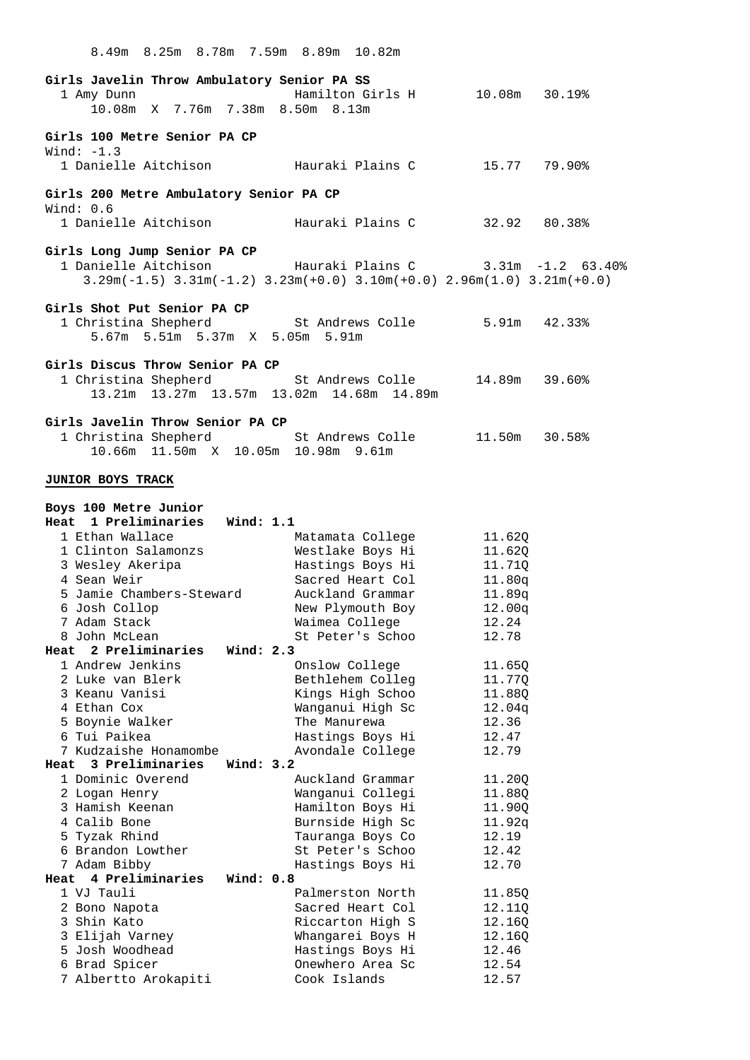8.49m 8.25m 8.78m 7.59m 8.89m 10.82m

**Girls Javelin Throw Ambulatory Senior PA SS**

| Place | Name | School | Mark | % |
|---|---|---|---|---|
| 1 | Amy Dunn | Hamilton Girls H | 10.08m | 30.19% |

10.08m X 7.76m 7.38m 8.50m 8.13m

**Girls 100 Metre Senior PA CP**

Wind: -1.3

| Place | Name | School | Time | % |
|---|---|---|---|---|
| 1 | Danielle Aitchison | Hauraki Plains C | 15.77 | 79.90% |

**Girls 200 Metre Ambulatory Senior PA CP**

Wind: 0.6

| Place | Name | School | Time | % |
|---|---|---|---|---|
| 1 | Danielle Aitchison | Hauraki Plains C | 32.92 | 80.38% |

**Girls Long Jump Senior PA CP**

| Place | Name | School | Mark | Wind | % |
|---|---|---|---|---|---|
| 1 | Danielle Aitchison | Hauraki Plains C | 3.31m | -1.2 | 63.40% |

3.29m(-1.5) 3.31m(-1.2) 3.23m(+0.0) 3.10m(+0.0) 2.96m(1.0) 3.21m(+0.0)

**Girls Shot Put Senior PA CP**

| Place | Name | School | Mark | % |
|---|---|---|---|---|
| 1 | Christina Shepherd | St Andrews Colle | 5.91m | 42.33% |

5.67m 5.51m 5.37m X 5.05m 5.91m

**Girls Discus Throw Senior PA CP**

| Place | Name | School | Mark | % |
|---|---|---|---|---|
| 1 | Christina Shepherd | St Andrews Colle | 14.89m | 39.60% |

13.21m 13.27m 13.57m 13.02m 14.68m 14.89m

**Girls Javelin Throw Senior PA CP**

| Place | Name | School | Mark | % |
|---|---|---|---|---|
| 1 | Christina Shepherd | St Andrews Colle | 11.50m | 30.58% |

10.66m 11.50m X 10.05m 10.98m 9.61m

## JUNIOR BOYS TRACK

**Boys 100 Metre Junior**

**Heat 1 Preliminaries Wind: 1.1**

| Place | Name | School | Time |
|---|---|---|---|
| 1 | Ethan Wallace | Matamata College | 11.62Q |
| 1 | Clinton Salamonzs | Westlake Boys Hi | 11.62Q |
| 3 | Wesley Akeripa | Hastings Boys Hi | 11.71Q |
| 4 | Sean Weir | Sacred Heart Col | 11.80q |
| 5 | Jamie Chambers-Steward | Auckland Grammar | 11.89q |
| 6 | Josh Collop | New Plymouth Boy | 12.00q |
| 7 | Adam Stack | Waimea College | 12.24 |
| 8 | John McLean | St Peter's Schoo | 12.78 |

**Heat 2 Preliminaries Wind: 2.3**

| Place | Name | School | Time |
|---|---|---|---|
| 1 | Andrew Jenkins | Onslow College | 11.65Q |
| 2 | Luke van Blerk | Bethlehem Colleg | 11.77Q |
| 3 | Keanu Vanisi | Kings High Schoo | 11.88Q |
| 4 | Ethan Cox | Wanganui High Sc | 12.04q |
| 5 | Boynie Walker | The Manurewa | 12.36 |
| 6 | Tui Paikea | Hastings Boys Hi | 12.47 |
| 7 | Kudzaishe Honamombe | Avondale College | 12.79 |

**Heat 3 Preliminaries Wind: 3.2**

| Place | Name | School | Time |
|---|---|---|---|
| 1 | Dominic Overend | Auckland Grammar | 11.20Q |
| 2 | Logan Henry | Wanganui Collegi | 11.88Q |
| 3 | Hamish Keenan | Hamilton Boys Hi | 11.90Q |
| 4 | Calib Bone | Burnside High Sc | 11.92q |
| 5 | Tyzak Rhind | Tauranga Boys Co | 12.19 |
| 6 | Brandon Lowther | St Peter's Schoo | 12.42 |
| 7 | Adam Bibby | Hastings Boys Hi | 12.70 |

**Heat 4 Preliminaries Wind: 0.8**

| Place | Name | School | Time |
|---|---|---|---|
| 1 | VJ Tauli | Palmerston North | 11.85Q |
| 2 | Bono Napota | Sacred Heart Col | 12.11Q |
| 3 | Shin Kato | Riccarton High S | 12.16Q |
| 3 | Elijah Varney | Whangarei Boys H | 12.16Q |
| 5 | Josh Woodhead | Hastings Boys Hi | 12.46 |
| 6 | Brad Spicer | Onewhero Area Sc | 12.54 |
| 7 | Albertto Arokapiti | Cook Islands | 12.57 |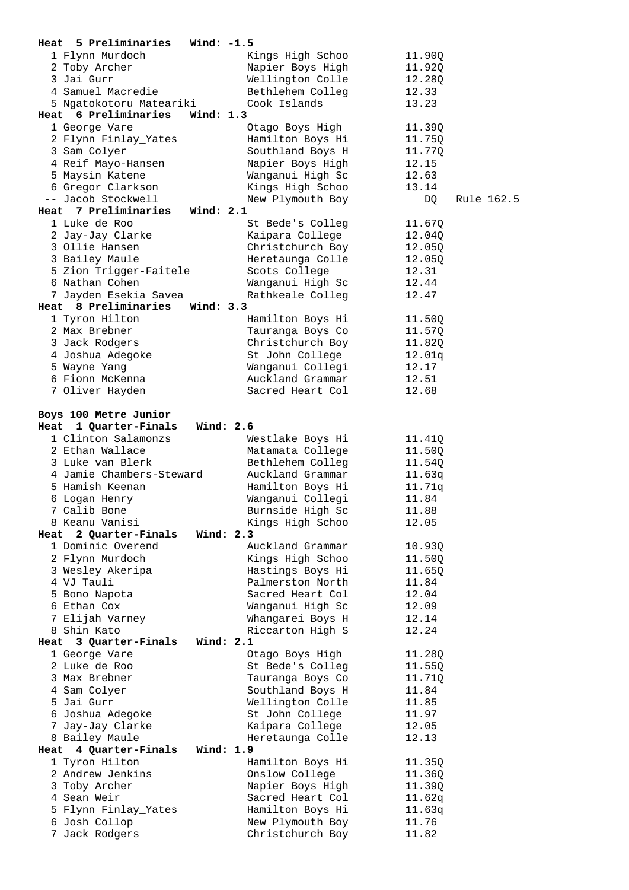**Heat 5 Preliminaries Wind: -1.5**

| Place | Name | School | Time | |
|---|---|---|---|---|
| 1 | Flynn Murdoch | Kings High Schoo | 11.90Q | |
| 2 | Toby Archer | Napier Boys High | 11.92Q | |
| 3 | Jai Gurr | Wellington Colle | 12.28Q | |
| 4 | Samuel Macredie | Bethlehem Colleg | 12.33 | |
| 5 | Ngatokotoru Matheariki | Cook Islands | 13.23 | |

**Heat 6 Preliminaries Wind: 1.3**

| Place | Name | School | Time | |
|---|---|---|---|---|
| 1 | George Vare | Otago Boys High | 11.39Q | |
| 2 | Flynn Finlay_Yates | Hamilton Boys Hi | 11.75Q | |
| 3 | Sam Colyer | Southland Boys H | 11.77Q | |
| 4 | Reif Mayo-Hansen | Napier Boys High | 12.15 | |
| 5 | Maysin Katene | Wanganui High Sc | 12.63 | |
| 6 | Gregor Clarkson | Kings High Schoo | 13.14 | |
| -- | Jacob Stockwell | New Plymouth Boy | DQ | Rule 162.5 |

**Heat 7 Preliminaries Wind: 2.1**

| Place | Name | School | Time | |
|---|---|---|---|---|
| 1 | Luke de Roo | St Bede's Colleg | 11.67Q | |
| 2 | Jay-Jay Clarke | Kaipara College | 12.04Q | |
| 3 | Ollie Hansen | Christchurch Boy | 12.05Q | |
| 3 | Bailey Maule | Heretaunga Colle | 12.05Q | |
| 5 | Zion Trigger-Faitele | Scots College | 12.31 | |
| 6 | Nathan Cohen | Wanganui High Sc | 12.44 | |
| 7 | Jayden Esekia Savea | Rathkeale Colleg | 12.47 | |

**Heat 8 Preliminaries Wind: 3.3**

| Place | Name | School | Time | |
|---|---|---|---|---|
| 1 | Tyron Hilton | Hamilton Boys Hi | 11.50Q | |
| 2 | Max Brebner | Tauranga Boys Co | 11.57Q | |
| 3 | Jack Rodgers | Christchurch Boy | 11.82Q | |
| 4 | Joshua Adegoke | St John College | 12.01q | |
| 5 | Wayne Yang | Wanganui Collegi | 12.17 | |
| 6 | Fionn McKenna | Auckland Grammar | 12.51 | |
| 7 | Oliver Hayden | Sacred Heart Col | 12.68 | |

## Boys 100 Metre Junior

**Heat 1 Quarter-Finals Wind: 2.6**

| Place | Name | School | Time |
|---|---|---|---|
| 1 | Clinton Salamonzs | Westlake Boys Hi | 11.41Q |
| 2 | Ethan Wallace | Matamata College | 11.50Q |
| 3 | Luke van Blerk | Bethlehem Colleg | 11.54Q |
| 4 | Jamie Chambers-Steward | Auckland Grammar | 11.63q |
| 5 | Hamish Keenan | Hamilton Boys Hi | 11.71q |
| 6 | Logan Henry | Wanganui Collegi | 11.84 |
| 7 | Calib Bone | Burnside High Sc | 11.88 |
| 8 | Keanu Vanisi | Kings High Schoo | 12.05 |

**Heat 2 Quarter-Finals Wind: 2.3**

| Place | Name | School | Time |
|---|---|---|---|
| 1 | Dominic Overend | Auckland Grammar | 10.93Q |
| 2 | Flynn Murdoch | Kings High Schoo | 11.50Q |
| 3 | Wesley Akeripa | Hastings Boys Hi | 11.65Q |
| 4 | VJ Tauli | Palmerston North | 11.84 |
| 5 | Bono Napota | Sacred Heart Col | 12.04 |
| 6 | Ethan Cox | Wanganui High Sc | 12.09 |
| 7 | Elijah Varney | Whangarei Boys H | 12.14 |
| 8 | Shin Kato | Riccarton High S | 12.24 |

**Heat 3 Quarter-Finals Wind: 2.1**

| Place | Name | School | Time |
|---|---|---|---|
| 1 | George Vare | Otago Boys High | 11.28Q |
| 2 | Luke de Roo | St Bede's Colleg | 11.55Q |
| 3 | Max Brebner | Tauranga Boys Co | 11.71Q |
| 4 | Sam Colyer | Southland Boys H | 11.84 |
| 5 | Jai Gurr | Wellington Colle | 11.85 |
| 6 | Joshua Adegoke | St John College | 11.97 |
| 7 | Jay-Jay Clarke | Kaipara College | 12.05 |
| 8 | Bailey Maule | Heretaunga Colle | 12.13 |

**Heat 4 Quarter-Finals Wind: 1.9**

| Place | Name | School | Time |
|---|---|---|---|
| 1 | Tyron Hilton | Hamilton Boys Hi | 11.35Q |
| 2 | Andrew Jenkins | Onslow College | 11.36Q |
| 3 | Toby Archer | Napier Boys High | 11.39Q |
| 4 | Sean Weir | Sacred Heart Col | 11.62q |
| 5 | Flynn Finlay_Yates | Hamilton Boys Hi | 11.63q |
| 6 | Josh Collop | New Plymouth Boy | 11.76 |
| 7 | Jack Rodgers | Christchurch Boy | 11.82 |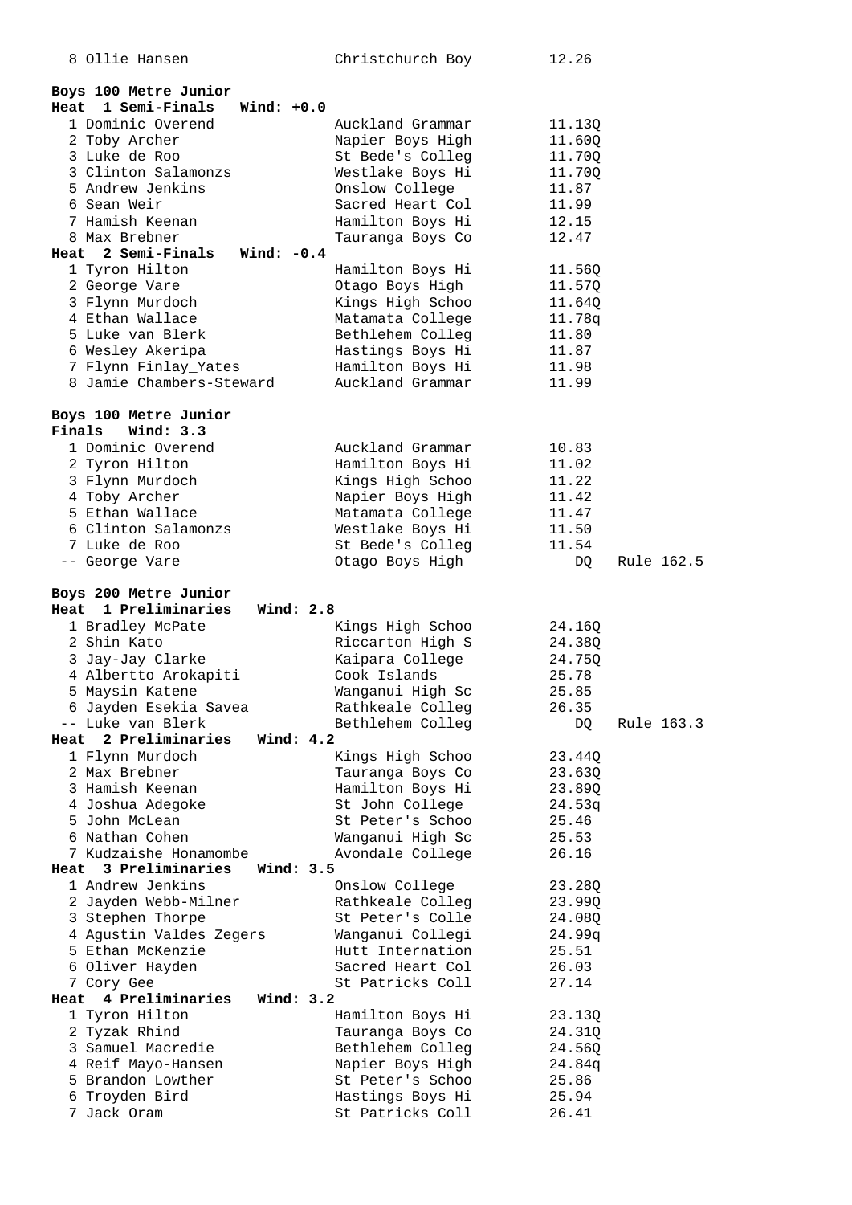| Place | Name | School | Time | Note |
|---|---|---|---|---|
| 8 | Ollie Hansen | Christchurch Boy | 12.26 | |

**Boys 100 Metre Junior**

**Heat 1 Semi-Finals Wind: +0.0**

| Place | Name | School | Time | Note |
|---|---|---|---|---|
| 1 | Dominic Overend | Auckland Grammar | 11.13Q | |
| 2 | Toby Archer | Napier Boys High | 11.60Q | |
| 3 | Luke de Roo | St Bede's Colleg | 11.70Q | |
| 3 | Clinton Salamonzs | Westlake Boys Hi | 11.70Q | |
| 5 | Andrew Jenkins | Onslow College | 11.87 | |
| 6 | Sean Weir | Sacred Heart Col | 11.99 | |
| 7 | Hamish Keenan | Hamilton Boys Hi | 12.15 | |
| 8 | Max Brebner | Tauranga Boys Co | 12.47 | |

**Heat 2 Semi-Finals Wind: -0.4**

| Place | Name | School | Time | Note |
|---|---|---|---|---|
| 1 | Tyron Hilton | Hamilton Boys Hi | 11.56Q | |
| 2 | George Vare | Otago Boys High | 11.57Q | |
| 3 | Flynn Murdoch | Kings High Schoo | 11.64Q | |
| 4 | Ethan Wallace | Matamata College | 11.78q | |
| 5 | Luke van Blerk | Bethlehem Colleg | 11.80 | |
| 6 | Wesley Akeripa | Hastings Boys Hi | 11.87 | |
| 7 | Flynn Finlay_Yates | Hamilton Boys Hi | 11.98 | |
| 8 | Jamie Chambers-Steward | Auckland Grammar | 11.99 | |

**Boys 100 Metre Junior**

**Finals Wind: 3.3**

| Place | Name | School | Time | Note |
|---|---|---|---|---|
| 1 | Dominic Overend | Auckland Grammar | 10.83 | |
| 2 | Tyron Hilton | Hamilton Boys Hi | 11.02 | |
| 3 | Flynn Murdoch | Kings High Schoo | 11.22 | |
| 4 | Toby Archer | Napier Boys High | 11.42 | |
| 5 | Ethan Wallace | Matamata College | 11.47 | |
| 6 | Clinton Salamonzs | Westlake Boys Hi | 11.50 | |
| 7 | Luke de Roo | St Bede's Colleg | 11.54 | |
| -- | George Vare | Otago Boys High | DQ | Rule 162.5 |

**Boys 200 Metre Junior**

**Heat 1 Preliminaries Wind: 2.8**

| Place | Name | School | Time | Note |
|---|---|---|---|---|
| 1 | Bradley McPate | Kings High Schoo | 24.16Q | |
| 2 | Shin Kato | Riccarton High S | 24.38Q | |
| 3 | Jay-Jay Clarke | Kaipara College | 24.75Q | |
| 4 | Albertto Arokapiti | Cook Islands | 25.78 | |
| 5 | Maysin Katene | Wanganui High Sc | 25.85 | |
| 6 | Jayden Esekia Savea | Rathkeale Colleg | 26.35 | |
| -- | Luke van Blerk | Bethlehem Colleg | DQ | Rule 163.3 |

**Heat 2 Preliminaries Wind: 4.2**

| Place | Name | School | Time | Note |
|---|---|---|---|---|
| 1 | Flynn Murdoch | Kings High Schoo | 23.44Q | |
| 2 | Max Brebner | Tauranga Boys Co | 23.63Q | |
| 3 | Hamish Keenan | Hamilton Boys Hi | 23.89Q | |
| 4 | Joshua Adegoke | St John College | 24.53q | |
| 5 | John McLean | St Peter's Schoo | 25.46 | |
| 6 | Nathan Cohen | Wanganui High Sc | 25.53 | |
| 7 | Kudzaishe Honamombe | Avondale College | 26.16 | |

**Heat 3 Preliminaries Wind: 3.5**

| Place | Name | School | Time | Note |
|---|---|---|---|---|
| 1 | Andrew Jenkins | Onslow College | 23.28Q | |
| 2 | Jayden Webb-Milner | Rathkeale Colleg | 23.99Q | |
| 3 | Stephen Thorpe | St Peter's Colle | 24.08Q | |
| 4 | Agustin Valdes Zegers | Wanganui Collegi | 24.99q | |
| 5 | Ethan McKenzie | Hutt Internation | 25.51 | |
| 6 | Oliver Hayden | Sacred Heart Col | 26.03 | |
| 7 | Cory Gee | St Patricks Coll | 27.14 | |

**Heat 4 Preliminaries Wind: 3.2**

| Place | Name | School | Time | Note |
|---|---|---|---|---|
| 1 | Tyron Hilton | Hamilton Boys Hi | 23.13Q | |
| 2 | Tyzak Rhind | Tauranga Boys Co | 24.31Q | |
| 3 | Samuel Macredie | Bethlehem Colleg | 24.56Q | |
| 4 | Reif Mayo-Hansen | Napier Boys High | 24.84q | |
| 5 | Brandon Lowther | St Peter's Schoo | 25.86 | |
| 6 | Troyden Bird | Hastings Boys Hi | 25.94 | |
| 7 | Jack Oram | St Patricks Coll | 26.41 | |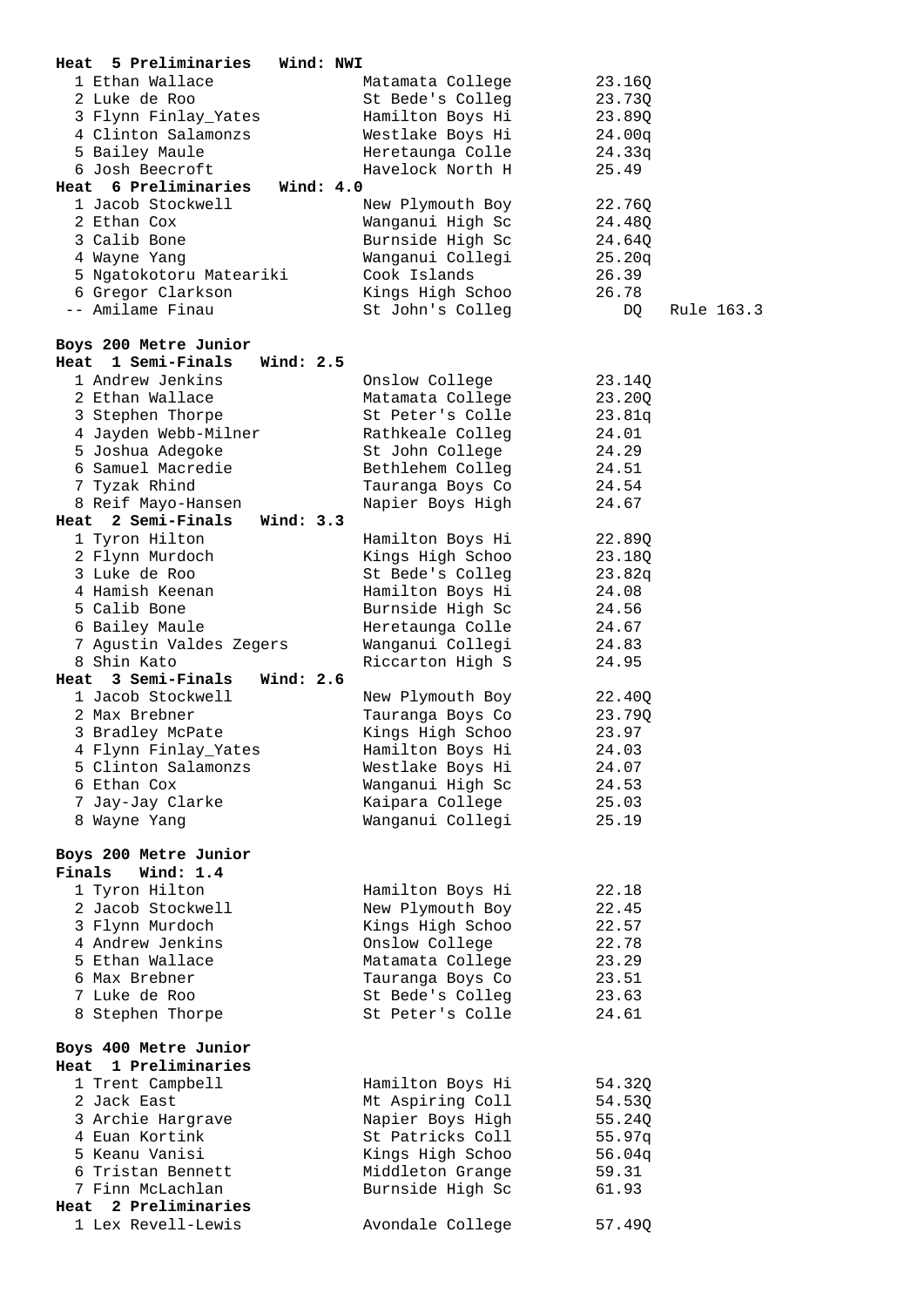**Heat 5 Preliminaries Wind: NWI**

| Place | Name | School | Time | |
|---|---|---|---|---|
| 1 | Ethan Wallace | Matamata College | 23.16Q | |
| 2 | Luke de Roo | St Bede's Colleg | 23.73Q | |
| 3 | Flynn Finlay_Yates | Hamilton Boys Hi | 23.89Q | |
| 4 | Clinton Salamonzs | Westlake Boys Hi | 24.00q | |
| 5 | Bailey Maule | Heretaunga Colle | 24.33q | |
| 6 | Josh Beecroft | Havelock North H | 25.49 | |

**Heat 6 Preliminaries Wind: 4.0**

| Place | Name | School | Time | |
|---|---|---|---|---|
| 1 | Jacob Stockwell | New Plymouth Boy | 22.76Q | |
| 2 | Ethan Cox | Wanganui High Sc | 24.48Q | |
| 3 | Calib Bone | Burnside High Sc | 24.64Q | |
| 4 | Wayne Yang | Wanganui Collegi | 25.20q | |
| 5 | Ngatokotoru Mateariki | Cook Islands | 26.39 | |
| 6 | Gregor Clarkson | Kings High Schoo | 26.78 | |
| -- | Amilame Finau | St John's Colleg | DQ | Rule 163.3 |

**Boys 200 Metre Junior**

**Heat 1 Semi-Finals Wind: 2.5**

| Place | Name | School | Time |
|---|---|---|---|
| 1 | Andrew Jenkins | Onslow College | 23.14Q |
| 2 | Ethan Wallace | Matamata College | 23.20Q |
| 3 | Stephen Thorpe | St Peter's Colle | 23.81q |
| 4 | Jayden Webb-Milner | Rathkeale Colleg | 24.01 |
| 5 | Joshua Adegoke | St John College | 24.29 |
| 6 | Samuel Macredie | Bethlehem Colleg | 24.51 |
| 7 | Tyzak Rhind | Tauranga Boys Co | 24.54 |
| 8 | Reif Mayo-Hansen | Napier Boys High | 24.67 |

**Heat 2 Semi-Finals Wind: 3.3**

| Place | Name | School | Time |
|---|---|---|---|
| 1 | Tyron Hilton | Hamilton Boys Hi | 22.89Q |
| 2 | Flynn Murdoch | Kings High Schoo | 23.18Q |
| 3 | Luke de Roo | St Bede's Colleg | 23.82q |
| 4 | Hamish Keenan | Hamilton Boys Hi | 24.08 |
| 5 | Calib Bone | Burnside High Sc | 24.56 |
| 6 | Bailey Maule | Heretaunga Colle | 24.67 |
| 7 | Agustin Valdes Zegers | Wanganui Collegi | 24.83 |
| 8 | Shin Kato | Riccarton High S | 24.95 |

**Heat 3 Semi-Finals Wind: 2.6**

| Place | Name | School | Time |
|---|---|---|---|
| 1 | Jacob Stockwell | New Plymouth Boy | 22.40Q |
| 2 | Max Brebner | Tauranga Boys Co | 23.79Q |
| 3 | Bradley McPate | Kings High Schoo | 23.97 |
| 4 | Flynn Finlay_Yates | Hamilton Boys Hi | 24.03 |
| 5 | Clinton Salamonzs | Westlake Boys Hi | 24.07 |
| 6 | Ethan Cox | Wanganui High Sc | 24.53 |
| 7 | Jay-Jay Clarke | Kaipara College | 25.03 |
| 8 | Wayne Yang | Wanganui Collegi | 25.19 |

**Boys 200 Metre Junior**

**Finals Wind: 1.4**

| Place | Name | School | Time |
|---|---|---|---|
| 1 | Tyron Hilton | Hamilton Boys Hi | 22.18 |
| 2 | Jacob Stockwell | New Plymouth Boy | 22.45 |
| 3 | Flynn Murdoch | Kings High Schoo | 22.57 |
| 4 | Andrew Jenkins | Onslow College | 22.78 |
| 5 | Ethan Wallace | Matamata College | 23.29 |
| 6 | Max Brebner | Tauranga Boys Co | 23.51 |
| 7 | Luke de Roo | St Bede's Colleg | 23.63 |
| 8 | Stephen Thorpe | St Peter's Colle | 24.61 |

**Boys 400 Metre Junior**

**Heat 1 Preliminaries**

| Place | Name | School | Time |
|---|---|---|---|
| 1 | Trent Campbell | Hamilton Boys Hi | 54.32Q |
| 2 | Jack East | Mt Aspiring Coll | 54.53Q |
| 3 | Archie Hargrave | Napier Boys High | 55.24Q |
| 4 | Euan Kortink | St Patricks Coll | 55.97q |
| 5 | Keanu Vanisi | Kings High Schoo | 56.04q |
| 6 | Tristan Bennett | Middleton Grange | 59.31 |
| 7 | Finn McLachlan | Burnside High Sc | 61.93 |

**Heat 2 Preliminaries**

| Place | Name | School | Time |
|---|---|---|---|
| 1 | Lex Revell-Lewis | Avondale College | 57.49Q |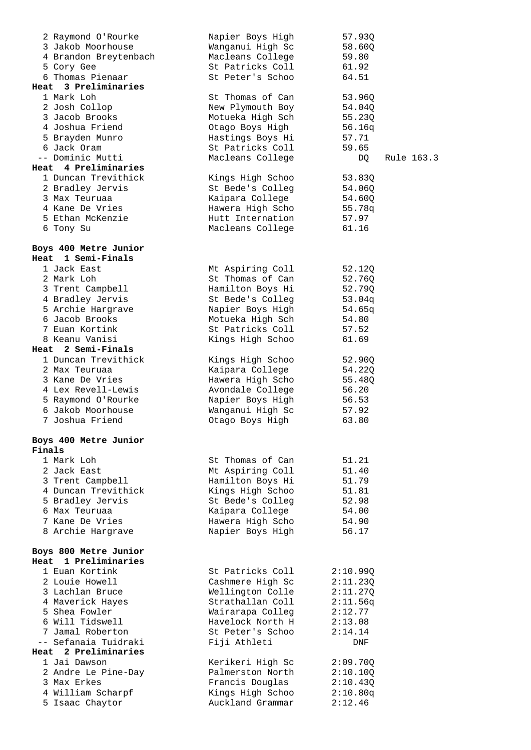| | | | |
|---|---|---|---|
| 2 Raymond O'Rourke | Napier Boys High | 57.93Q | |
| 3 Jakob Moorhouse | Wanganui High Sc | 58.60Q | |
| 4 Brandon Breytenbach | Macleans College | 59.80 | |
| 5 Cory Gee | St Patricks Coll | 61.92 | |
| 6 Thomas Pienaar | St Peter's Schoo | 64.51 | |

**Heat 3 Preliminaries**

| | | | |
|---|---|---|---|
| 1 Mark Loh | St Thomas of Can | 53.96Q | |
| 2 Josh Collop | New Plymouth Boy | 54.04Q | |
| 3 Jacob Brooks | Motueka High Sch | 55.23Q | |
| 4 Joshua Friend | Otago Boys High | 56.16q | |
| 5 Brayden Munro | Hastings Boys Hi | 57.71 | |
| 6 Jack Oram | St Patricks Coll | 59.65 | |
| -- Dominic Mutti | Macleans College | DQ | Rule 163.3 |

**Heat 4 Preliminaries**

| | | |
|---|---|---|
| 1 Duncan Trevithick | Kings High Schoo | 53.83Q |
| 2 Bradley Jervis | St Bede's Colleg | 54.06Q |
| 3 Max Teuruaa | Kaipara College | 54.60Q |
| 4 Kane De Vries | Hawera High Scho | 55.78q |
| 5 Ethan McKenzie | Hutt Internation | 57.97 |
| 6 Tony Su | Macleans College | 61.16 |

## Boys 400 Metre Junior

**Heat 1 Semi-Finals**

| | | |
|---|---|---|
| 1 Jack East | Mt Aspiring Coll | 52.12Q |
| 2 Mark Loh | St Thomas of Can | 52.76Q |
| 3 Trent Campbell | Hamilton Boys Hi | 52.79Q |
| 4 Bradley Jervis | St Bede's Colleg | 53.04q |
| 5 Archie Hargrave | Napier Boys High | 54.65q |
| 6 Jacob Brooks | Motueka High Sch | 54.80 |
| 7 Euan Kortink | St Patricks Coll | 57.52 |
| 8 Keanu Vanisi | Kings High Schoo | 61.69 |

**Heat 2 Semi-Finals**

| | | |
|---|---|---|
| 1 Duncan Trevithick | Kings High Schoo | 52.90Q |
| 2 Max Teuruaa | Kaipara College | 54.22Q |
| 3 Kane De Vries | Hawera High Scho | 55.48Q |
| 4 Lex Revell-Lewis | Avondale College | 56.20 |
| 5 Raymond O'Rourke | Napier Boys High | 56.53 |
| 6 Jakob Moorhouse | Wanganui High Sc | 57.92 |
| 7 Joshua Friend | Otago Boys High | 63.80 |

## Boys 400 Metre Junior

**Finals**

| | | |
|---|---|---|
| 1 Mark Loh | St Thomas of Can | 51.21 |
| 2 Jack East | Mt Aspiring Coll | 51.40 |
| 3 Trent Campbell | Hamilton Boys Hi | 51.79 |
| 4 Duncan Trevithick | Kings High Schoo | 51.81 |
| 5 Bradley Jervis | St Bede's Colleg | 52.98 |
| 6 Max Teuruaa | Kaipara College | 54.00 |
| 7 Kane De Vries | Hawera High Scho | 54.90 |
| 8 Archie Hargrave | Napier Boys High | 56.17 |

## Boys 800 Metre Junior

**Heat 1 Preliminaries**

| | | |
|---|---|---|
| 1 Euan Kortink | St Patricks Coll | 2:10.99Q |
| 2 Louie Howell | Cashmere High Sc | 2:11.23Q |
| 3 Lachlan Bruce | Wellington Colle | 2:11.27Q |
| 4 Maverick Hayes | Strathallan Coll | 2:11.56q |
| 5 Shea Fowler | Wairarapa Colleg | 2:12.77 |
| 6 Will Tidswell | Havelock North H | 2:13.08 |
| 7 Jamal Roberton | St Peter's Schoo | 2:14.14 |
| -- Sefanaia Tuidraki | Fiji Athleti | DNF |

**Heat 2 Preliminaries**

| | | |
|---|---|---|
| 1 Jai Dawson | Kerikeri High Sc | 2:09.70Q |
| 2 Andre Le Pine-Day | Palmerston North | 2:10.10Q |
| 3 Max Erkes | Francis Douglas | 2:10.43Q |
| 4 William Scharpf | Kings High Schoo | 2:10.80q |
| 5 Isaac Chaytor | Auckland Grammar | 2:12.46 |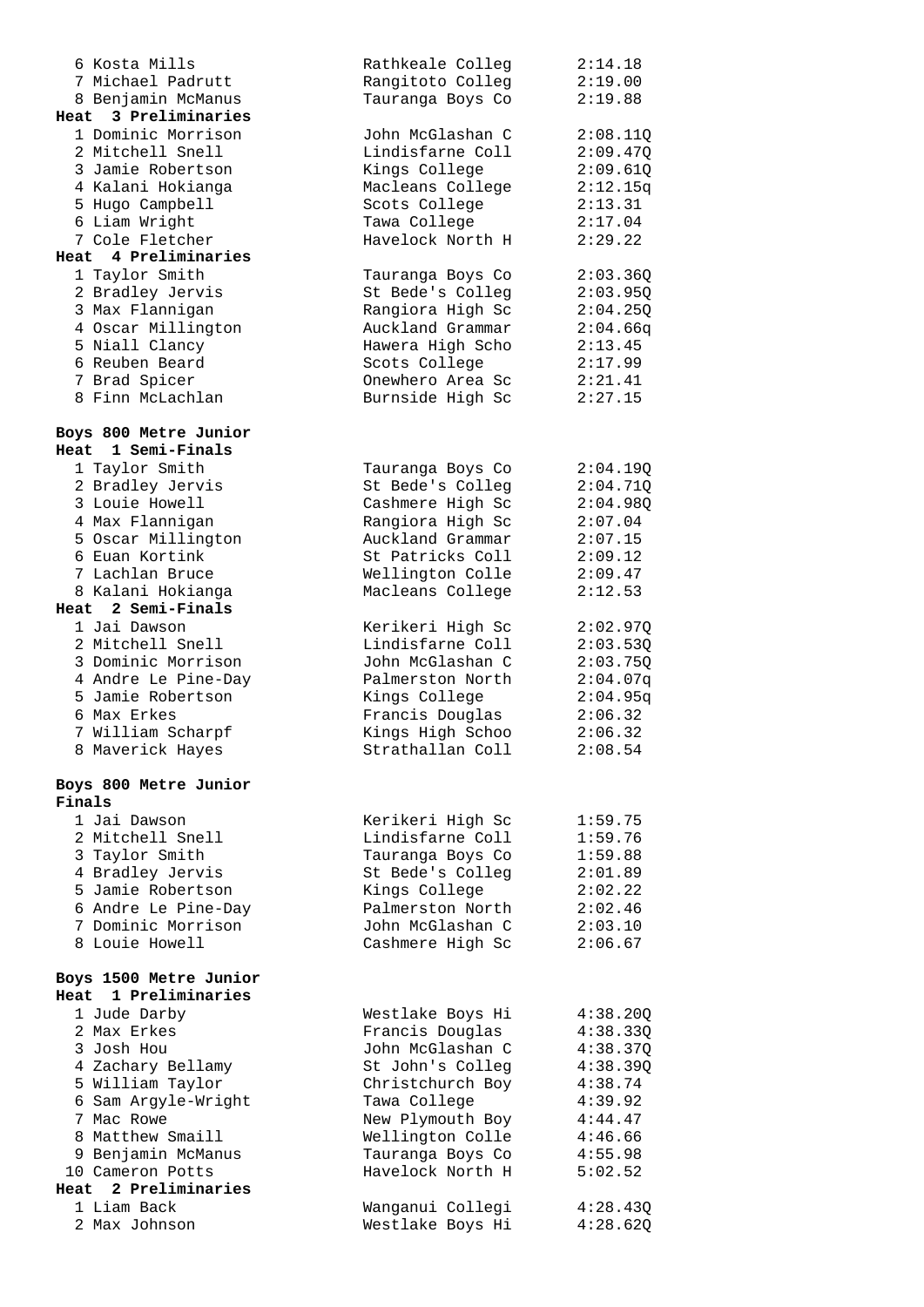| | | | |
|---|---|---|---|
| 6 | Kosta Mills | Rathkeale Colleg | 2:14.18 |
| 7 | Michael Padrutt | Rangitoto Colleg | 2:19.00 |
| 8 | Benjamin McManus | Tauranga Boys Co | 2:19.88 |

**Heat 3 Preliminaries**

| | | | |
|---|---|---|---|
| 1 | Dominic Morrison | John McGlashan C | 2:08.11Q |
| 2 | Mitchell Snell | Lindisfarne Coll | 2:09.47Q |
| 3 | Jamie Robertson | Kings College | 2:09.61Q |
| 4 | Kalani Hokianga | Macleans College | 2:12.15q |
| 5 | Hugo Campbell | Scots College | 2:13.31 |
| 6 | Liam Wright | Tawa College | 2:17.04 |
| 7 | Cole Fletcher | Havelock North H | 2:29.22 |

**Heat 4 Preliminaries**

| | | | |
|---|---|---|---|
| 1 | Taylor Smith | Tauranga Boys Co | 2:03.36Q |
| 2 | Bradley Jervis | St Bede's Colleg | 2:03.95Q |
| 3 | Max Flannigan | Rangiora High Sc | 2:04.25Q |
| 4 | Oscar Millington | Auckland Grammar | 2:04.66q |
| 5 | Niall Clancy | Hawera High Scho | 2:13.45 |
| 6 | Reuben Beard | Scots College | 2:17.99 |
| 7 | Brad Spicer | Onewhero Area Sc | 2:21.41 |
| 8 | Finn McLachlan | Burnside High Sc | 2:27.15 |

## Boys 800 Metre Junior

**Heat 1 Semi-Finals**

| | | | |
|---|---|---|---|
| 1 | Taylor Smith | Tauranga Boys Co | 2:04.19Q |
| 2 | Bradley Jervis | St Bede's Colleg | 2:04.71Q |
| 3 | Louie Howell | Cashmere High Sc | 2:04.98Q |
| 4 | Max Flannigan | Rangiora High Sc | 2:07.04 |
| 5 | Oscar Millington | Auckland Grammar | 2:07.15 |
| 6 | Euan Kortink | St Patricks Coll | 2:09.12 |
| 7 | Lachlan Bruce | Wellington Colle | 2:09.47 |
| 8 | Kalani Hokianga | Macleans College | 2:12.53 |

**Heat 2 Semi-Finals**

| | | | |
|---|---|---|---|
| 1 | Jai Dawson | Kerikeri High Sc | 2:02.97Q |
| 2 | Mitchell Snell | Lindisfarne Coll | 2:03.53Q |
| 3 | Dominic Morrison | John McGlashan C | 2:03.75Q |
| 4 | Andre Le Pine-Day | Palmerston North | 2:04.07q |
| 5 | Jamie Robertson | Kings College | 2:04.95q |
| 6 | Max Erkes | Francis Douglas | 2:06.32 |
| 7 | William Scharpf | Kings High Schoo | 2:06.32 |
| 8 | Maverick Hayes | Strathallan Coll | 2:08.54 |

## Boys 800 Metre Junior

**Finals**

| | | | |
|---|---|---|---|
| 1 | Jai Dawson | Kerikeri High Sc | 1:59.75 |
| 2 | Mitchell Snell | Lindisfarne Coll | 1:59.76 |
| 3 | Taylor Smith | Tauranga Boys Co | 1:59.88 |
| 4 | Bradley Jervis | St Bede's Colleg | 2:01.89 |
| 5 | Jamie Robertson | Kings College | 2:02.22 |
| 6 | Andre Le Pine-Day | Palmerston North | 2:02.46 |
| 7 | Dominic Morrison | John McGlashan C | 2:03.10 |
| 8 | Louie Howell | Cashmere High Sc | 2:06.67 |

## Boys 1500 Metre Junior

**Heat 1 Preliminaries**

| | | | |
|---|---|---|---|
| 1 | Jude Darby | Westlake Boys Hi | 4:38.20Q |
| 2 | Max Erkes | Francis Douglas | 4:38.33Q |
| 3 | Josh Hou | John McGlashan C | 4:38.37Q |
| 4 | Zachary Bellamy | St John's Colleg | 4:38.39Q |
| 5 | William Taylor | Christchurch Boy | 4:38.74 |
| 6 | Sam Argyle-Wright | Tawa College | 4:39.92 |
| 7 | Mac Rowe | New Plymouth Boy | 4:44.47 |
| 8 | Matthew Smaill | Wellington Colle | 4:46.66 |
| 9 | Benjamin McManus | Tauranga Boys Co | 4:55.98 |
| 10 | Cameron Potts | Havelock North H | 5:02.52 |

**Heat 2 Preliminaries**

| | | | |
|---|---|---|---|
| 1 | Liam Back | Wanganui Collegi | 4:28.43Q |
| 2 | Max Johnson | Westlake Boys Hi | 4:28.62Q |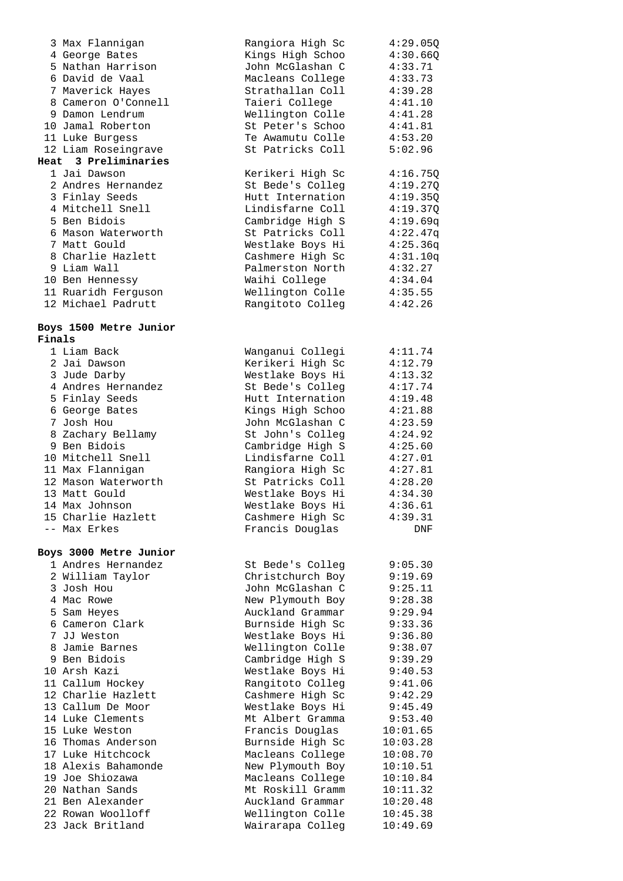| Place | Name | School | Time |
|---|---|---|---|
| 3 | Max Flannigan | Rangiora High Sc | 4:29.05Q |
| 4 | George Bates | Kings High Schoo | 4:30.66Q |
| 5 | Nathan Harrison | John McGlashan C | 4:33.71 |
| 6 | David de Vaal | Macleans College | 4:33.73 |
| 7 | Maverick Hayes | Strathallan Coll | 4:39.28 |
| 8 | Cameron O'Connell | Taieri College | 4:41.10 |
| 9 | Damon Lendrum | Wellington Colle | 4:41.28 |
| 10 | Jamal Roberton | St Peter's Schoo | 4:41.81 |
| 11 | Luke Burgess | Te Awamutu Colle | 4:53.20 |
| 12 | Liam Roseingrave | St Patricks Coll | 5:02.96 |

**Heat 3 Preliminaries**

| Place | Name | School | Time |
|---|---|---|---|
| 1 | Jai Dawson | Kerikeri High Sc | 4:16.75Q |
| 2 | Andres Hernandez | St Bede's Colleg | 4:19.27Q |
| 3 | Finlay Seeds | Hutt Internation | 4:19.35Q |
| 4 | Mitchell Snell | Lindisfarne Coll | 4:19.37Q |
| 5 | Ben Bidois | Cambridge High S | 4:19.69q |
| 6 | Mason Waterworth | St Patricks Coll | 4:22.47q |
| 7 | Matt Gould | Westlake Boys Hi | 4:25.36q |
| 8 | Charlie Hazlett | Cashmere High Sc | 4:31.10q |
| 9 | Liam Wall | Palmerston North | 4:32.27 |
| 10 | Ben Hennessy | Waihi College | 4:34.04 |
| 11 | Ruaridh Ferguson | Wellington Colle | 4:35.55 |
| 12 | Michael Padrutt | Rangitoto Colleg | 4:42.26 |

## Boys 1500 Metre Junior

**Finals**

| Place | Name | School | Time |
|---|---|---|---|
| 1 | Liam Back | Wanganui Collegi | 4:11.74 |
| 2 | Jai Dawson | Kerikeri High Sc | 4:12.79 |
| 3 | Jude Darby | Westlake Boys Hi | 4:13.32 |
| 4 | Andres Hernandez | St Bede's Colleg | 4:17.74 |
| 5 | Finlay Seeds | Hutt Internation | 4:19.48 |
| 6 | George Bates | Kings High Schoo | 4:21.88 |
| 7 | Josh Hou | John McGlashan C | 4:23.59 |
| 8 | Zachary Bellamy | St John's Colleg | 4:24.92 |
| 9 | Ben Bidois | Cambridge High S | 4:25.60 |
| 10 | Mitchell Snell | Lindisfarne Coll | 4:27.01 |
| 11 | Max Flannigan | Rangiora High Sc | 4:27.81 |
| 12 | Mason Waterworth | St Patricks Coll | 4:28.20 |
| 13 | Matt Gould | Westlake Boys Hi | 4:34.30 |
| 14 | Max Johnson | Westlake Boys Hi | 4:36.61 |
| 15 | Charlie Hazlett | Cashmere High Sc | 4:39.31 |
| -- | Max Erkes | Francis Douglas | DNF |

## Boys 3000 Metre Junior

| Place | Name | School | Time |
|---|---|---|---|
| 1 | Andres Hernandez | St Bede's Colleg | 9:05.30 |
| 2 | William Taylor | Christchurch Boy | 9:19.69 |
| 3 | Josh Hou | John McGlashan C | 9:25.11 |
| 4 | Mac Rowe | New Plymouth Boy | 9:28.38 |
| 5 | Sam Heyes | Auckland Grammar | 9:29.94 |
| 6 | Cameron Clark | Burnside High Sc | 9:33.36 |
| 7 | JJ Weston | Westlake Boys Hi | 9:36.80 |
| 8 | Jamie Barnes | Wellington Colle | 9:38.07 |
| 9 | Ben Bidois | Cambridge High S | 9:39.29 |
| 10 | Arsh Kazi | Westlake Boys Hi | 9:40.53 |
| 11 | Callum Hockey | Rangitoto Colleg | 9:41.06 |
| 12 | Charlie Hazlett | Cashmere High Sc | 9:42.29 |
| 13 | Callum De Moor | Westlake Boys Hi | 9:45.49 |
| 14 | Luke Clements | Mt Albert Gramma | 9:53.40 |
| 15 | Luke Weston | Francis Douglas | 10:01.65 |
| 16 | Thomas Anderson | Burnside High Sc | 10:03.28 |
| 17 | Luke Hitchcock | Macleans College | 10:08.70 |
| 18 | Alexis Bahamonde | New Plymouth Boy | 10:10.51 |
| 19 | Joe Shiozawa | Macleans College | 10:10.84 |
| 20 | Nathan Sands | Mt Roskill Gramm | 10:11.32 |
| 21 | Ben Alexander | Auckland Grammar | 10:20.48 |
| 22 | Rowan Woolloff | Wellington Colle | 10:45.38 |
| 23 | Jack Britland | Wairarapa Colleg | 10:49.69 |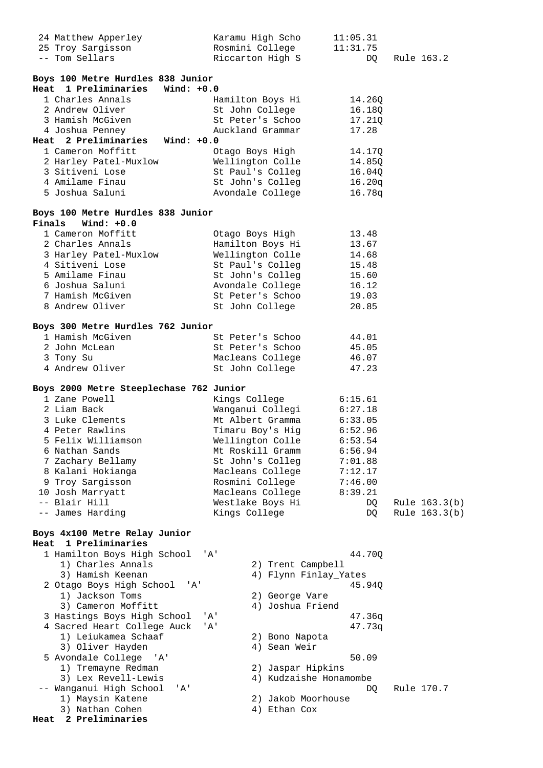| | | | |
|---|---|---|---|
| 24 Matthew Apperley | Karamu High Scho | 11:05.31 | |
| 25 Troy Sargisson | Rosmini College | 11:31.75 | |
| -- Tom Sellars | Riccarton High S | DQ | Rule 163.2 |

**Boys 100 Metre Hurdles 838 Junior**

**Heat 1 Preliminaries Wind: +0.0**

| | | |
|---|---|---|
| 1 Charles Annals | Hamilton Boys Hi | 14.26Q |
| 2 Andrew Oliver | St John College | 16.18Q |
| 3 Hamish McGiven | St Peter's Schoo | 17.21Q |
| 4 Joshua Penney | Auckland Grammar | 17.28 |

**Heat 2 Preliminaries Wind: +0.0**

| | | |
|---|---|---|
| 1 Cameron Moffitt | Otago Boys High | 14.17Q |
| 2 Harley Patel-Muxlow | Wellington Colle | 14.85Q |
| 3 Sitiveni Lose | St Paul's Colleg | 16.04Q |
| 4 Amilame Finau | St John's Colleg | 16.20q |
| 5 Joshua Saluni | Avondale College | 16.78q |

**Boys 100 Metre Hurdles 838 Junior**

**Finals Wind: +0.0**

| | | |
|---|---|---|
| 1 Cameron Moffitt | Otago Boys High | 13.48 |
| 2 Charles Annals | Hamilton Boys Hi | 13.67 |
| 3 Harley Patel-Muxlow | Wellington Colle | 14.68 |
| 4 Sitiveni Lose | St Paul's Colleg | 15.48 |
| 5 Amilame Finau | St John's Colleg | 15.60 |
| 6 Joshua Saluni | Avondale College | 16.12 |
| 7 Hamish McGiven | St Peter's Schoo | 19.03 |
| 8 Andrew Oliver | St John College | 20.85 |

**Boys 300 Metre Hurdles 762 Junior**

| | | |
|---|---|---|
| 1 Hamish McGiven | St Peter's Schoo | 44.01 |
| 2 John McLean | St Peter's Schoo | 45.05 |
| 3 Tony Su | Macleans College | 46.07 |
| 4 Andrew Oliver | St John College | 47.23 |

**Boys 2000 Metre Steeplechase 762 Junior**

| | | | |
|---|---|---|---|
| 1 Zane Powell | Kings College | 6:15.61 | |
| 2 Liam Back | Wanganui Collegi | 6:27.18 | |
| 3 Luke Clements | Mt Albert Gramma | 6:33.05 | |
| 4 Peter Rawlins | Timaru Boy's Hig | 6:52.96 | |
| 5 Felix Williamson | Wellington Colle | 6:53.54 | |
| 6 Nathan Sands | Mt Roskill Gramm | 6:56.94 | |
| 7 Zachary Bellamy | St John's Colleg | 7:01.88 | |
| 8 Kalani Hokianga | Macleans College | 7:12.17 | |
| 9 Troy Sargisson | Rosmini College | 7:46.00 | |
| 10 Josh Marryatt | Macleans College | 8:39.21 | |
| -- Blair Hill | Westlake Boys Hi | DQ | Rule 163.3(b) |
| -- James Harding | Kings College | DQ | Rule 163.3(b) |

**Boys 4x100 Metre Relay Junior**

**Heat 1 Preliminaries**

| | | | |
|---|---|---|---|
| 1 Hamilton Boys High School 'A' | | 44.70Q | |
| 1) Charles Annals | 2) Trent Campbell | | |
| 3) Hamish Keenan | 4) Flynn Finlay_Yates | | |
| 2 Otago Boys High School 'A' | | 45.94Q | |
| 1) Jackson Toms | 2) George Vare | | |
| 3) Cameron Moffitt | 4) Joshua Friend | | |
| 3 Hastings Boys High School 'A' | | 47.36q | |
| 4 Sacred Heart College Auck 'A' | | 47.73q | |
| 1) Leiukamea Schaaf | 2) Bono Napota | | |
| 3) Oliver Hayden | 4) Sean Weir | | |
| 5 Avondale College 'A' | | 50.09 | |
| 1) Tremayne Redman | 2) Jaspar Hipkins | | |
| 3) Lex Revell-Lewis | 4) Kudzaishe Honamombe | | |
| -- Wanganui High School 'A' | | DQ | Rule 170.7 |
| 1) Maysin Katene | 2) Jakob Moorhouse | | |
| 3) Nathan Cohen | 4) Ethan Cox | | |

**Heat 2 Preliminaries**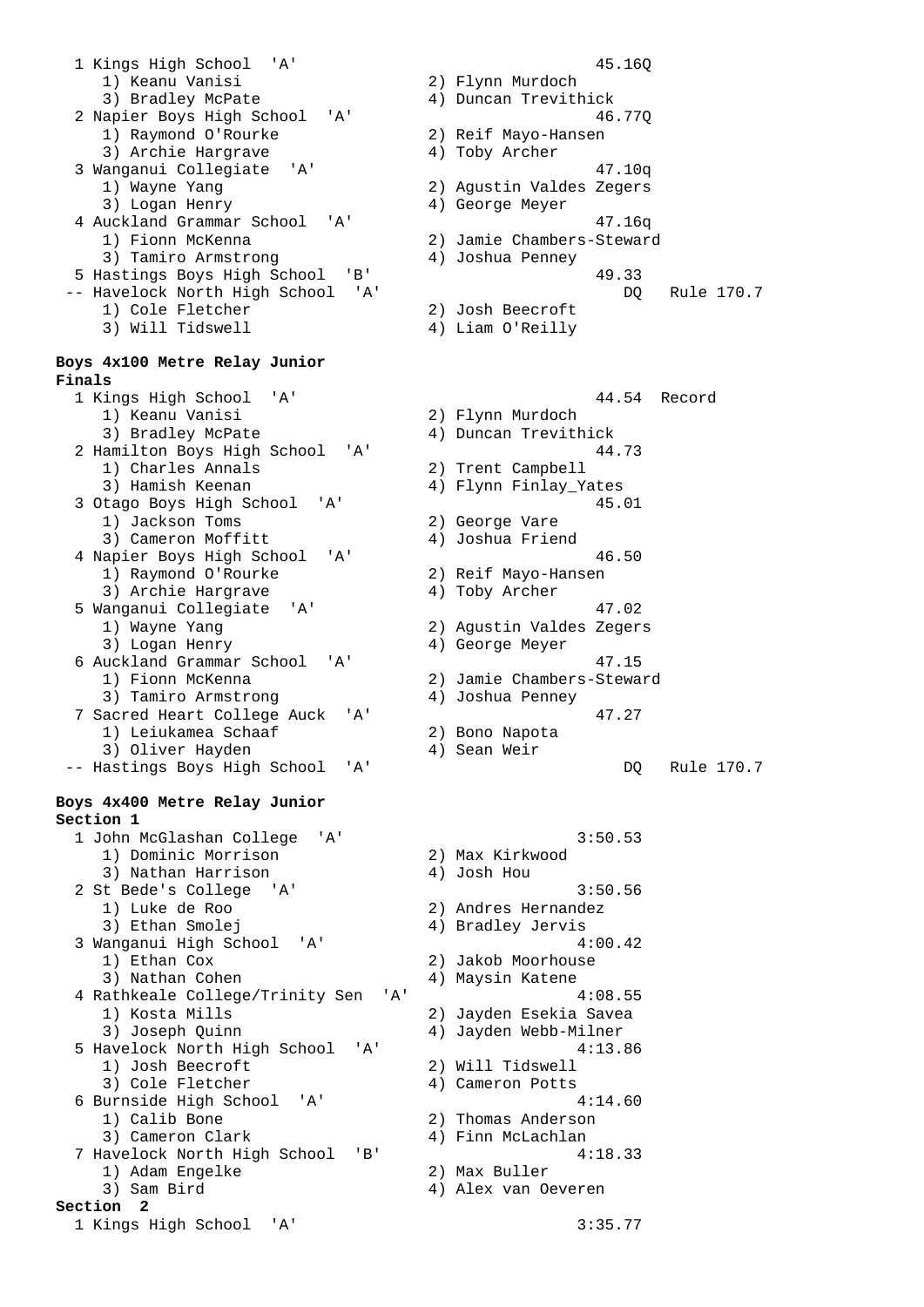```
  1 Kings High School  'A'                                 45.16Q
     1) Keanu Vanisi                   2) Flynn Murdoch
     3) Bradley McPate                 4) Duncan Trevithick
  2 Napier Boys High School  'A'                           46.77Q
     1) Raymond O'Rourke               2) Reif Mayo-Hansen
     3) Archie Hargrave                4) Toby Archer
  3 Wanganui Collegiate  'A'                               47.10q
     1) Wayne Yang                     2) Agustin Valdes Zegers
     3) Logan Henry                    4) George Meyer
  4 Auckland Grammar School  'A'                           47.16q
     1) Fionn McKenna                  2) Jamie Chambers-Steward
     3) Tamiro Armstrong               4) Joshua Penney
  5 Hastings Boys High School  'B'                         49.33
 -- Havelock North High School  'A'                           DQ   Rule 170.7
     1) Cole Fletcher                  2) Josh Beecroft
     3) Will Tidswell                  4) Liam O'Reilly
```

**Boys 4x100 Metre Relay Junior**
**Finals**

```
  1 Kings High School  'A'                                 44.54  Record
     1) Keanu Vanisi                   2) Flynn Murdoch
     3) Bradley McPate                 4) Duncan Trevithick
  2 Hamilton Boys High School  'A'                         44.73
     1) Charles Annals                 2) Trent Campbell
     3) Hamish Keenan                  4) Flynn Finlay_Yates
  3 Otago Boys High School  'A'                            45.01
     1) Jackson Toms                   2) George Vare
     3) Cameron Moffitt                4) Joshua Friend
  4 Napier Boys High School  'A'                           46.50
     1) Raymond O'Rourke               2) Reif Mayo-Hansen
     3) Archie Hargrave                4) Toby Archer
  5 Wanganui Collegiate  'A'                               47.02
     1) Wayne Yang                     2) Agustin Valdes Zegers
     3) Logan Henry                    4) George Meyer
  6 Auckland Grammar School  'A'                           47.15
     1) Fionn McKenna                  2) Jamie Chambers-Steward
     3) Tamiro Armstrong               4) Joshua Penney
  7 Sacred Heart College Auck  'A'                         47.27
     1) Leiukamea Schaaf               2) Bono Napota
     3) Oliver Hayden                  4) Sean Weir
 -- Hastings Boys High School  'A'                            DQ   Rule 170.7
```

**Boys 4x400 Metre Relay Junior**
**Section 1**

```
  1 John McGlashan College  'A'                          3:50.53
     1) Dominic Morrison               2) Max Kirkwood
     3) Nathan Harrison                4) Josh Hou
  2 St Bede's College  'A'                               3:50.56
     1) Luke de Roo                    2) Andres Hernandez
     3) Ethan Smolej                   4) Bradley Jervis
  3 Wanganui High School  'A'                            4:00.42
     1) Ethan Cox                      2) Jakob Moorhouse
     3) Nathan Cohen                   4) Maysin Katene
  4 Rathkeale College/Trinity Sen  'A'                   4:08.55
     1) Kosta Mills                    2) Jayden Esekia Savea
     3) Joseph Quinn                   4) Jayden Webb-Milner
  5 Havelock North High School  'A'                      4:13.86
     1) Josh Beecroft                  2) Will Tidswell
     3) Cole Fletcher                  4) Cameron Potts
  6 Burnside High School  'A'                            4:14.60
     1) Calib Bone                     2) Thomas Anderson
     3) Cameron Clark                  4) Finn McLachlan
  7 Havelock North High School  'B'                      4:18.33
     1) Adam Engelke                   2) Max Buller
     3) Sam Bird                       4) Alex van Oeveren
```

**Section 2**

```
  1 Kings High School  'A'                               3:35.77
```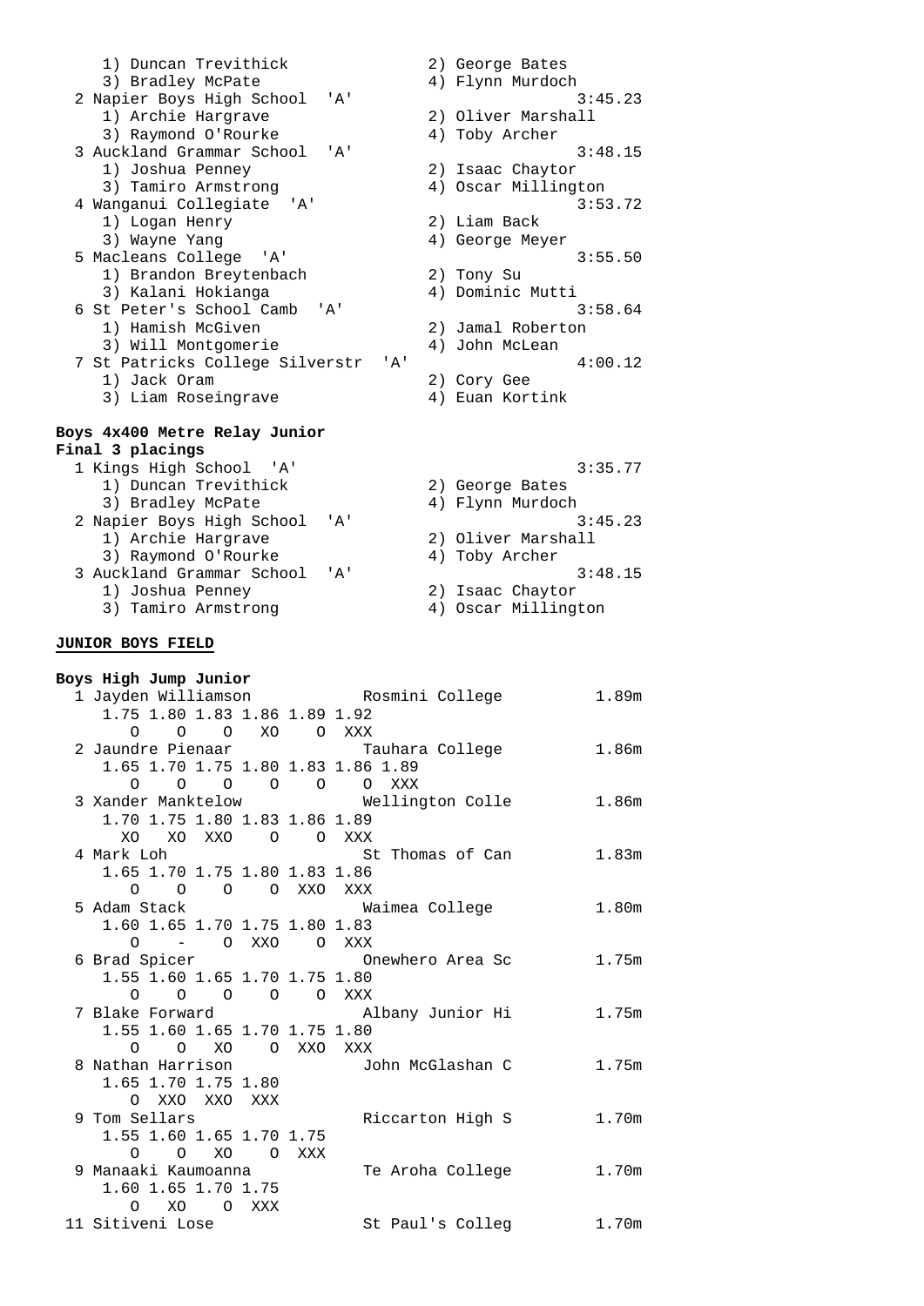```
    1) Duncan Trevithick              2) George Bates
    3) Bradley McPate                 4) Flynn Murdoch
  2 Napier Boys High School  'A'                    3:45.23
    1) Archie Hargrave                2) Oliver Marshall
    3) Raymond O'Rourke               4) Toby Archer
  3 Auckland Grammar School  'A'                    3:48.15
    1) Joshua Penney                  2) Isaac Chaytor
    3) Tamiro Armstrong               4) Oscar Millington
  4 Wanganui Collegiate  'A'                        3:53.72
    1) Logan Henry                    2) Liam Back
    3) Wayne Yang                     4) George Meyer
  5 Macleans College  'A'                           3:55.50
    1) Brandon Breytenbach            2) Tony Su
    3) Kalani Hokianga                4) Dominic Mutti
  6 St Peter's School Camb  'A'                     3:58.64
    1) Hamish McGiven                 2) Jamal Roberton
    3) Will Montgomerie               4) John McLean
  7 St Patricks College Silverstr  'A'              4:00.12
    1) Jack Oram                      2) Cory Gee
    3) Liam Roseingrave               4) Euan Kortink
```

**Boys 4x400 Metre Relay Junior**
**Final 3 placings**

```
  1 Kings High School  'A'                          3:35.77
    1) Duncan Trevithick              2) George Bates
    3) Bradley McPate                 4) Flynn Murdoch
  2 Napier Boys High School  'A'                    3:45.23
    1) Archie Hargrave                2) Oliver Marshall
    3) Raymond O'Rourke               4) Toby Archer
  3 Auckland Grammar School  'A'                    3:48.15
    1) Joshua Penney                  2) Isaac Chaytor
    3) Tamiro Armstrong               4) Oscar Millington
```

**JUNIOR BOYS FIELD**

**Boys High Jump Junior**

```
  1 Jayden Williamson        Rosmini College         1.89m
    1.75 1.80 1.83 1.86 1.89 1.92
       O    O    O   XO    O  XXX
  2 Jaundre Pienaar          Tauhara College         1.86m
    1.65 1.70 1.75 1.80 1.83 1.86 1.89
       O    O    O    O    O    O  XXX
  3 Xander Manktelow         Wellington Colle        1.86m
    1.70 1.75 1.80 1.83 1.86 1.89
      XO   XO  XXO    O    O  XXX
  4 Mark Loh                 St Thomas of Can        1.83m
    1.65 1.70 1.75 1.80 1.83 1.86
       O    O    O    O  XXO  XXX
  5 Adam Stack               Waimea College          1.80m
    1.60 1.65 1.70 1.75 1.80 1.83
       O    -    O  XXO    O  XXX
  6 Brad Spicer              Onewhero Area Sc        1.75m
    1.55 1.60 1.65 1.70 1.75 1.80
       O    O    O    O    O  XXX
  7 Blake Forward            Albany Junior Hi        1.75m
    1.55 1.60 1.65 1.70 1.75 1.80
       O    O   XO    O  XXO  XXX
  8 Nathan Harrison          John McGlashan C        1.75m
    1.65 1.70 1.75 1.80
       O  XXO  XXO  XXX
  9 Tom Sellars              Riccarton High S        1.70m
    1.55 1.60 1.65 1.70 1.75
       O    O   XO    O  XXX
  9 Manaaki Kaumoanna        Te Aroha College        1.70m
    1.60 1.65 1.70 1.75
       O   XO    O  XXX
 11 Sitiveni Lose            St Paul's Colleg        1.70m
```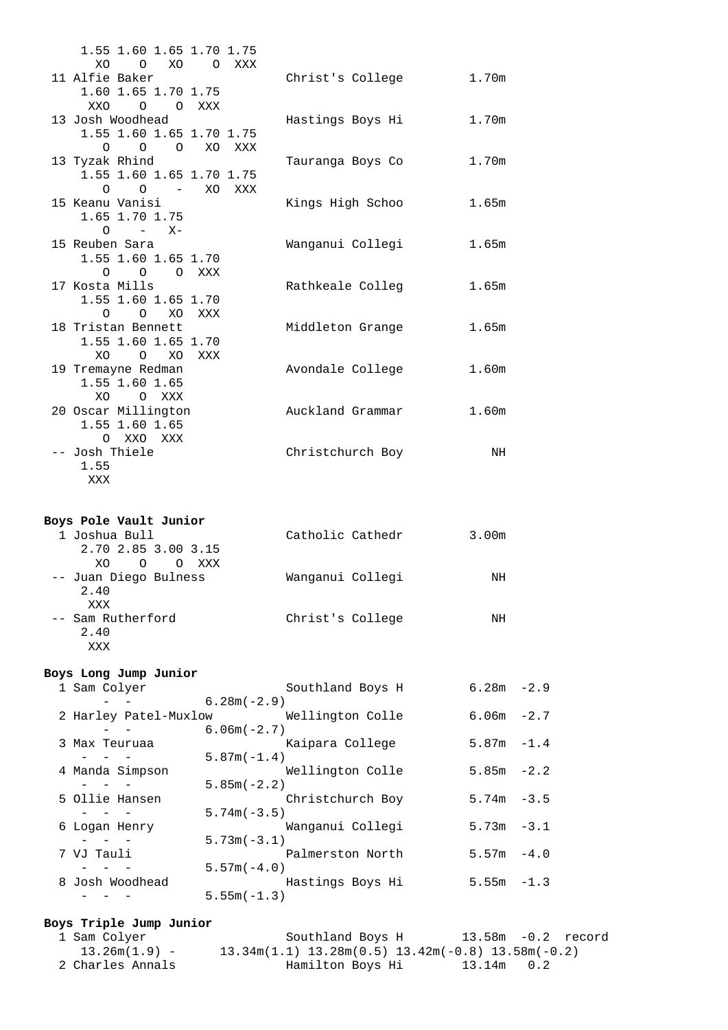```
    1.55 1.60 1.65 1.70 1.75
      XO    O   XO    O  XXX
 11 Alfie Baker                 Christ's College        1.70m
    1.60 1.65 1.70 1.75
     XXO    O    O  XXX
 13 Josh Woodhead               Hastings Boys Hi        1.70m
    1.55 1.60 1.65 1.70 1.75
       O    O    O   XO  XXX
 13 Tyzak Rhind                 Tauranga Boys Co        1.70m
    1.55 1.60 1.65 1.70 1.75
       O    O    -   XO  XXX
 15 Keanu Vanisi                Kings High Schoo        1.65m
    1.65 1.70 1.75
       O    -   X-
 15 Reuben Sara                 Wanganui Collegi        1.65m
    1.55 1.60 1.65 1.70
       O    O    O  XXX
 17 Kosta Mills                 Rathkeale Colleg        1.65m
    1.55 1.60 1.65 1.70
       O    O   XO  XXX
 18 Tristan Bennett             Middleton Grange        1.65m
    1.55 1.60 1.65 1.70
      XO    O   XO  XXX
 19 Tremayne Redman             Avondale College        1.60m
    1.55 1.60 1.65
      XO    O  XXX
 20 Oscar Millington            Auckland Grammar        1.60m
    1.55 1.60 1.65
       O  XXO  XXX
 -- Josh Thiele                 Christchurch Boy           NH
    1.55
     XXX
```

**Boys Pole Vault Junior**

```
  1 Joshua Bull                 Catholic Cathedr        3.00m
    2.70 2.85 3.00 3.15
      XO    O    O  XXX
 -- Juan Diego Bulness          Wanganui Collegi           NH
    2.40
     XXX
 -- Sam Rutherford              Christ's College           NH
    2.40
     XXX
```

**Boys Long Jump Junior**

```
  1 Sam Colyer                  Southland Boys H        6.28m  -2.9
       -  -           6.28m(-2.9)
  2 Harley Patel-Muxlow         Wellington Colle        6.06m  -2.7
       -  -           6.06m(-2.7)
  3 Max Teuruaa                 Kaipara College         5.87m  -1.4
     -  -  -          5.87m(-1.4)
  4 Manda Simpson               Wellington Colle        5.85m  -2.2
     -  -  -          5.85m(-2.2)
  5 Ollie Hansen                Christchurch Boy        5.74m  -3.5
     -  -  -          5.74m(-3.5)
  6 Logan Henry                 Wanganui Collegi        5.73m  -3.1
     -  -  -          5.73m(-3.1)
  7 VJ Tauli                    Palmerston North        5.57m  -4.0
     -  -  -          5.57m(-4.0)
  8 Josh Woodhead               Hastings Boys Hi        5.55m  -1.3
     -  -  -          5.55m(-1.3)
```

**Boys Triple Jump Junior**

```
  1 Sam Colyer                  Southland Boys H       13.58m  -0.2  record
    13.26m(1.9) -       13.34m(1.1) 13.28m(0.5) 13.42m(-0.8) 13.58m(-0.2)
  2 Charles Annals              Hamilton Boys Hi       13.14m   0.2
```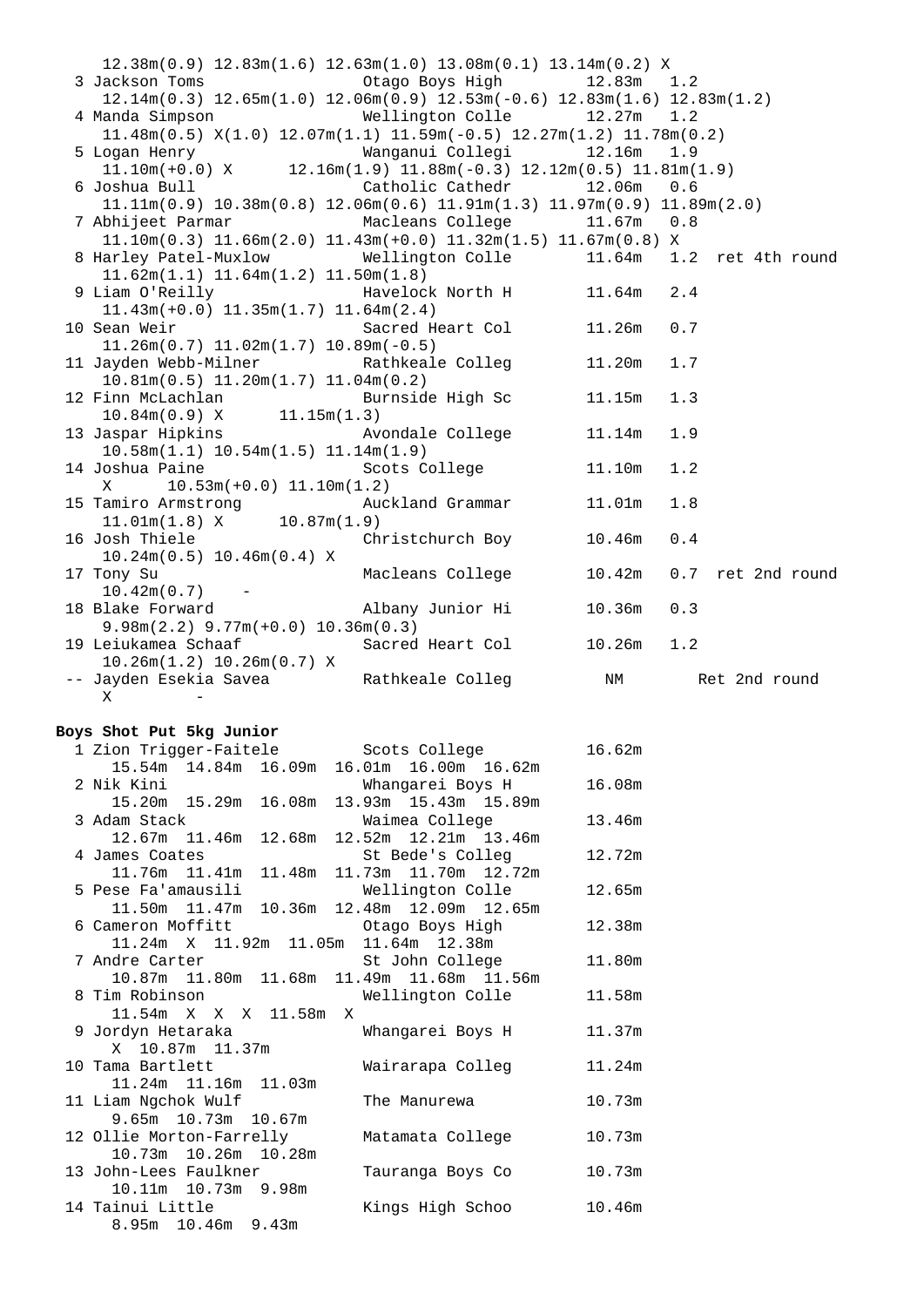```
    12.38m(0.9) 12.83m(1.6) 12.63m(1.0) 13.08m(0.1) 13.14m(0.2) X
  3 Jackson Toms               Otago Boys High        12.83m   1.2
    12.14m(0.3) 12.65m(1.0) 12.06m(0.9) 12.53m(-0.6) 12.83m(1.6) 12.83m(1.2)
  4 Manda Simpson              Wellington Colle       12.27m   1.2
    11.48m(0.5) X(1.0) 12.07m(1.1) 11.59m(-0.5) 12.27m(1.2) 11.78m(0.2)
  5 Logan Henry                Wanganui Collegi       12.16m   1.9
    11.10m(+0.0) X      12.16m(1.9) 11.88m(-0.3) 12.12m(0.5) 11.81m(1.9)
  6 Joshua Bull                Catholic Cathedr       12.06m   0.6
    11.11m(0.9) 10.38m(0.8) 12.06m(0.6) 11.91m(1.3) 11.97m(0.9) 11.89m(2.0)
  7 Abhijeet Parmar            Macleans College       11.67m   0.8
    11.10m(0.3) 11.66m(2.0) 11.43m(+0.0) 11.32m(1.5) 11.67m(0.8) X
  8 Harley Patel-Muxlow        Wellington Colle       11.64m   1.2  ret 4th round
    11.62m(1.1) 11.64m(1.2) 11.50m(1.8)
  9 Liam O'Reilly              Havelock North H       11.64m   2.4
    11.43m(+0.0) 11.35m(1.7) 11.64m(2.4)
 10 Sean Weir                  Sacred Heart Col       11.26m   0.7
    11.26m(0.7) 11.02m(1.7) 10.89m(-0.5)
 11 Jayden Webb-Milner         Rathkeale Colleg       11.20m   1.7
    10.81m(0.5) 11.20m(1.7) 11.04m(0.2)
 12 Finn McLachlan             Burnside High Sc       11.15m   1.3
    10.84m(0.9) X      11.15m(1.3)
 13 Jaspar Hipkins             Avondale College       11.14m   1.9
    10.58m(1.1) 10.54m(1.5) 11.14m(1.9)
 14 Joshua Paine               Scots College          11.10m   1.2
    X      10.53m(+0.0) 11.10m(1.2)
 15 Tamiro Armstrong           Auckland Grammar       11.01m   1.8
    11.01m(1.8) X      10.87m(1.9)
 16 Josh Thiele                Christchurch Boy       10.46m   0.4
    10.24m(0.5) 10.46m(0.4) X
 17 Tony Su                    Macleans College       10.42m   0.7  ret 2nd round
    10.42m(0.7)    -
 18 Blake Forward              Albany Junior Hi       10.36m   0.3
    9.98m(2.2) 9.77m(+0.0) 10.36m(0.3)
 19 Leiukamea Schaaf           Sacred Heart Col       10.26m   1.2
    10.26m(1.2) 10.26m(0.7) X
 -- Jayden Esekia Savea        Rathkeale Colleg         NM       Ret 2nd round
    X        -
```

**Boys Shot Put 5kg Junior**

```
  1 Zion Trigger-Faitele       Scots College          16.62m
     15.54m  14.84m  16.09m  16.01m  16.00m  16.62m
  2 Nik Kini                   Whangarei Boys H       16.08m
     15.20m  15.29m  16.08m  13.93m  15.43m  15.89m
  3 Adam Stack                 Waimea College         13.46m
     12.67m  11.46m  12.68m  12.52m  12.21m  13.46m
  4 James Coates               St Bede's Colleg       12.72m
     11.76m  11.41m  11.48m  11.73m  11.70m  12.72m
  5 Pese Fa'amausili           Wellington Colle       12.65m
     11.50m  11.47m  10.36m  12.48m  12.09m  12.65m
  6 Cameron Moffitt            Otago Boys High        12.38m
     11.24m  X  11.92m  11.05m  11.64m  12.38m
  7 Andre Carter               St John College        11.80m
     10.87m  11.80m  11.68m  11.49m  11.68m  11.56m
  8 Tim Robinson               Wellington Colle       11.58m
     11.54m  X  X  X  11.58m  X
  9 Jordyn Hetaraka            Whangarei Boys H       11.37m
     X  10.87m  11.37m
 10 Tama Bartlett              Wairarapa Colleg       11.24m
     11.24m  11.16m  11.03m
 11 Liam Ngchok Wulf           The Manurewa           10.73m
     9.65m  10.73m  10.67m
 12 Ollie Morton-Farrelly      Matamata College       10.73m
     10.73m  10.26m  10.28m
 13 John-Lees Faulkner         Tauranga Boys Co       10.73m
     10.11m  10.73m  9.98m
 14 Tainui Little              Kings High Schoo       10.46m
     8.95m  10.46m  9.43m
```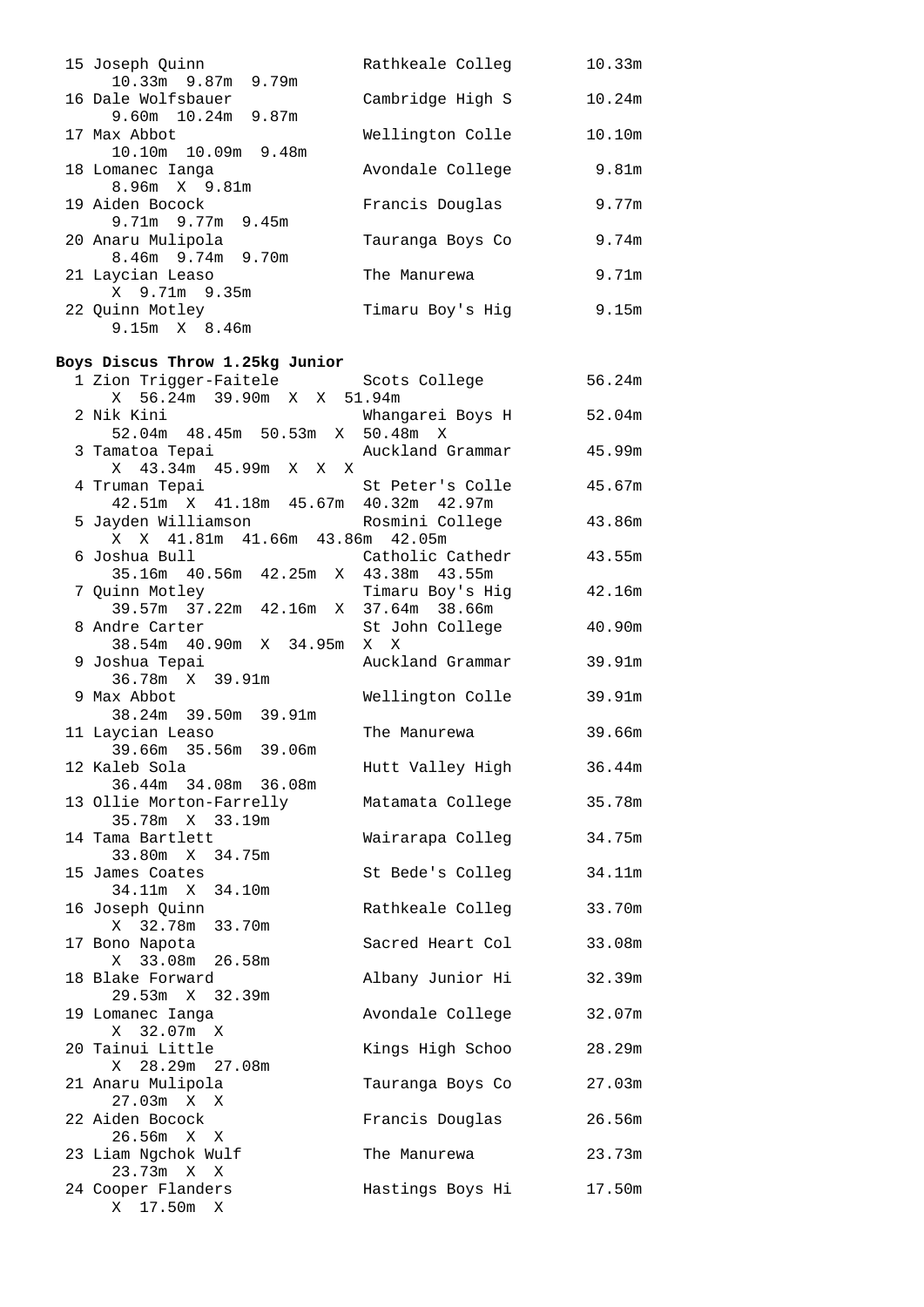```
 15 Joseph Quinn                Rathkeale Colleg        10.33m
      10.33m  9.87m  9.79m
 16 Dale Wolfsbauer             Cambridge High S        10.24m
      9.60m  10.24m  9.87m
 17 Max Abbot                   Wellington Colle        10.10m
      10.10m  10.09m  9.48m
 18 Lomanec Ianga               Avondale College         9.81m
      8.96m  X  9.81m
 19 Aiden Bocock                Francis Douglas          9.77m
      9.71m  9.77m  9.45m
 20 Anaru Mulipola              Tauranga Boys Co         9.74m
      8.46m  9.74m  9.70m
 21 Laycian Leaso               The Manurewa             9.71m
      X  9.71m  9.35m
 22 Quinn Motley                Timaru Boy's Hig         9.15m
      9.15m  X  8.46m
```

**Boys Discus Throw 1.25kg Junior**

```
  1 Zion Trigger-Faitele        Scots College           56.24m
      X  56.24m  39.90m  X  X  51.94m
  2 Nik Kini                    Whangarei Boys H        52.04m
      52.04m  48.45m  50.53m  X  50.48m  X
  3 Tamatoa Tepai               Auckland Grammar        45.99m
      X  43.34m  45.99m  X  X  X
  4 Truman Tepai                St Peter's Colle        45.67m
      42.51m  X  41.18m  45.67m  40.32m  42.97m
  5 Jayden Williamson           Rosmini College         43.86m
      X  X  41.81m  41.66m  43.86m  42.05m
  6 Joshua Bull                 Catholic Cathedr        43.55m
      35.16m  40.56m  42.25m  X  43.38m  43.55m
  7 Quinn Motley                Timaru Boy's Hig        42.16m
      39.57m  37.22m  42.16m  X  37.64m  38.66m
  8 Andre Carter                St John College         40.90m
      38.54m  40.90m  X  34.95m  X  X
  9 Joshua Tepai                Auckland Grammar        39.91m
      36.78m  X  39.91m
  9 Max Abbot                   Wellington Colle        39.91m
      38.24m  39.50m  39.91m
 11 Laycian Leaso               The Manurewa            39.66m
      39.66m  35.56m  39.06m
 12 Kaleb Sola                  Hutt Valley High        36.44m
      36.44m  34.08m  36.08m
 13 Ollie Morton-Farrelly       Matamata College        35.78m
      35.78m  X  33.19m
 14 Tama Bartlett               Wairarapa Colleg        34.75m
      33.80m  X  34.75m
 15 James Coates                St Bede's Colleg        34.11m
      34.11m  X  34.10m
 16 Joseph Quinn                Rathkeale Colleg        33.70m
      X  32.78m  33.70m
 17 Bono Napota                 Sacred Heart Col        33.08m
      X  33.08m  26.58m
 18 Blake Forward               Albany Junior Hi        32.39m
      29.53m  X  32.39m
 19 Lomanec Ianga               Avondale College        32.07m
      X  32.07m  X
 20 Tainui Little               Kings High Schoo        28.29m
      X  28.29m  27.08m
 21 Anaru Mulipola              Tauranga Boys Co        27.03m
      27.03m  X  X
 22 Aiden Bocock                Francis Douglas         26.56m
      26.56m  X  X
 23 Liam Ngchok Wulf            The Manurewa            23.73m
      23.73m  X  X
 24 Cooper Flanders             Hastings Boys Hi        17.50m
      X  17.50m  X
```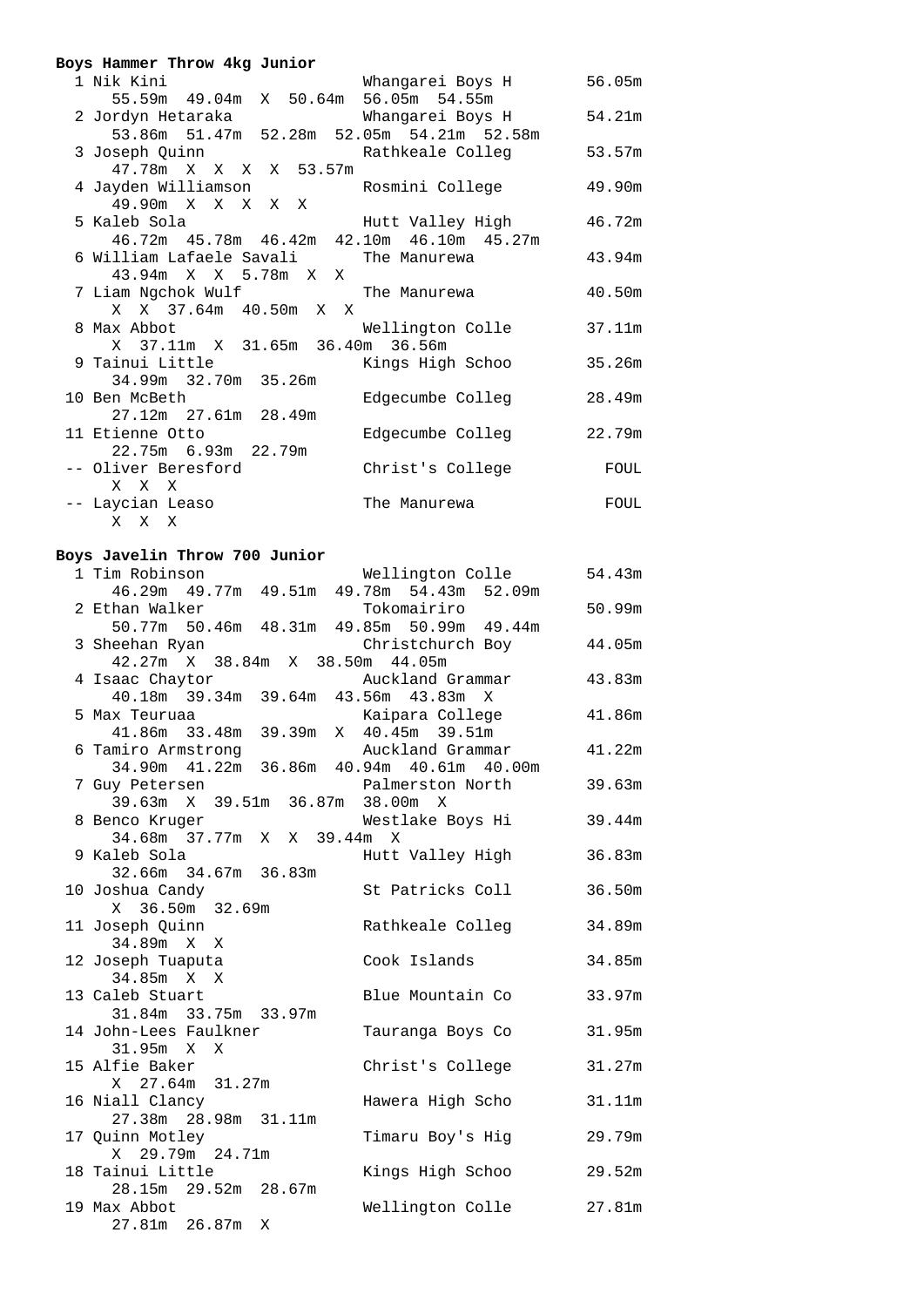**Boys Hammer Throw 4kg Junior**

```
  1 Nik Kini                      Whangarei Boys H        56.05m
      55.59m  49.04m  X  50.64m  56.05m  54.55m
  2 Jordyn Hetaraka               Whangarei Boys H        54.21m
      53.86m  51.47m  52.28m  52.05m  54.21m  52.58m
  3 Joseph Quinn                  Rathkeale Colleg        53.57m
      47.78m  X  X  X  X  53.57m
  4 Jayden Williamson             Rosmini College         49.90m
      49.90m  X  X  X  X  X
  5 Kaleb Sola                    Hutt Valley High        46.72m
      46.72m  45.78m  46.42m  42.10m  46.10m  45.27m
  6 William Lafaele Savali        The Manurewa            43.94m
      43.94m  X  X  5.78m  X  X
  7 Liam Ngchok Wulf              The Manurewa            40.50m
      X  X  37.64m  40.50m  X  X
  8 Max Abbot                     Wellington Colle        37.11m
      X  37.11m  X  31.65m  36.40m  36.56m
  9 Tainui Little                 Kings High Schoo        35.26m
      34.99m  32.70m  35.26m
 10 Ben McBeth                    Edgecumbe Colleg        28.49m
      27.12m  27.61m  28.49m
 11 Etienne Otto                  Edgecumbe Colleg        22.79m
      22.75m  6.93m  22.79m
 -- Oliver Beresford              Christ's College          FOUL
      X  X  X
 -- Laycian Leaso                 The Manurewa              FOUL
      X  X  X
```

**Boys Javelin Throw 700 Junior**

```
  1 Tim Robinson                  Wellington Colle        54.43m
      46.29m  49.77m  49.51m  49.78m  54.43m  52.09m
  2 Ethan Walker                  Tokomairiro             50.99m
      50.77m  50.46m  48.31m  49.85m  50.99m  49.44m
  3 Sheehan Ryan                  Christchurch Boy        44.05m
      42.27m  X  38.84m  X  38.50m  44.05m
  4 Isaac Chaytor                 Auckland Grammar        43.83m
      40.18m  39.34m  39.64m  43.56m  43.83m  X
  5 Max Teuruaa                   Kaipara College         41.86m
      41.86m  33.48m  39.39m  X  40.45m  39.51m
  6 Tamiro Armstrong              Auckland Grammar        41.22m
      34.90m  41.22m  36.86m  40.94m  40.61m  40.00m
  7 Guy Petersen                  Palmerston North        39.63m
      39.63m  X  39.51m  36.87m  38.00m  X
  8 Benco Kruger                  Westlake Boys Hi        39.44m
      34.68m  37.77m  X  X  39.44m  X
  9 Kaleb Sola                    Hutt Valley High        36.83m
      32.66m  34.67m  36.83m
 10 Joshua Candy                  St Patricks Coll        36.50m
      X  36.50m  32.69m
 11 Joseph Quinn                  Rathkeale Colleg        34.89m
      34.89m  X  X
 12 Joseph Tuaputa                Cook Islands            34.85m
      34.85m  X  X
 13 Caleb Stuart                  Blue Mountain Co        33.97m
      31.84m  33.75m  33.97m
 14 John-Lees Faulkner            Tauranga Boys Co        31.95m
      31.95m  X  X
 15 Alfie Baker                   Christ's College        31.27m
      X  27.64m  31.27m
 16 Niall Clancy                  Hawera High Scho        31.11m
      27.38m  28.98m  31.11m
 17 Quinn Motley                  Timaru Boy's Hig        29.79m
      X  29.79m  24.71m
 18 Tainui Little                 Kings High Schoo        29.52m
      28.15m  29.52m  28.67m
 19 Max Abbot                     Wellington Colle        27.81m
      27.81m  26.87m  X
```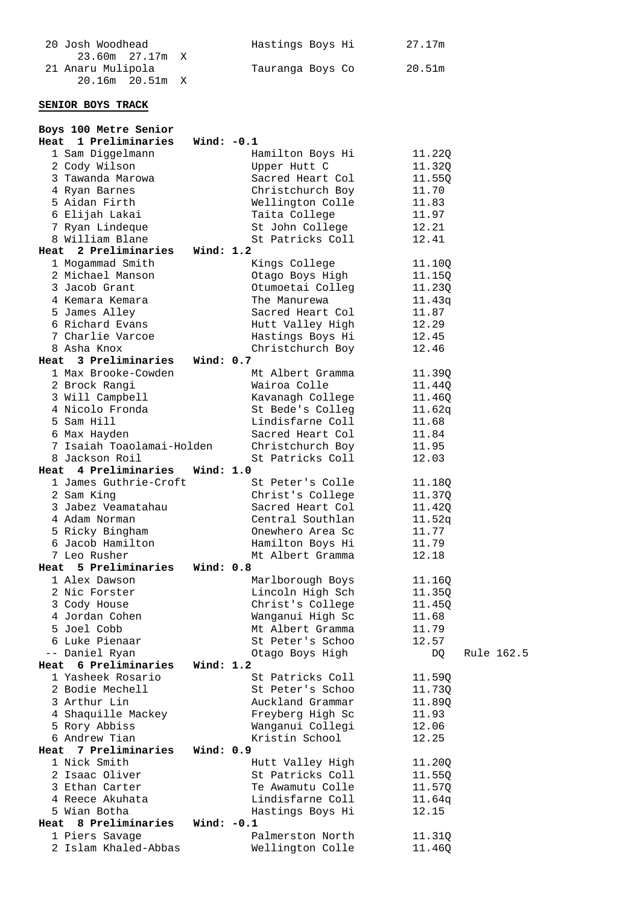```
 20 Josh Woodhead               Hastings Boys Hi        27.17m
      23.60m  27.17m  X
 21 Anaru Mulipola              Tauranga Boys Co        20.51m
      20.16m  20.51m  X
```

**SENIOR BOYS TRACK**

```
Boys 100 Metre Senior
Heat  1 Preliminaries   Wind: -0.1
  1 Sam Diggelmann              Hamilton Boys Hi         11.22Q
  2 Cody Wilson                 Upper Hutt C             11.32Q
  3 Tawanda Marowa              Sacred Heart Col         11.55Q
  4 Ryan Barnes                 Christchurch Boy         11.70
  5 Aidan Firth                 Wellington Colle         11.83
  6 Elijah Lakai                Taita College            11.97
  7 Ryan Lindeque               St John College          12.21
  8 William Blane               St Patricks Coll         12.41
Heat  2 Preliminaries   Wind: 1.2
  1 Mogammad Smith              Kings College            11.10Q
  2 Michael Manson              Otago Boys High          11.15Q
  3 Jacob Grant                 Otumoetai Colleg         11.23Q
  4 Kemara Kemara               The Manurewa             11.43q
  5 James Alley                 Sacred Heart Col         11.87
  6 Richard Evans               Hutt Valley High         12.29
  7 Charlie Varcoe              Hastings Boys Hi         12.45
  8 Asha Knox                   Christchurch Boy         12.46
Heat  3 Preliminaries   Wind: 0.7
  1 Max Brooke-Cowden           Mt Albert Gramma         11.39Q
  2 Brock Rangi                 Wairoa Colle             11.44Q
  3 Will Campbell               Kavanagh College         11.46Q
  4 Nicolo Fronda               St Bede's Colleg         11.62q
  5 Sam Hill                    Lindisfarne Coll         11.68
  6 Max Hayden                  Sacred Heart Col         11.84
  7 Isaiah Toaolamai-Holden     Christchurch Boy         11.95
  8 Jackson Roil                St Patricks Coll         12.03
Heat  4 Preliminaries   Wind: 1.0
  1 James Guthrie-Croft         St Peter's Colle         11.18Q
  2 Sam King                    Christ's College         11.37Q
  3 Jabez Veamatahau            Sacred Heart Col         11.42Q
  4 Adam Norman                 Central Southlan         11.52q
  5 Ricky Bingham               Onewhero Area Sc         11.77
  6 Jacob Hamilton              Hamilton Boys Hi         11.79
  7 Leo Rusher                  Mt Albert Gramma         12.18
Heat  5 Preliminaries   Wind: 0.8
  1 Alex Dawson                 Marlborough Boys         11.16Q
  2 Nic Forster                 Lincoln High Sch         11.35Q
  3 Cody House                  Christ's College         11.45Q
  4 Jordan Cohen                Wanganui High Sc         11.68
  5 Joel Cobb                   Mt Albert Gramma         11.79
  6 Luke Pienaar                St Peter's Schoo         12.57
 -- Daniel Ryan                 Otago Boys High             DQ   Rule 162.5
Heat  6 Preliminaries   Wind: 1.2
  1 Yasheek Rosario             St Patricks Coll         11.59Q
  2 Bodie Mechell               St Peter's Schoo         11.73Q
  3 Arthur Lin                  Auckland Grammar         11.89Q
  4 Shaquille Mackey            Freyberg High Sc         11.93
  5 Rory Abbiss                 Wanganui Collegi         12.06
  6 Andrew Tian                 Kristin School           12.25
Heat  7 Preliminaries   Wind: 0.9
  1 Nick Smith                  Hutt Valley High         11.20Q
  2 Isaac Oliver                St Patricks Coll         11.55Q
  3 Ethan Carter                Te Awamutu Colle         11.57Q
  4 Reece Akuhata               Lindisfarne Coll         11.64q
  5 Wian Botha                  Hastings Boys Hi         12.15
Heat  8 Preliminaries   Wind: -0.1
  1 Piers Savage                Palmerston North         11.31Q
  2 Islam Khaled-Abbas          Wellington Colle         11.46Q
```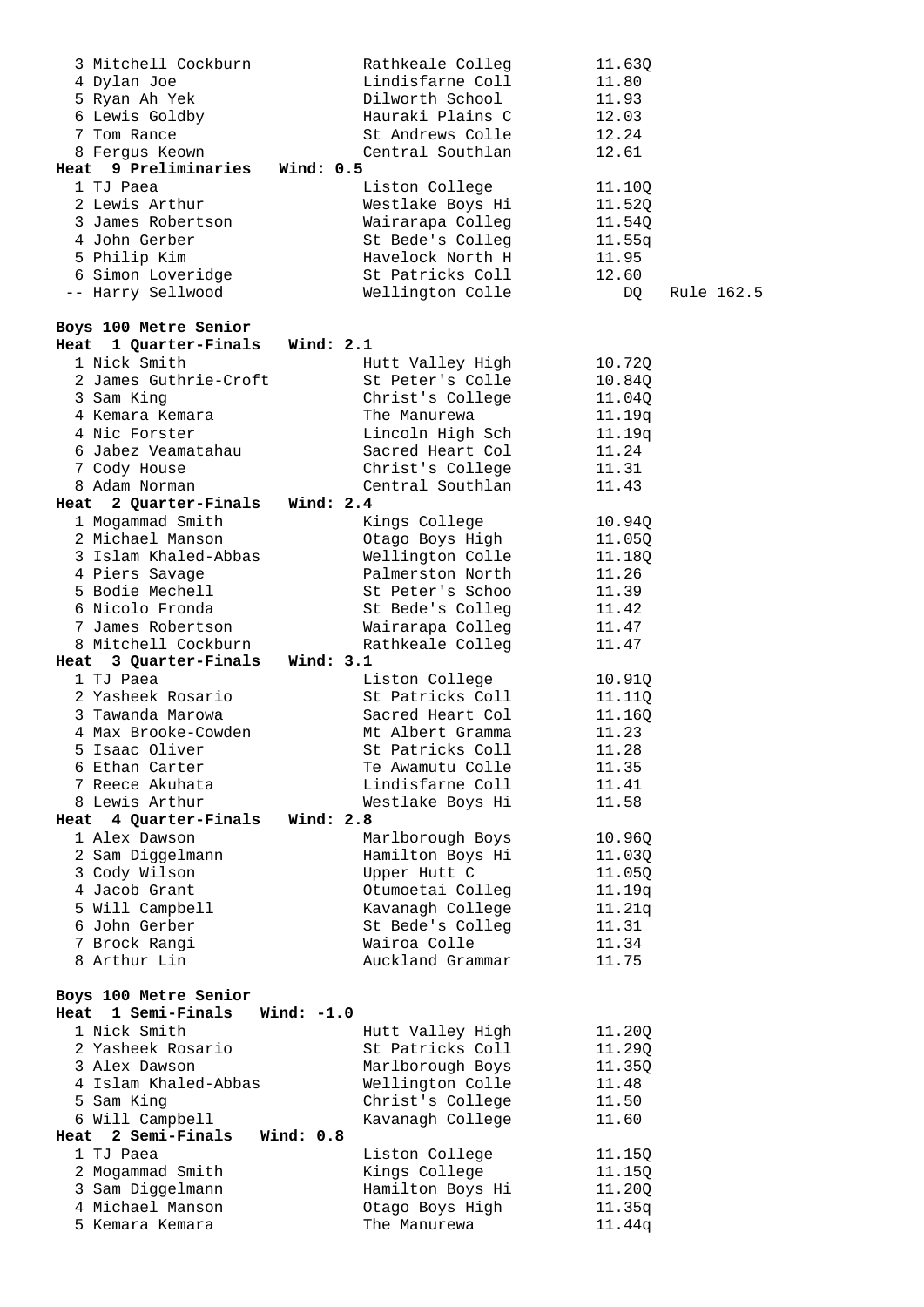| Place | Name | School | Time | |
|---|---|---|---|---|
| 3 | Mitchell Cockburn | Rathkeale Colleg | 11.63Q | |
| 4 | Dylan Joe | Lindisfarne Coll | 11.80 | |
| 5 | Ryan Ah Yek | Dilworth School | 11.93 | |
| 6 | Lewis Goldby | Hauraki Plains C | 12.03 | |
| 7 | Tom Rance | St Andrews Colle | 12.24 | |
| 8 | Fergus Keown | Central Southlan | 12.61 | |

**Heat 9 Preliminaries Wind: 0.5**

| Place | Name | School | Time | |
|---|---|---|---|---|
| 1 | TJ Paea | Liston College | 11.10Q | |
| 2 | Lewis Arthur | Westlake Boys Hi | 11.52Q | |
| 3 | James Robertson | Wairarapa Colleg | 11.54Q | |
| 4 | John Gerber | St Bede's Colleg | 11.55q | |
| 5 | Philip Kim | Havelock North H | 11.95 | |
| 6 | Simon Loveridge | St Patricks Coll | 12.60 | |
| -- | Harry Sellwood | Wellington Colle | DQ | Rule 162.5 |

## Boys 100 Metre Senior

**Heat 1 Quarter-Finals Wind: 2.1**

| Place | Name | School | Time |
|---|---|---|---|
| 1 | Nick Smith | Hutt Valley High | 10.72Q |
| 2 | James Guthrie-Croft | St Peter's Colle | 10.84Q |
| 3 | Sam King | Christ's College | 11.04Q |
| 4 | Kemara Kemara | The Manurewa | 11.19q |
| 4 | Nic Forster | Lincoln High Sch | 11.19q |
| 6 | Jabez Veamatahau | Sacred Heart Col | 11.24 |
| 7 | Cody House | Christ's College | 11.31 |
| 8 | Adam Norman | Central Southlan | 11.43 |

**Heat 2 Quarter-Finals Wind: 2.4**

| Place | Name | School | Time |
|---|---|---|---|
| 1 | Mogammad Smith | Kings College | 10.94Q |
| 2 | Michael Manson | Otago Boys High | 11.05Q |
| 3 | Islam Khaled-Abbas | Wellington Colle | 11.18Q |
| 4 | Piers Savage | Palmerston North | 11.26 |
| 5 | Bodie Mechell | St Peter's Schoo | 11.39 |
| 6 | Nicolo Fronda | St Bede's Colleg | 11.42 |
| 7 | James Robertson | Wairarapa Colleg | 11.47 |
| 8 | Mitchell Cockburn | Rathkeale Colleg | 11.47 |

**Heat 3 Quarter-Finals Wind: 3.1**

| Place | Name | School | Time |
|---|---|---|---|
| 1 | TJ Paea | Liston College | 10.91Q |
| 2 | Yasheek Rosario | St Patricks Coll | 11.11Q |
| 3 | Tawanda Marowa | Sacred Heart Col | 11.16Q |
| 4 | Max Brooke-Cowden | Mt Albert Gramma | 11.23 |
| 5 | Isaac Oliver | St Patricks Coll | 11.28 |
| 6 | Ethan Carter | Te Awamutu Colle | 11.35 |
| 7 | Reece Akuhata | Lindisfarne Coll | 11.41 |
| 8 | Lewis Arthur | Westlake Boys Hi | 11.58 |

**Heat 4 Quarter-Finals Wind: 2.8**

| Place | Name | School | Time |
|---|---|---|---|
| 1 | Alex Dawson | Marlborough Boys | 10.96Q |
| 2 | Sam Diggelmann | Hamilton Boys Hi | 11.03Q |
| 3 | Cody Wilson | Upper Hutt C | 11.05Q |
| 4 | Jacob Grant | Otumoetai Colleg | 11.19q |
| 5 | Will Campbell | Kavanagh College | 11.21q |
| 6 | John Gerber | St Bede's Colleg | 11.31 |
| 7 | Brock Rangi | Wairoa Colle | 11.34 |
| 8 | Arthur Lin | Auckland Grammar | 11.75 |

## Boys 100 Metre Senior

**Heat 1 Semi-Finals Wind: -1.0**

| Place | Name | School | Time |
|---|---|---|---|
| 1 | Nick Smith | Hutt Valley High | 11.20Q |
| 2 | Yasheek Rosario | St Patricks Coll | 11.29Q |
| 3 | Alex Dawson | Marlborough Boys | 11.35Q |
| 4 | Islam Khaled-Abbas | Wellington Colle | 11.48 |
| 5 | Sam King | Christ's College | 11.50 |
| 6 | Will Campbell | Kavanagh College | 11.60 |

**Heat 2 Semi-Finals Wind: 0.8**

| Place | Name | School | Time |
|---|---|---|---|
| 1 | TJ Paea | Liston College | 11.15Q |
| 2 | Mogammad Smith | Kings College | 11.15Q |
| 3 | Sam Diggelmann | Hamilton Boys Hi | 11.20Q |
| 4 | Michael Manson | Otago Boys High | 11.35q |
| 5 | Kemara Kemara | The Manurewa | 11.44q |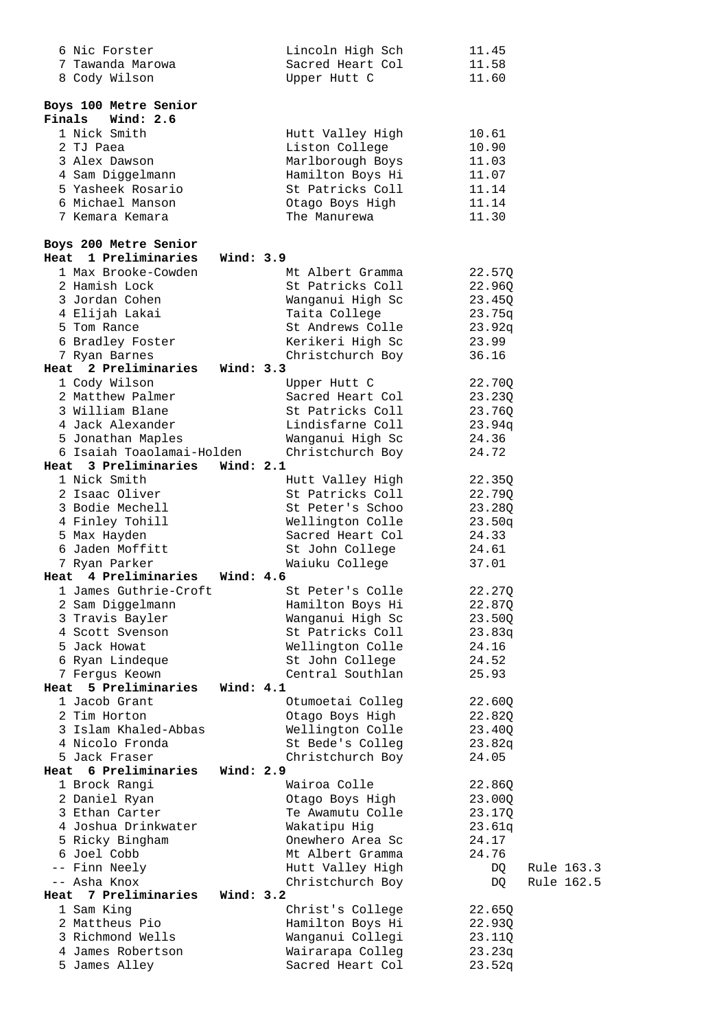| Place | Name | School | Time |
|---|---|---|---|
| 6 | Nic Forster | Lincoln High Sch | 11.45 |
| 7 | Tawanda Marowa | Sacred Heart Col | 11.58 |
| 8 | Cody Wilson | Upper Hutt C | 11.60 |

**Boys 100 Metre Senior**
**Finals  Wind: 2.6**

| Place | Name | School | Time |
|---|---|---|---|
| 1 | Nick Smith | Hutt Valley High | 10.61 |
| 2 | TJ Paea | Liston College | 10.90 |
| 3 | Alex Dawson | Marlborough Boys | 11.03 |
| 4 | Sam Diggelmann | Hamilton Boys Hi | 11.07 |
| 5 | Yasheek Rosario | St Patricks Coll | 11.14 |
| 6 | Michael Manson | Otago Boys High | 11.14 |
| 7 | Kemara Kemara | The Manurewa | 11.30 |

**Boys 200 Metre Senior**

**Heat 1 Preliminaries  Wind: 3.9**

| Place | Name | School | Time |
|---|---|---|---|
| 1 | Max Brooke-Cowden | Mt Albert Gramma | 22.57Q |
| 2 | Hamish Lock | St Patricks Coll | 22.96Q |
| 3 | Jordan Cohen | Wanganui High Sc | 23.45Q |
| 4 | Elijah Lakai | Taita College | 23.75q |
| 5 | Tom Rance | St Andrews Colle | 23.92q |
| 6 | Bradley Foster | Kerikeri High Sc | 23.99 |
| 7 | Ryan Barnes | Christchurch Boy | 36.16 |

**Heat 2 Preliminaries  Wind: 3.3**

| Place | Name | School | Time |
|---|---|---|---|
| 1 | Cody Wilson | Upper Hutt C | 22.70Q |
| 2 | Matthew Palmer | Sacred Heart Col | 23.23Q |
| 3 | William Blane | St Patricks Coll | 23.76Q |
| 4 | Jack Alexander | Lindisfarne Coll | 23.94q |
| 5 | Jonathan Maples | Wanganui High Sc | 24.36 |
| 6 | Isaiah Toaolamai-Holden | Christchurch Boy | 24.72 |

**Heat 3 Preliminaries  Wind: 2.1**

| Place | Name | School | Time |
|---|---|---|---|
| 1 | Nick Smith | Hutt Valley High | 22.35Q |
| 2 | Isaac Oliver | St Patricks Coll | 22.79Q |
| 3 | Bodie Mechell | St Peter's Schoo | 23.28Q |
| 4 | Finley Tohill | Wellington Colle | 23.50q |
| 5 | Max Hayden | Sacred Heart Col | 24.33 |
| 6 | Jaden Moffitt | St John College | 24.61 |
| 7 | Ryan Parker | Waiuku College | 37.01 |

**Heat 4 Preliminaries  Wind: 4.6**

| Place | Name | School | Time |
|---|---|---|---|
| 1 | James Guthrie-Croft | St Peter's Colle | 22.27Q |
| 2 | Sam Diggelmann | Hamilton Boys Hi | 22.87Q |
| 3 | Travis Bayler | Wanganui High Sc | 23.50Q |
| 4 | Scott Svenson | St Patricks Coll | 23.83q |
| 5 | Jack Howat | Wellington Colle | 24.16 |
| 6 | Ryan Lindeque | St John College | 24.52 |
| 7 | Fergus Keown | Central Southlan | 25.93 |

**Heat 5 Preliminaries  Wind: 4.1**

| Place | Name | School | Time |
|---|---|---|---|
| 1 | Jacob Grant | Otumoetai Colleg | 22.60Q |
| 2 | Tim Horton | Otago Boys High | 22.82Q |
| 3 | Islam Khaled-Abbas | Wellington Colle | 23.40Q |
| 4 | Nicolo Fronda | St Bede's Colleg | 23.82q |
| 5 | Jack Fraser | Christchurch Boy | 24.05 |

**Heat 6 Preliminaries  Wind: 2.9**

| Place | Name | School | Time | Note |
|---|---|---|---|---|
| 1 | Brock Rangi | Wairoa Colle | 22.86Q | |
| 2 | Daniel Ryan | Otago Boys High | 23.00Q | |
| 3 | Ethan Carter | Te Awamutu Colle | 23.17Q | |
| 4 | Joshua Drinkwater | Wakatipu Hig | 23.61q | |
| 5 | Ricky Bingham | Onewhero Area Sc | 24.17 | |
| 6 | Joel Cobb | Mt Albert Gramma | 24.76 | |
| -- | Finn Neely | Hutt Valley High | DQ | Rule 163.3 |
| -- | Asha Knox | Christchurch Boy | DQ | Rule 162.5 |

**Heat 7 Preliminaries  Wind: 3.2**

| Place | Name | School | Time |
|---|---|---|---|
| 1 | Sam King | Christ's College | 22.65Q |
| 2 | Mattheus Pio | Hamilton Boys Hi | 22.93Q |
| 3 | Richmond Wells | Wanganui Collegi | 23.11Q |
| 4 | James Robertson | Wairarapa Colleg | 23.23q |
| 5 | James Alley | Sacred Heart Col | 23.52q |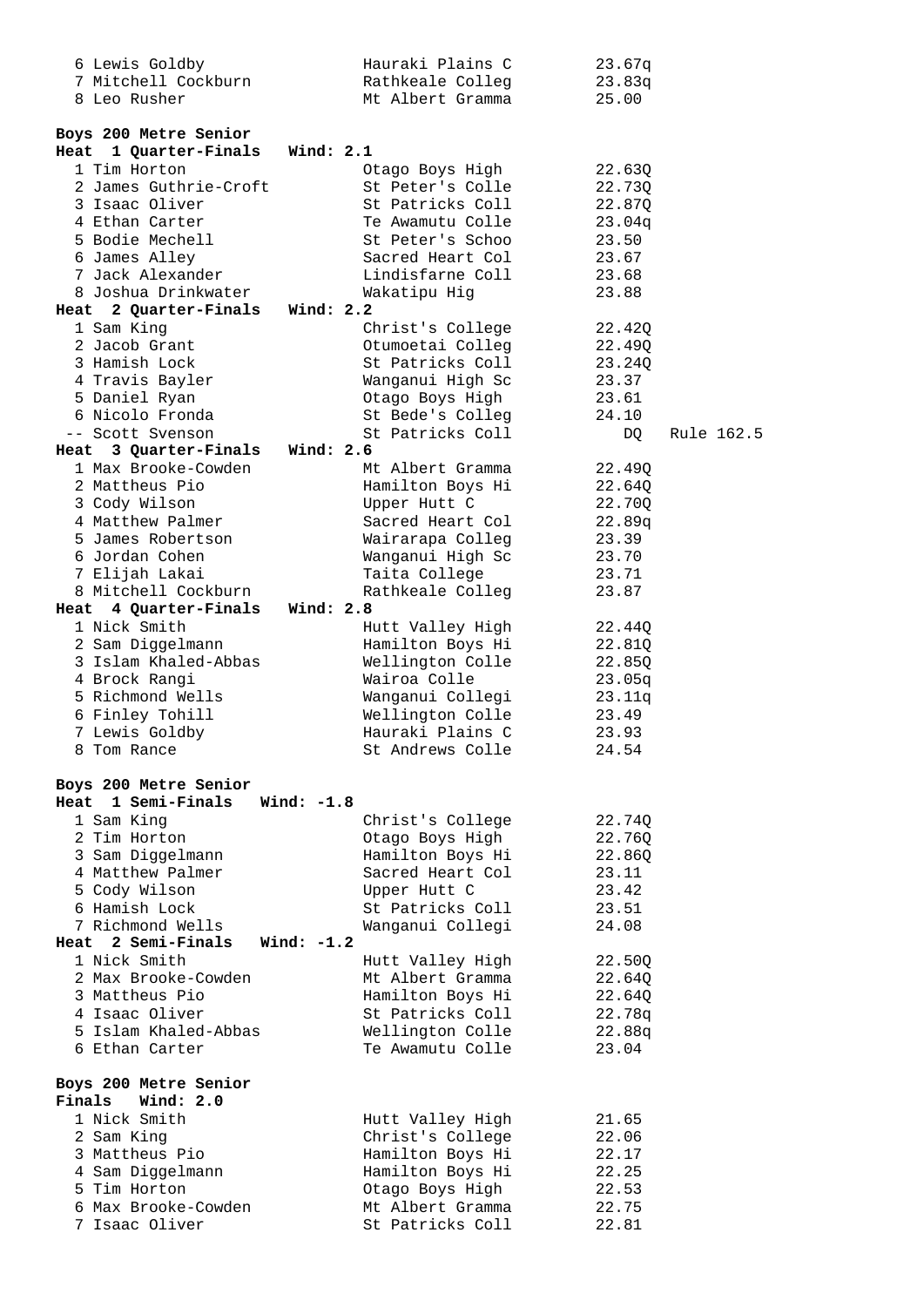| Place | Name | School | Time |
|---|---|---|---|
| 6 | Lewis Goldby | Hauraki Plains C | 23.67q |
| 7 | Mitchell Cockburn | Rathkeale Colleg | 23.83q |
| 8 | Leo Rusher | Mt Albert Gramma | 25.00 |

**Boys 200 Metre Senior**

**Heat 1 Quarter-Finals Wind: 2.1**

| Place | Name | School | Time |
|---|---|---|---|
| 1 | Tim Horton | Otago Boys High | 22.63Q |
| 2 | James Guthrie-Croft | St Peter's Colle | 22.73Q |
| 3 | Isaac Oliver | St Patricks Coll | 22.87Q |
| 4 | Ethan Carter | Te Awamutu Colle | 23.04q |
| 5 | Bodie Mechell | St Peter's Schoo | 23.50 |
| 6 | James Alley | Sacred Heart Col | 23.67 |
| 7 | Jack Alexander | Lindisfarne Coll | 23.68 |
| 8 | Joshua Drinkwater | Wakatipu Hig | 23.88 |

**Heat 2 Quarter-Finals Wind: 2.2**

| Place | Name | School | Time | |
|---|---|---|---|---|
| 1 | Sam King | Christ's College | 22.42Q | |
| 2 | Jacob Grant | Otumoetai Colleg | 22.49Q | |
| 3 | Hamish Lock | St Patricks Coll | 23.24Q | |
| 4 | Travis Bayler | Wanganui High Sc | 23.37 | |
| 5 | Daniel Ryan | Otago Boys High | 23.61 | |
| 6 | Nicolo Fronda | St Bede's Colleg | 24.10 | |
| -- | Scott Svenson | St Patricks Coll | DQ | Rule 162.5 |

**Heat 3 Quarter-Finals Wind: 2.6**

| Place | Name | School | Time |
|---|---|---|---|
| 1 | Max Brooke-Cowden | Mt Albert Gramma | 22.49Q |
| 2 | Mattheus Pio | Hamilton Boys Hi | 22.64Q |
| 3 | Cody Wilson | Upper Hutt C | 22.70Q |
| 4 | Matthew Palmer | Sacred Heart Col | 22.89q |
| 5 | James Robertson | Wairarapa Colleg | 23.39 |
| 6 | Jordan Cohen | Wanganui High Sc | 23.70 |
| 7 | Elijah Lakai | Taita College | 23.71 |
| 8 | Mitchell Cockburn | Rathkeale Colleg | 23.87 |

**Heat 4 Quarter-Finals Wind: 2.8**

| Place | Name | School | Time |
|---|---|---|---|
| 1 | Nick Smith | Hutt Valley High | 22.44Q |
| 2 | Sam Diggelmann | Hamilton Boys Hi | 22.81Q |
| 3 | Islam Khaled-Abbas | Wellington Colle | 22.85Q |
| 4 | Brock Rangi | Wairoa Colle | 23.05q |
| 5 | Richmond Wells | Wanganui Collegi | 23.11q |
| 6 | Finley Tohill | Wellington Colle | 23.49 |
| 7 | Lewis Goldby | Hauraki Plains C | 23.93 |
| 8 | Tom Rance | St Andrews Colle | 24.54 |

**Boys 200 Metre Senior**

**Heat 1 Semi-Finals Wind: -1.8**

| Place | Name | School | Time |
|---|---|---|---|
| 1 | Sam King | Christ's College | 22.74Q |
| 2 | Tim Horton | Otago Boys High | 22.76Q |
| 3 | Sam Diggelmann | Hamilton Boys Hi | 22.86Q |
| 4 | Matthew Palmer | Sacred Heart Col | 23.11 |
| 5 | Cody Wilson | Upper Hutt C | 23.42 |
| 6 | Hamish Lock | St Patricks Coll | 23.51 |
| 7 | Richmond Wells | Wanganui Collegi | 24.08 |

**Heat 2 Semi-Finals Wind: -1.2**

| Place | Name | School | Time |
|---|---|---|---|
| 1 | Nick Smith | Hutt Valley High | 22.50Q |
| 2 | Max Brooke-Cowden | Mt Albert Gramma | 22.64Q |
| 3 | Mattheus Pio | Hamilton Boys Hi | 22.64Q |
| 4 | Isaac Oliver | St Patricks Coll | 22.78q |
| 5 | Islam Khaled-Abbas | Wellington Colle | 22.88q |
| 6 | Ethan Carter | Te Awamutu Colle | 23.04 |

**Boys 200 Metre Senior**

**Finals Wind: 2.0**

| Place | Name | School | Time |
|---|---|---|---|
| 1 | Nick Smith | Hutt Valley High | 21.65 |
| 2 | Sam King | Christ's College | 22.06 |
| 3 | Mattheus Pio | Hamilton Boys Hi | 22.17 |
| 4 | Sam Diggelmann | Hamilton Boys Hi | 22.25 |
| 5 | Tim Horton | Otago Boys High | 22.53 |
| 6 | Max Brooke-Cowden | Mt Albert Gramma | 22.75 |
| 7 | Isaac Oliver | St Patricks Coll | 22.81 |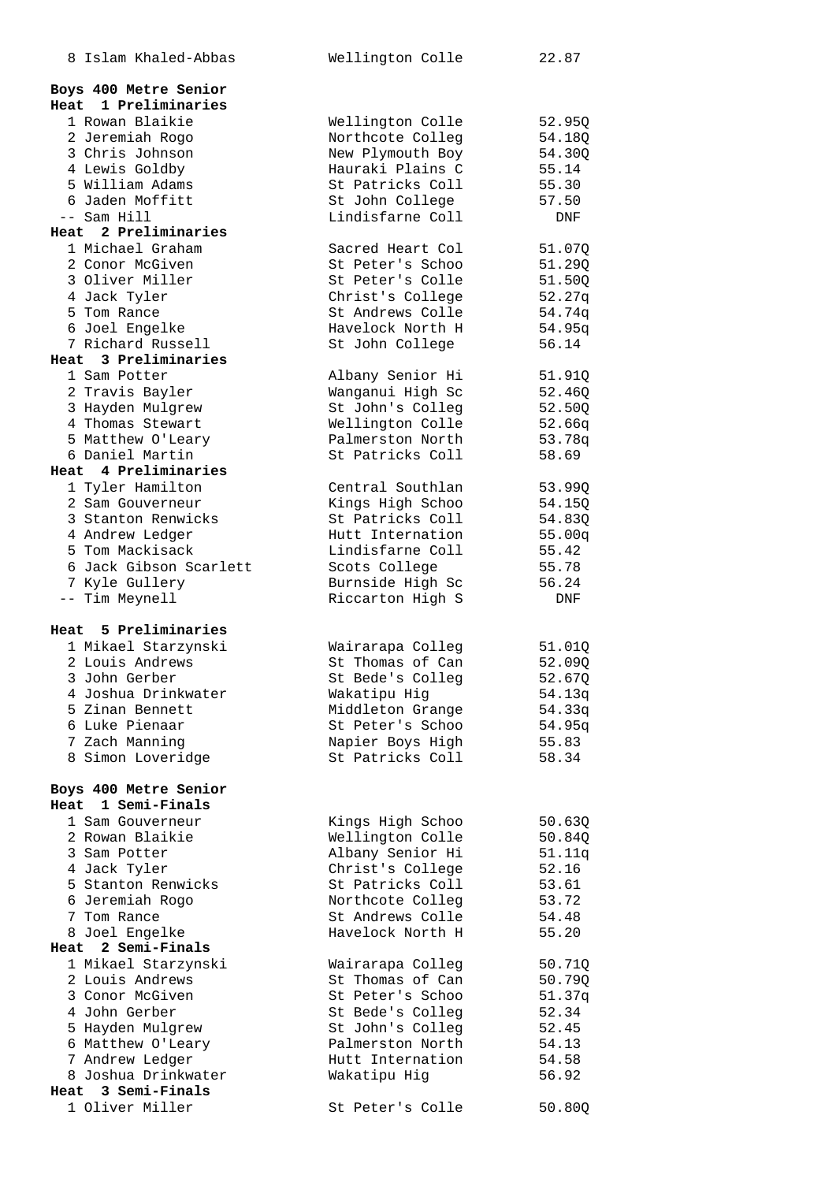| 8 | Islam Khaled-Abbas | Wellington Colle | 22.87 |
|---|---|---|---|

**Boys 400 Metre Senior**
**Heat 1 Preliminaries**

| Place | Name | School | Time |
|---|---|---|---|
| 1 | Rowan Blaikie | Wellington Colle | 52.95Q |
| 2 | Jeremiah Rogo | Northcote Colleg | 54.18Q |
| 3 | Chris Johnson | New Plymouth Boy | 54.30Q |
| 4 | Lewis Goldby | Hauraki Plains C | 55.14 |
| 5 | William Adams | St Patricks Coll | 55.30 |
| 6 | Jaden Moffitt | St John College | 57.50 |
| -- | Sam Hill | Lindisfarne Coll | DNF |

**Heat 2 Preliminaries**

| Place | Name | School | Time |
|---|---|---|---|
| 1 | Michael Graham | Sacred Heart Col | 51.07Q |
| 2 | Conor McGiven | St Peter's Schoo | 51.29Q |
| 3 | Oliver Miller | St Peter's Colle | 51.50Q |
| 4 | Jack Tyler | Christ's College | 52.27q |
| 5 | Tom Rance | St Andrews Colle | 54.74q |
| 6 | Joel Engelke | Havelock North H | 54.95q |
| 7 | Richard Russell | St John College | 56.14 |

**Heat 3 Preliminaries**

| Place | Name | School | Time |
|---|---|---|---|
| 1 | Sam Potter | Albany Senior Hi | 51.91Q |
| 2 | Travis Bayler | Wanganui High Sc | 52.46Q |
| 3 | Hayden Mulgrew | St John's Colleg | 52.50Q |
| 4 | Thomas Stewart | Wellington Colle | 52.66q |
| 5 | Matthew O'Leary | Palmerston North | 53.78q |
| 6 | Daniel Martin | St Patricks Coll | 58.69 |

**Heat 4 Preliminaries**

| Place | Name | School | Time |
|---|---|---|---|
| 1 | Tyler Hamilton | Central Southlan | 53.99Q |
| 2 | Sam Gouverneur | Kings High Schoo | 54.15Q |
| 3 | Stanton Renwicks | St Patricks Coll | 54.83Q |
| 4 | Andrew Ledger | Hutt Internation | 55.00q |
| 5 | Tom Mackisack | Lindisfarne Coll | 55.42 |
| 6 | Jack Gibson Scarlett | Scots College | 55.78 |
| 7 | Kyle Gullery | Burnside High Sc | 56.24 |
| -- | Tim Meynell | Riccarton High S | DNF |

**Heat 5 Preliminaries**

| Place | Name | School | Time |
|---|---|---|---|
| 1 | Mikael Starzynski | Wairarapa Colleg | 51.01Q |
| 2 | Louis Andrews | St Thomas of Can | 52.09Q |
| 3 | John Gerber | St Bede's Colleg | 52.67Q |
| 4 | Joshua Drinkwater | Wakatipu Hig | 54.13q |
| 5 | Zinan Bennett | Middleton Grange | 54.33q |
| 6 | Luke Pienaar | St Peter's Schoo | 54.95q |
| 7 | Zach Manning | Napier Boys High | 55.83 |
| 8 | Simon Loveridge | St Patricks Coll | 58.34 |

**Boys 400 Metre Senior**
**Heat 1 Semi-Finals**

| Place | Name | School | Time |
|---|---|---|---|
| 1 | Sam Gouverneur | Kings High Schoo | 50.63Q |
| 2 | Rowan Blaikie | Wellington Colle | 50.84Q |
| 3 | Sam Potter | Albany Senior Hi | 51.11q |
| 4 | Jack Tyler | Christ's College | 52.16 |
| 5 | Stanton Renwicks | St Patricks Coll | 53.61 |
| 6 | Jeremiah Rogo | Northcote Colleg | 53.72 |
| 7 | Tom Rance | St Andrews Colle | 54.48 |
| 8 | Joel Engelke | Havelock North H | 55.20 |

**Heat 2 Semi-Finals**

| Place | Name | School | Time |
|---|---|---|---|
| 1 | Mikael Starzynski | Wairarapa Colleg | 50.71Q |
| 2 | Louis Andrews | St Thomas of Can | 50.79Q |
| 3 | Conor McGiven | St Peter's Schoo | 51.37q |
| 4 | John Gerber | St Bede's Colleg | 52.34 |
| 5 | Hayden Mulgrew | St John's Colleg | 52.45 |
| 6 | Matthew O'Leary | Palmerston North | 54.13 |
| 7 | Andrew Ledger | Hutt Internation | 54.58 |
| 8 | Joshua Drinkwater | Wakatipu Hig | 56.92 |

**Heat 3 Semi-Finals**

| Place | Name | School | Time |
|---|---|---|---|
| 1 | Oliver Miller | St Peter's Colle | 50.80Q |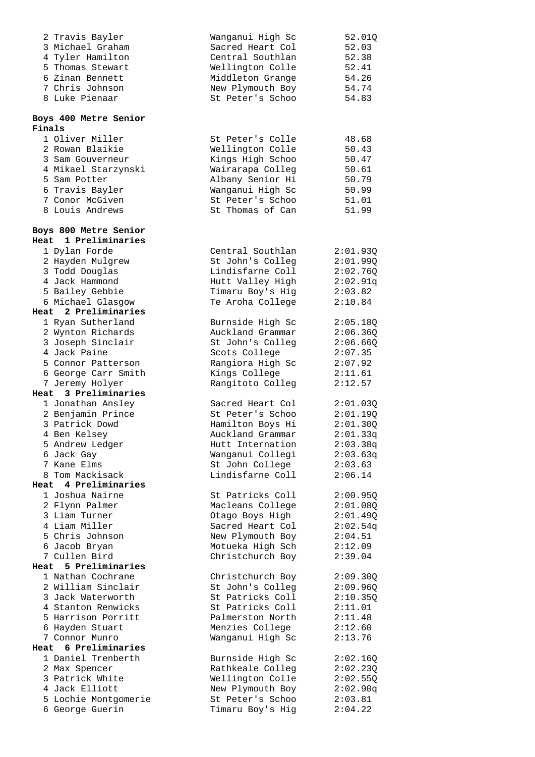| Place | Name | School | Time |
|---|---|---|---|
| 2 | Travis Bayler | Wanganui High Sc | 52.01Q |
| 3 | Michael Graham | Sacred Heart Col | 52.03 |
| 4 | Tyler Hamilton | Central Southlan | 52.38 |
| 5 | Thomas Stewart | Wellington Colle | 52.41 |
| 6 | Zinan Bennett | Middleton Grange | 54.26 |
| 7 | Chris Johnson | New Plymouth Boy | 54.74 |
| 8 | Luke Pienaar | St Peter's Schoo | 54.83 |

**Boys 400 Metre Senior**
**Finals**

| Place | Name | School | Time |
|---|---|---|---|
| 1 | Oliver Miller | St Peter's Colle | 48.68 |
| 2 | Rowan Blaikie | Wellington Colle | 50.43 |
| 3 | Sam Gouverneur | Kings High Schoo | 50.47 |
| 4 | Mikael Starzynski | Wairarapa Colleg | 50.61 |
| 5 | Sam Potter | Albany Senior Hi | 50.79 |
| 6 | Travis Bayler | Wanganui High Sc | 50.99 |
| 7 | Conor McGiven | St Peter's Schoo | 51.01 |
| 8 | Louis Andrews | St Thomas of Can | 51.99 |

**Boys 800 Metre Senior**
**Heat 1 Preliminaries**

| Place | Name | School | Time |
|---|---|---|---|
| 1 | Dylan Forde | Central Southlan | 2:01.93Q |
| 2 | Hayden Mulgrew | St John's Colleg | 2:01.99Q |
| 3 | Todd Douglas | Lindisfarne Coll | 2:02.76Q |
| 4 | Jack Hammond | Hutt Valley High | 2:02.91q |
| 5 | Bailey Gebbie | Timaru Boy's Hig | 2:03.82 |
| 6 | Michael Glasgow | Te Aroha College | 2:10.84 |

**Heat 2 Preliminaries**

| Place | Name | School | Time |
|---|---|---|---|
| 1 | Ryan Sutherland | Burnside High Sc | 2:05.18Q |
| 2 | Wynton Richards | Auckland Grammar | 2:06.36Q |
| 3 | Joseph Sinclair | St John's Colleg | 2:06.66Q |
| 4 | Jack Paine | Scots College | 2:07.35 |
| 5 | Connor Patterson | Rangiora High Sc | 2:07.92 |
| 6 | George Carr Smith | Kings College | 2:11.61 |
| 7 | Jeremy Holyer | Rangitoto Colleg | 2:12.57 |

**Heat 3 Preliminaries**

| Place | Name | School | Time |
|---|---|---|---|
| 1 | Jonathan Ansley | Sacred Heart Col | 2:01.03Q |
| 2 | Benjamin Prince | St Peter's Schoo | 2:01.19Q |
| 3 | Patrick Dowd | Hamilton Boys Hi | 2:01.30Q |
| 4 | Ben Kelsey | Auckland Grammar | 2:01.33q |
| 5 | Andrew Ledger | Hutt Internation | 2:03.38q |
| 6 | Jack Gay | Wanganui Collegi | 2:03.63q |
| 7 | Kane Elms | St John College | 2:03.63 |
| 8 | Tom Mackisack | Lindisfarne Coll | 2:06.14 |

**Heat 4 Preliminaries**

| Place | Name | School | Time |
|---|---|---|---|
| 1 | Joshua Nairne | St Patricks Coll | 2:00.95Q |
| 2 | Flynn Palmer | Macleans College | 2:01.08Q |
| 3 | Liam Turner | Otago Boys High | 2:01.49Q |
| 4 | Liam Miller | Sacred Heart Col | 2:02.54q |
| 5 | Chris Johnson | New Plymouth Boy | 2:04.51 |
| 6 | Jacob Bryan | Motueka High Sch | 2:12.09 |
| 7 | Cullen Bird | Christchurch Boy | 2:39.04 |

**Heat 5 Preliminaries**

| Place | Name | School | Time |
|---|---|---|---|
| 1 | Nathan Cochrane | Christchurch Boy | 2:09.30Q |
| 2 | William Sinclair | St John's Colleg | 2:09.96Q |
| 3 | Jack Waterworth | St Patricks Coll | 2:10.35Q |
| 4 | Stanton Renwicks | St Patricks Coll | 2:11.01 |
| 5 | Harrison Porritt | Palmerston North | 2:11.48 |
| 6 | Hayden Stuart | Menzies College | 2:12.60 |
| 7 | Connor Munro | Wanganui High Sc | 2:13.76 |

**Heat 6 Preliminaries**

| Place | Name | School | Time |
|---|---|---|---|
| 1 | Daniel Trenberth | Burnside High Sc | 2:02.16Q |
| 2 | Max Spencer | Rathkeale Colleg | 2:02.23Q |
| 3 | Patrick White | Wellington Colle | 2:02.55Q |
| 4 | Jack Elliott | New Plymouth Boy | 2:02.90q |
| 5 | Lochie Montgomerie | St Peter's Schoo | 2:03.81 |
| 6 | George Guerin | Timaru Boy's Hig | 2:04.22 |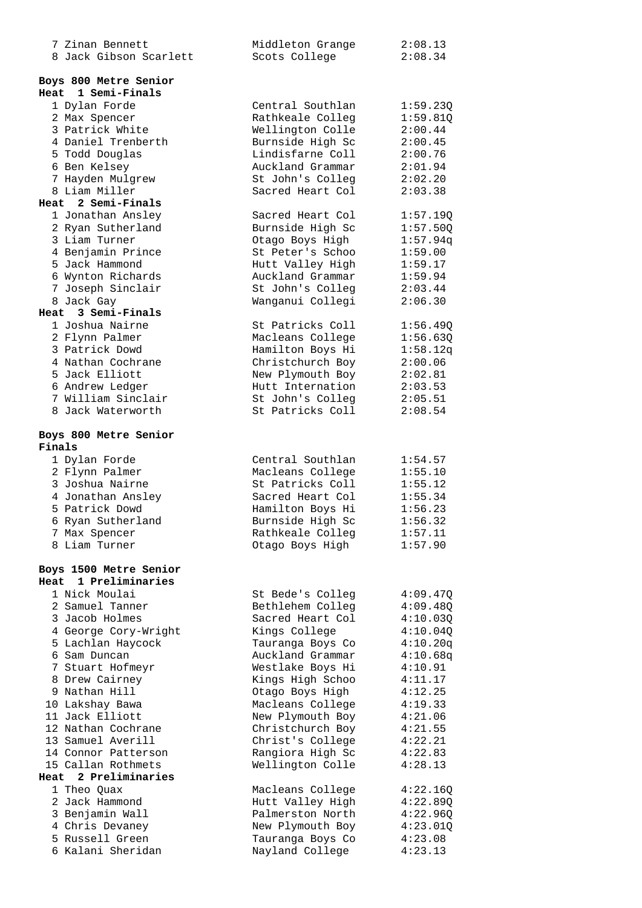| | | |
|---|---|---|
| 7 Zinan Bennett | Middleton Grange | 2:08.13 |
| 8 Jack Gibson Scarlett | Scots College | 2:08.34 |

**Boys 800 Metre Senior**

**Heat 1 Semi-Finals**

| | | |
|---|---|---|
| 1 Dylan Forde | Central Southlan | 1:59.23Q |
| 2 Max Spencer | Rathkeale Colleg | 1:59.81Q |
| 3 Patrick White | Wellington Colle | 2:00.44 |
| 4 Daniel Trenberth | Burnside High Sc | 2:00.45 |
| 5 Todd Douglas | Lindisfarne Coll | 2:00.76 |
| 6 Ben Kelsey | Auckland Grammar | 2:01.94 |
| 7 Hayden Mulgrew | St John's Colleg | 2:02.20 |
| 8 Liam Miller | Sacred Heart Col | 2:03.38 |

**Heat 2 Semi-Finals**

| | | |
|---|---|---|
| 1 Jonathan Ansley | Sacred Heart Col | 1:57.19Q |
| 2 Ryan Sutherland | Burnside High Sc | 1:57.50Q |
| 3 Liam Turner | Otago Boys High | 1:57.94q |
| 4 Benjamin Prince | St Peter's Schoo | 1:59.00 |
| 5 Jack Hammond | Hutt Valley High | 1:59.17 |
| 6 Wynton Richards | Auckland Grammar | 1:59.94 |
| 7 Joseph Sinclair | St John's Colleg | 2:03.44 |
| 8 Jack Gay | Wanganui Collegi | 2:06.30 |

**Heat 3 Semi-Finals**

| | | |
|---|---|---|
| 1 Joshua Nairne | St Patricks Coll | 1:56.49Q |
| 2 Flynn Palmer | Macleans College | 1:56.63Q |
| 3 Patrick Dowd | Hamilton Boys Hi | 1:58.12q |
| 4 Nathan Cochrane | Christchurch Boy | 2:00.06 |
| 5 Jack Elliott | New Plymouth Boy | 2:02.81 |
| 6 Andrew Ledger | Hutt Internation | 2:03.53 |
| 7 William Sinclair | St John's Colleg | 2:05.51 |
| 8 Jack Waterworth | St Patricks Coll | 2:08.54 |

**Boys 800 Metre Senior**

**Finals**

| | | |
|---|---|---|
| 1 Dylan Forde | Central Southlan | 1:54.57 |
| 2 Flynn Palmer | Macleans College | 1:55.10 |
| 3 Joshua Nairne | St Patricks Coll | 1:55.12 |
| 4 Jonathan Ansley | Sacred Heart Col | 1:55.34 |
| 5 Patrick Dowd | Hamilton Boys Hi | 1:56.23 |
| 6 Ryan Sutherland | Burnside High Sc | 1:56.32 |
| 7 Max Spencer | Rathkeale Colleg | 1:57.11 |
| 8 Liam Turner | Otago Boys High | 1:57.90 |

**Boys 1500 Metre Senior**

**Heat 1 Preliminaries**

| | | |
|---|---|---|
| 1 Nick Moulai | St Bede's Colleg | 4:09.47Q |
| 2 Samuel Tanner | Bethlehem Colleg | 4:09.48Q |
| 3 Jacob Holmes | Sacred Heart Col | 4:10.03Q |
| 4 George Cory-Wright | Kings College | 4:10.04Q |
| 5 Lachlan Haycock | Tauranga Boys Co | 4:10.20q |
| 6 Sam Duncan | Auckland Grammar | 4:10.68q |
| 7 Stuart Hofmeyr | Westlake Boys Hi | 4:10.91 |
| 8 Drew Cairney | Kings High Schoo | 4:11.17 |
| 9 Nathan Hill | Otago Boys High | 4:12.25 |
| 10 Lakshay Bawa | Macleans College | 4:19.33 |
| 11 Jack Elliott | New Plymouth Boy | 4:21.06 |
| 12 Nathan Cochrane | Christchurch Boy | 4:21.55 |
| 13 Samuel Averill | Christ's College | 4:22.21 |
| 14 Connor Patterson | Rangiora High Sc | 4:22.83 |
| 15 Callan Rothmets | Wellington Colle | 4:28.13 |

**Heat 2 Preliminaries**

| | | |
|---|---|---|
| 1 Theo Quax | Macleans College | 4:22.16Q |
| 2 Jack Hammond | Hutt Valley High | 4:22.89Q |
| 3 Benjamin Wall | Palmerston North | 4:22.96Q |
| 4 Chris Devaney | New Plymouth Boy | 4:23.01Q |
| 5 Russell Green | Tauranga Boys Co | 4:23.08 |
| 6 Kalani Sheridan | Nayland College | 4:23.13 |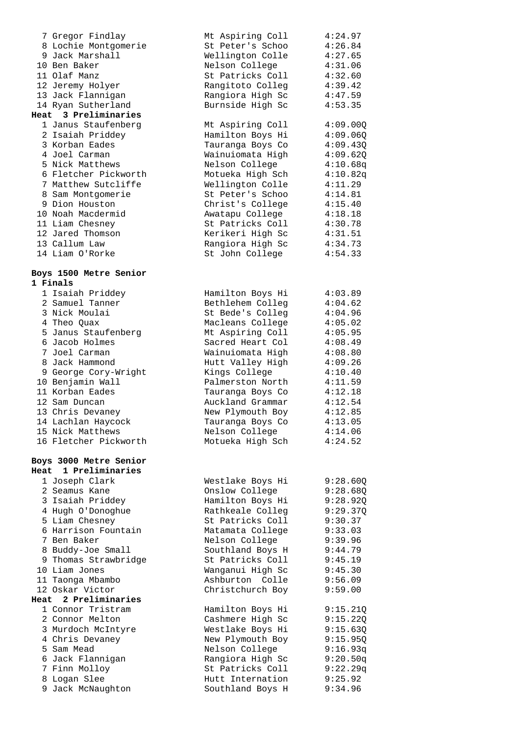| Place | Name | School | Time |
|---|---|---|---|
| 7 | Gregor Findlay | Mt Aspiring Coll | 4:24.97 |
| 8 | Lochie Montgomerie | St Peter's Schoo | 4:26.84 |
| 9 | Jack Marshall | Wellington Colle | 4:27.65 |
| 10 | Ben Baker | Nelson College | 4:31.06 |
| 11 | Olaf Manz | St Patricks Coll | 4:32.60 |
| 12 | Jeremy Holyer | Rangitoto Colleg | 4:39.42 |
| 13 | Jack Flannigan | Rangiora High Sc | 4:47.59 |
| 14 | Ryan Sutherland | Burnside High Sc | 4:53.35 |

**Heat 3 Preliminaries**

| Place | Name | School | Time |
|---|---|---|---|
| 1 | Janus Staufenberg | Mt Aspiring Coll | 4:09.00Q |
| 2 | Isaiah Priddey | Hamilton Boys Hi | 4:09.06Q |
| 3 | Korban Eades | Tauranga Boys Co | 4:09.43Q |
| 4 | Joel Carman | Wainuiomata High | 4:09.62Q |
| 5 | Nick Matthews | Nelson College | 4:10.68q |
| 6 | Fletcher Pickworth | Motueka High Sch | 4:10.82q |
| 7 | Matthew Sutcliffe | Wellington Colle | 4:11.29 |
| 8 | Sam Montgomerie | St Peter's Schoo | 4:14.81 |
| 9 | Dion Houston | Christ's College | 4:15.40 |
| 10 | Noah Macdermid | Awatapu College | 4:18.18 |
| 11 | Liam Chesney | St Patricks Coll | 4:30.78 |
| 12 | Jared Thomson | Kerikeri High Sc | 4:31.51 |
| 13 | Callum Law | Rangiora High Sc | 4:34.73 |
| 14 | Liam O'Rorke | St John College | 4:54.33 |

## Boys 1500 Metre Senior

**1 Finals**

| Place | Name | School | Time |
|---|---|---|---|
| 1 | Isaiah Priddey | Hamilton Boys Hi | 4:03.89 |
| 2 | Samuel Tanner | Bethlehem Colleg | 4:04.62 |
| 3 | Nick Moulai | St Bede's Colleg | 4:04.96 |
| 4 | Theo Quax | Macleans College | 4:05.02 |
| 5 | Janus Staufenberg | Mt Aspiring Coll | 4:05.95 |
| 6 | Jacob Holmes | Sacred Heart Col | 4:08.49 |
| 7 | Joel Carman | Wainuiomata High | 4:08.80 |
| 8 | Jack Hammond | Hutt Valley High | 4:09.26 |
| 9 | George Cory-Wright | Kings College | 4:10.40 |
| 10 | Benjamin Wall | Palmerston North | 4:11.59 |
| 11 | Korban Eades | Tauranga Boys Co | 4:12.18 |
| 12 | Sam Duncan | Auckland Grammar | 4:12.54 |
| 13 | Chris Devaney | New Plymouth Boy | 4:12.85 |
| 14 | Lachlan Haycock | Tauranga Boys Co | 4:13.05 |
| 15 | Nick Matthews | Nelson College | 4:14.06 |
| 16 | Fletcher Pickworth | Motueka High Sch | 4:24.52 |

## Boys 3000 Metre Senior

**Heat 1 Preliminaries**

| Place | Name | School | Time |
|---|---|---|---|
| 1 | Joseph Clark | Westlake Boys Hi | 9:28.60Q |
| 2 | Seamus Kane | Onslow College | 9:28.68Q |
| 3 | Isaiah Priddey | Hamilton Boys Hi | 9:28.92Q |
| 4 | Hugh O'Donoghue | Rathkeale Colleg | 9:29.37Q |
| 5 | Liam Chesney | St Patricks Coll | 9:30.37 |
| 6 | Harrison Fountain | Matamata College | 9:33.03 |
| 7 | Ben Baker | Nelson College | 9:39.96 |
| 8 | Buddy-Joe Small | Southland Boys H | 9:44.79 |
| 9 | Thomas Strawbridge | St Patricks Coll | 9:45.19 |
| 10 | Liam Jones | Wanganui High Sc | 9:45.30 |
| 11 | Taonga Mbambo | Ashburton Colle | 9:56.09 |
| 12 | Oskar Victor | Christchurch Boy | 9:59.00 |

**Heat 2 Preliminaries**

| Place | Name | School | Time |
|---|---|---|---|
| 1 | Connor Tristram | Hamilton Boys Hi | 9:15.21Q |
| 2 | Connor Melton | Cashmere High Sc | 9:15.22Q |
| 3 | Murdoch McIntyre | Westlake Boys Hi | 9:15.63Q |
| 4 | Chris Devaney | New Plymouth Boy | 9:15.95Q |
| 5 | Sam Mead | Nelson College | 9:16.93q |
| 6 | Jack Flannigan | Rangiora High Sc | 9:20.50q |
| 7 | Finn Molloy | St Patricks Coll | 9:22.29q |
| 8 | Logan Slee | Hutt Internation | 9:25.92 |
| 9 | Jack McNaughton | Southland Boys H | 9:34.96 |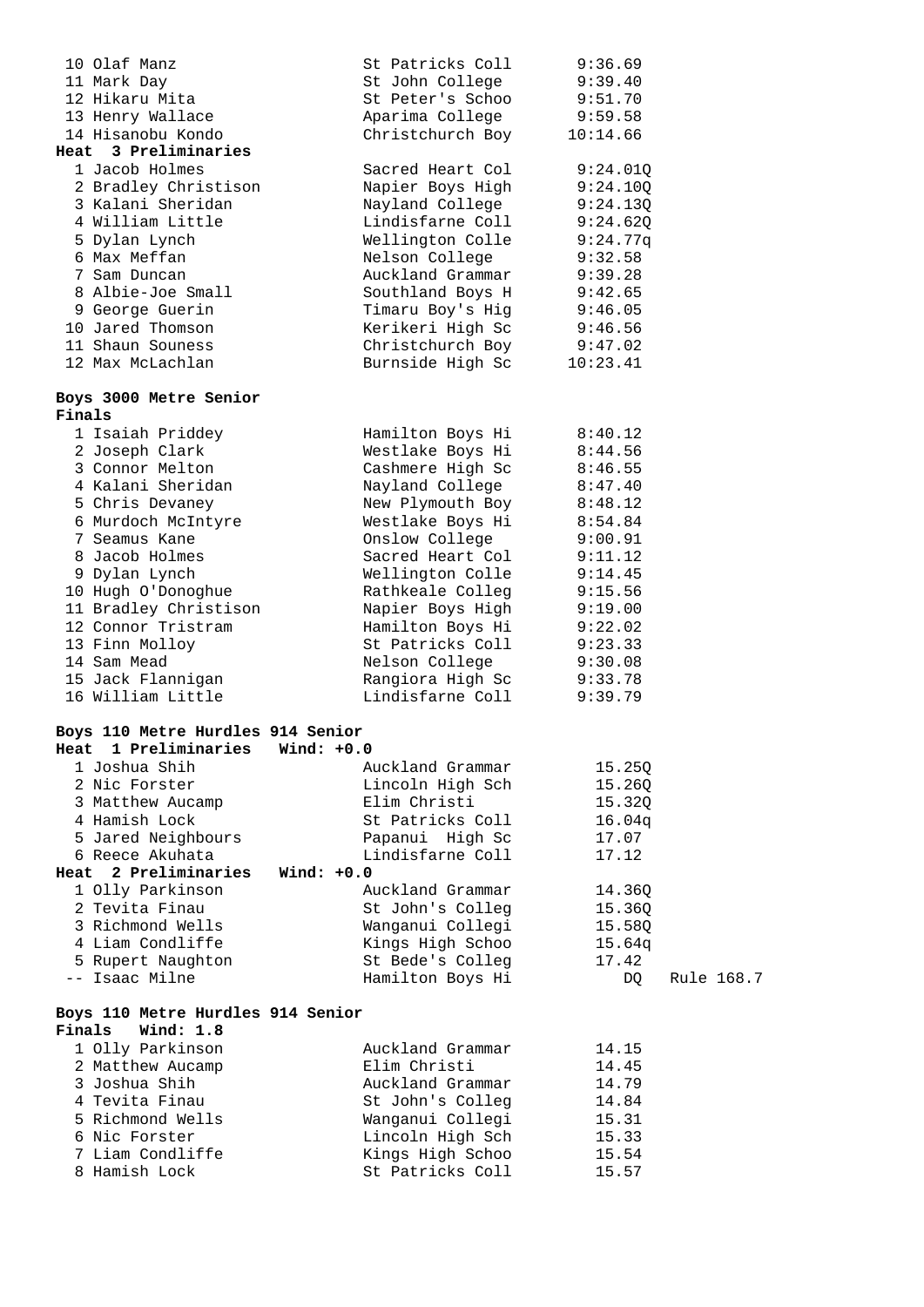| Place | Name | School | Time | |
|---|---|---|---|---|
| 10 | Olaf Manz | St Patricks Coll | 9:36.69 | |
| 11 | Mark Day | St John College | 9:39.40 | |
| 12 | Hikaru Mita | St Peter's Schoo | 9:51.70 | |
| 13 | Henry Wallace | Aparima College | 9:59.58 | |
| 14 | Hisanobu Kondo | Christchurch Boy | 10:14.66 | |

**Heat 3 Preliminaries**

| Place | Name | School | Time |
|---|---|---|---|
| 1 | Jacob Holmes | Sacred Heart Col | 9:24.01Q |
| 2 | Bradley Christison | Napier Boys High | 9:24.10Q |
| 3 | Kalani Sheridan | Nayland College | 9:24.13Q |
| 4 | William Little | Lindisfarne Coll | 9:24.62Q |
| 5 | Dylan Lynch | Wellington Colle | 9:24.77q |
| 6 | Max Meffan | Nelson College | 9:32.58 |
| 7 | Sam Duncan | Auckland Grammar | 9:39.28 |
| 8 | Albie-Joe Small | Southland Boys H | 9:42.65 |
| 9 | George Guerin | Timaru Boy's Hig | 9:46.05 |
| 10 | Jared Thomson | Kerikeri High Sc | 9:46.56 |
| 11 | Shaun Souness | Christchurch Boy | 9:47.02 |
| 12 | Max McLachlan | Burnside High Sc | 10:23.41 |

## Boys 3000 Metre Senior

**Finals**

| Place | Name | School | Time |
|---|---|---|---|
| 1 | Isaiah Priddey | Hamilton Boys Hi | 8:40.12 |
| 2 | Joseph Clark | Westlake Boys Hi | 8:44.56 |
| 3 | Connor Melton | Cashmere High Sc | 8:46.55 |
| 4 | Kalani Sheridan | Nayland College | 8:47.40 |
| 5 | Chris Devaney | New Plymouth Boy | 8:48.12 |
| 6 | Murdoch McIntyre | Westlake Boys Hi | 8:54.84 |
| 7 | Seamus Kane | Onslow College | 9:00.91 |
| 8 | Jacob Holmes | Sacred Heart Col | 9:11.12 |
| 9 | Dylan Lynch | Wellington Colle | 9:14.45 |
| 10 | Hugh O'Donoghue | Rathkeale Colleg | 9:15.56 |
| 11 | Bradley Christison | Napier Boys High | 9:19.00 |
| 12 | Connor Tristram | Hamilton Boys Hi | 9:22.02 |
| 13 | Finn Molloy | St Patricks Coll | 9:23.33 |
| 14 | Sam Mead | Nelson College | 9:30.08 |
| 15 | Jack Flannigan | Rangiora High Sc | 9:33.78 |
| 16 | William Little | Lindisfarne Coll | 9:39.79 |

## Boys 110 Metre Hurdles 914 Senior

**Heat 1 Preliminaries Wind: +0.0**

| Place | Name | School | Time |
|---|---|---|---|
| 1 | Joshua Shih | Auckland Grammar | 15.25Q |
| 2 | Nic Forster | Lincoln High Sch | 15.26Q |
| 3 | Matthew Aucamp | Elim Christi | 15.32Q |
| 4 | Hamish Lock | St Patricks Coll | 16.04q |
| 5 | Jared Neighbours | Papanui High Sc | 17.07 |
| 6 | Reece Akuhata | Lindisfarne Coll | 17.12 |

**Heat 2 Preliminaries Wind: +0.0**

| Place | Name | School | Time | |
|---|---|---|---|---|
| 1 | Olly Parkinson | Auckland Grammar | 14.36Q | |
| 2 | Tevita Finau | St John's Colleg | 15.36Q | |
| 3 | Richmond Wells | Wanganui Collegi | 15.58Q | |
| 4 | Liam Condliffe | Kings High Schoo | 15.64q | |
| 5 | Rupert Naughton | St Bede's Colleg | 17.42 | |
| -- | Isaac Milne | Hamilton Boys Hi | DQ | Rule 168.7 |

## Boys 110 Metre Hurdles 914 Senior

**Finals Wind: 1.8**

| Place | Name | School | Time |
|---|---|---|---|
| 1 | Olly Parkinson | Auckland Grammar | 14.15 |
| 2 | Matthew Aucamp | Elim Christi | 14.45 |
| 3 | Joshua Shih | Auckland Grammar | 14.79 |
| 4 | Tevita Finau | St John's Colleg | 14.84 |
| 5 | Richmond Wells | Wanganui Collegi | 15.31 |
| 6 | Nic Forster | Lincoln High Sch | 15.33 |
| 7 | Liam Condliffe | Kings High Schoo | 15.54 |
| 8 | Hamish Lock | St Patricks Coll | 15.57 |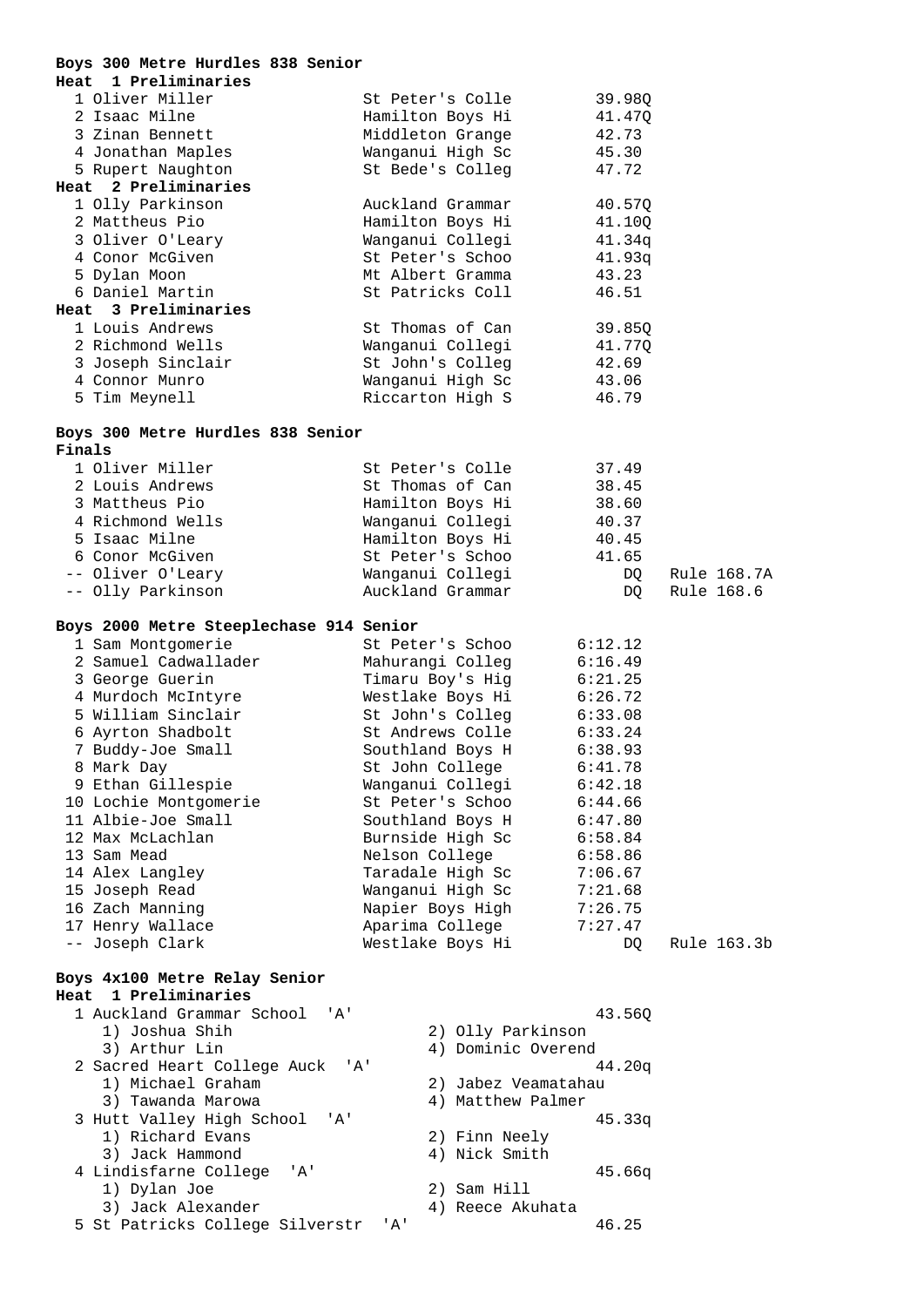**Boys 300 Metre Hurdles 838 Senior**

**Heat 1 Preliminaries**

| Place | Name | School | Time |
|---|---|---|---|
| 1 | Oliver Miller | St Peter's Colle | 39.98Q |
| 2 | Isaac Milne | Hamilton Boys Hi | 41.47Q |
| 3 | Zinan Bennett | Middleton Grange | 42.73 |
| 4 | Jonathan Maples | Wanganui High Sc | 45.30 |
| 5 | Rupert Naughton | St Bede's Colleg | 47.72 |

**Heat 2 Preliminaries**

| Place | Name | School | Time |
|---|---|---|---|
| 1 | Olly Parkinson | Auckland Grammar | 40.57Q |
| 2 | Mattheus Pio | Hamilton Boys Hi | 41.10Q |
| 3 | Oliver O'Leary | Wanganui Collegi | 41.34q |
| 4 | Conor McGiven | St Peter's Schoo | 41.93q |
| 5 | Dylan Moon | Mt Albert Gramma | 43.23 |
| 6 | Daniel Martin | St Patricks Coll | 46.51 |

**Heat 3 Preliminaries**

| Place | Name | School | Time |
|---|---|---|---|
| 1 | Louis Andrews | St Thomas of Can | 39.85Q |
| 2 | Richmond Wells | Wanganui Collegi | 41.77Q |
| 3 | Joseph Sinclair | St John's Colleg | 42.69 |
| 4 | Connor Munro | Wanganui High Sc | 43.06 |
| 5 | Tim Meynell | Riccarton High S | 46.79 |

**Boys 300 Metre Hurdles 838 Senior**

**Finals**

| Place | Name | School | Time | Note |
|---|---|---|---|---|
| 1 | Oliver Miller | St Peter's Colle | 37.49 | |
| 2 | Louis Andrews | St Thomas of Can | 38.45 | |
| 3 | Mattheus Pio | Hamilton Boys Hi | 38.60 | |
| 4 | Richmond Wells | Wanganui Collegi | 40.37 | |
| 5 | Isaac Milne | Hamilton Boys Hi | 40.45 | |
| 6 | Conor McGiven | St Peter's Schoo | 41.65 | |
| -- | Oliver O'Leary | Wanganui Collegi | DQ | Rule 168.7A |
| -- | Olly Parkinson | Auckland Grammar | DQ | Rule 168.6 |

**Boys 2000 Metre Steeplechase 914 Senior**

| Place | Name | School | Time | Note |
|---|---|---|---|---|
| 1 | Sam Montgomerie | St Peter's Schoo | 6:12.12 | |
| 2 | Samuel Cadwallader | Mahurangi Colleg | 6:16.49 | |
| 3 | George Guerin | Timaru Boy's Hig | 6:21.25 | |
| 4 | Murdoch McIntyre | Westlake Boys Hi | 6:26.72 | |
| 5 | William Sinclair | St John's Colleg | 6:33.08 | |
| 6 | Ayrton Shadbolt | St Andrews Colle | 6:33.24 | |
| 7 | Buddy-Joe Small | Southland Boys H | 6:38.93 | |
| 8 | Mark Day | St John College | 6:41.78 | |
| 9 | Ethan Gillespie | Wanganui Collegi | 6:42.18 | |
| 10 | Lochie Montgomerie | St Peter's Schoo | 6:44.66 | |
| 11 | Albie-Joe Small | Southland Boys H | 6:47.80 | |
| 12 | Max McLachlan | Burnside High Sc | 6:58.84 | |
| 13 | Sam Mead | Nelson College | 6:58.86 | |
| 14 | Alex Langley | Taradale High Sc | 7:06.67 | |
| 15 | Joseph Read | Wanganui High Sc | 7:21.68 | |
| 16 | Zach Manning | Napier Boys High | 7:26.75 | |
| 17 | Henry Wallace | Aparima College | 7:27.47 | |
| -- | Joseph Clark | Westlake Boys Hi | DQ | Rule 163.3b |

**Boys 4x100 Metre Relay Senior**

**Heat 1 Preliminaries**

1 Auckland Grammar School 'A' — 43.56Q
- 1) Joshua Shih
- 2) Olly Parkinson
- 3) Arthur Lin
- 4) Dominic Overend

2 Sacred Heart College Auck 'A' — 44.20q
- 1) Michael Graham
- 2) Jabez Veamatahau
- 3) Tawanda Marowa
- 4) Matthew Palmer

3 Hutt Valley High School 'A' — 45.33q
- 1) Richard Evans
- 2) Finn Neely
- 3) Jack Hammond
- 4) Nick Smith

4 Lindisfarne College 'A' — 45.66q
- 1) Dylan Joe
- 2) Sam Hill
- 3) Jack Alexander
- 4) Reece Akuhata

5 St Patricks College Silverstr 'A' — 46.25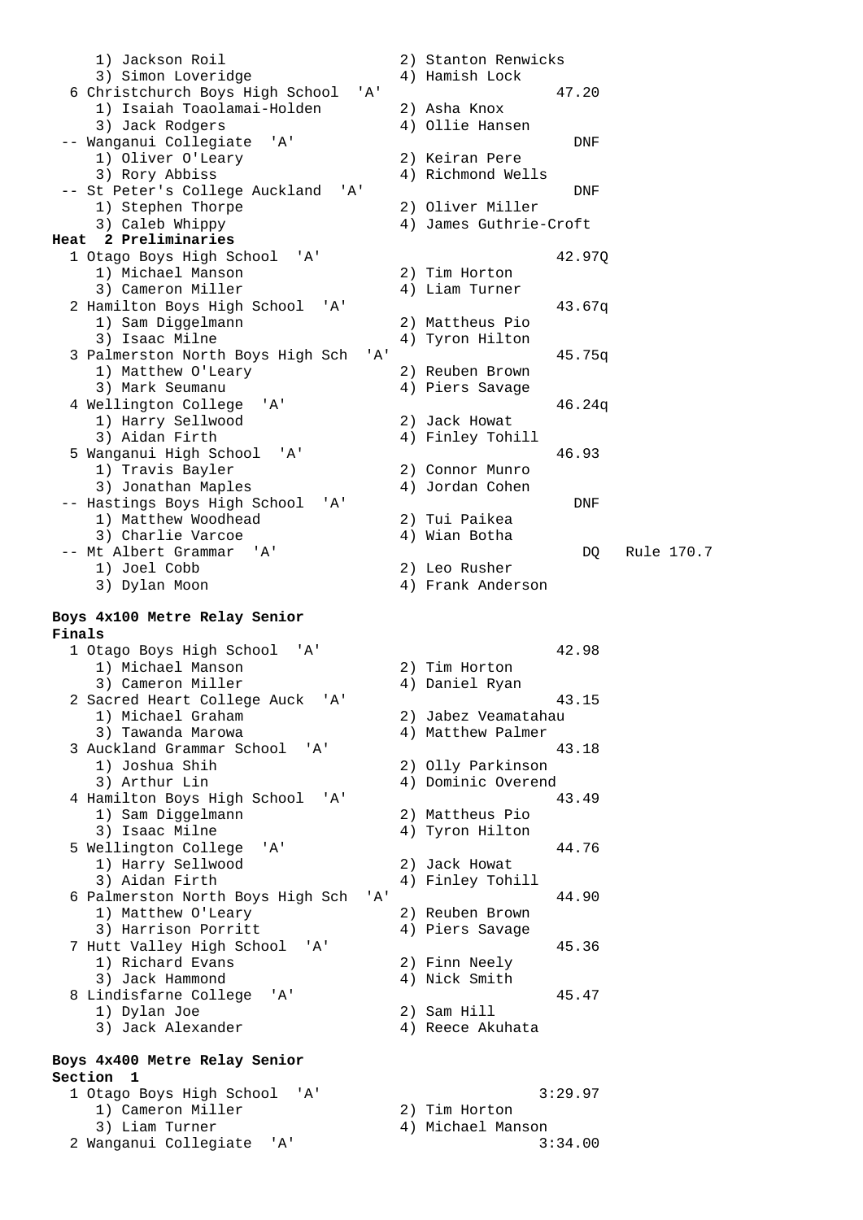```
     1) Jackson Roil                    2) Stanton Renwicks
     3) Simon Loveridge                 4) Hamish Lock
  6 Christchurch Boys High School  'A'                    47.20
     1) Isaiah Toaolamai-Holden         2) Asha Knox
     3) Jack Rodgers                    4) Ollie Hansen
 -- Wanganui Collegiate  'A'                                DNF
     1) Oliver O'Leary                  2) Keiran Pere
     3) Rory Abbiss                     4) Richmond Wells
 -- St Peter's College Auckland  'A'                        DNF
     1) Stephen Thorpe                  2) Oliver Miller
     3) Caleb Whippy                    4) James Guthrie-Croft
```

**Heat 2 Preliminaries**

```
  1 Otago Boys High School  'A'                           42.97Q
     1) Michael Manson                  2) Tim Horton
     3) Cameron Miller                  4) Liam Turner
  2 Hamilton Boys High School  'A'                        43.67q
     1) Sam Diggelmann                  2) Mattheus Pio
     3) Isaac Milne                     4) Tyron Hilton
  3 Palmerston North Boys High Sch  'A'                   45.75q
     1) Matthew O'Leary                 2) Reuben Brown
     3) Mark Seumanu                    4) Piers Savage
  4 Wellington College  'A'                               46.24q
     1) Harry Sellwood                  2) Jack Howat
     3) Aidan Firth                     4) Finley Tohill
  5 Wanganui High School  'A'                             46.93
     1) Travis Bayler                   2) Connor Munro
     3) Jonathan Maples                 4) Jordan Cohen
 -- Hastings Boys High School  'A'                          DNF
     1) Matthew Woodhead                2) Tui Paikea
     3) Charlie Varcoe                  4) Wian Botha
 -- Mt Albert Grammar  'A'                                   DQ   Rule 170.7
     1) Joel Cobb                       2) Leo Rusher
     3) Dylan Moon                      4) Frank Anderson
```

**Boys 4x100 Metre Relay Senior**
**Finals**

```
  1 Otago Boys High School  'A'                           42.98
     1) Michael Manson                  2) Tim Horton
     3) Cameron Miller                  4) Daniel Ryan
  2 Sacred Heart College Auck  'A'                        43.15
     1) Michael Graham                  2) Jabez Veamatahau
     3) Tawanda Marowa                  4) Matthew Palmer
  3 Auckland Grammar School  'A'                          43.18
     1) Joshua Shih                     2) Olly Parkinson
     3) Arthur Lin                      4) Dominic Overend
  4 Hamilton Boys High School  'A'                        43.49
     1) Sam Diggelmann                  2) Mattheus Pio
     3) Isaac Milne                     4) Tyron Hilton
  5 Wellington College  'A'                               44.76
     1) Harry Sellwood                  2) Jack Howat
     3) Aidan Firth                     4) Finley Tohill
  6 Palmerston North Boys High Sch  'A'                   44.90
     1) Matthew O'Leary                 2) Reuben Brown
     3) Harrison Porritt                4) Piers Savage
  7 Hutt Valley High School  'A'                          45.36
     1) Richard Evans                   2) Finn Neely
     3) Jack Hammond                    4) Nick Smith
  8 Lindisfarne College  'A'                              45.47
     1) Dylan Joe                       2) Sam Hill
     3) Jack Alexander                  4) Reece Akuhata
```

**Boys 4x400 Metre Relay Senior**
**Section 1**

```
  1 Otago Boys High School  'A'                         3:29.97
     1) Cameron Miller                  2) Tim Horton
     3) Liam Turner                     4) Michael Manson
  2 Wanganui Collegiate  'A'                            3:34.00
```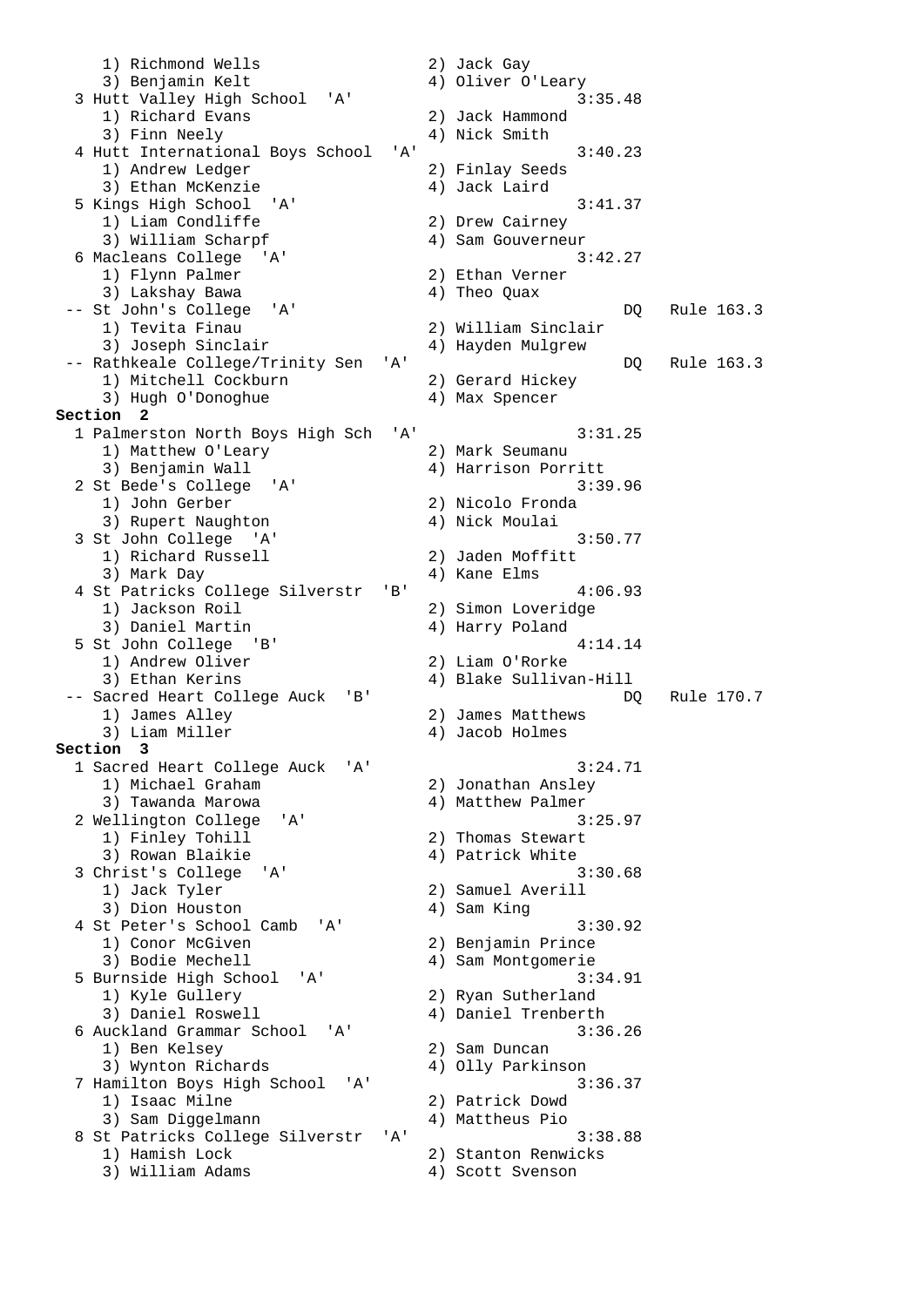```
    1) Richmond Wells                  2) Jack Gay
    3) Benjamin Kelt                   4) Oliver O'Leary
  3 Hutt Valley High School  'A'                      3:35.48
    1) Richard Evans                   2) Jack Hammond
    3) Finn Neely                      4) Nick Smith
  4 Hutt International Boys School  'A'               3:40.23
    1) Andrew Ledger                   2) Finlay Seeds
    3) Ethan McKenzie                  4) Jack Laird
  5 Kings High School  'A'                            3:41.37
    1) Liam Condliffe                  2) Drew Cairney
    3) William Scharpf                 4) Sam Gouverneur
  6 Macleans College  'A'                             3:42.27
    1) Flynn Palmer                    2) Ethan Verner
    3) Lakshay Bawa                    4) Theo Quax
 -- St John's College  'A'                                 DQ   Rule 163.3
    1) Tevita Finau                    2) William Sinclair
    3) Joseph Sinclair                 4) Hayden Mulgrew
 -- Rathkeale College/Trinity Sen  'A'                     DQ   Rule 163.3
    1) Mitchell Cockburn               2) Gerard Hickey
    3) Hugh O'Donoghue                 4) Max Spencer
Section  2
  1 Palmerston North Boys High Sch  'A'               3:31.25
    1) Matthew O'Leary                 2) Mark Seumanu
    3) Benjamin Wall                   4) Harrison Porritt
  2 St Bede's College  'A'                            3:39.96
    1) John Gerber                     2) Nicolo Fronda
    3) Rupert Naughton                 4) Nick Moulai
  3 St John College  'A'                              3:50.77
    1) Richard Russell                 2) Jaden Moffitt
    3) Mark Day                        4) Kane Elms
  4 St Patricks College Silverstr  'B'                4:06.93
    1) Jackson Roil                    2) Simon Loveridge
    3) Daniel Martin                   4) Harry Poland
  5 St John College  'B'                              4:14.14
    1) Andrew Oliver                   2) Liam O'Rorke
    3) Ethan Kerins                    4) Blake Sullivan-Hill
 -- Sacred Heart College Auck  'B'                         DQ   Rule 170.7
    1) James Alley                     2) James Matthews
    3) Liam Miller                     4) Jacob Holmes
Section  3
  1 Sacred Heart College Auck  'A'                    3:24.71
    1) Michael Graham                  2) Jonathan Ansley
    3) Tawanda Marowa                  4) Matthew Palmer
  2 Wellington College  'A'                           3:25.97
    1) Finley Tohill                   2) Thomas Stewart
    3) Rowan Blaikie                   4) Patrick White
  3 Christ's College  'A'                             3:30.68
    1) Jack Tyler                      2) Samuel Averill
    3) Dion Houston                    4) Sam King
  4 St Peter's School Camb  'A'                       3:30.92
    1) Conor McGiven                   2) Benjamin Prince
    3) Bodie Mechell                   4) Sam Montgomerie
  5 Burnside High School  'A'                         3:34.91
    1) Kyle Gullery                    2) Ryan Sutherland
    3) Daniel Roswell                  4) Daniel Trenberth
  6 Auckland Grammar School  'A'                      3:36.26
    1) Ben Kelsey                      2) Sam Duncan
    3) Wynton Richards                 4) Olly Parkinson
  7 Hamilton Boys High School  'A'                    3:36.37
    1) Isaac Milne                     2) Patrick Dowd
    3) Sam Diggelmann                  4) Mattheus Pio
  8 St Patricks College Silverstr  'A'                3:38.88
    1) Hamish Lock                     2) Stanton Renwicks
    3) William Adams                   4) Scott Svenson
```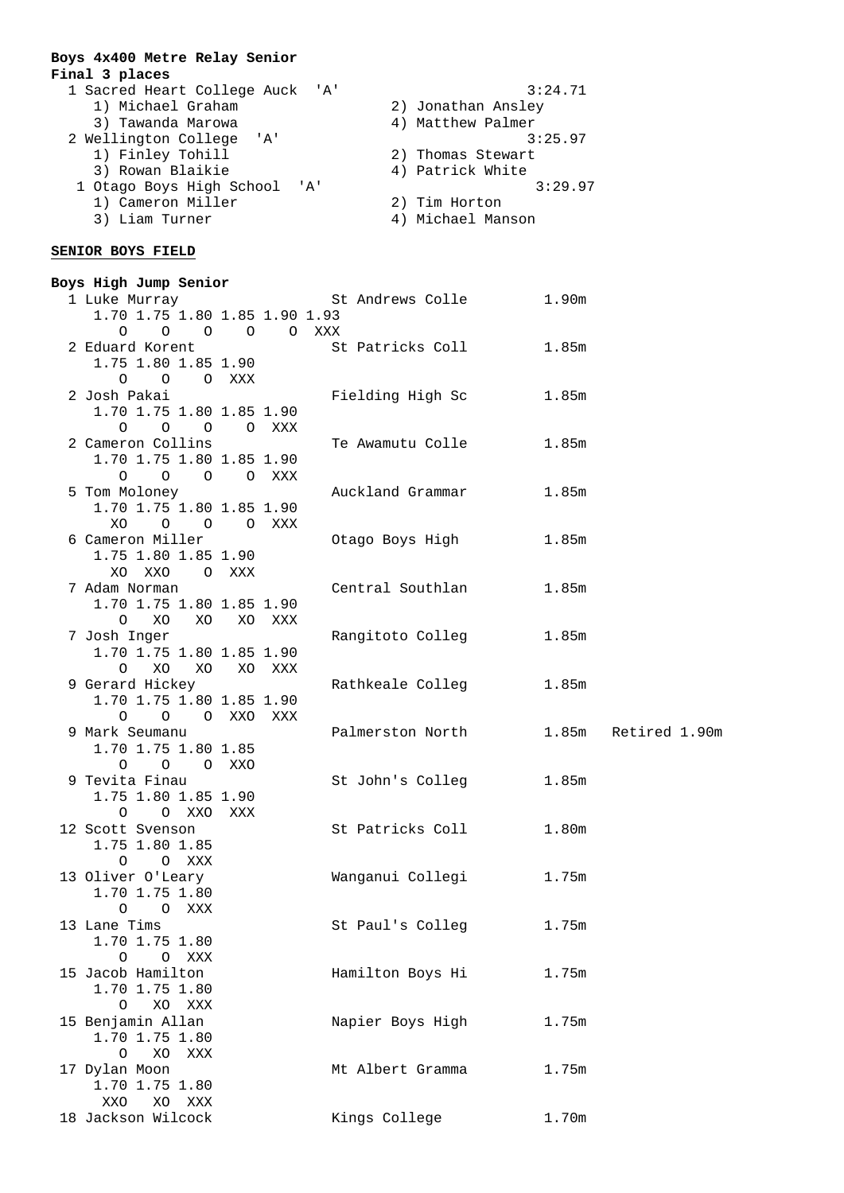**Boys 4x400 Metre Relay Senior**

**Final 3 places**

```
  1 Sacred Heart College Auck  'A'                       3:24.71
     1) Michael Graham                     2) Jonathan Ansley
     3) Tawanda Marowa                     4) Matthew Palmer
  2 Wellington College  'A'                              3:25.97
     1) Finley Tohill                      2) Thomas Stewart
     3) Rowan Blaikie                      4) Patrick White
   1 Otago Boys High School  'A'                          3:29.97
     1) Cameron Miller                     2) Tim Horton
     3) Liam Turner                        4) Michael Manson
```

**SENIOR BOYS FIELD**

**Boys High Jump Senior**

```
  1 Luke Murray                 St Andrews Colle        1.90m
     1.70 1.75 1.80 1.85 1.90 1.93
        O    O    O    O    O  XXX
  2 Eduard Korent               St Patricks Coll        1.85m
     1.75 1.80 1.85 1.90
        O    O    O  XXX
  2 Josh Pakai                  Fielding High Sc        1.85m
     1.70 1.75 1.80 1.85 1.90
        O    O    O    O  XXX
  2 Cameron Collins             Te Awamutu Colle        1.85m
     1.70 1.75 1.80 1.85 1.90
        O    O    O    O  XXX
  5 Tom Moloney                 Auckland Grammar        1.85m
     1.70 1.75 1.80 1.85 1.90
       XO    O    O    O  XXX
  6 Cameron Miller              Otago Boys High         1.85m
     1.75 1.80 1.85 1.90
       XO  XXO    O  XXX
  7 Adam Norman                 Central Southlan        1.85m
     1.70 1.75 1.80 1.85 1.90
        O   XO   XO   XO  XXX
  7 Josh Inger                  Rangitoto Colleg        1.85m
     1.70 1.75 1.80 1.85 1.90
        O   XO   XO   XO  XXX
  9 Gerard Hickey               Rathkeale Colleg        1.85m
     1.70 1.75 1.80 1.85 1.90
        O    O    O  XXO  XXX
  9 Mark Seumanu                Palmerston North        1.85m   Retired 1.90m
     1.70 1.75 1.80 1.85
        O    O    O  XXO
  9 Tevita Finau                St John's Colleg        1.85m
     1.75 1.80 1.85 1.90
        O    O  XXO  XXX
 12 Scott Svenson               St Patricks Coll        1.80m
     1.75 1.80 1.85
        O    O  XXX
 13 Oliver O'Leary              Wanganui Collegi        1.75m
     1.70 1.75 1.80
        O    O  XXX
 13 Lane Tims                   St Paul's Colleg        1.75m
     1.70 1.75 1.80
        O    O  XXX
 15 Jacob Hamilton              Hamilton Boys Hi        1.75m
     1.70 1.75 1.80
        O   XO  XXX
 15 Benjamin Allan              Napier Boys High        1.75m
     1.70 1.75 1.80
        O   XO  XXX
 17 Dylan Moon                  Mt Albert Gramma        1.75m
     1.70 1.75 1.80
      XXO   XO  XXX
 18 Jackson Wilcock             Kings College           1.70m
```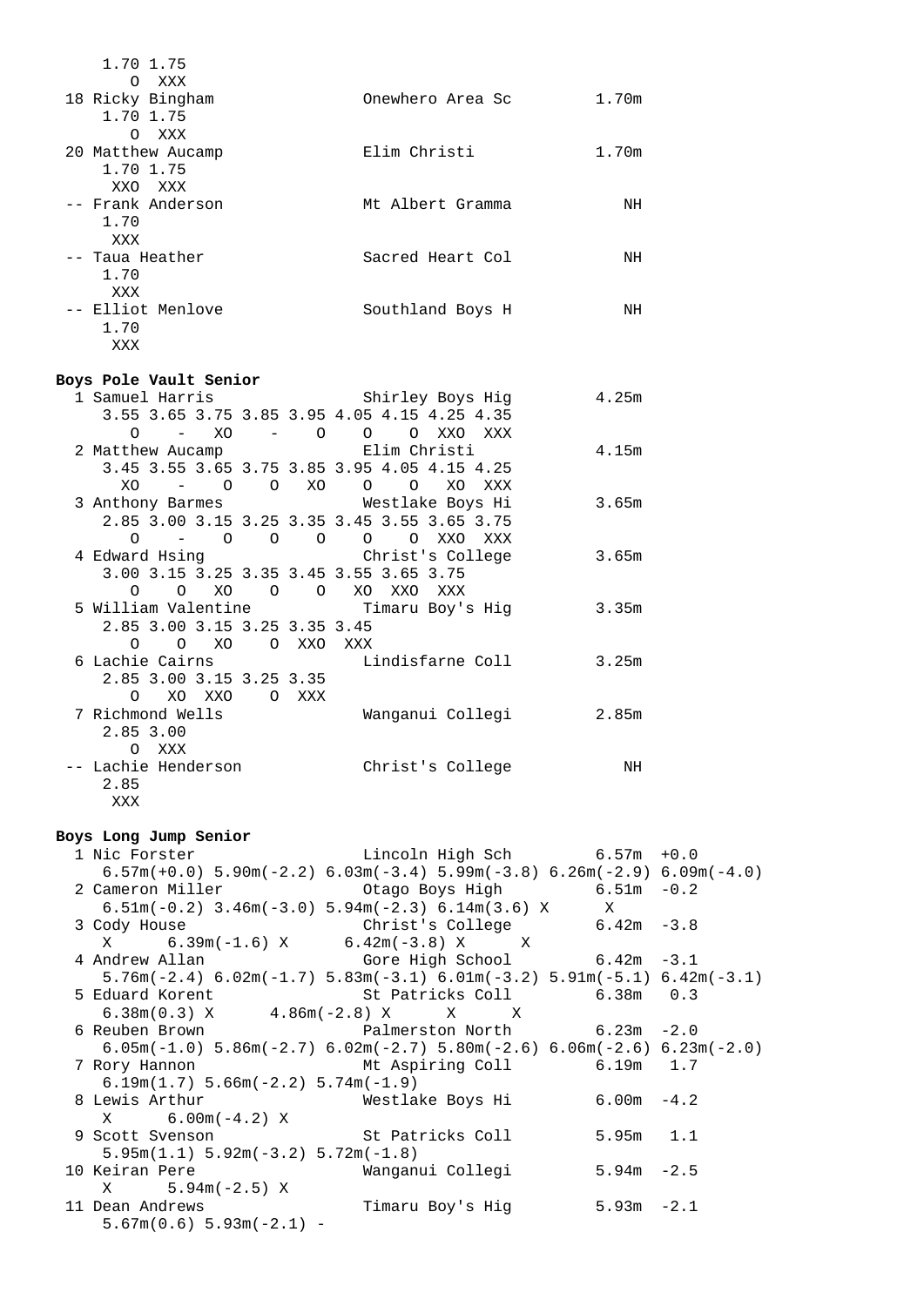```
    1.70 1.75
       O  XXX
 18 Ricky Bingham              Onewhero Area Sc         1.70m
    1.70 1.75
       O  XXX
 20 Matthew Aucamp             Elim Christi             1.70m
    1.70 1.75
      XXO  XXX
 -- Frank Anderson             Mt Albert Gramma            NH
    1.70
      XXX
 -- Taua Heather               Sacred Heart Col            NH
    1.70
      XXX
 -- Elliot Menlove             Southland Boys H            NH
    1.70
      XXX
```

**Boys Pole Vault Senior**

```
  1 Samuel Harris              Shirley Boys Hig         4.25m
    3.55 3.65 3.75 3.85 3.95 4.05 4.15 4.25 4.35
       O    -   XO    -    O    O    O  XXO  XXX
  2 Matthew Aucamp             Elim Christi             4.15m
    3.45 3.55 3.65 3.75 3.85 3.95 4.05 4.15 4.25
      XO    -    O    O   XO    O    O   XO  XXX
  3 Anthony Barmes             Westlake Boys Hi         3.65m
    2.85 3.00 3.15 3.25 3.35 3.45 3.55 3.65 3.75
       O    -    O    O    O    O    O  XXO  XXX
  4 Edward Hsing               Christ's College         3.65m
    3.00 3.15 3.25 3.35 3.45 3.55 3.65 3.75
       O    O   XO    O    O   XO  XXO  XXX
  5 William Valentine          Timaru Boy's Hig         3.35m
    2.85 3.00 3.15 3.25 3.35 3.45
       O    O   XO    O  XXO  XXX
  6 Lachie Cairns              Lindisfarne Coll         3.25m
    2.85 3.00 3.15 3.25 3.35
       O   XO  XXO    O  XXX
  7 Richmond Wells             Wanganui Collegi         2.85m
    2.85 3.00
       O  XXX
 -- Lachie Henderson           Christ's College            NH
    2.85
      XXX
```

**Boys Long Jump Senior**

```
  1 Nic Forster                Lincoln High Sch         6.57m  +0.0
    6.57m(+0.0) 5.90m(-2.2) 6.03m(-3.4) 5.99m(-3.8) 6.26m(-2.9) 6.09m(-4.0)
  2 Cameron Miller             Otago Boys High          6.51m  -0.2
    6.51m(-0.2) 3.46m(-3.0) 5.94m(-2.3) 6.14m(3.6) X      X
  3 Cody House                 Christ's College         6.42m  -3.8
    X      6.39m(-1.6) X      6.42m(-3.8) X      X
  4 Andrew Allan               Gore High School         6.42m  -3.1
    5.76m(-2.4) 6.02m(-1.7) 5.83m(-3.1) 6.01m(-3.2) 5.91m(-5.1) 6.42m(-3.1)
  5 Eduard Korent              St Patricks Coll         6.38m   0.3
    6.38m(0.3) X      4.86m(-2.8) X      X      X
  6 Reuben Brown               Palmerston North         6.23m  -2.0
    6.05m(-1.0) 5.86m(-2.7) 6.02m(-2.7) 5.80m(-2.6) 6.06m(-2.6) 6.23m(-2.0)
  7 Rory Hannon                Mt Aspiring Coll         6.19m   1.7
    6.19m(1.7) 5.66m(-2.2) 5.74m(-1.9)
  8 Lewis Arthur               Westlake Boys Hi         6.00m  -4.2
    X      6.00m(-4.2) X
  9 Scott Svenson              St Patricks Coll         5.95m   1.1
    5.95m(1.1) 5.92m(-3.2) 5.72m(-1.8)
 10 Keiran Pere                Wanganui Collegi         5.94m  -2.5
    X      5.94m(-2.5) X
 11 Dean Andrews               Timaru Boy's Hig         5.93m  -2.1
    5.67m(0.6) 5.93m(-2.1) -
```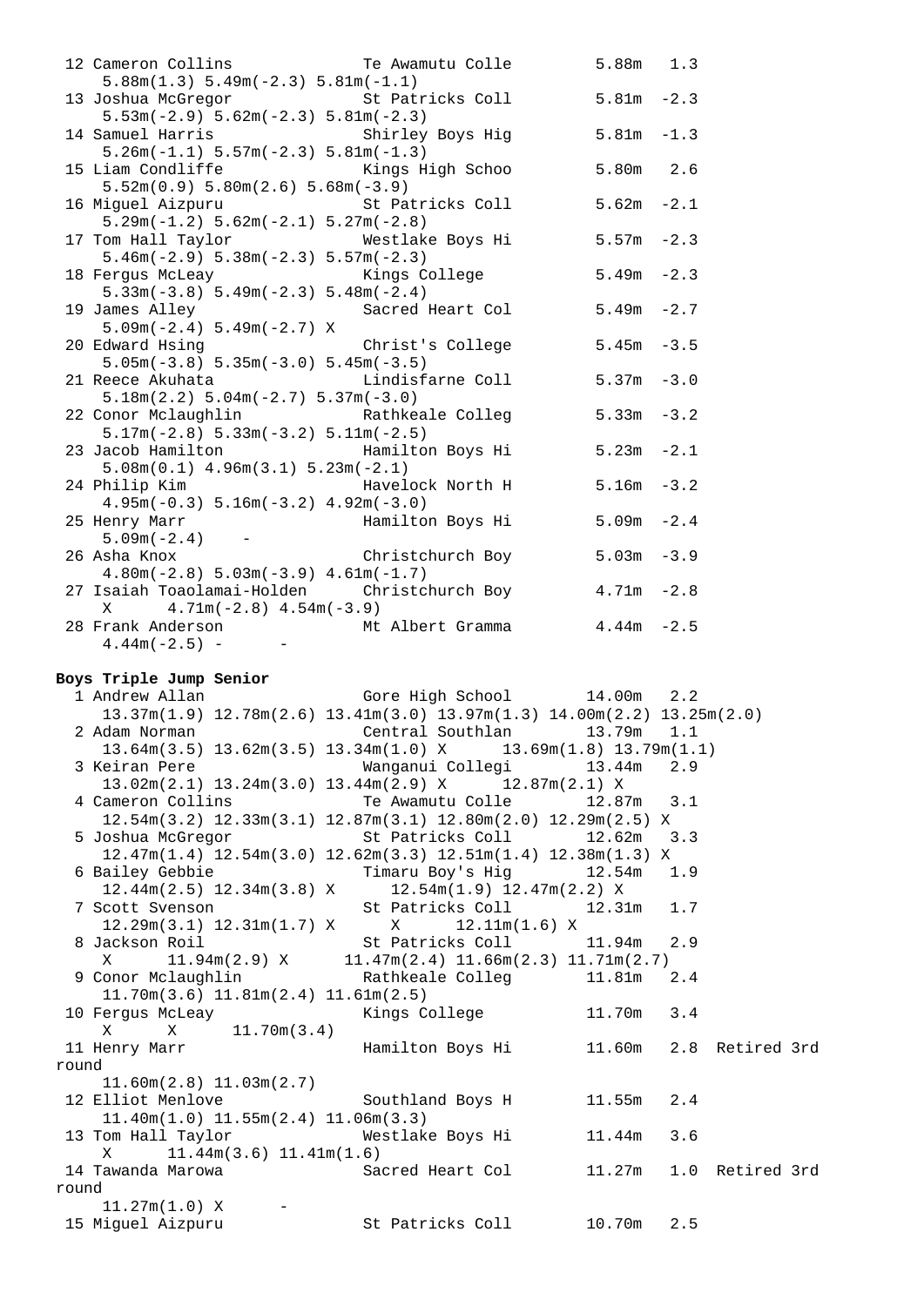```
 12 Cameron Collins            Te Awamutu Colle         5.88m   1.3
     5.88m(1.3) 5.49m(-2.3) 5.81m(-1.1)
 13 Joshua McGregor            St Patricks Coll         5.81m  -2.3
     5.53m(-2.9) 5.62m(-2.3) 5.81m(-2.3)
 14 Samuel Harris              Shirley Boys Hig         5.81m  -1.3
     5.26m(-1.1) 5.57m(-2.3) 5.81m(-1.3)
 15 Liam Condliffe             Kings High Schoo         5.80m   2.6
     5.52m(0.9) 5.80m(2.6) 5.68m(-3.9)
 16 Miguel Aizpuru             St Patricks Coll         5.62m  -2.1
     5.29m(-1.2) 5.62m(-2.1) 5.27m(-2.8)
 17 Tom Hall Taylor            Westlake Boys Hi         5.57m  -2.3
     5.46m(-2.9) 5.38m(-2.3) 5.57m(-2.3)
 18 Fergus McLeay              Kings College            5.49m  -2.3
     5.33m(-3.8) 5.49m(-2.3) 5.48m(-2.4)
 19 James Alley                Sacred Heart Col         5.49m  -2.7
     5.09m(-2.4) 5.49m(-2.7) X
 20 Edward Hsing               Christ's College         5.45m  -3.5
     5.05m(-3.8) 5.35m(-3.0) 5.45m(-3.5)
 21 Reece Akuhata              Lindisfarne Coll         5.37m  -3.0
     5.18m(2.2) 5.04m(-2.7) 5.37m(-3.0)
 22 Conor Mclaughlin           Rathkeale Colleg         5.33m  -3.2
     5.17m(-2.8) 5.33m(-3.2) 5.11m(-2.5)
 23 Jacob Hamilton             Hamilton Boys Hi         5.23m  -2.1
     5.08m(0.1) 4.96m(3.1) 5.23m(-2.1)
 24 Philip Kim                 Havelock North H         5.16m  -3.2
     4.95m(-0.3) 5.16m(-3.2) 4.92m(-3.0)
 25 Henry Marr                 Hamilton Boys Hi         5.09m  -2.4
     5.09m(-2.4)    -
 26 Asha Knox                  Christchurch Boy         5.03m  -3.9
     4.80m(-2.8) 5.03m(-3.9) 4.61m(-1.7)
 27 Isaiah Toaolamai-Holden    Christchurch Boy         4.71m  -2.8
     X      4.71m(-2.8) 4.54m(-3.9)
 28 Frank Anderson             Mt Albert Gramma         4.44m  -2.5
     4.44m(-2.5) -      -
```

**Boys Triple Jump Senior**

```
  1 Andrew Allan               Gore High School       14.00m   2.2
     13.37m(1.9) 12.78m(2.6) 13.41m(3.0) 13.97m(1.3) 14.00m(2.2) 13.25m(2.0)
  2 Adam Norman                Central Southlan       13.79m   1.1
     13.64m(3.5) 13.62m(3.5) 13.34m(1.0) X      13.69m(1.8) 13.79m(1.1)
  3 Keiran Pere                Wanganui Collegi       13.44m   2.9
     13.02m(2.1) 13.24m(3.0) 13.44m(2.9) X      12.87m(2.1) X
  4 Cameron Collins            Te Awamutu Colle       12.87m   3.1
     12.54m(3.2) 12.33m(3.1) 12.87m(3.1) 12.80m(2.0) 12.29m(2.5) X
  5 Joshua McGregor            St Patricks Coll       12.62m   3.3
     12.47m(1.4) 12.54m(3.0) 12.62m(3.3) 12.51m(1.4) 12.38m(1.3) X
  6 Bailey Gebbie              Timaru Boy's Hig       12.54m   1.9
     12.44m(2.5) 12.34m(3.8) X      12.54m(1.9) 12.47m(2.2) X
  7 Scott Svenson              St Patricks Coll       12.31m   1.7
     12.29m(3.1) 12.31m(1.7) X      X      12.11m(1.6) X
  8 Jackson Roil               St Patricks Coll       11.94m   2.9
     X      11.94m(2.9) X      11.47m(2.4) 11.66m(2.3) 11.71m(2.7)
  9 Conor Mclaughlin           Rathkeale Colleg       11.81m   2.4
     11.70m(3.6) 11.81m(2.4) 11.61m(2.5)
 10 Fergus McLeay              Kings College          11.70m   3.4
     X      X      11.70m(3.4)
 11 Henry Marr                 Hamilton Boys Hi       11.60m   2.8  Retired 3rd
round
     11.60m(2.8) 11.03m(2.7)
 12 Elliot Menlove             Southland Boys H       11.55m   2.4
     11.40m(1.0) 11.55m(2.4) 11.06m(3.3)
 13 Tom Hall Taylor            Westlake Boys Hi       11.44m   3.6
     X      11.44m(3.6) 11.41m(1.6)
 14 Tawanda Marowa             Sacred Heart Col       11.27m   1.0  Retired 3rd
round
     11.27m(1.0) X      -
 15 Miguel Aizpuru             St Patricks Coll       10.70m   2.5
```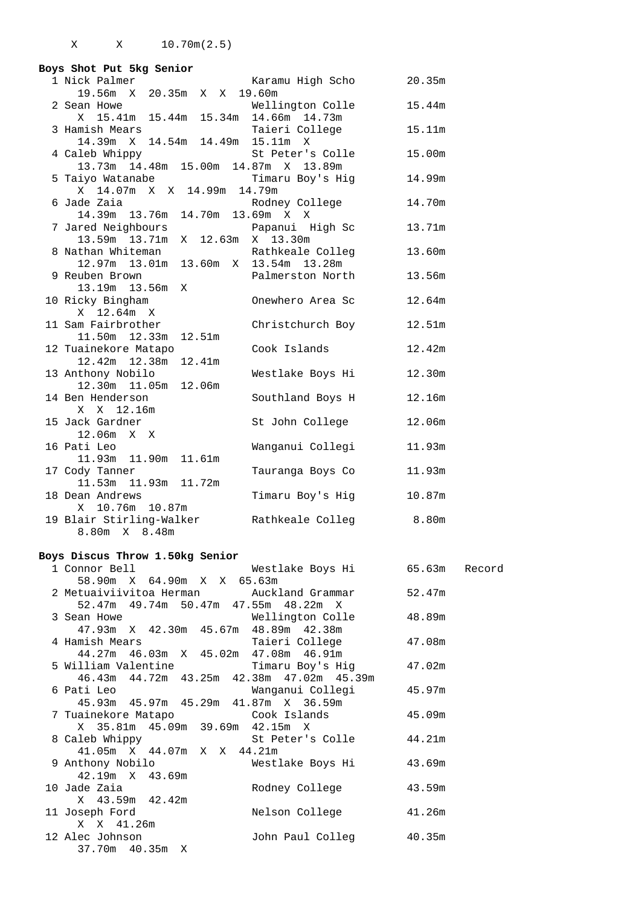X X 10.70m(2.5)

**Boys Shot Put 5kg Senior**

```
  1 Nick Palmer                 Karamu High Scho        20.35m
      19.56m  X  20.35m  X  X  19.60m
  2 Sean Howe                   Wellington Colle        15.44m
      X  15.41m  15.44m  15.34m  14.66m  14.73m
  3 Hamish Mears                Taieri College          15.11m
      14.39m  X  14.54m  14.49m  15.11m  X
  4 Caleb Whippy                St Peter's Colle        15.00m
      13.73m  14.48m  15.00m  14.87m  X  13.89m
  5 Taiyo Watanabe              Timaru Boy's Hig        14.99m
      X  14.07m  X  X  14.99m  14.79m
  6 Jade Zaia                   Rodney College          14.70m
      14.39m  13.76m  14.70m  13.69m  X  X
  7 Jared Neighbours            Papanui  High Sc        13.71m
      13.59m  13.71m  X  12.63m  X  13.30m
  8 Nathan Whiteman             Rathkeale Colleg        13.60m
      12.97m  13.01m  13.60m  X  13.54m  13.28m
  9 Reuben Brown                Palmerston North        13.56m
      13.19m  13.56m  X
 10 Ricky Bingham               Onewhero Area Sc        12.64m
      X  12.64m  X
 11 Sam Fairbrother             Christchurch Boy        12.51m
      11.50m  12.33m  12.51m
 12 Tuainekore Matapo           Cook Islands            12.42m
      12.42m  12.38m  12.41m
 13 Anthony Nobilo              Westlake Boys Hi        12.30m
      12.30m  11.05m  12.06m
 14 Ben Henderson               Southland Boys H        12.16m
      X  X  12.16m
 15 Jack Gardner                St John College         12.06m
      12.06m  X  X
 16 Pati Leo                    Wanganui Collegi        11.93m
      11.93m  11.90m  11.61m
 17 Cody Tanner                 Tauranga Boys Co        11.93m
      11.53m  11.93m  11.72m
 18 Dean Andrews                Timaru Boy's Hig        10.87m
      X  10.76m  10.87m
 19 Blair Stirling-Walker       Rathkeale Colleg         8.80m
      8.80m  X  8.48m
```

**Boys Discus Throw 1.50kg Senior**

```
  1 Connor Bell                 Westlake Boys Hi        65.63m   Record
      58.90m  X  64.90m  X  X  65.63m
  2 Metuaiviitoa Herman         Auckland Grammar        52.47m
      52.47m  49.74m  50.47m  47.55m  48.22m  X
  3 Sean Howe                   Wellington Colle        48.89m
      47.93m  X  42.30m  45.67m  48.89m  42.38m
  4 Hamish Mears                Taieri College          47.08m
      44.27m  46.03m  X  45.02m  47.08m  46.91m
  5 William Valentine           Timaru Boy's Hig        47.02m
      46.43m  44.72m  43.25m  42.38m  47.02m  45.39m
  6 Pati Leo                    Wanganui Collegi        45.97m
      45.93m  45.97m  45.29m  41.87m  X  36.59m
  7 Tuainekore Matapo           Cook Islands            45.09m
      X  35.81m  45.09m  39.69m  42.15m  X
  8 Caleb Whippy                St Peter's Colle        44.21m
      41.05m  X  44.07m  X  X  44.21m
  9 Anthony Nobilo              Westlake Boys Hi        43.69m
      42.19m  X  43.69m
 10 Jade Zaia                   Rodney College          43.59m
      X  43.59m  42.42m
 11 Joseph Ford                 Nelson College          41.26m
      X  X  41.26m
 12 Alec Johnson                John Paul Colleg        40.35m
      37.70m  40.35m  X
```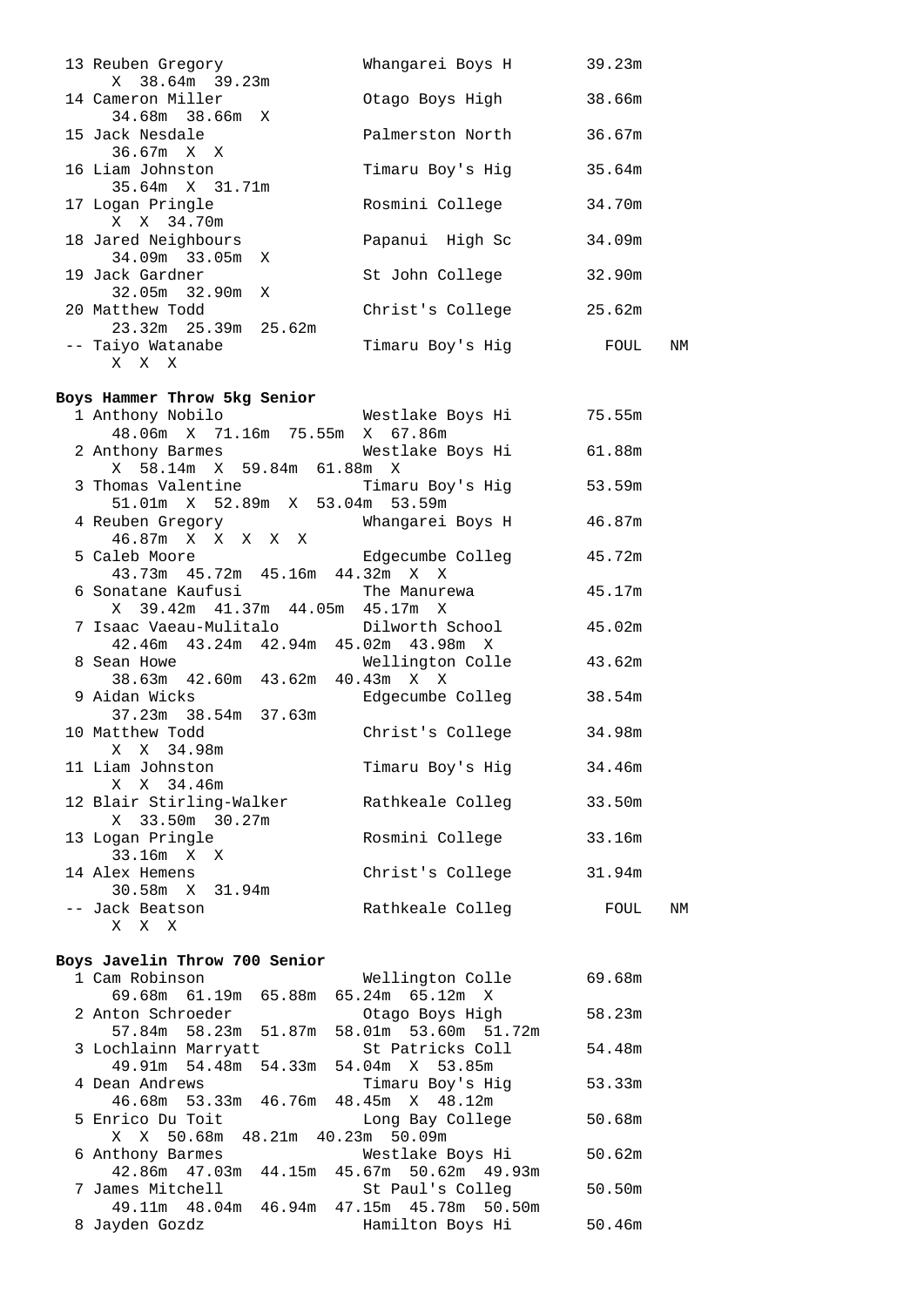```
 13 Reuben Gregory              Whangarei Boys H        39.23m
      X  38.64m  39.23m
 14 Cameron Miller              Otago Boys High         38.66m
      34.68m  38.66m  X
 15 Jack Nesdale                Palmerston North        36.67m
      36.67m  X  X
 16 Liam Johnston               Timaru Boy's Hig        35.64m
      35.64m  X  31.71m
 17 Logan Pringle               Rosmini College         34.70m
      X  X  34.70m
 18 Jared Neighbours            Papanui  High Sc        34.09m
      34.09m  33.05m  X
 19 Jack Gardner                St John College         32.90m
      32.05m  32.90m  X
 20 Matthew Todd                Christ's College        25.62m
      23.32m  25.39m  25.62m
 -- Taiyo Watanabe              Timaru Boy's Hig          FOUL   NM
      X  X  X
```

**Boys Hammer Throw 5kg Senior**

```
  1 Anthony Nobilo              Westlake Boys Hi        75.55m
      48.06m  X  71.16m  75.55m  X  67.86m
  2 Anthony Barmes              Westlake Boys Hi        61.88m
      X  58.14m  X  59.84m  61.88m  X
  3 Thomas Valentine            Timaru Boy's Hig        53.59m
      51.01m  X  52.89m  X  53.04m  53.59m
  4 Reuben Gregory              Whangarei Boys H        46.87m
      46.87m  X  X  X  X  X
  5 Caleb Moore                 Edgecumbe Colleg        45.72m
      43.73m  45.72m  45.16m  44.32m  X  X
  6 Sonatane Kaufusi            The Manurewa            45.17m
      X  39.42m  41.37m  44.05m  45.17m  X
  7 Isaac Vaeau-Mulitalo        Dilworth School         45.02m
      42.46m  43.24m  42.94m  45.02m  43.98m  X
  8 Sean Howe                   Wellington Colle        43.62m
      38.63m  42.60m  43.62m  40.43m  X  X
  9 Aidan Wicks                 Edgecumbe Colleg        38.54m
      37.23m  38.54m  37.63m
 10 Matthew Todd                Christ's College        34.98m
      X  X  34.98m
 11 Liam Johnston               Timaru Boy's Hig        34.46m
      X  X  34.46m
 12 Blair Stirling-Walker       Rathkeale Colleg        33.50m
      X  33.50m  30.27m
 13 Logan Pringle               Rosmini College         33.16m
      33.16m  X  X
 14 Alex Hemens                 Christ's College        31.94m
      30.58m  X  31.94m
 -- Jack Beatson                Rathkeale Colleg          FOUL   NM
      X  X  X
```

**Boys Javelin Throw 700 Senior**

```
  1 Cam Robinson                Wellington Colle        69.68m
      69.68m  61.19m  65.88m  65.24m  65.12m  X
  2 Anton Schroeder             Otago Boys High         58.23m
      57.84m  58.23m  51.87m  58.01m  53.60m  51.72m
  3 Lochlainn Marryatt          St Patricks Coll        54.48m
      49.91m  54.48m  54.33m  54.04m  X  53.85m
  4 Dean Andrews                Timaru Boy's Hig        53.33m
      46.68m  53.33m  46.76m  48.45m  X  48.12m
  5 Enrico Du Toit              Long Bay College        50.68m
      X  X  50.68m  48.21m  40.23m  50.09m
  6 Anthony Barmes              Westlake Boys Hi        50.62m
      42.86m  47.03m  44.15m  45.67m  50.62m  49.93m
  7 James Mitchell              St Paul's Colleg        50.50m
      49.11m  48.04m  46.94m  47.15m  45.78m  50.50m
  8 Jayden Gozdz                Hamilton Boys Hi        50.46m
```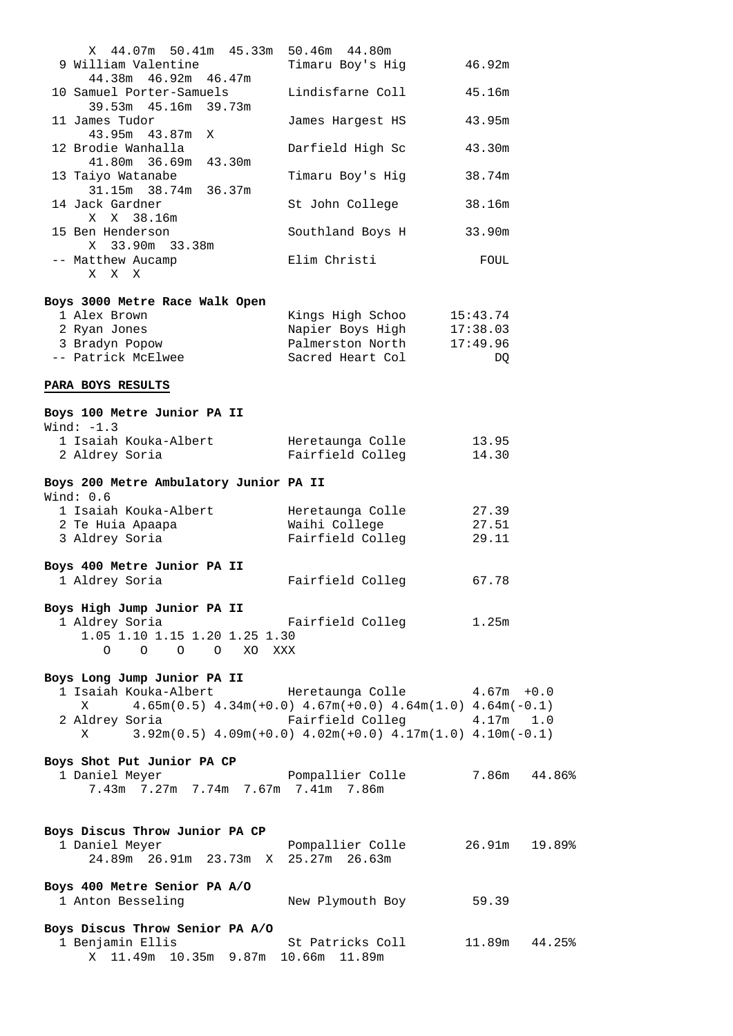X 44.07m 50.41m 45.33m 50.46m 44.80m

| | | | |
|---|---|---|---|
| 9 | William Valentine | Timaru Boy's Hig | 46.92m |
| | 44.38m 46.92m 46.47m | | |
| 10 | Samuel Porter-Samuels | Lindisfarne Coll | 45.16m |
| | 39.53m 45.16m 39.73m | | |
| 11 | James Tudor | James Hargest HS | 43.95m |
| | 43.95m 43.87m X | | |
| 12 | Brodie Wanhalla | Darfield High Sc | 43.30m |
| | 41.80m 36.69m 43.30m | | |
| 13 | Taiyo Watanabe | Timaru Boy's Hig | 38.74m |
| | 31.15m 38.74m 36.37m | | |
| 14 | Jack Gardner | St John College | 38.16m |
| | X X 38.16m | | |
| 15 | Ben Henderson | Southland Boys H | 33.90m |
| | X 33.90m 33.38m | | |
| -- | Matthew Aucamp | Elim Christi | FOUL |
| | X X X | | |

**Boys 3000 Metre Race Walk Open**

| | | | |
|---|---|---|---|
| 1 | Alex Brown | Kings High Schoo | 15:43.74 |
| 2 | Ryan Jones | Napier Boys High | 17:38.03 |
| 3 | Bradyn Popow | Palmerston North | 17:49.96 |
| -- | Patrick McElwee | Sacred Heart Col | DQ |

**PARA BOYS RESULTS**

**Boys 100 Metre Junior PA II**

Wind: -1.3

| | | | |
|---|---|---|---|
| 1 | Isaiah Kouka-Albert | Heretaunga Colle | 13.95 |
| 2 | Aldrey Soria | Fairfield Colleg | 14.30 |

**Boys 200 Metre Ambulatory Junior PA II**

Wind: 0.6

| | | | |
|---|---|---|---|
| 1 | Isaiah Kouka-Albert | Heretaunga Colle | 27.39 |
| 2 | Te Huia Apaapa | Waihi College | 27.51 |
| 3 | Aldrey Soria | Fairfield Colleg | 29.11 |

**Boys 400 Metre Junior PA II**

| | | | |
|---|---|---|---|
| 1 | Aldrey Soria | Fairfield Colleg | 67.78 |

**Boys High Jump Junior PA II**

| | | | |
|---|---|---|---|
| 1 | Aldrey Soria | Fairfield Colleg | 1.25m |

1.05 1.10 1.15 1.20 1.25 1.30
O O O O XO XXX

**Boys Long Jump Junior PA II**

1 Isaiah Kouka-Albert — Heretaunga Colle — 4.67m +0.0
X 4.65m(0.5) 4.34m(+0.0) 4.67m(+0.0) 4.64m(1.0) 4.64m(-0.1)

2 Aldrey Soria — Fairfield Colleg — 4.17m 1.0
X 3.92m(0.5) 4.09m(+0.0) 4.02m(+0.0) 4.17m(1.0) 4.10m(-0.1)

**Boys Shot Put Junior PA CP**

1 Daniel Meyer — Pompallier Colle — 7.86m 44.86%
7.43m 7.27m 7.74m 7.67m 7.41m 7.86m

**Boys Discus Throw Junior PA CP**

1 Daniel Meyer — Pompallier Colle — 26.91m 19.89%
24.89m 26.91m 23.73m X 25.27m 26.63m

**Boys 400 Metre Senior PA A/O**

| | | | |
|---|---|---|---|
| 1 | Anton Besseling | New Plymouth Boy | 59.39 |

**Boys Discus Throw Senior PA A/O**

1 Benjamin Ellis — St Patricks Coll — 11.89m 44.25%
X 11.49m 10.35m 9.87m 10.66m 11.89m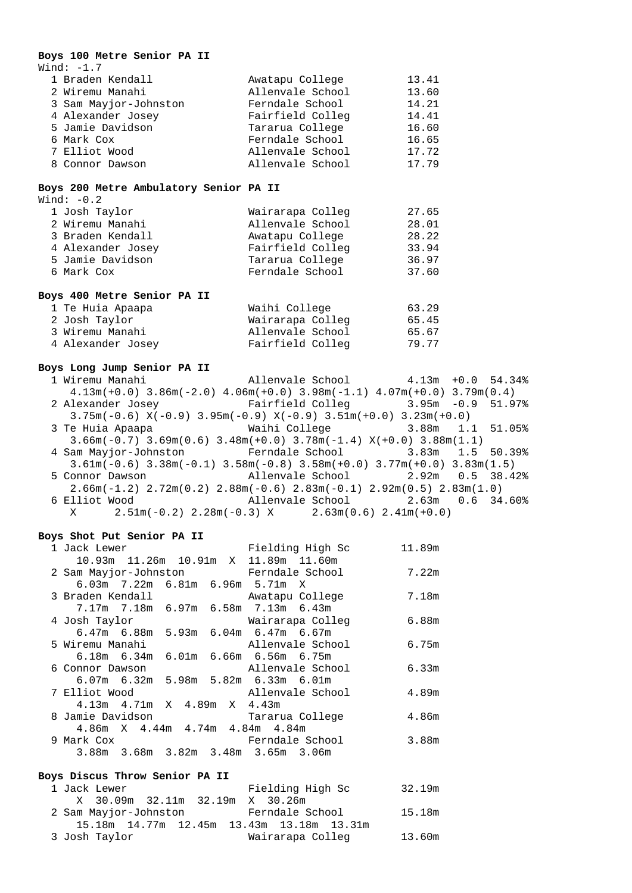**Boys 100 Metre Senior PA II**

Wind: -1.7

| Place | Name | School | Time |
|---|---|---|---|
| 1 | Braden Kendall | Awatapu College | 13.41 |
| 2 | Wiremu Manahi | Allenvale School | 13.60 |
| 3 | Sam Mayjor-Johnston | Ferndale School | 14.21 |
| 4 | Alexander Josey | Fairfield Colleg | 14.41 |
| 5 | Jamie Davidson | Tararua College | 16.60 |
| 6 | Mark Cox | Ferndale School | 16.65 |
| 7 | Elliot Wood | Allenvale School | 17.72 |
| 8 | Connor Dawson | Allenvale School | 17.79 |

**Boys 200 Metre Ambulatory Senior PA II**

Wind: -0.2

| Place | Name | School | Time |
|---|---|---|---|
| 1 | Josh Taylor | Wairarapa Colleg | 27.65 |
| 2 | Wiremu Manahi | Allenvale School | 28.01 |
| 3 | Braden Kendall | Awatapu College | 28.22 |
| 4 | Alexander Josey | Fairfield Colleg | 33.94 |
| 5 | Jamie Davidson | Tararua College | 36.97 |
| 6 | Mark Cox | Ferndale School | 37.60 |

**Boys 400 Metre Senior PA II**

| Place | Name | School | Time |
|---|---|---|---|
| 1 | Te Huia Apaapa | Waihi College | 63.29 |
| 2 | Josh Taylor | Wairarapa Colleg | 65.45 |
| 3 | Wiremu Manahi | Allenvale School | 65.67 |
| 4 | Alexander Josey | Fairfield Colleg | 79.77 |

**Boys Long Jump Senior PA II**

```
  1 Wiremu Manahi              Allenvale School        4.13m  +0.0  54.34%
     4.13m(+0.0) 3.86m(-2.0) 4.06m(+0.0) 3.98m(-1.1) 4.07m(+0.0) 3.79m(0.4)
  2 Alexander Josey            Fairfield Colleg        3.95m  -0.9  51.97%
     3.75m(-0.6) X(-0.9) 3.95m(-0.9) X(-0.9) 3.51m(+0.0) 3.23m(+0.0)
  3 Te Huia Apaapa             Waihi College           3.88m   1.1  51.05%
     3.66m(-0.7) 3.69m(0.6) 3.48m(+0.0) 3.78m(-1.4) X(+0.0) 3.88m(1.1)
  4 Sam Mayjor-Johnston        Ferndale School         3.83m   1.5  50.39%
     3.61m(-0.6) 3.38m(-0.1) 3.58m(-0.8) 3.58m(+0.0) 3.77m(+0.0) 3.83m(1.5)
  5 Connor Dawson              Allenvale School        2.92m   0.5  38.42%
     2.66m(-1.2) 2.72m(0.2) 2.88m(-0.6) 2.83m(-0.1) 2.92m(0.5) 2.83m(1.0)
  6 Elliot Wood                Allenvale School        2.63m   0.6  34.60%
     X      2.51m(-0.2) 2.28m(-0.3) X      2.63m(0.6) 2.41m(+0.0)
```

**Boys Shot Put Senior PA II**

```
  1 Jack Lewer                 Fielding High Sc       11.89m
      10.93m  11.26m  10.91m  X  11.89m  11.60m
  2 Sam Mayjor-Johnston        Ferndale School         7.22m
      6.03m  7.22m  6.81m  6.96m  5.71m  X
  3 Braden Kendall             Awatapu College         7.18m
      7.17m  7.18m  6.97m  6.58m  7.13m  6.43m
  4 Josh Taylor                Wairarapa Colleg        6.88m
      6.47m  6.88m  5.93m  6.04m  6.47m  6.67m
  5 Wiremu Manahi              Allenvale School        6.75m
      6.18m  6.34m  6.01m  6.66m  6.56m  6.75m
  6 Connor Dawson              Allenvale School        6.33m
      6.07m  6.32m  5.98m  5.82m  6.33m  6.01m
  7 Elliot Wood                Allenvale School        4.89m
      4.13m  4.71m  X  4.89m  X  4.43m
  8 Jamie Davidson             Tararua College         4.86m
      4.86m  X  4.44m  4.74m  4.84m  4.84m
  9 Mark Cox                   Ferndale School         3.88m
      3.88m  3.68m  3.82m  3.48m  3.65m  3.06m
```

**Boys Discus Throw Senior PA II**

```
  1 Jack Lewer                 Fielding High Sc       32.19m
      X  30.09m  32.11m  32.19m  X  30.26m
  2 Sam Mayjor-Johnston        Ferndale School        15.18m
      15.18m  14.77m  12.45m  13.43m  13.18m  13.31m
  3 Josh Taylor                Wairarapa Colleg       13.60m
```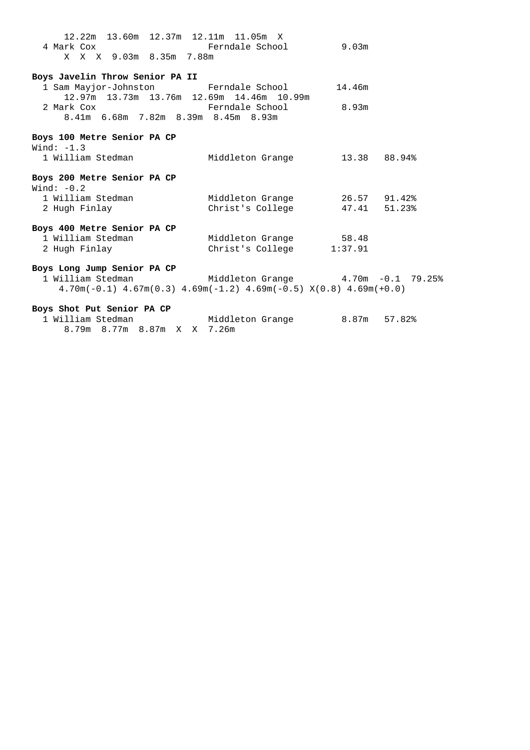12.22m 13.60m 12.37m 12.11m 11.05m X

4 Mark Cox Ferndale School 9.03m

X X X 9.03m 8.35m 7.88m

**Boys Javelin Throw Senior PA II**

1 Sam Mayjor-Johnston Ferndale School 14.46m

12.97m 13.73m 13.76m 12.69m 14.46m 10.99m

2 Mark Cox Ferndale School 8.93m

8.41m 6.68m 7.82m 8.39m 8.45m 8.93m

**Boys 100 Metre Senior PA CP**

Wind: -1.3

1 William Stedman Middleton Grange 13.38 88.94%

**Boys 200 Metre Senior PA CP**

Wind: -0.2

1 William Stedman Middleton Grange 26.57 91.42%

2 Hugh Finlay Christ's College 47.41 51.23%

**Boys 400 Metre Senior PA CP**

1 William Stedman Middleton Grange 58.48

2 Hugh Finlay Christ's College 1:37.91

**Boys Long Jump Senior PA CP**

1 William Stedman Middleton Grange 4.70m -0.1 79.25%

4.70m(-0.1) 4.67m(0.3) 4.69m(-1.2) 4.69m(-0.5) X(0.8) 4.69m(+0.0)

**Boys Shot Put Senior PA CP**

1 William Stedman Middleton Grange 8.87m 57.82%

8.79m 8.77m 8.87m X X 7.26m